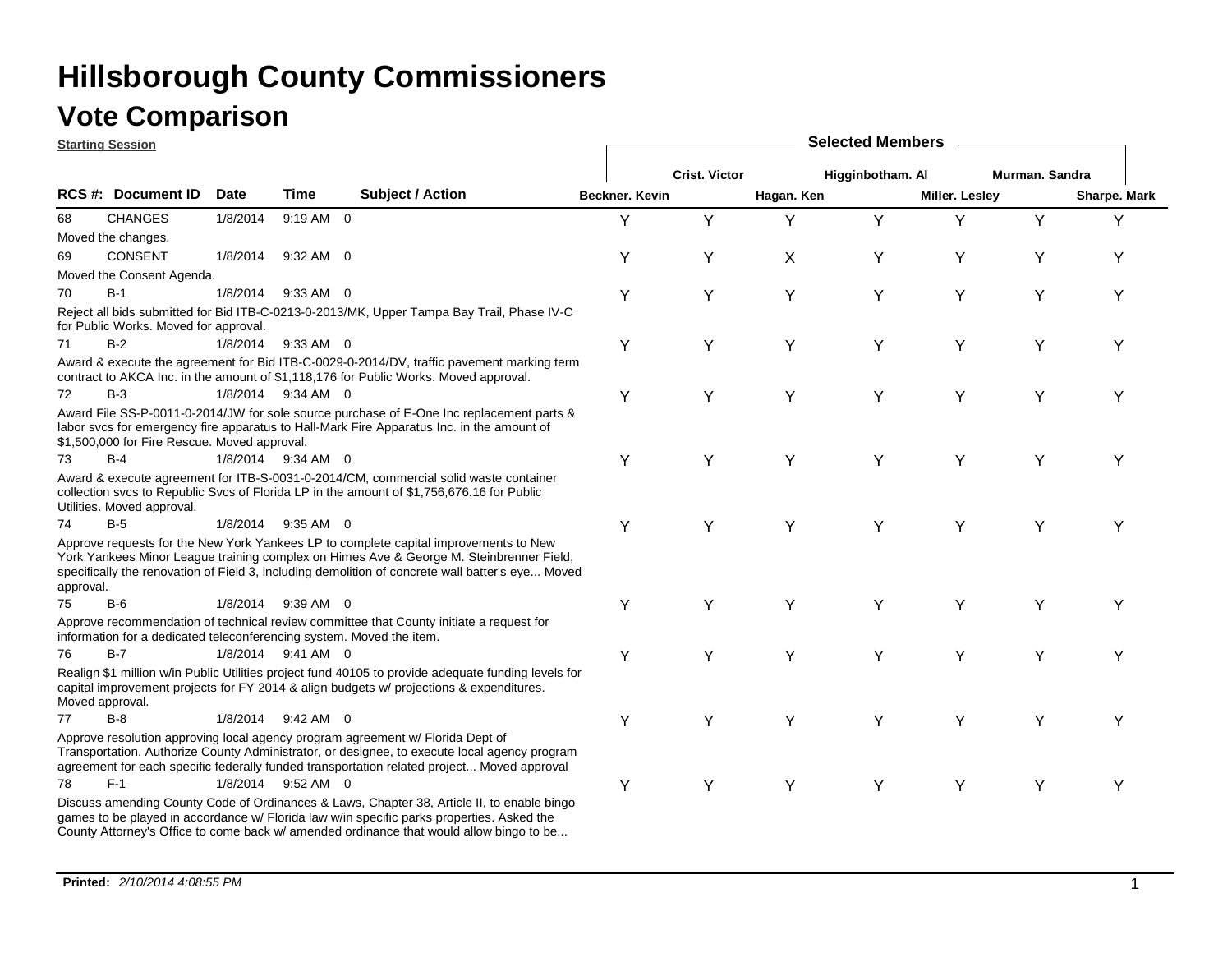# Hillsborough County Commissioners

## Vote Comparison

**Starting Session**

| RCS #: | Document ID | Date | Time | Subject / Action | Beckner. Kevin | Crist. Victor | Hagan. Ken | Higginbotham. Al | Miller. Lesley | Murman. Sandra | Sharpe. Mark |
|---|---|---|---|---|---|---|---|---|---|---|---|
| 68 | CHANGES | 1/8/2014 | 9:19 AM | 0 | Y | Y | Y | Y | Y | Y | Y |
| | Moved the changes. | | | | | | | | | | |
| 69 | CONSENT | 1/8/2014 | 9:32 AM | 0 | Y | Y | X | Y | Y | Y | Y |
| | Moved the Consent Agenda. | | | | | | | | | | |
| 70 | B-1 | 1/8/2014 | 9:33 AM | 0 | Y | Y | Y | Y | Y | Y | Y |
| | Reject all bids submitted for Bid ITB-C-0213-0-2013/MK, Upper Tampa Bay Trail, Phase IV-C for Public Works. Moved for approval. | | | | | | | | | | |
| 71 | B-2 | 1/8/2014 | 9:33 AM | 0 | Y | Y | Y | Y | Y | Y | Y |
| | Award & execute the agreement for Bid ITB-C-0029-0-2014/DV, traffic pavement marking term contract to AKCA Inc. in the amount of $1,118,176 for Public Works. Moved approval. | | | | | | | | | | |
| 72 | B-3 | 1/8/2014 | 9:34 AM | 0 | Y | Y | Y | Y | Y | Y | Y |
| | Award File SS-P-0011-0-2014/JW for sole source purchase of E-One Inc replacement parts & labor svcs for emergency fire apparatus to Hall-Mark Fire Apparatus Inc. in the amount of $1,500,000 for Fire Rescue. Moved approval. | | | | | | | | | | |
| 73 | B-4 | 1/8/2014 | 9:34 AM | 0 | Y | Y | Y | Y | Y | Y | Y |
| | Award & execute agreement for ITB-S-0031-0-2014/CM, commercial solid waste container collection svcs to Republic Svcs of Florida LP in the amount of $1,756,676.16 for Public Utilities. Moved approval. | | | | | | | | | | |
| 74 | B-5 | 1/8/2014 | 9:35 AM | 0 | Y | Y | Y | Y | Y | Y | Y |
| | Approve requests for the New York Yankees LP to complete capital improvements to New York Yankees Minor League training complex on Himes Ave & George M. Steinbrenner Field, specifically the renovation of Field 3, including demolition of concrete wall batter's eye... Moved approval. | | | | | | | | | | |
| 75 | B-6 | 1/8/2014 | 9:39 AM | 0 | Y | Y | Y | Y | Y | Y | Y |
| | Approve recommendation of technical review committee that County initiate a request for information for a dedicated teleconferencing system. Moved the item. | | | | | | | | | | |
| 76 | B-7 | 1/8/2014 | 9:41 AM | 0 | Y | Y | Y | Y | Y | Y | Y |
| | Realign $1 million w/in Public Utilities project fund 40105 to provide adequate funding levels for capital improvement projects for FY 2014 & align budgets w/ projections & expenditures. Moved approval. | | | | | | | | | | |
| 77 | B-8 | 1/8/2014 | 9:42 AM | 0 | Y | Y | Y | Y | Y | Y | Y |
| | Approve resolution approving local agency program agreement w/ Florida Dept of Transportation. Authorize County Administrator, or designee, to execute local agency program agreement for each specific federally funded transportation related project... Moved approval | | | | | | | | | | |
| 78 | F-1 | 1/8/2014 | 9:52 AM | 0 | Y | Y | Y | Y | Y | Y | Y |
| | Discuss amending County Code of Ordinances & Laws, Chapter 38, Article II, to enable bingo games to be played in accordance w/ Florida law w/in specific parks properties. Asked the County Attorney's Office to come back w/ amended ordinance that would allow bingo to be... | | | | | | | | | | |

**Printed:** *2/10/2014 4:08:55 PM*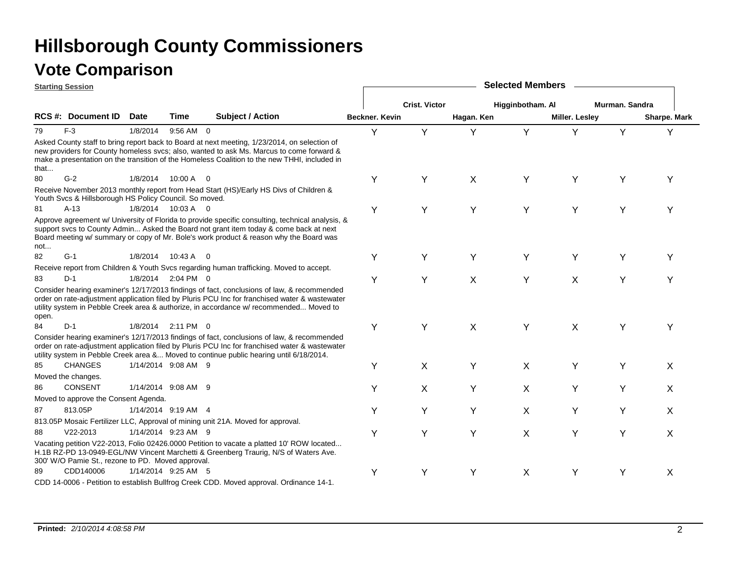# Hillsborough County Commissioners

## Vote Comparison

**Starting Session**

| RCS #: | Document ID | Date | Time | | Subject / Action | Beckner. Kevin | Crist. Victor | Hagan. Ken | Higginbotham. Al | Miller. Lesley | Murman. Sandra | Sharpe. Mark |
|---|---|---|---|---|---|---|---|---|---|---|---|---|
| 79 | F-3 | 1/8/2014 | 9:56 AM | 0 | Asked County staff to bring report back to Board at next meeting, 1/23/2014, on selection of new providers for County homeless svcs; also, wanted to ask Ms. Marcus to come forward & make a presentation on the transition of the Homeless Coalition to the new THHI, included in that... | Y | Y | Y | Y | Y | Y | Y |
| 80 | G-2 | 1/8/2014 | 10:00 A | 0 | Receive November 2013 monthly report from Head Start (HS)/Early HS Divs of Children & Youth Svcs & Hillsborough HS Policy Council. So moved. | Y | Y | X | Y | Y | Y | Y |
| 81 | A-13 | 1/8/2014 | 10:03 A | 0 | Approve agreement w/ University of Florida to provide specific consulting, technical analysis, & support svcs to County Admin... Asked the Board not grant item today & come back at next Board meeting w/ summary or copy of Mr. Bole's work product & reason why the Board was not... | Y | Y | Y | Y | Y | Y | Y |
| 82 | G-1 | 1/8/2014 | 10:43 A | 0 | Receive report from Children & Youth Svcs regarding human trafficking. Moved to accept. | Y | Y | Y | Y | Y | Y | Y |
| 83 | D-1 | 1/8/2014 | 2:04 PM | 0 | Consider hearing examiner's 12/17/2013 findings of fact, conclusions of law, & recommended order on rate-adjustment application filed by Pluris PCU Inc for franchised water & wastewater utility system in Pebble Creek area & authorize, in accordance w/ recommended... Moved to open. | Y | Y | X | Y | X | Y | Y |
| 84 | D-1 | 1/8/2014 | 2:11 PM | 0 | Consider hearing examiner's 12/17/2013 findings of fact, conclusions of law, & recommended order on rate-adjustment application filed by Pluris PCU Inc for franchised water & wastewater utility system in Pebble Creek area &... Moved to continue public hearing until 6/18/2014. | Y | Y | X | Y | X | Y | Y |
| 85 | CHANGES | 1/14/2014 | 9:08 AM | 9 | Moved the changes. | Y | X | Y | X | Y | Y | X |
| 86 | CONSENT | 1/14/2014 | 9:08 AM | 9 | Moved to approve the Consent Agenda. | Y | X | Y | X | Y | Y | X |
| 87 | 813.05P | 1/14/2014 | 9:19 AM | 4 | 813.05P Mosaic Fertilizer LLC, Approval of mining unit 21A. Moved for approval. | Y | Y | Y | X | Y | Y | X |
| 88 | V22-2013 | 1/14/2014 | 9:23 AM | 9 | Vacating petition V22-2013, Folio 02426.0000 Petition to vacate a platted 10' ROW located... H.1B RZ-PD 13-0949-EGL/NW Vincent Marchetti & Greenberg Traurig, N/S of Waters Ave. 300' W/O Pamie St., rezone to PD. Moved approval. | Y | Y | Y | X | Y | Y | X |
| 89 | CDD140006 | 1/14/2014 | 9:25 AM | 5 | CDD 14-0006 - Petition to establish Bullfrog Creek CDD. Moved approval. Ordinance 14-1. | Y | Y | Y | X | Y | Y | X |

**Printed:** *2/10/2014 4:08:58 PM*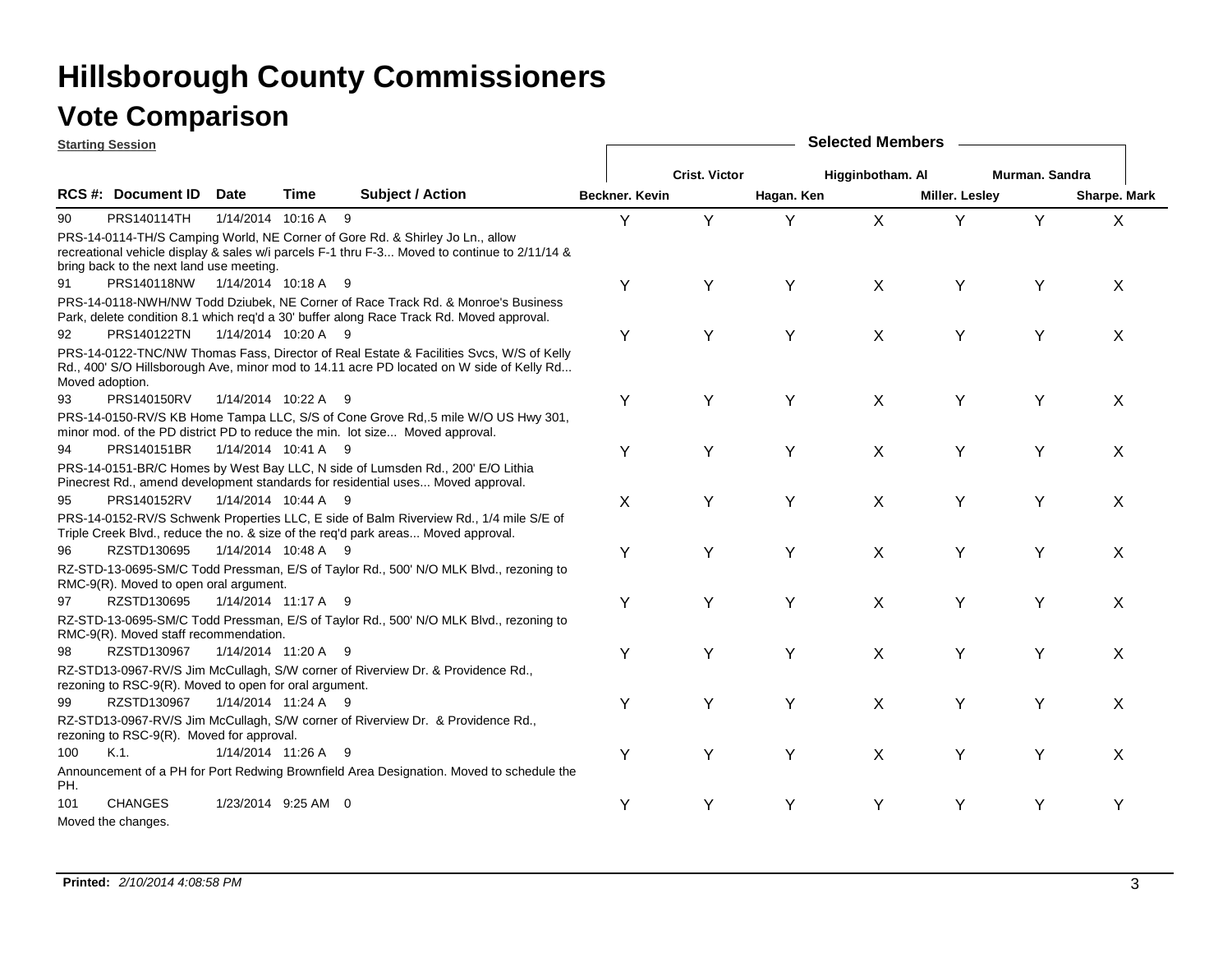# Hillsborough County Commissioners

## Vote Comparison

**Starting Session**

| RCS #: | Document ID | Date | Time | Subject / Action | Beckner. Kevin | Crist. Victor | Hagan. Ken | Higginbotham. Al | Miller. Lesley | Murman. Sandra | Sharpe. Mark |
|---|---|---|---|---|---|---|---|---|---|---|---|
| 90 | PRS140114TH | 1/14/2014 | 10:16 A | 9 | Y | Y | Y | X | Y | Y | X |
| | PRS-14-0114-TH/S Camping World, NE Corner of Gore Rd. & Shirley Jo Ln., allow recreational vehicle display & sales w/i parcels F-1 thru F-3... Moved to continue to 2/11/14 & bring back to the next land use meeting. | | | | | | | | | | |
| 91 | PRS140118NW | 1/14/2014 | 10:18 A | 9 | Y | Y | Y | X | Y | Y | X |
| | PRS-14-0118-NWH/NW Todd Dziubek, NE Corner of Race Track Rd. & Monroe's Business Park, delete condition 8.1 which req'd a 30' buffer along Race Track Rd. Moved approval. | | | | | | | | | | |
| 92 | PRS140122TN | 1/14/2014 | 10:20 A | 9 | Y | Y | Y | X | Y | Y | X |
| | PRS-14-0122-TNC/NW Thomas Fass, Director of Real Estate & Facilities Svcs, W/S of Kelly Rd., 400' S/O Hillsborough Ave, minor mod to 14.11 acre PD located on W side of Kelly Rd... Moved adoption. | | | | | | | | | | |
| 93 | PRS140150RV | 1/14/2014 | 10:22 A | 9 | Y | Y | Y | X | Y | Y | X |
| | PRS-14-0150-RV/S KB Home Tampa LLC, S/S of Cone Grove Rd,.5 mile W/O US Hwy 301, minor mod. of the PD district PD to reduce the min. lot size... Moved approval. | | | | | | | | | | |
| 94 | PRS140151BR | 1/14/2014 | 10:41 A | 9 | Y | Y | Y | X | Y | Y | X |
| | PRS-14-0151-BR/C Homes by West Bay LLC, N side of Lumsden Rd., 200' E/O Lithia Pinecrest Rd., amend development standards for residential uses... Moved approval. | | | | | | | | | | |
| 95 | PRS140152RV | 1/14/2014 | 10:44 A | 9 | X | Y | Y | X | Y | Y | X |
| | PRS-14-0152-RV/S Schwenk Properties LLC, E side of Balm Riverview Rd., 1/4 mile S/E of Triple Creek Blvd., reduce the no. & size of the req'd park areas... Moved approval. | | | | | | | | | | |
| 96 | RZSTD130695 | 1/14/2014 | 10:48 A | 9 | Y | Y | Y | X | Y | Y | X |
| | RZ-STD-13-0695-SM/C Todd Pressman, E/S of Taylor Rd., 500' N/O MLK Blvd., rezoning to RMC-9(R). Moved to open oral argument. | | | | | | | | | | |
| 97 | RZSTD130695 | 1/14/2014 | 11:17 A | 9 | Y | Y | Y | X | Y | Y | X |
| | RZ-STD-13-0695-SM/C Todd Pressman, E/S of Taylor Rd., 500' N/O MLK Blvd., rezoning to RMC-9(R). Moved staff recommendation. | | | | | | | | | | |
| 98 | RZSTD130967 | 1/14/2014 | 11:20 A | 9 | Y | Y | Y | X | Y | Y | X |
| | RZ-STD13-0967-RV/S Jim McCullagh, S/W corner of Riverview Dr. & Providence Rd., rezoning to RSC-9(R). Moved to open for oral argument. | | | | | | | | | | |
| 99 | RZSTD130967 | 1/14/2014 | 11:24 A | 9 | Y | Y | Y | X | Y | Y | X |
| | RZ-STD13-0967-RV/S Jim McCullagh, S/W corner of Riverview Dr. & Providence Rd., rezoning to RSC-9(R). Moved for approval. | | | | | | | | | | |
| 100 | K.1. | 1/14/2014 | 11:26 A | 9 | Y | Y | Y | X | Y | Y | X |
| | Announcement of a PH for Port Redwing Brownfield Area Designation. Moved to schedule the PH. | | | | | | | | | | |
| 101 | CHANGES | 1/23/2014 | 9:25 AM | 0 | Y | Y | Y | Y | Y | Y | Y |
| | Moved the changes. | | | | | | | | | | |

**Printed:** *2/10/2014 4:08:58 PM*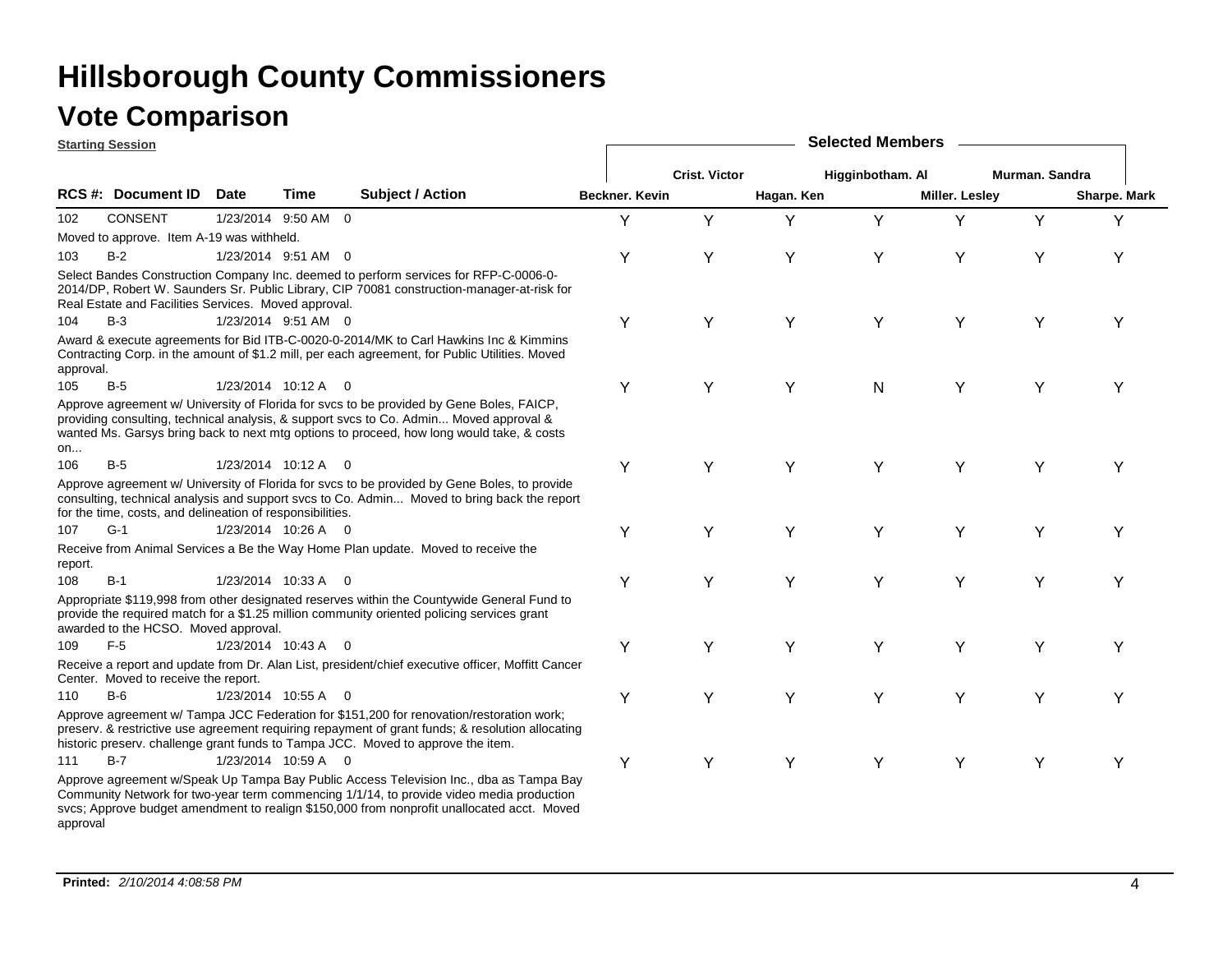# Hillsborough County Commissioners

## Vote Comparison

**Starting Session**

| RCS #: | Document ID | Date | Time | | Subject / Action | Beckner. Kevin | Crist. Victor | Hagan. Ken | Higginbotham. Al | Miller. Lesley | Murman. Sandra | Sharpe. Mark |
|---|---|---|---|---|---|---|---|---|---|---|---|---|
| 102 | CONSENT | 1/23/2014 | 9:50 AM | 0 | Moved to approve. Item A-19 was withheld. | Y | Y | Y | Y | Y | Y | Y |
| 103 | B-2 | 1/23/2014 | 9:51 AM | 0 | Select Bandes Construction Company Inc. deemed to perform services for RFP-C-0006-0-2014/DP, Robert W. Saunders Sr. Public Library, CIP 70081 construction-manager-at-risk for Real Estate and Facilities Services. Moved approval. | Y | Y | Y | Y | Y | Y | Y |
| 104 | B-3 | 1/23/2014 | 9:51 AM | 0 | Award & execute agreements for Bid ITB-C-0020-0-2014/MK to Carl Hawkins Inc & Kimmins Contracting Corp. in the amount of $1.2 mill, per each agreement, for Public Utilities. Moved approval. | Y | Y | Y | Y | Y | Y | Y |
| 105 | B-5 | 1/23/2014 | 10:12 A | 0 | Approve agreement w/ University of Florida for svcs to be provided by Gene Boles, FAICP, providing consulting, technical analysis, & support svcs to Co. Admin... Moved approval & wanted Ms. Garsys bring back to next mtg options to proceed, how long would take, & costs on... | Y | Y | Y | N | Y | Y | Y |
| 106 | B-5 | 1/23/2014 | 10:12 A | 0 | Approve agreement w/ University of Florida for svcs to be provided by Gene Boles, to provide consulting, technical analysis and support svcs to Co. Admin... Moved to bring back the report for the time, costs, and delineation of responsibilities. | Y | Y | Y | Y | Y | Y | Y |
| 107 | G-1 | 1/23/2014 | 10:26 A | 0 | Receive from Animal Services a Be the Way Home Plan update. Moved to receive the report. | Y | Y | Y | Y | Y | Y | Y |
| 108 | B-1 | 1/23/2014 | 10:33 A | 0 | Appropriate $119,998 from other designated reserves within the Countywide General Fund to provide the required match for a $1.25 million community oriented policing services grant awarded to the HCSO. Moved approval. | Y | Y | Y | Y | Y | Y | Y |
| 109 | F-5 | 1/23/2014 | 10:43 A | 0 | Receive a report and update from Dr. Alan List, president/chief executive officer, Moffitt Cancer Center. Moved to receive the report. | Y | Y | Y | Y | Y | Y | Y |
| 110 | B-6 | 1/23/2014 | 10:55 A | 0 | Approve agreement w/ Tampa JCC Federation for $151,200 for renovation/restoration work; preserv. & restrictive use agreement requiring repayment of grant funds; & resolution allocating historic preserv. challenge grant funds to Tampa JCC. Moved to approve the item. | Y | Y | Y | Y | Y | Y | Y |
| 111 | B-7 | 1/23/2014 | 10:59 A | 0 | Approve agreement w/Speak Up Tampa Bay Public Access Television Inc., dba as Tampa Bay Community Network for two-year term commencing 1/1/14, to provide video media production svcs; Approve budget amendment to realign $150,000 from nonprofit unallocated acct. Moved approval | Y | Y | Y | Y | Y | Y | Y |

**Printed:** *2/10/2014 4:08:58 PM*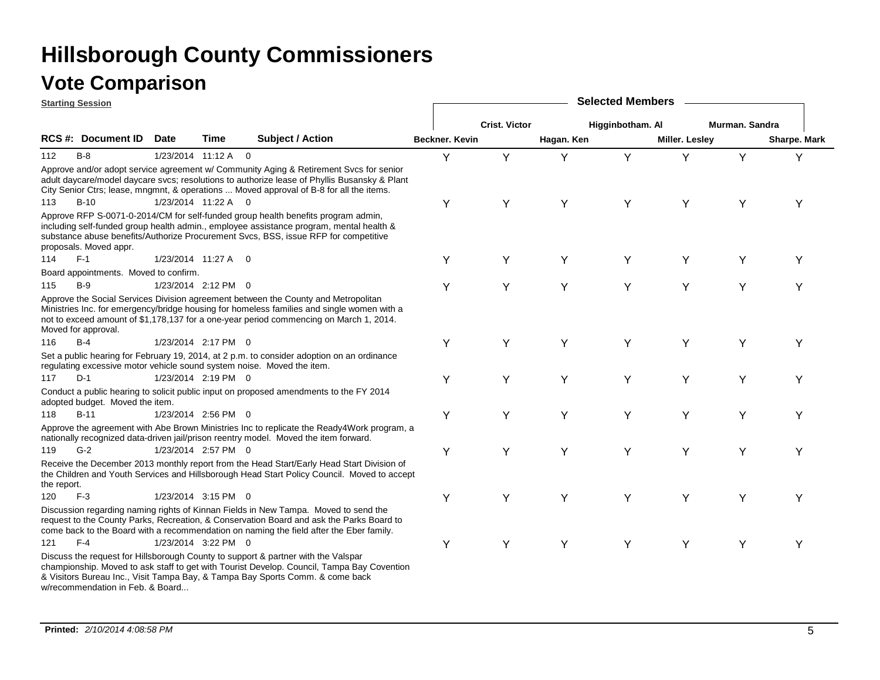# Hillsborough County Commissioners

## Vote Comparison

**Starting Session**

| RCS #: | Document ID | Date | Time | Subject / Action | Beckner. Kevin | Crist. Victor | Hagan. Ken | Higginbotham. Al | Miller. Lesley | Murman. Sandra | Sharpe. Mark |
|---|---|---|---|---|---|---|---|---|---|---|---|
| 112 | B-8 | 1/23/2014 | 11:12 A | 0 | Y | Y | Y | Y | Y | Y | Y |
| | Approve and/or adopt service agreement w/ Community Aging & Retirement Svcs for senior adult daycare/model daycare svcs; resolutions to authorize lease of Phyllis Busansky & Plant City Senior Ctrs; lease, mngmnt, & operations ... Moved approval of B-8 for all the items. | | | | | | | | | | |
| 113 | B-10 | 1/23/2014 | 11:22 A | 0 | Y | Y | Y | Y | Y | Y | Y |
| | Approve RFP S-0071-0-2014/CM for self-funded group health benefits program admin, including self-funded group health admin., employee assistance program, mental health & substance abuse benefits/Authorize Procurement Svcs, BSS, issue RFP for competitive proposals. Moved appr. | | | | | | | | | | |
| 114 | F-1 | 1/23/2014 | 11:27 A | 0 | Y | Y | Y | Y | Y | Y | Y |
| | Board appointments. Moved to confirm. | | | | | | | | | | |
| 115 | B-9 | 1/23/2014 | 2:12 PM | 0 | Y | Y | Y | Y | Y | Y | Y |
| | Approve the Social Services Division agreement between the County and Metropolitan Ministries Inc. for emergency/bridge housing for homeless families and single women with a not to exceed amount of $1,178,137 for a one-year period commencing on March 1, 2014. Moved for approval. | | | | | | | | | | |
| 116 | B-4 | 1/23/2014 | 2:17 PM | 0 | Y | Y | Y | Y | Y | Y | Y |
| | Set a public hearing for February 19, 2014, at 2 p.m. to consider adoption on an ordinance regulating excessive motor vehicle sound system noise. Moved the item. | | | | | | | | | | |
| 117 | D-1 | 1/23/2014 | 2:19 PM | 0 | Y | Y | Y | Y | Y | Y | Y |
| | Conduct a public hearing to solicit public input on proposed amendments to the FY 2014 adopted budget. Moved the item. | | | | | | | | | | |
| 118 | B-11 | 1/23/2014 | 2:56 PM | 0 | Y | Y | Y | Y | Y | Y | Y |
| | Approve the agreement with Abe Brown Ministries Inc to replicate the Ready4Work program, a nationally recognized data-driven jail/prison reentry model. Moved the item forward. | | | | | | | | | | |
| 119 | G-2 | 1/23/2014 | 2:57 PM | 0 | Y | Y | Y | Y | Y | Y | Y |
| | Receive the December 2013 monthly report from the Head Start/Early Head Start Division of the Children and Youth Services and Hillsborough Head Start Policy Council. Moved to accept the report. | | | | | | | | | | |
| 120 | F-3 | 1/23/2014 | 3:15 PM | 0 | Y | Y | Y | Y | Y | Y | Y |
| | Discussion regarding naming rights of Kinnan Fields in New Tampa. Moved to send the request to the County Parks, Recreation, & Conservation Board and ask the Parks Board to come back to the Board with a recommendation on naming the field after the Eber family. | | | | | | | | | | |
| 121 | F-4 | 1/23/2014 | 3:22 PM | 0 | Y | Y | Y | Y | Y | Y | Y |
| | Discuss the request for Hillsborough County to support & partner with the Valspar championship. Moved to ask staff to get with Tourist Develop. Council, Tampa Bay Covention & Visitors Bureau Inc., Visit Tampa Bay, & Tampa Bay Sports Comm. & come back w/recommendation in Feb. & Board... | | | | | | | | | | |

**Printed:** *2/10/2014 4:08:58 PM*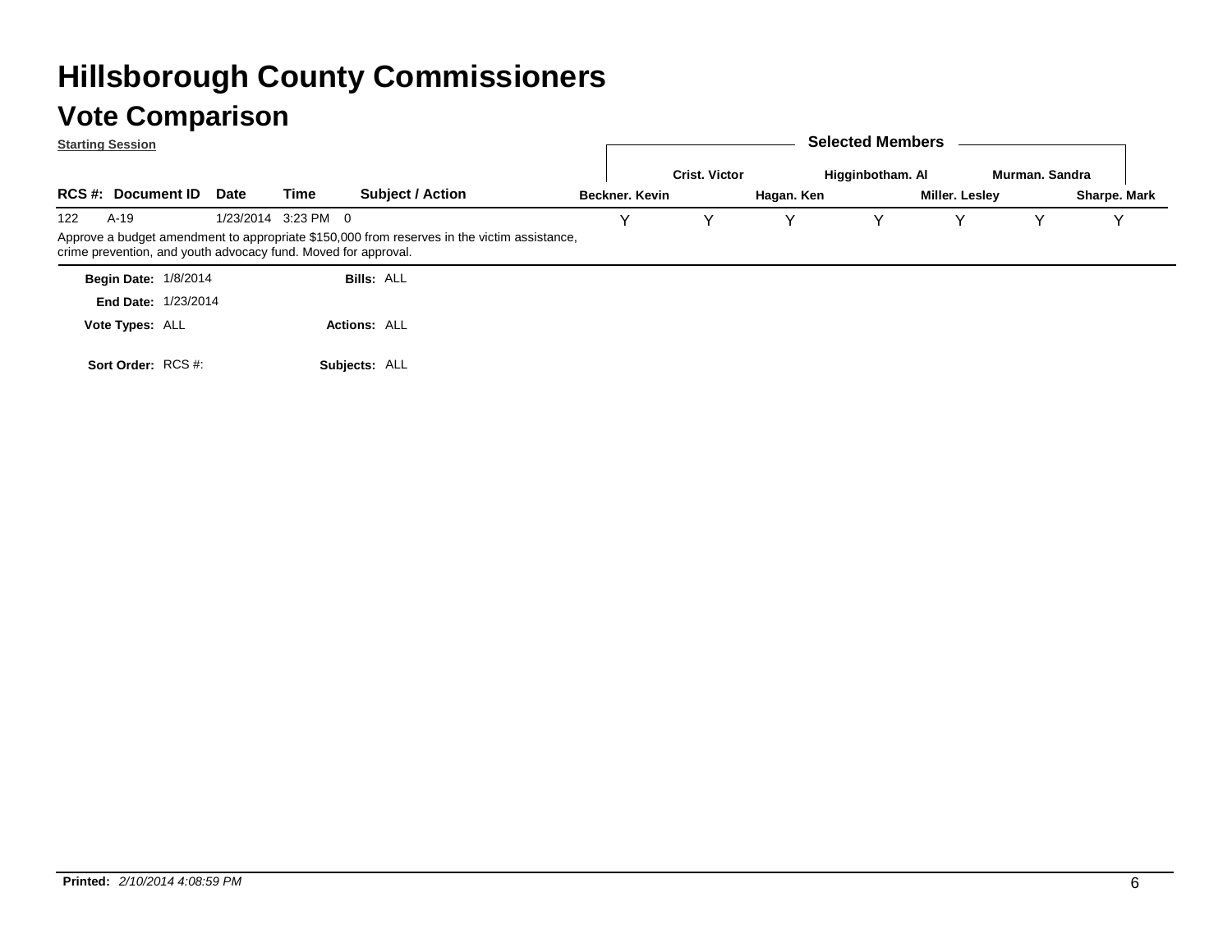# Hillsborough County Commissioners

## Vote Comparison

**Starting Session**

| RCS #: | Document ID | Date | Time | Subject / Action | Beckner. Kevin | Crist. Victor | Hagan. Ken | Higginbotham. Al | Miller. Lesley | Murman. Sandra | Sharpe. Mark |
|---|---|---|---|---|---|---|---|---|---|---|---|
| 122 | A-19 | 1/23/2014 | 3:23 PM | 0 | Y | Y | Y | Y | Y | Y | Y |

Approve a budget amendment to appropriate $150,000 from reserves in the victim assistance, crime prevention, and youth advocacy fund. Moved for approval.

**Begin Date:** 1/8/2014 **Bills:** ALL

**End Date:** 1/23/2014

**Vote Types:** ALL **Actions:** ALL

**Sort Order:** RCS #: **Subjects:** ALL

**Printed:** *2/10/2014 4:08:59 PM*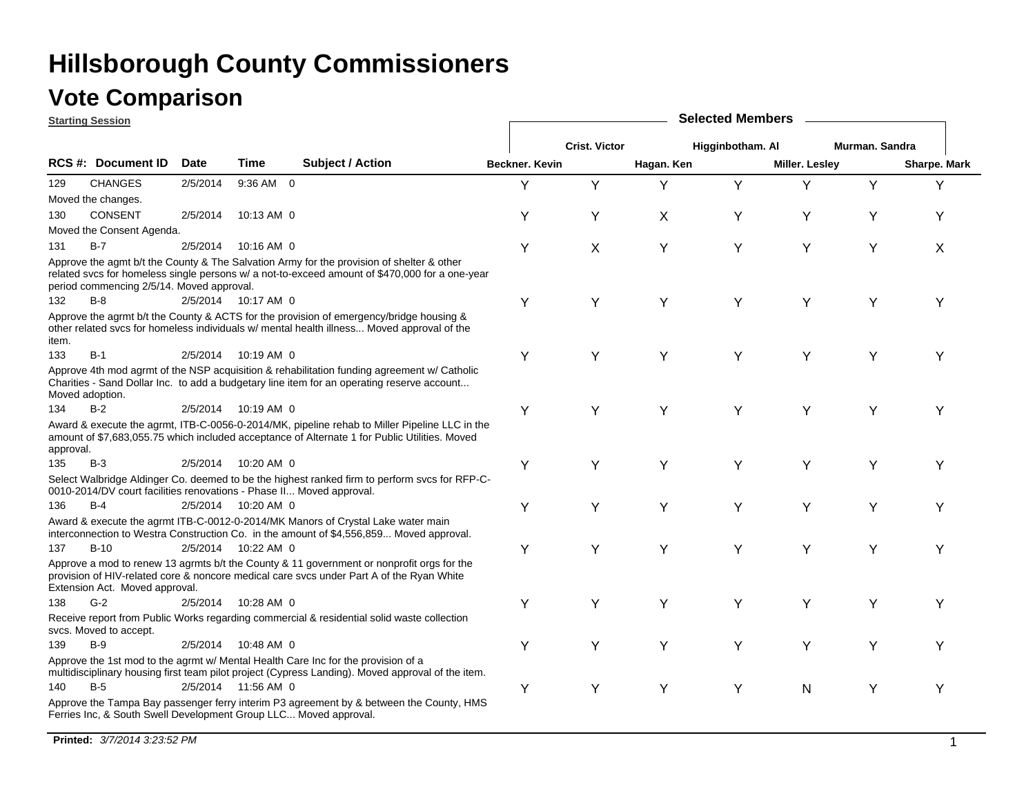# Hillsborough County Commissioners

## Vote Comparison

**Starting Session**

| RCS #: | Document ID | Date | Time | Subject / Action | Beckner. Kevin | Crist. Victor | Hagan. Ken | Higginbotham. Al | Miller. Lesley | Murman. Sandra | Sharpe. Mark |
|---|---|---|---|---|---|---|---|---|---|---|---|
| 129 | CHANGES | 2/5/2014 | 9:36 AM | 0 | Y | Y | Y | Y | Y | Y | Y |
| | Moved the changes. | | | | | | | | | | |
| 130 | CONSENT | 2/5/2014 | 10:13 AM | 0 | Y | Y | X | Y | Y | Y | Y |
| | Moved the Consent Agenda. | | | | | | | | | | |
| 131 | B-7 | 2/5/2014 | 10:16 AM | 0 | Y | X | Y | Y | Y | Y | X |
| | Approve the agmt b/t the County & The Salvation Army for the provision of shelter & other related svcs for homeless single persons w/ a not-to-exceed amount of $470,000 for a one-year period commencing 2/5/14. Moved approval. | | | | | | | | | | |
| 132 | B-8 | 2/5/2014 | 10:17 AM | 0 | Y | Y | Y | Y | Y | Y | Y |
| | Approve the agrmt b/t the County & ACTS for the provision of emergency/bridge housing & other related svcs for homeless individuals w/ mental health illness... Moved approval of the item. | | | | | | | | | | |
| 133 | B-1 | 2/5/2014 | 10:19 AM | 0 | Y | Y | Y | Y | Y | Y | Y |
| | Approve 4th mod agrmt of the NSP acquisition & rehabilitation funding agreement w/ Catholic Charities - Sand Dollar Inc. to add a budgetary line item for an operating reserve account... Moved adoption. | | | | | | | | | | |
| 134 | B-2 | 2/5/2014 | 10:19 AM | 0 | Y | Y | Y | Y | Y | Y | Y |
| | Award & execute the agrmt, ITB-C-0056-0-2014/MK, pipeline rehab to Miller Pipeline LLC in the amount of $7,683,055.75 which included acceptance of Alternate 1 for Public Utilities. Moved approval. | | | | | | | | | | |
| 135 | B-3 | 2/5/2014 | 10:20 AM | 0 | Y | Y | Y | Y | Y | Y | Y |
| | Select Walbridge Aldinger Co. deemed to be the highest ranked firm to perform svcs for RFP-C-0010-2014/DV court facilities renovations - Phase II... Moved approval. | | | | | | | | | | |
| 136 | B-4 | 2/5/2014 | 10:20 AM | 0 | Y | Y | Y | Y | Y | Y | Y |
| | Award & execute the agrmt ITB-C-0012-0-2014/MK Manors of Crystal Lake water main interconnection to Westra Construction Co. in the amount of $4,556,859... Moved approval. | | | | | | | | | | |
| 137 | B-10 | 2/5/2014 | 10:22 AM | 0 | Y | Y | Y | Y | Y | Y | Y |
| | Approve a mod to renew 13 agrmts b/t the County & 11 government or nonprofit orgs for the provision of HIV-related core & noncore medical care svcs under Part A of the Ryan White Extension Act. Moved approval. | | | | | | | | | | |
| 138 | G-2 | 2/5/2014 | 10:28 AM | 0 | Y | Y | Y | Y | Y | Y | Y |
| | Receive report from Public Works regarding commercial & residential solid waste collection svcs. Moved to accept. | | | | | | | | | | |
| 139 | B-9 | 2/5/2014 | 10:48 AM | 0 | Y | Y | Y | Y | Y | Y | Y |
| | Approve the 1st mod to the agrmt w/ Mental Health Care Inc for the provision of a multidisciplinary housing first team pilot project (Cypress Landing). Moved approval of the item. | | | | | | | | | | |
| 140 | B-5 | 2/5/2014 | 11:56 AM | 0 | Y | Y | Y | Y | N | Y | Y |
| | Approve the Tampa Bay passenger ferry interim P3 agreement by & between the County, HMS Ferries Inc, & South Swell Development Group LLC... Moved approval. | | | | | | | | | | |

**Printed:** *3/7/2014 3:23:52 PM*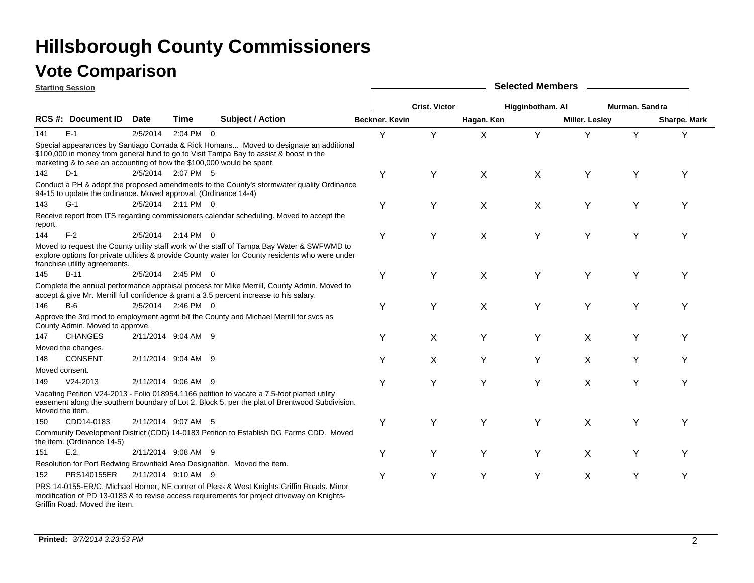# Hillsborough County Commissioners

## Vote Comparison

**Starting Session**

| RCS # | Document ID | Date | Time | | Subject / Action | Beckner. Kevin | Crist. Victor | Hagan. Ken | Higginbotham. Al | Miller. Lesley | Murman. Sandra | Sharpe. Mark |
|---|---|---|---|---|---|---|---|---|---|---|---|---|
| 141 | E-1 | 2/5/2014 | 2:04 PM | 0 | Special appearances by Santiago Corrada & Rick Homans... Moved to designate an additional $100,000 in money from general fund to go to Visit Tampa Bay to assist & boost in the marketing & to see an accounting of how the $100,000 would be spent. | Y | Y | X | Y | Y | Y | Y |
| 142 | D-1 | 2/5/2014 | 2:07 PM | 5 | Conduct a PH & adopt the proposed amendments to the County's stormwater quality Ordinance 94-15 to update the ordinance. Moved approval. (Ordinance 14-4) | Y | Y | X | X | Y | Y | Y |
| 143 | G-1 | 2/5/2014 | 2:11 PM | 0 | Receive report from ITS regarding commissioners calendar scheduling. Moved to accept the report. | Y | Y | X | X | Y | Y | Y |
| 144 | F-2 | 2/5/2014 | 2:14 PM | 0 | Moved to request the County utility staff work w/ the staff of Tampa Bay Water & SWFWMD to explore options for private utilities & provide County water for County residents who were under franchise utility agreements. | Y | Y | X | Y | Y | Y | Y |
| 145 | B-11 | 2/5/2014 | 2:45 PM | 0 | Complete the annual performance appraisal process for Mike Merrill, County Admin. Moved to accept & give Mr. Merrill full confidence & grant a 3.5 percent increase to his salary. | Y | Y | X | Y | Y | Y | Y |
| 146 | B-6 | 2/5/2014 | 2:46 PM | 0 | Approve the 3rd mod to employment agrmt b/t the County and Michael Merrill for svcs as County Admin. Moved to approve. | Y | Y | X | Y | Y | Y | Y |
| 147 | CHANGES | 2/11/2014 | 9:04 AM | 9 | Moved the changes. | Y | X | Y | Y | X | Y | Y |
| 148 | CONSENT | 2/11/2014 | 9:04 AM | 9 | Moved consent. | Y | X | Y | Y | X | Y | Y |
| 149 | V24-2013 | 2/11/2014 | 9:06 AM | 9 | Vacating Petition V24-2013 - Folio 018954.1166 petition to vacate a 7.5-foot platted utility easement along the southern boundary of Lot 2, Block 5, per the plat of Brentwood Subdivision. Moved the item. | Y | Y | Y | Y | X | Y | Y |
| 150 | CDD14-0183 | 2/11/2014 | 9:07 AM | 5 | Community Development District (CDD) 14-0183 Petition to Establish DG Farms CDD. Moved the item. (Ordinance 14-5) | Y | Y | Y | Y | X | Y | Y |
| 151 | E.2. | 2/11/2014 | 9:08 AM | 9 | Resolution for Port Redwing Brownfield Area Designation. Moved the item. | Y | Y | Y | Y | X | Y | Y |
| 152 | PRS140155ER | 2/11/2014 | 9:10 AM | 9 | PRS 14-0155-ER/C, Michael Horner, NE corner of Pless & West Knights Griffin Roads. Minor modification of PD 13-0183 & to revise access requirements for project driveway on Knights-Griffin Road. Moved the item. | Y | Y | Y | Y | X | Y | Y |

**Printed:** *3/7/2014 3:23:53 PM*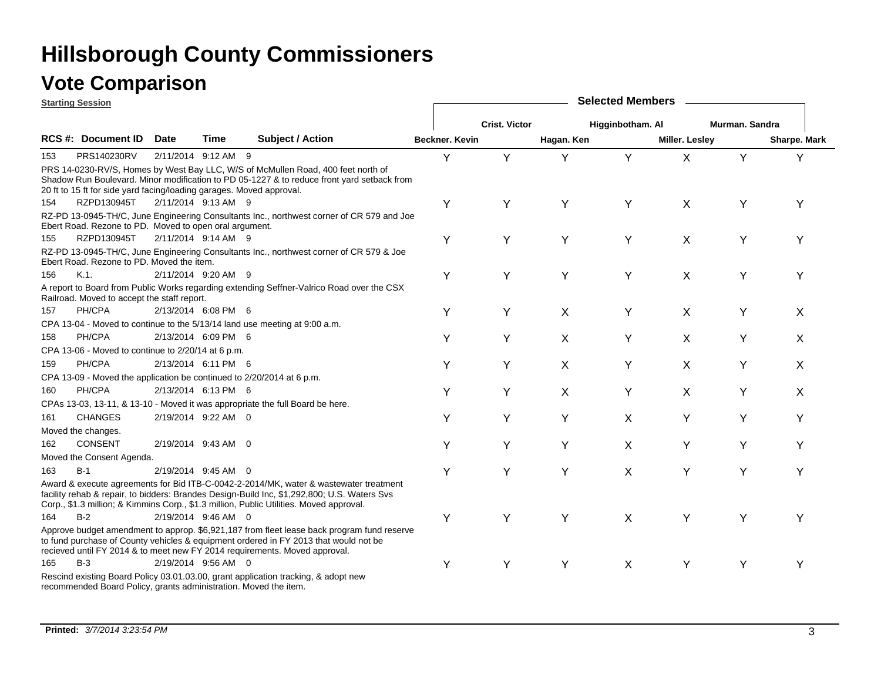# Hillsborough County Commissioners

## Vote Comparison

**Starting Session**

| RCS #: | Document ID | Date | Time | Subject / Action | Beckner. Kevin | Crist. Victor | Hagan. Ken | Higginbotham. Al | Miller. Lesley | Murman. Sandra | Sharpe. Mark |
|---|---|---|---|---|---|---|---|---|---|---|---|
| 153 | PRS140230RV | 2/11/2014 | 9:12 AM | 9 | Y | Y | Y | Y | X | Y | Y |
| | PRS 14-0230-RV/S, Homes by West Bay LLC, W/S of McMullen Road, 400 feet north of Shadow Run Boulevard. Minor modification to PD 05-1227 & to reduce front yard setback from 20 ft to 15 ft for side yard facing/loading garages. Moved approval. | | | | | | | | | | |
| 154 | RZPD130945T | 2/11/2014 | 9:13 AM | 9 | Y | Y | Y | Y | X | Y | Y |
| | RZ-PD 13-0945-TH/C, June Engineering Consultants Inc., northwest corner of CR 579 and Joe Ebert Road. Rezone to PD. Moved to open oral argument. | | | | | | | | | | |
| 155 | RZPD130945T | 2/11/2014 | 9:14 AM | 9 | Y | Y | Y | Y | X | Y | Y |
| | RZ-PD 13-0945-TH/C, June Engineering Consultants Inc., northwest corner of CR 579 & Joe Ebert Road. Rezone to PD. Moved the item. | | | | | | | | | | |
| 156 | K.1. | 2/11/2014 | 9:20 AM | 9 | Y | Y | Y | Y | X | Y | Y |
| | A report to Board from Public Works regarding extending Seffner-Valrico Road over the CSX Railroad. Moved to accept the staff report. | | | | | | | | | | |
| 157 | PH/CPA | 2/13/2014 | 6:08 PM | 6 | Y | Y | X | Y | X | Y | X |
| | CPA 13-04 - Moved to continue to the 5/13/14 land use meeting at 9:00 a.m. | | | | | | | | | | |
| 158 | PH/CPA | 2/13/2014 | 6:09 PM | 6 | Y | Y | X | Y | X | Y | X |
| | CPA 13-06 - Moved to continue to 2/20/14 at 6 p.m. | | | | | | | | | | |
| 159 | PH/CPA | 2/13/2014 | 6:11 PM | 6 | Y | Y | X | Y | X | Y | X |
| | CPA 13-09 - Moved the application be continued to 2/20/2014 at 6 p.m. | | | | | | | | | | |
| 160 | PH/CPA | 2/13/2014 | 6:13 PM | 6 | Y | Y | X | Y | X | Y | X |
| | CPAs 13-03, 13-11, & 13-10 - Moved it was appropriate the full Board be here. | | | | | | | | | | |
| 161 | CHANGES | 2/19/2014 | 9:22 AM | 0 | Y | Y | Y | X | Y | Y | Y |
| | Moved the changes. | | | | | | | | | | |
| 162 | CONSENT | 2/19/2014 | 9:43 AM | 0 | Y | Y | Y | X | Y | Y | Y |
| | Moved the Consent Agenda. | | | | | | | | | | |
| 163 | B-1 | 2/19/2014 | 9:45 AM | 0 | Y | Y | Y | X | Y | Y | Y |
| | Award & execute agreements for Bid ITB-C-0042-2-2014/MK, water & wastewater treatment facility rehab & repair, to bidders: Brandes Design-Build Inc, $1,292,800; U.S. Waters Svs Corp., $1.3 million; & Kimmins Corp., $1.3 million, Public Utilities. Moved approval. | | | | | | | | | | |
| 164 | B-2 | 2/19/2014 | 9:46 AM | 0 | Y | Y | Y | X | Y | Y | Y |
| | Approve budget amendment to approp. $6,921,187 from fleet lease back program fund reserve to fund purchase of County vehicles & equipment ordered in FY 2013 that would not be recieved until FY 2014 & to meet new FY 2014 requirements. Moved approval. | | | | | | | | | | |
| 165 | B-3 | 2/19/2014 | 9:56 AM | 0 | Y | Y | Y | X | Y | Y | Y |
| | Rescind existing Board Policy 03.01.03.00, grant application tracking, & adopt new recommended Board Policy, grants administration. Moved the item. | | | | | | | | | | |

**Printed:** *3/7/2014 3:23:54 PM*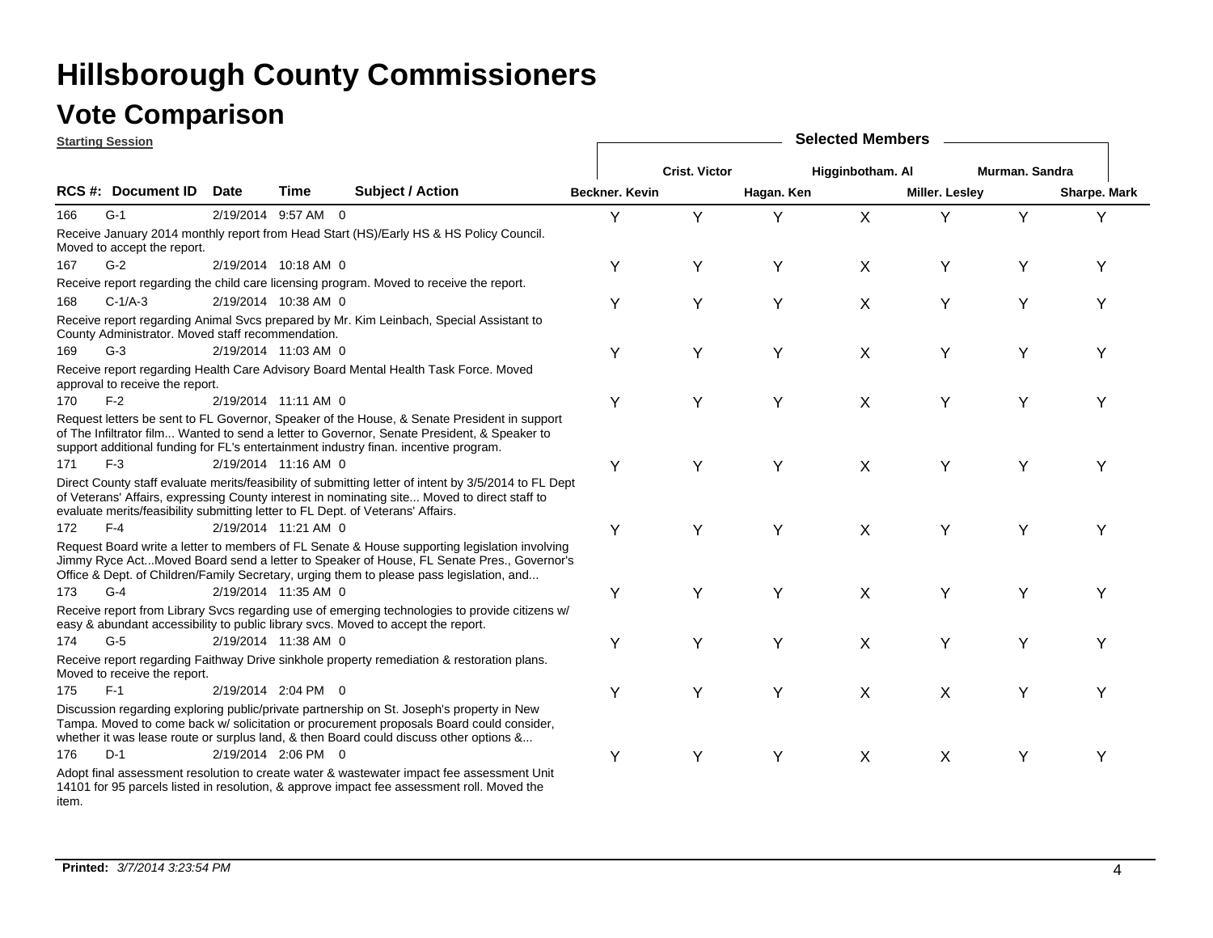# Hillsborough County Commissioners

## Vote Comparison

**Starting Session**

| RCS #: | Document ID | Date | Time | | Subject / Action | Beckner, Kevin | Crist, Victor | Hagan, Ken | Higginbotham, Al | Miller, Lesley | Murman, Sandra | Sharpe, Mark |
|---|---|---|---|---|---|---|---|---|---|---|---|---|
| 166 | G-1 | 2/19/2014 | 9:57 AM | 0 | Receive January 2014 monthly report from Head Start (HS)/Early HS & HS Policy Council. Moved to accept the report. | Y | Y | Y | X | Y | Y | Y |
| 167 | G-2 | 2/19/2014 | 10:18 AM | 0 | Receive report regarding the child care licensing program. Moved to receive the report. | Y | Y | Y | X | Y | Y | Y |
| 168 | C-1/A-3 | 2/19/2014 | 10:38 AM | 0 | Receive report regarding Animal Svcs prepared by Mr. Kim Leinbach, Special Assistant to County Administrator. Moved staff recommendation. | Y | Y | Y | X | Y | Y | Y |
| 169 | G-3 | 2/19/2014 | 11:03 AM | 0 | Receive report regarding Health Care Advisory Board Mental Health Task Force. Moved approval to receive the report. | Y | Y | Y | X | Y | Y | Y |
| 170 | F-2 | 2/19/2014 | 11:11 AM | 0 | Request letters be sent to FL Governor, Speaker of the House, & Senate President in support of The Infiltrator film... Wanted to send a letter to Governor, Senate President, & Speaker to support additional funding for FL's entertainment industry finan. incentive program. | Y | Y | Y | X | Y | Y | Y |
| 171 | F-3 | 2/19/2014 | 11:16 AM | 0 | Direct County staff evaluate merits/feasibility of submitting letter of intent by 3/5/2014 to FL Dept of Veterans' Affairs, expressing County interest in nominating site... Moved to direct staff to evaluate merits/feasibility submitting letter to FL Dept. of Veterans' Affairs. | Y | Y | Y | X | Y | Y | Y |
| 172 | F-4 | 2/19/2014 | 11:21 AM | 0 | Request Board write a letter to members of FL Senate & House supporting legislation involving Jimmy Ryce Act...Moved Board send a letter to Speaker of House, FL Senate Pres., Governor's Office & Dept. of Children/Family Secretary, urging them to please pass legislation, and... | Y | Y | Y | X | Y | Y | Y |
| 173 | G-4 | 2/19/2014 | 11:35 AM | 0 | Receive report from Library Svcs regarding use of emerging technologies to provide citizens w/ easy & abundant accessibility to public library svcs. Moved to accept the report. | Y | Y | Y | X | Y | Y | Y |
| 174 | G-5 | 2/19/2014 | 11:38 AM | 0 | Receive report regarding Faithway Drive sinkhole property remediation & restoration plans. Moved to receive the report. | Y | Y | Y | X | Y | Y | Y |
| 175 | F-1 | 2/19/2014 | 2:04 PM | 0 | Discussion regarding exploring public/private partnership on St. Joseph's property in New Tampa. Moved to come back w/ solicitation or procurement proposals Board could consider, whether it was lease route or surplus land, & then Board could discuss other options &... | Y | Y | Y | X | X | Y | Y |
| 176 | D-1 | 2/19/2014 | 2:06 PM | 0 | Adopt final assessment resolution to create water & wastewater impact fee assessment Unit 14101 for 95 parcels listed in resolution, & approve impact fee assessment roll. Moved the item. | Y | Y | Y | X | X | Y | Y |

**Printed:** *3/7/2014 3:23:54 PM*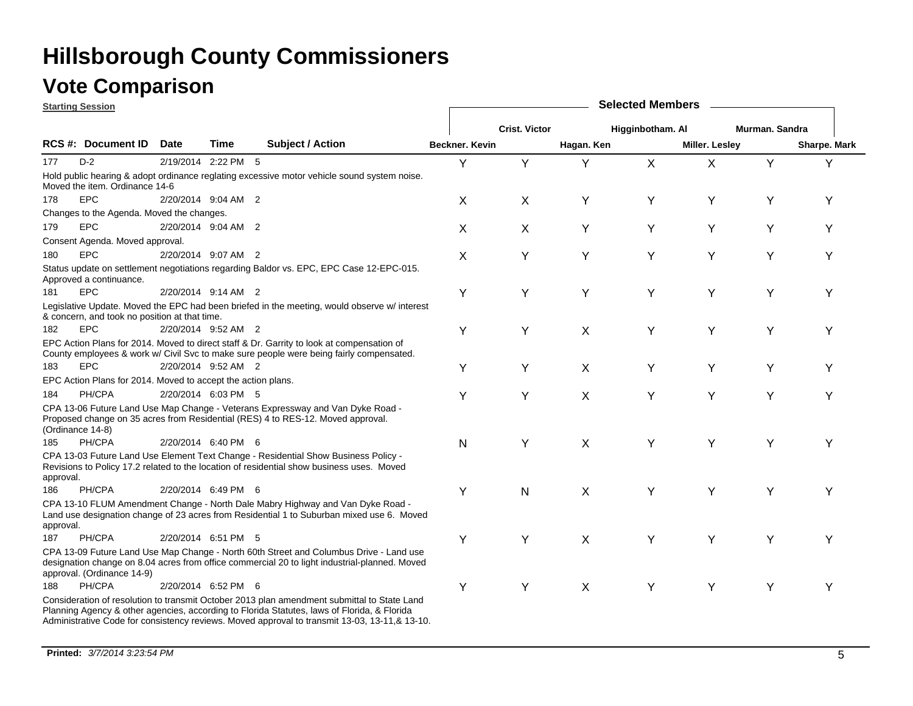# Hillsborough County Commissioners

## Vote Comparison

**Starting Session**

| RCS #: | Document ID | Date | Time | Subject / Action | Beckner. Kevin | Crist. Victor | Hagan. Ken | Higginbotham. Al | Miller. Lesley | Murman. Sandra | Sharpe. Mark |
|---|---|---|---|---|---|---|---|---|---|---|---|
| 177 | D-2 | 2/19/2014 | 2:22 PM | 5 | Y | Y | Y | X | X | Y | Y |
| | | | | Hold public hearing & adopt ordinance reglating excessive motor vehicle sound system noise. Moved the item. Ordinance 14-6 | | | | | | | |
| 178 | EPC | 2/20/2014 | 9:04 AM | 2 | X | X | Y | Y | Y | Y | Y |
| | | | | Changes to the Agenda. Moved the changes. | | | | | | | |
| 179 | EPC | 2/20/2014 | 9:04 AM | 2 | X | X | Y | Y | Y | Y | Y |
| | | | | Consent Agenda. Moved approval. | | | | | | | |
| 180 | EPC | 2/20/2014 | 9:07 AM | 2 | X | Y | Y | Y | Y | Y | Y |
| | | | | Status update on settlement negotiations regarding Baldor vs. EPC, EPC Case 12-EPC-015. Approved a continuance. | | | | | | | |
| 181 | EPC | 2/20/2014 | 9:14 AM | 2 | Y | Y | Y | Y | Y | Y | Y |
| | | | | Legislative Update. Moved the EPC had been briefed in the meeting, would observe w/ interest & concern, and took no position at that time. | | | | | | | |
| 182 | EPC | 2/20/2014 | 9:52 AM | 2 | Y | Y | X | Y | Y | Y | Y |
| | | | | EPC Action Plans for 2014. Moved to direct staff & Dr. Garrity to look at compensation of County employees & work w/ Civil Svc to make sure people were being fairly compensated. | | | | | | | |
| 183 | EPC | 2/20/2014 | 9:52 AM | 2 | Y | Y | X | Y | Y | Y | Y |
| | | | | EPC Action Plans for 2014. Moved to accept the action plans. | | | | | | | |
| 184 | PH/CPA | 2/20/2014 | 6:03 PM | 5 | Y | Y | X | Y | Y | Y | Y |
| | | | | CPA 13-06 Future Land Use Map Change - Veterans Expressway and Van Dyke Road - Proposed change on 35 acres from Residential (RES) 4 to RES-12. Moved approval. (Ordinance 14-8) | | | | | | | |
| 185 | PH/CPA | 2/20/2014 | 6:40 PM | 6 | N | Y | X | Y | Y | Y | Y |
| | | | | CPA 13-03 Future Land Use Element Text Change - Residential Show Business Policy - Revisions to Policy 17.2 related to the location of residential show business uses. Moved approval. | | | | | | | |
| 186 | PH/CPA | 2/20/2014 | 6:49 PM | 6 | Y | N | X | Y | Y | Y | Y |
| | | | | CPA 13-10 FLUM Amendment Change - North Dale Mabry Highway and Van Dyke Road - Land use designation change of 23 acres from Residential 1 to Suburban mixed use 6. Moved approval. | | | | | | | |
| 187 | PH/CPA | 2/20/2014 | 6:51 PM | 5 | Y | Y | X | Y | Y | Y | Y |
| | | | | CPA 13-09 Future Land Use Map Change - North 60th Street and Columbus Drive - Land use designation change on 8.04 acres from office commercial 20 to light industrial-planned. Moved approval. (Ordinance 14-9) | | | | | | | |
| 188 | PH/CPA | 2/20/2014 | 6:52 PM | 6 | Y | Y | X | Y | Y | Y | Y |
| | | | | Consideration of resolution to transmit October 2013 plan amendment submittal to State Land Planning Agency & other agencies, according to Florida Statutes, laws of Florida, & Florida Administrative Code for consistency reviews. Moved approval to transmit 13-03, 13-11,& 13-10. | | | | | | | |

**Printed:** *3/7/2014 3:23:54 PM*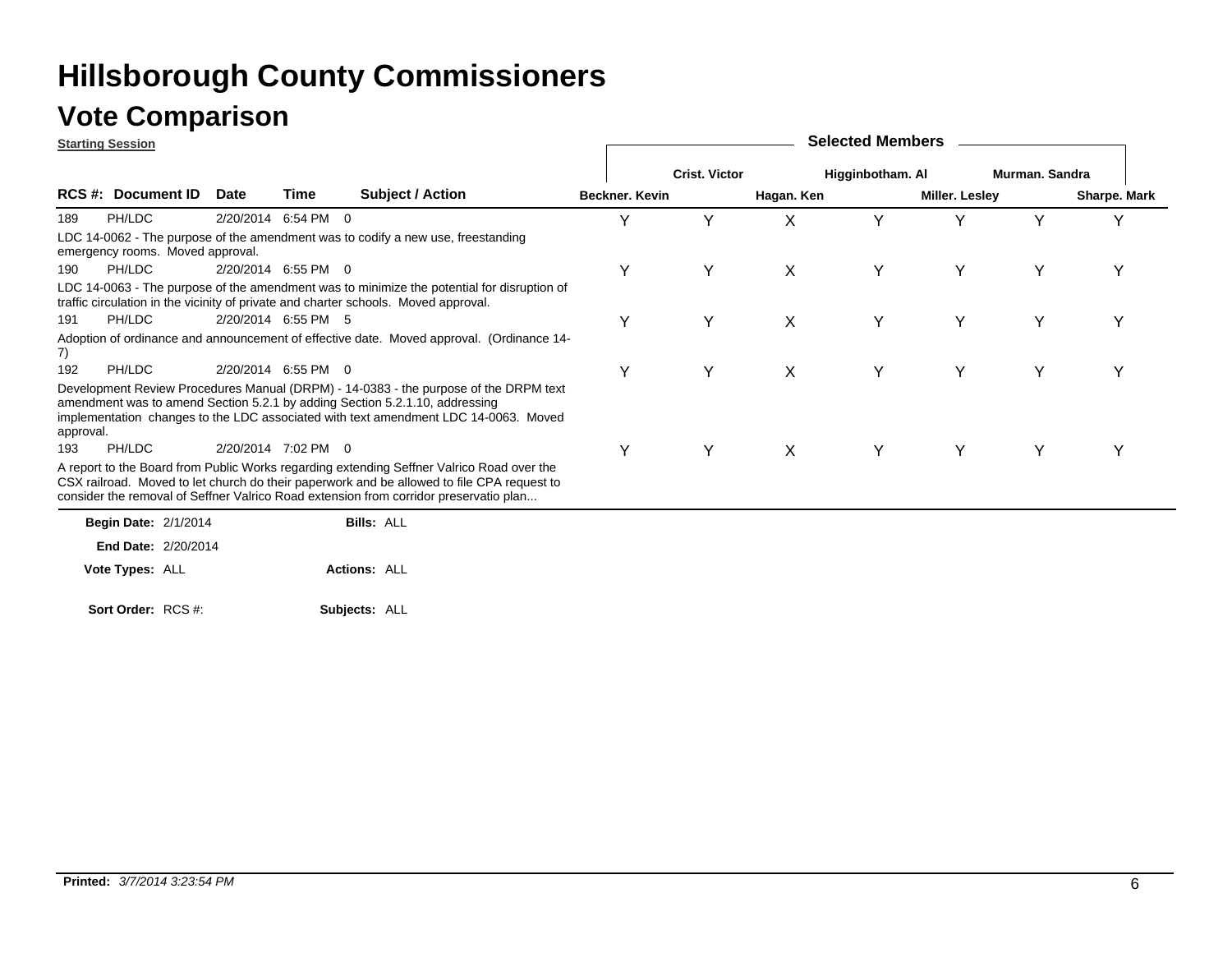# Hillsborough County Commissioners

## Vote Comparison

**Starting Session**

| RCS #: | Document ID | Date | Time | | Subject / Action | Beckner. Kevin | Crist. Victor | Hagan. Ken | Higginbotham. Al | Miller. Lesley | Murman. Sandra | Sharpe. Mark |
|---|---|---|---|---|---|---|---|---|---|---|---|---|
| 189 | PH/LDC | 2/20/2014 | 6:54 PM | 0 | LDC 14-0062 - The purpose of the amendment was to codify a new use, freestanding emergency rooms. Moved approval. | Y | Y | X | Y | Y | Y | Y |
| 190 | PH/LDC | 2/20/2014 | 6:55 PM | 0 | LDC 14-0063 - The purpose of the amendment was to minimize the potential for disruption of traffic circulation in the vicinity of private and charter schools. Moved approval. | Y | Y | X | Y | Y | Y | Y |
| 191 | PH/LDC | 2/20/2014 | 6:55 PM | 5 | Adoption of ordinance and announcement of effective date. Moved approval. (Ordinance 14-7) | Y | Y | X | Y | Y | Y | Y |
| 192 | PH/LDC | 2/20/2014 | 6:55 PM | 0 | Development Review Procedures Manual (DRPM) - 14-0383 - the purpose of the DRPM text amendment was to amend Section 5.2.1 by adding Section 5.2.1.10, addressing implementation changes to the LDC associated with text amendment LDC 14-0063. Moved approval. | Y | Y | X | Y | Y | Y | Y |
| 193 | PH/LDC | 2/20/2014 | 7:02 PM | 0 | A report to the Board from Public Works regarding extending Seffner Valrico Road over the CSX railroad. Moved to let church do their paperwork and be allowed to file CPA request to consider the removal of Seffner Valrico Road extension from corridor preservatio plan... | Y | Y | X | Y | Y | Y | Y |

**Begin Date:** 2/1/2014 **Bills:** ALL

**End Date:** 2/20/2014

**Vote Types:** ALL **Actions:** ALL

**Sort Order:** RCS #: **Subjects:** ALL

**Printed:** *3/7/2014 3:23:54 PM*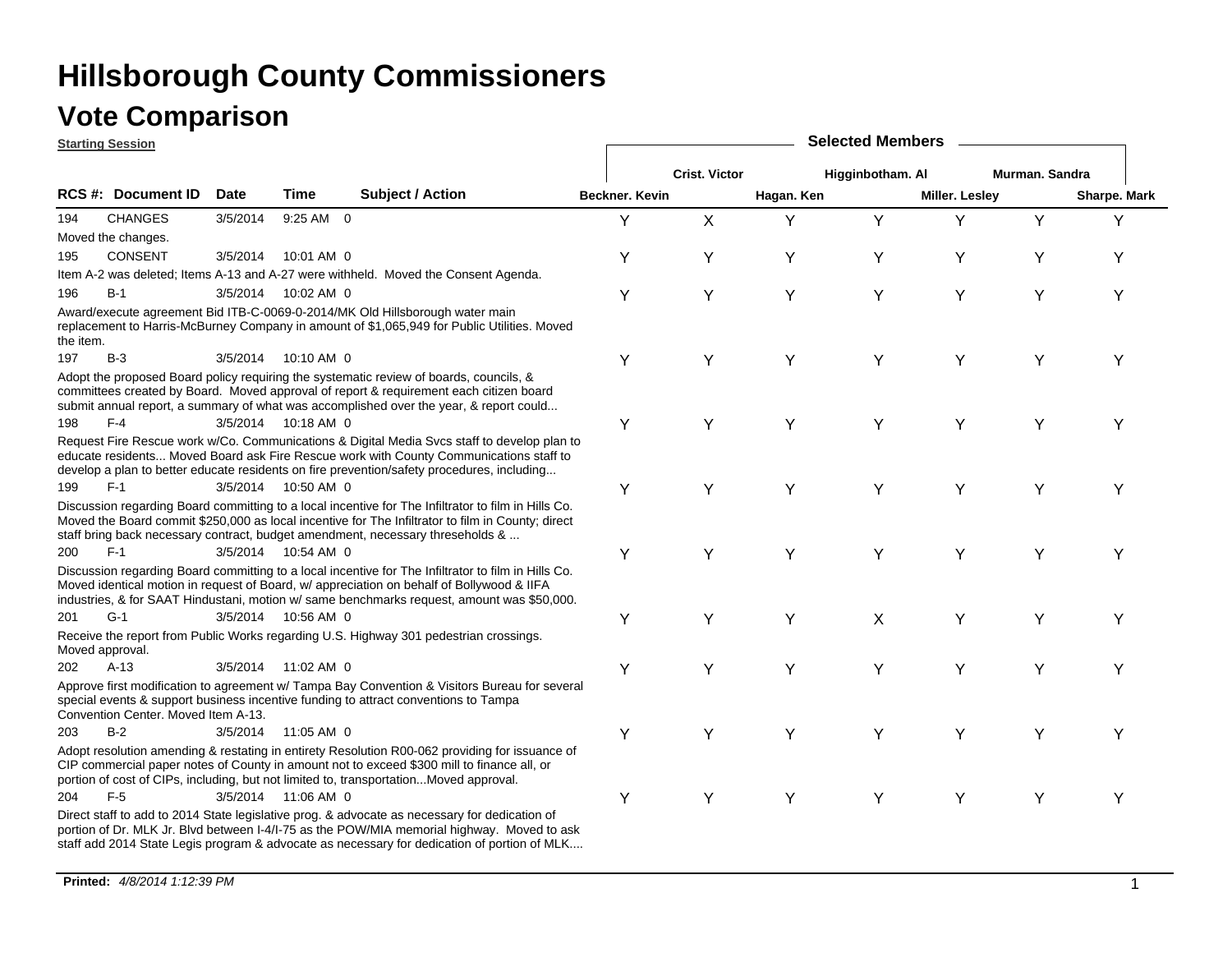# Hillsborough County Commissioners

## Vote Comparison

**Starting Session**

| RCS # | Document ID | Date | Time | Subject / Action | Beckner. Kevin | Crist. Victor | Hagan. Ken | Higginbotham. Al | Miller. Lesley | Murman. Sandra | Sharpe. Mark |
|---|---|---|---|---|---|---|---|---|---|---|---|
| 194 | CHANGES | 3/5/2014 | 9:25 AM | 0 | Y | X | Y | Y | Y | Y | Y |
| | Moved the changes. | | | | | | | | | | |
| 195 | CONSENT | 3/5/2014 | 10:01 AM | 0 | Y | Y | Y | Y | Y | Y | Y |
| | Item A-2 was deleted; Items A-13 and A-27 were withheld. Moved the Consent Agenda. | | | | | | | | | | |
| 196 | B-1 | 3/5/2014 | 10:02 AM | 0 | Y | Y | Y | Y | Y | Y | Y |
| | Award/execute agreement Bid ITB-C-0069-0-2014/MK Old Hillsborough water main replacement to Harris-McBurney Company in amount of $1,065,949 for Public Utilities. Moved the item. | | | | | | | | | | |
| 197 | B-3 | 3/5/2014 | 10:10 AM | 0 | Y | Y | Y | Y | Y | Y | Y |
| | Adopt the proposed Board policy requiring the systematic review of boards, councils, & committees created by Board. Moved approval of report & requirement each citizen board submit annual report, a summary of what was accomplished over the year, & report could... | | | | | | | | | | |
| 198 | F-4 | 3/5/2014 | 10:18 AM | 0 | Y | Y | Y | Y | Y | Y | Y |
| | Request Fire Rescue work w/Co. Communications & Digital Media Svcs staff to develop plan to educate residents... Moved Board ask Fire Rescue work with County Communications staff to develop a plan to better educate residents on fire prevention/safety procedures, including... | | | | | | | | | | |
| 199 | F-1 | 3/5/2014 | 10:50 AM | 0 | Y | Y | Y | Y | Y | Y | Y |
| | Discussion regarding Board committing to a local incentive for The Infiltrator to film in Hills Co. Moved the Board commit $250,000 as local incentive for The Infiltrator to film in County; direct staff bring back necessary contract, budget amendment, necessary thresholds & ... | | | | | | | | | | |
| 200 | F-1 | 3/5/2014 | 10:54 AM | 0 | Y | Y | Y | Y | Y | Y | Y |
| | Discussion regarding Board committing to a local incentive for The Infiltrator to film in Hills Co. Moved identical motion in request of Board, w/ appreciation on behalf of Bollywood & IIFA industries, & for SAAT Hindustani, motion w/ same benchmarks request, amount was $50,000. | | | | | | | | | | |
| 201 | G-1 | 3/5/2014 | 10:56 AM | 0 | Y | Y | Y | X | Y | Y | Y |
| | Receive the report from Public Works regarding U.S. Highway 301 pedestrian crossings. Moved approval. | | | | | | | | | | |
| 202 | A-13 | 3/5/2014 | 11:02 AM | 0 | Y | Y | Y | Y | Y | Y | Y |
| | Approve first modification to agreement w/ Tampa Bay Convention & Visitors Bureau for several special events & support business incentive funding to attract conventions to Tampa Convention Center. Moved Item A-13. | | | | | | | | | | |
| 203 | B-2 | 3/5/2014 | 11:05 AM | 0 | Y | Y | Y | Y | Y | Y | Y |
| | Adopt resolution amending & restating in entirety Resolution R00-062 providing for issuance of CIP commercial paper notes of County in amount not to exceed $300 mill to finance all, or portion of cost of CIPs, including, but not limited to, transportation...Moved approval. | | | | | | | | | | |
| 204 | F-5 | 3/5/2014 | 11:06 AM | 0 | Y | Y | Y | Y | Y | Y | Y |
| | Direct staff to add to 2014 State legislative prog. & advocate as necessary for dedication of portion of Dr. MLK Jr. Blvd between I-4/I-75 as the POW/MIA memorial highway. Moved to ask staff add 2014 State Legis program & advocate as necessary for dedication of portion of MLK.... | | | | | | | | | | |

**Printed:** *4/8/2014 1:12:39 PM*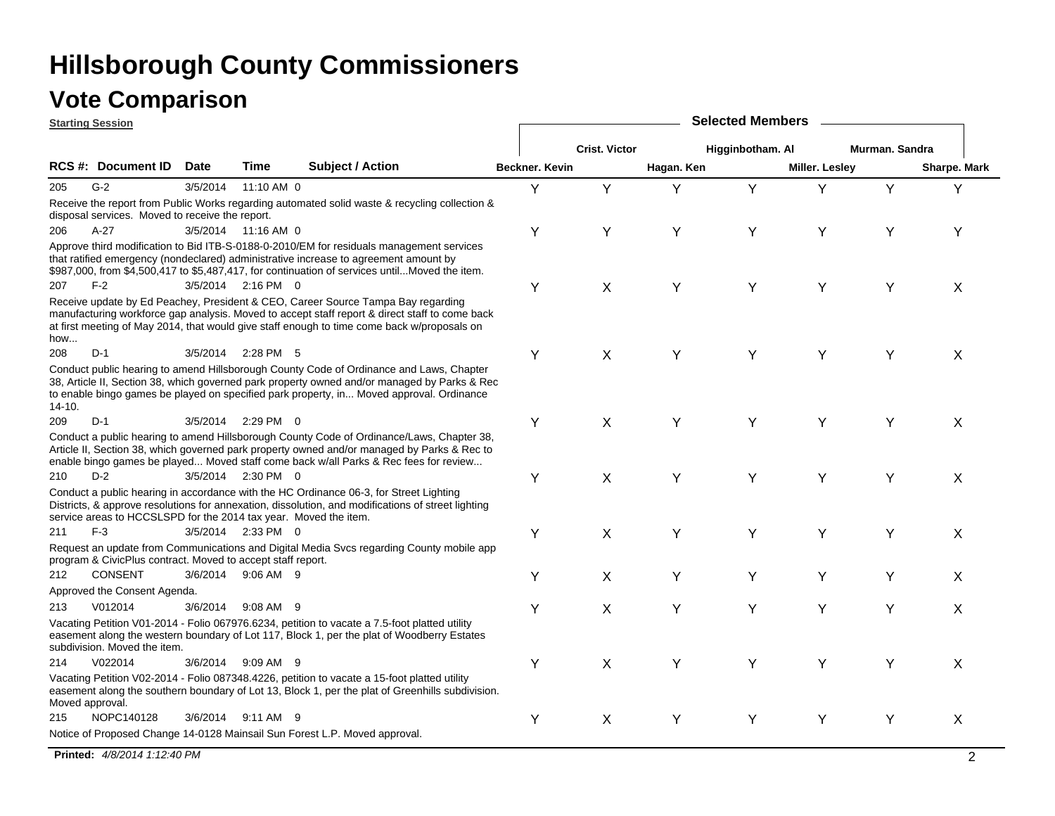# Hillsborough County Commissioners

## Vote Comparison

**Starting Session**

| RCS # | Document ID | Date | Time | | Subject / Action | Beckner. Kevin | Crist. Victor | Hagan. Ken | Higginbotham. Al | Miller. Lesley | Murman. Sandra | Sharpe. Mark |
|---|---|---|---|---|---|---|---|---|---|---|---|---|
| 205 | G-2 | 3/5/2014 | 11:10 AM | 0 | Receive the report from Public Works regarding automated solid waste & recycling collection & disposal services. Moved to receive the report. | Y | Y | Y | Y | Y | Y | Y |
| 206 | A-27 | 3/5/2014 | 11:16 AM | 0 | Approve third modification to Bid ITB-S-0188-0-2010/EM for residuals management services that ratified emergency (nondeclared) administrative increase to agreement amount by $987,000, from $4,500,417 to $5,487,417, for continuation of services until...Moved the item. | Y | Y | Y | Y | Y | Y | Y |
| 207 | F-2 | 3/5/2014 | 2:16 PM | 0 | Receive update by Ed Peachey, President & CEO, Career Source Tampa Bay regarding manufacturing workforce gap analysis. Moved to accept staff report & direct staff to come back at first meeting of May 2014, that would give staff enough to time come back w/proposals on how... | Y | X | Y | Y | Y | Y | X |
| 208 | D-1 | 3/5/2014 | 2:28 PM | 5 | Conduct public hearing to amend Hillsborough County Code of Ordinance and Laws, Chapter 38, Article II, Section 38, which governed park property owned and/or managed by Parks & Rec to enable bingo games be played on specified park property, in... Moved approval. Ordinance 14-10. | Y | X | Y | Y | Y | Y | X |
| 209 | D-1 | 3/5/2014 | 2:29 PM | 0 | Conduct a public hearing to amend Hillsborough County Code of Ordinance/Laws, Chapter 38, Article II, Section 38, which governed park property owned and/or managed by Parks & Rec to enable bingo games be played... Moved staff come back w/all Parks & Rec fees for review... | Y | X | Y | Y | Y | Y | X |
| 210 | D-2 | 3/5/2014 | 2:30 PM | 0 | Conduct a public hearing in accordance with the HC Ordinance 06-3, for Street Lighting Districts, & approve resolutions for annexation, dissolution, and modifications of street lighting service areas to HCCSLSPD for the 2014 tax year. Moved the item. | Y | X | Y | Y | Y | Y | X |
| 211 | F-3 | 3/5/2014 | 2:33 PM | 0 | Request an update from Communications and Digital Media Svcs regarding County mobile app program & CivicPlus contract. Moved to accept staff report. | Y | X | Y | Y | Y | Y | X |
| 212 | CONSENT | 3/6/2014 | 9:06 AM | 9 | Approved the Consent Agenda. | Y | X | Y | Y | Y | Y | X |
| 213 | V012014 | 3/6/2014 | 9:08 AM | 9 | Vacating Petition V01-2014 - Folio 067976.6234, petition to vacate a 7.5-foot platted utility easement along the western boundary of Lot 117, Block 1, per the plat of Woodberry Estates subdivision. Moved the item. | Y | X | Y | Y | Y | Y | X |
| 214 | V022014 | 3/6/2014 | 9:09 AM | 9 | Vacating Petition V02-2014 - Folio 087348.4226, petition to vacate a 15-foot platted utility easement along the southern boundary of Lot 13, Block 1, per the plat of Greenhills subdivision. Moved approval. | Y | X | Y | Y | Y | Y | X |
| 215 | NOPC140128 | 3/6/2014 | 9:11 AM | 9 | Notice of Proposed Change 14-0128 Mainsail Sun Forest L.P. Moved approval. | Y | X | Y | Y | Y | Y | X |

**Printed:** *4/8/2014 1:12:40 PM*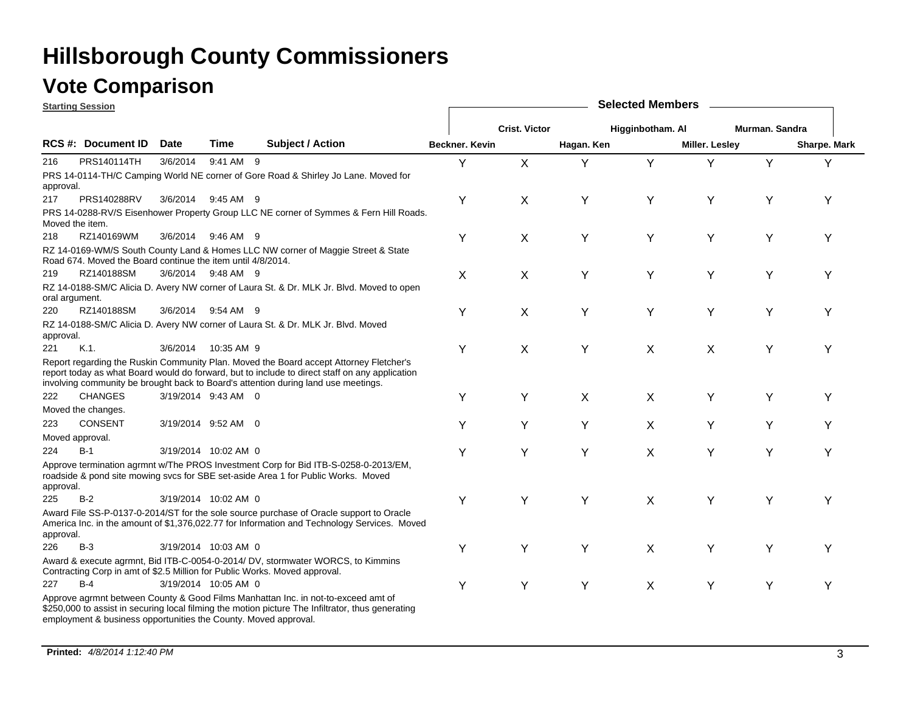# Hillsborough County Commissioners

## Vote Comparison

**Starting Session**

| RCS #: | Document ID | Date | Time | | Subject / Action | Beckner. Kevin | Crist. Victor | Hagan. Ken | Higginbotham. Al | Miller. Lesley | Murman. Sandra | Sharpe. Mark |
|---|---|---|---|---|---|---|---|---|---|---|---|---|
| 216 | PRS140114TH | 3/6/2014 | 9:41 AM | 9 | PRS 14-0114-TH/C Camping World NE corner of Gore Road & Shirley Jo Lane. Moved for approval. | Y | X | Y | Y | Y | Y | Y |
| 217 | PRS140288RV | 3/6/2014 | 9:45 AM | 9 | PRS 14-0288-RV/S Eisenhower Property Group LLC NE corner of Symmes & Fern Hill Roads. Moved the item. | Y | X | Y | Y | Y | Y | Y |
| 218 | RZ140169WM | 3/6/2014 | 9:46 AM | 9 | RZ 14-0169-WM/S South County Land & Homes LLC NW corner of Maggie Street & State Road 674. Moved the Board continue the item until 4/8/2014. | Y | X | Y | Y | Y | Y | Y |
| 219 | RZ140188SM | 3/6/2014 | 9:48 AM | 9 | RZ 14-0188-SM/C Alicia D. Avery NW corner of Laura St. & Dr. MLK Jr. Blvd. Moved to open oral argument. | X | X | Y | Y | Y | Y | Y |
| 220 | RZ140188SM | 3/6/2014 | 9:54 AM | 9 | RZ 14-0188-SM/C Alicia D. Avery NW corner of Laura St. & Dr. MLK Jr. Blvd. Moved approval. | Y | X | Y | Y | Y | Y | Y |
| 221 | K.1. | 3/6/2014 | 10:35 AM | 9 | Report regarding the Ruskin Community Plan. Moved the Board accept Attorney Fletcher's report today as what Board would do forward, but to include to direct staff on any application involving community be brought back to Board's attention during land use meetings. | Y | X | Y | X | X | Y | Y |
| 222 | CHANGES | 3/19/2014 | 9:43 AM | 0 | Moved the changes. | Y | Y | X | X | Y | Y | Y |
| 223 | CONSENT | 3/19/2014 | 9:52 AM | 0 | Moved approval. | Y | Y | Y | X | Y | Y | Y |
| 224 | B-1 | 3/19/2014 | 10:02 AM | 0 | Approve termination agrmnt w/The PROS Investment Corp for Bid ITB-S-0258-0-2013/EM, roadside & pond site mowing svcs for SBE set-aside Area 1 for Public Works. Moved approval. | Y | Y | Y | X | Y | Y | Y |
| 225 | B-2 | 3/19/2014 | 10:02 AM | 0 | Award File SS-P-0137-0-2014/ST for the sole source purchase of Oracle support to Oracle America Inc. in the amount of $1,376,022.77 for Information and Technology Services. Moved approval. | Y | Y | Y | X | Y | Y | Y |
| 226 | B-3 | 3/19/2014 | 10:03 AM | 0 | Award & execute agrmnt, Bid ITB-C-0054-0-2014/ DV, stormwater WORCS, to Kimmins Contracting Corp in amt of $2.5 Million for Public Works. Moved approval. | Y | Y | Y | X | Y | Y | Y |
| 227 | B-4 | 3/19/2014 | 10:05 AM | 0 | Approve agrmnt between County & Good Films Manhattan Inc. in not-to-exceed amt of $250,000 to assist in securing local filming the motion picture The Infiltrator, thus generating employment & business opportunities the County. Moved approval. | Y | Y | Y | X | Y | Y | Y |

**Printed:** *4/8/2014 1:12:40 PM*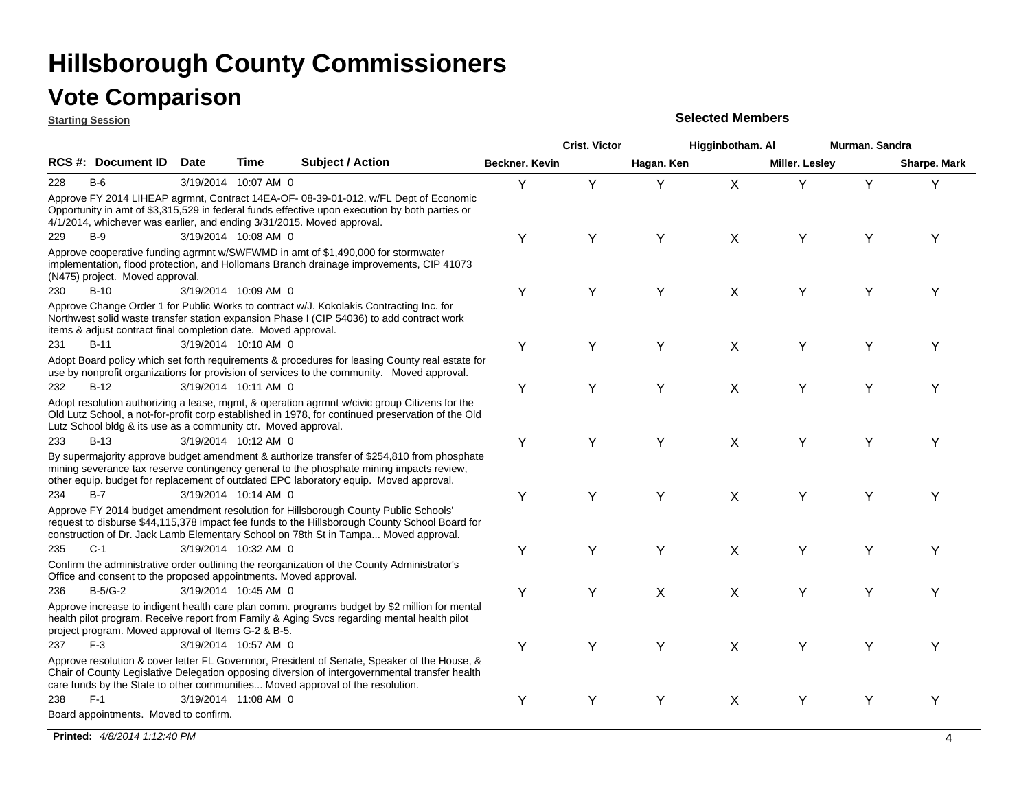# Hillsborough County Commissioners

## Vote Comparison

**Starting Session**

| RCS # | Document ID | Date | Time | | Subject / Action | Beckner. Kevin | Crist. Victor | Hagan. Ken | Higginbotham. Al | Miller. Lesley | Murman. Sandra | Sharpe. Mark |
|---|---|---|---|---|---|---|---|---|---|---|---|---|
| 228 | B-6 | 3/19/2014 | 10:07 AM | 0 | Approve FY 2014 LIHEAP agrmnt, Contract 14EA-OF- 08-39-01-012, w/FL Dept of Economic Opportunity in amt of $3,315,529 in federal funds effective upon execution by both parties or 4/1/2014, whichever was earlier, and ending 3/31/2015. Moved approval. | Y | Y | Y | X | Y | Y | Y |
| 229 | B-9 | 3/19/2014 | 10:08 AM | 0 | Approve cooperative funding agrmnt w/SWFWMD in amt of $1,490,000 for stormwater implementation, flood protection, and Hollomans Branch drainage improvements, CIP 41073 (N475) project. Moved approval. | Y | Y | Y | X | Y | Y | Y |
| 230 | B-10 | 3/19/2014 | 10:09 AM | 0 | Approve Change Order 1 for Public Works to contract w/J. Kokolakis Contracting Inc. for Northwest solid waste transfer station expansion Phase I (CIP 54036) to add contract work items & adjust contract final completion date. Moved approval. | Y | Y | Y | X | Y | Y | Y |
| 231 | B-11 | 3/19/2014 | 10:10 AM | 0 | Adopt Board policy which set forth requirements & procedures for leasing County real estate for use by nonprofit organizations for provision of services to the community. Moved approval. | Y | Y | Y | X | Y | Y | Y |
| 232 | B-12 | 3/19/2014 | 10:11 AM | 0 | Adopt resolution authorizing a lease, mgmt, & operation agrmnt w/civic group Citizens for the Old Lutz School, a not-for-profit corp established in 1978, for continued preservation of the Old Lutz School bldg & its use as a community ctr. Moved approval. | Y | Y | Y | X | Y | Y | Y |
| 233 | B-13 | 3/19/2014 | 10:12 AM | 0 | By supermajority approve budget amendment & authorize transfer of $254,810 from phosphate mining severance tax reserve contingency general to the phosphate mining impacts review, other equip. budget for replacement of outdated EPC laboratory equip. Moved approval. | Y | Y | Y | X | Y | Y | Y |
| 234 | B-7 | 3/19/2014 | 10:14 AM | 0 | Approve FY 2014 budget amendment resolution for Hillsborough County Public Schools' request to disburse $44,115,378 impact fee funds to the Hillsborough County School Board for construction of Dr. Jack Lamb Elementary School on 78th St in Tampa... Moved approval. | Y | Y | Y | X | Y | Y | Y |
| 235 | C-1 | 3/19/2014 | 10:32 AM | 0 | Confirm the administrative order outlining the reorganization of the County Administrator's Office and consent to the proposed appointments. Moved approval. | Y | Y | Y | X | Y | Y | Y |
| 236 | B-5/G-2 | 3/19/2014 | 10:45 AM | 0 | Approve increase to indigent health care plan comm. programs budget by $2 million for mental health pilot program. Receive report from Family & Aging Svcs regarding mental health pilot project program. Moved approval of Items G-2 & B-5. | Y | Y | X | X | Y | Y | Y |
| 237 | F-3 | 3/19/2014 | 10:57 AM | 0 | Approve resolution & cover letter FL Governnor, President of Senate, Speaker of the House, & Chair of County Legislative Delegation opposing diversion of intergovernmental transfer health care funds by the State to other communities... Moved approval of the resolution. | Y | Y | Y | X | Y | Y | Y |
| 238 | F-1 | 3/19/2014 | 11:08 AM | 0 | Board appointments. Moved to confirm. | Y | Y | Y | X | Y | Y | Y |

**Printed:** *4/8/2014 1:12:40 PM*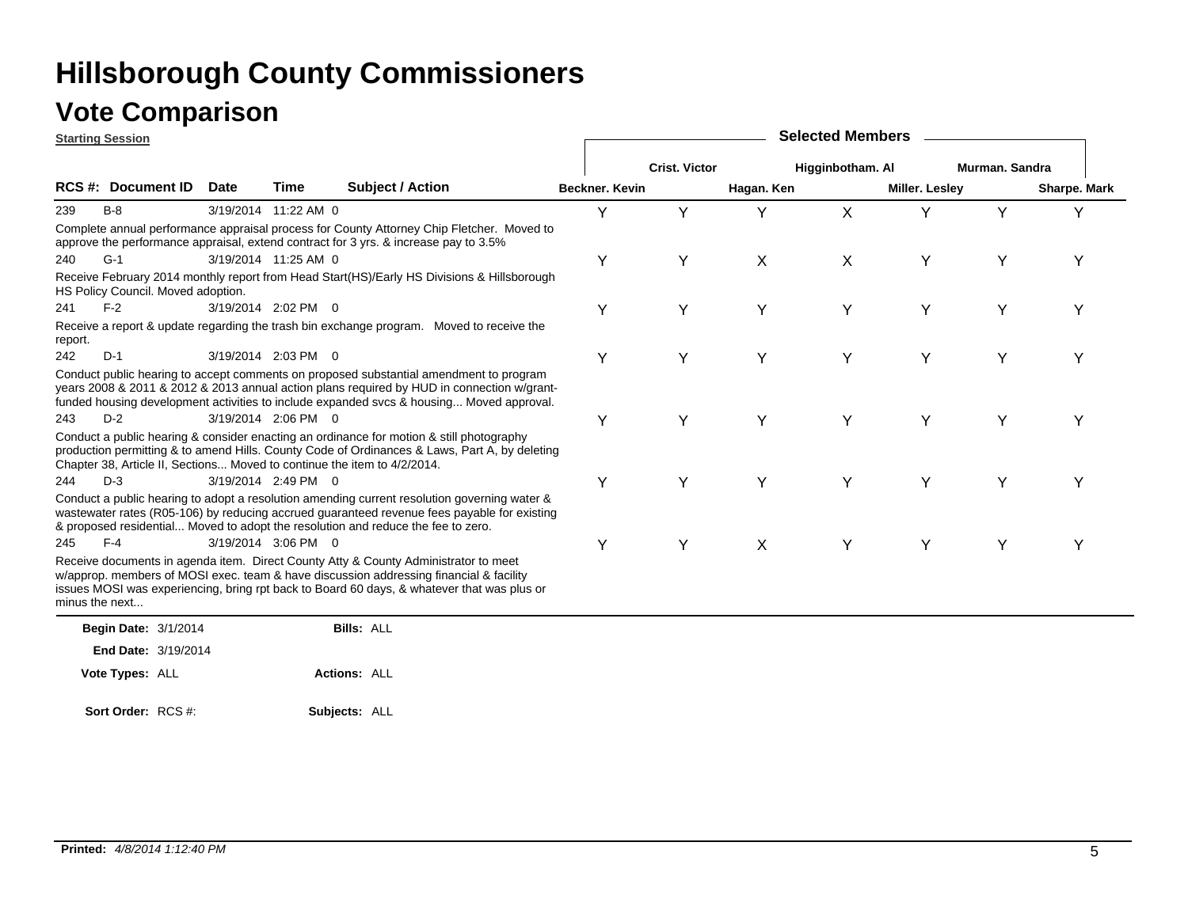# Hillsborough County Commissioners

## Vote Comparison

**Starting Session**

| RCS #: | Document ID | Date | Time | | Subject / Action | Beckner. Kevin | Crist. Victor | Hagan. Ken | Higginbotham. Al | Miller. Lesley | Murman. Sandra | Sharpe. Mark |
|---|---|---|---|---|---|---|---|---|---|---|---|---|
| 239 | B-8 | 3/19/2014 | 11:22 AM | 0 | Complete annual performance appraisal process for County Attorney Chip Fletcher. Moved to approve the performance appraisal, extend contract for 3 yrs. & increase pay to 3.5% | Y | Y | Y | X | Y | Y | Y |
| 240 | G-1 | 3/19/2014 | 11:25 AM | 0 | Receive February 2014 monthly report from Head Start(HS)/Early HS Divisions & Hillsborough HS Policy Council. Moved adoption. | Y | Y | X | X | Y | Y | Y |
| 241 | F-2 | 3/19/2014 | 2:02 PM | 0 | Receive a report & update regarding the trash bin exchange program. Moved to receive the report. | Y | Y | Y | Y | Y | Y | Y |
| 242 | D-1 | 3/19/2014 | 2:03 PM | 0 | Conduct public hearing to accept comments on proposed substantial amendment to program years 2008 & 2011 & 2012 & 2013 annual action plans required by HUD in connection w/grant-funded housing development activities to include expanded svcs & housing... Moved approval. | Y | Y | Y | Y | Y | Y | Y |
| 243 | D-2 | 3/19/2014 | 2:06 PM | 0 | Conduct a public hearing & consider enacting an ordinance for motion & still photography production permitting & to amend Hills. County Code of Ordinances & Laws, Part A, by deleting Chapter 38, Article II, Sections... Moved to continue the item to 4/2/2014. | Y | Y | Y | Y | Y | Y | Y |
| 244 | D-3 | 3/19/2014 | 2:49 PM | 0 | Conduct a public hearing to adopt a resolution amending current resolution governing water & wastewater rates (R05-106) by reducing accrued guaranteed revenue fees payable for existing & proposed residential... Moved to adopt the resolution and reduce the fee to zero. | Y | Y | Y | Y | Y | Y | Y |
| 245 | F-4 | 3/19/2014 | 3:06 PM | 0 | Receive documents in agenda item. Direct County Atty & County Administrator to meet w/approp. members of MOSI exec. team & have discussion addressing financial & facility issues MOSI was experiencing, bring rpt back to Board 60 days, & whatever that was plus or minus the next... | Y | Y | X | Y | Y | Y | Y |

**Begin Date:** 3/1/2014 **Bills:** ALL

**End Date:** 3/19/2014

**Vote Types:** ALL **Actions:** ALL

**Sort Order:** RCS #: **Subjects:** ALL

**Printed:** *4/8/2014 1:12:40 PM*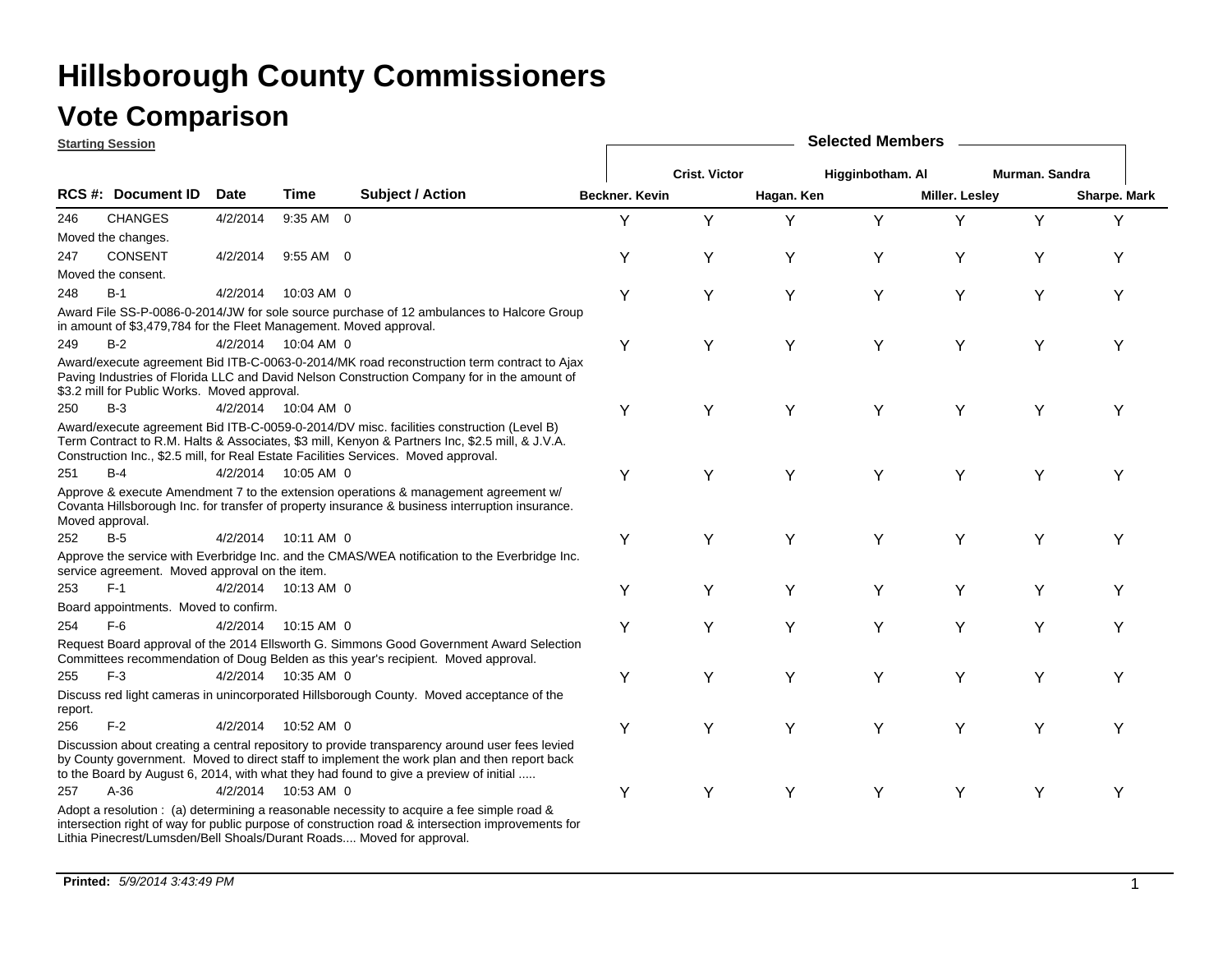# Hillsborough County Commissioners

## Vote Comparison

**Starting Session**

| RCS # | Document ID | Date | Time | Subject / Action | Beckner. Kevin | Crist. Victor | Hagan. Ken | Higginbotham. Al | Miller. Lesley | Murman. Sandra | Sharpe. Mark |
|---|---|---|---|---|---|---|---|---|---|---|---|
| 246 | CHANGES | 4/2/2014 | 9:35 AM | 0 | Y | Y | Y | Y | Y | Y | Y |
| | Moved the changes. | | | | | | | | | | |
| 247 | CONSENT | 4/2/2014 | 9:55 AM | 0 | Y | Y | Y | Y | Y | Y | Y |
| | Moved the consent. | | | | | | | | | | |
| 248 | B-1 | 4/2/2014 | 10:03 AM | 0 | Y | Y | Y | Y | Y | Y | Y |
| | Award File SS-P-0086-0-2014/JW for sole source purchase of 12 ambulances to Halcore Group in amount of $3,479,784 for the Fleet Management. Moved approval. | | | | | | | | | | |
| 249 | B-2 | 4/2/2014 | 10:04 AM | 0 | Y | Y | Y | Y | Y | Y | Y |
| | Award/execute agreement Bid ITB-C-0063-0-2014/MK road reconstruction term contract to Ajax Paving Industries of Florida LLC and David Nelson Construction Company for in the amount of $3.2 mill for Public Works. Moved approval. | | | | | | | | | | |
| 250 | B-3 | 4/2/2014 | 10:04 AM | 0 | Y | Y | Y | Y | Y | Y | Y |
| | Award/execute agreement Bid ITB-C-0059-0-2014/DV misc. facilities construction (Level B) Term Contract to R.M. Halts & Associates, $3 mill, Kenyon & Partners Inc, $2.5 mill, & J.V.A. Construction Inc., $2.5 mill, for Real Estate Facilities Services. Moved approval. | | | | | | | | | | |
| 251 | B-4 | 4/2/2014 | 10:05 AM | 0 | Y | Y | Y | Y | Y | Y | Y |
| | Approve & execute Amendment 7 to the extension operations & management agreement w/ Covanta Hillsborough Inc. for transfer of property insurance & business interruption insurance. Moved approval. | | | | | | | | | | |
| 252 | B-5 | 4/2/2014 | 10:11 AM | 0 | Y | Y | Y | Y | Y | Y | Y |
| | Approve the service with Everbridge Inc. and the CMAS/WEA notification to the Everbridge Inc. service agreement. Moved approval on the item. | | | | | | | | | | |
| 253 | F-1 | 4/2/2014 | 10:13 AM | 0 | Y | Y | Y | Y | Y | Y | Y |
| | Board appointments. Moved to confirm. | | | | | | | | | | |
| 254 | F-6 | 4/2/2014 | 10:15 AM | 0 | Y | Y | Y | Y | Y | Y | Y |
| | Request Board approval of the 2014 Ellsworth G. Simmons Good Government Award Selection Committees recommendation of Doug Belden as this year's recipient. Moved approval. | | | | | | | | | | |
| 255 | F-3 | 4/2/2014 | 10:35 AM | 0 | Y | Y | Y | Y | Y | Y | Y |
| | Discuss red light cameras in unincorporated Hillsborough County. Moved acceptance of the report. | | | | | | | | | | |
| 256 | F-2 | 4/2/2014 | 10:52 AM | 0 | Y | Y | Y | Y | Y | Y | Y |
| | Discussion about creating a central repository to provide transparency around user fees levied by County government. Moved to direct staff to implement the work plan and then report back to the Board by August 6, 2014, with what they had found to give a preview of initial ..... | | | | | | | | | | |
| 257 | A-36 | 4/2/2014 | 10:53 AM | 0 | Y | Y | Y | Y | Y | Y | Y |
| | Adopt a resolution : (a) determining a reasonable necessity to acquire a fee simple road & intersection right of way for public purpose of construction road & intersection improvements for Lithia Pinecrest/Lumsden/Bell Shoals/Durant Roads.... Moved for approval. | | | | | | | | | | |

**Printed:** *5/9/2014 3:43:49 PM*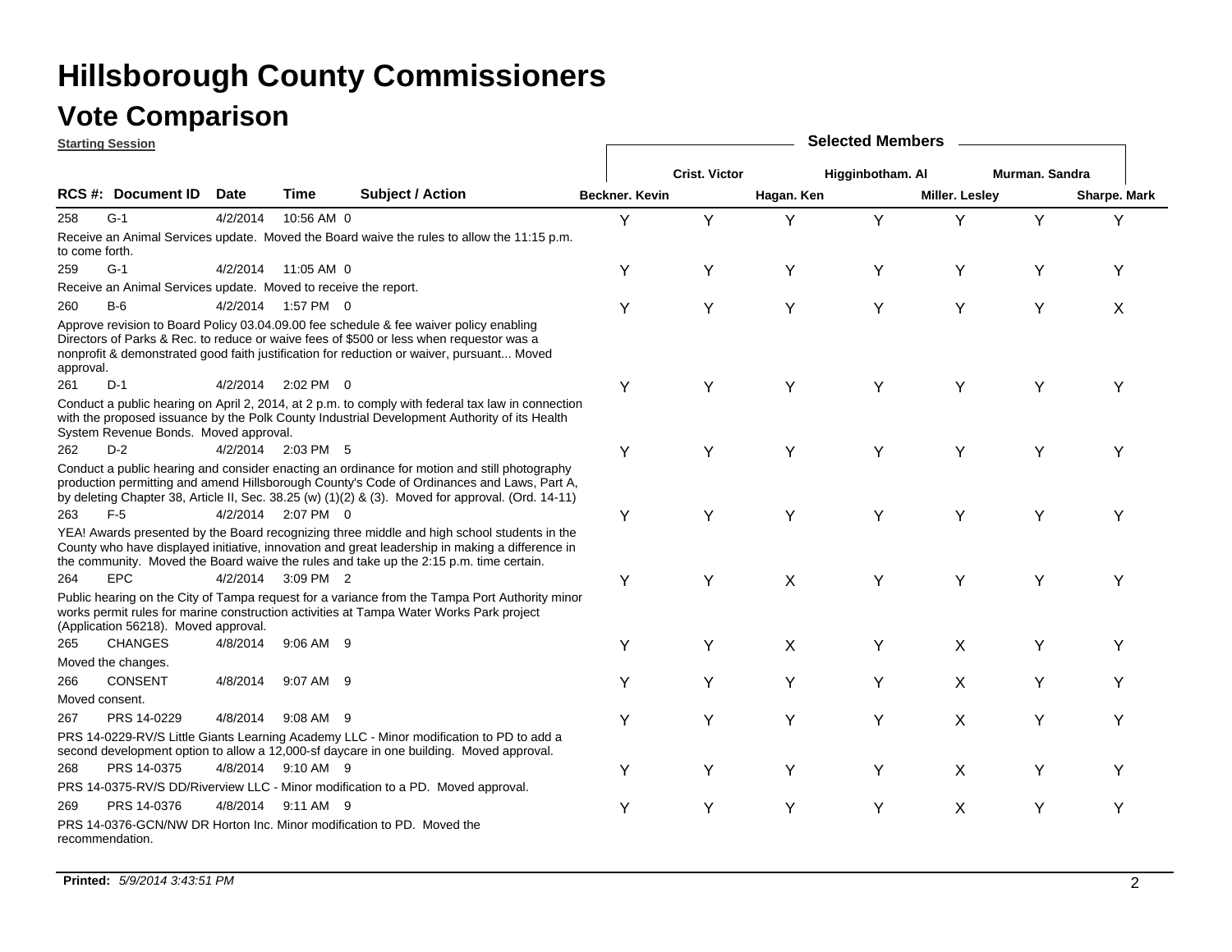# Hillsborough County Commissioners

## Vote Comparison

**Starting Session**

| RCS #: | Document ID | Date | Time | | Subject / Action | Beckner. Kevin | Crist. Victor | Hagan. Ken | Higginbotham. Al | Miller. Lesley | Murman. Sandra | Sharpe. Mark |
|---|---|---|---|---|---|---|---|---|---|---|---|---|
| 258 | G-1 | 4/2/2014 | 10:56 AM | 0 | Receive an Animal Services update. Moved the Board waive the rules to allow the 11:15 p.m. to come forth. | Y | Y | Y | Y | Y | Y | Y |
| 259 | G-1 | 4/2/2014 | 11:05 AM | 0 | Receive an Animal Services update. Moved to receive the report. | Y | Y | Y | Y | Y | Y | Y |
| 260 | B-6 | 4/2/2014 | 1:57 PM | 0 | Approve revision to Board Policy 03.04.09.00 fee schedule & fee waiver policy enabling Directors of Parks & Rec. to reduce or waive fees of $500 or less when requestor was a nonprofit & demonstrated good faith justification for reduction or waiver, pursuant... Moved approval. | Y | Y | Y | Y | Y | Y | X |
| 261 | D-1 | 4/2/2014 | 2:02 PM | 0 | Conduct a public hearing on April 2, 2014, at 2 p.m. to comply with federal tax law in connection with the proposed issuance by the Polk County Industrial Development Authority of its Health System Revenue Bonds. Moved approval. | Y | Y | Y | Y | Y | Y | Y |
| 262 | D-2 | 4/2/2014 | 2:03 PM | 5 | Conduct a public hearing and consider enacting an ordinance for motion and still photography production permitting and amend Hillsborough County's Code of Ordinances and Laws, Part A, by deleting Chapter 38, Article II, Sec. 38.25 (w) (1)(2) & (3). Moved for approval. (Ord. 14-11) | Y | Y | Y | Y | Y | Y | Y |
| 263 | F-5 | 4/2/2014 | 2:07 PM | 0 | YEA! Awards presented by the Board recognizing three middle and high school students in the County who have displayed initiative, innovation and great leadership in making a difference in the community. Moved the Board waive the rules and take up the 2:15 p.m. time certain. | Y | Y | Y | Y | Y | Y | Y |
| 264 | EPC | 4/2/2014 | 3:09 PM | 2 | Public hearing on the City of Tampa request for a variance from the Tampa Port Authority minor works permit rules for marine construction activities at Tampa Water Works Park project (Application 56218). Moved approval. | Y | Y | X | Y | Y | Y | Y |
| 265 | CHANGES | 4/8/2014 | 9:06 AM | 9 | Moved the changes. | Y | Y | X | Y | X | Y | Y |
| 266 | CONSENT | 4/8/2014 | 9:07 AM | 9 | Moved consent. | Y | Y | Y | Y | X | Y | Y |
| 267 | PRS 14-0229 | 4/8/2014 | 9:08 AM | 9 | PRS 14-0229-RV/S Little Giants Learning Academy LLC - Minor modification to PD to add a second development option to allow a 12,000-sf daycare in one building. Moved approval. | Y | Y | Y | Y | X | Y | Y |
| 268 | PRS 14-0375 | 4/8/2014 | 9:10 AM | 9 | PRS 14-0375-RV/S DD/Riverview LLC - Minor modification to a PD. Moved approval. | Y | Y | Y | Y | X | Y | Y |
| 269 | PRS 14-0376 | 4/8/2014 | 9:11 AM | 9 | PRS 14-0376-GCN/NW DR Horton Inc. Minor modification to PD. Moved the recommendation. | Y | Y | Y | Y | X | Y | Y |

**Printed:** *5/9/2014 3:43:51 PM*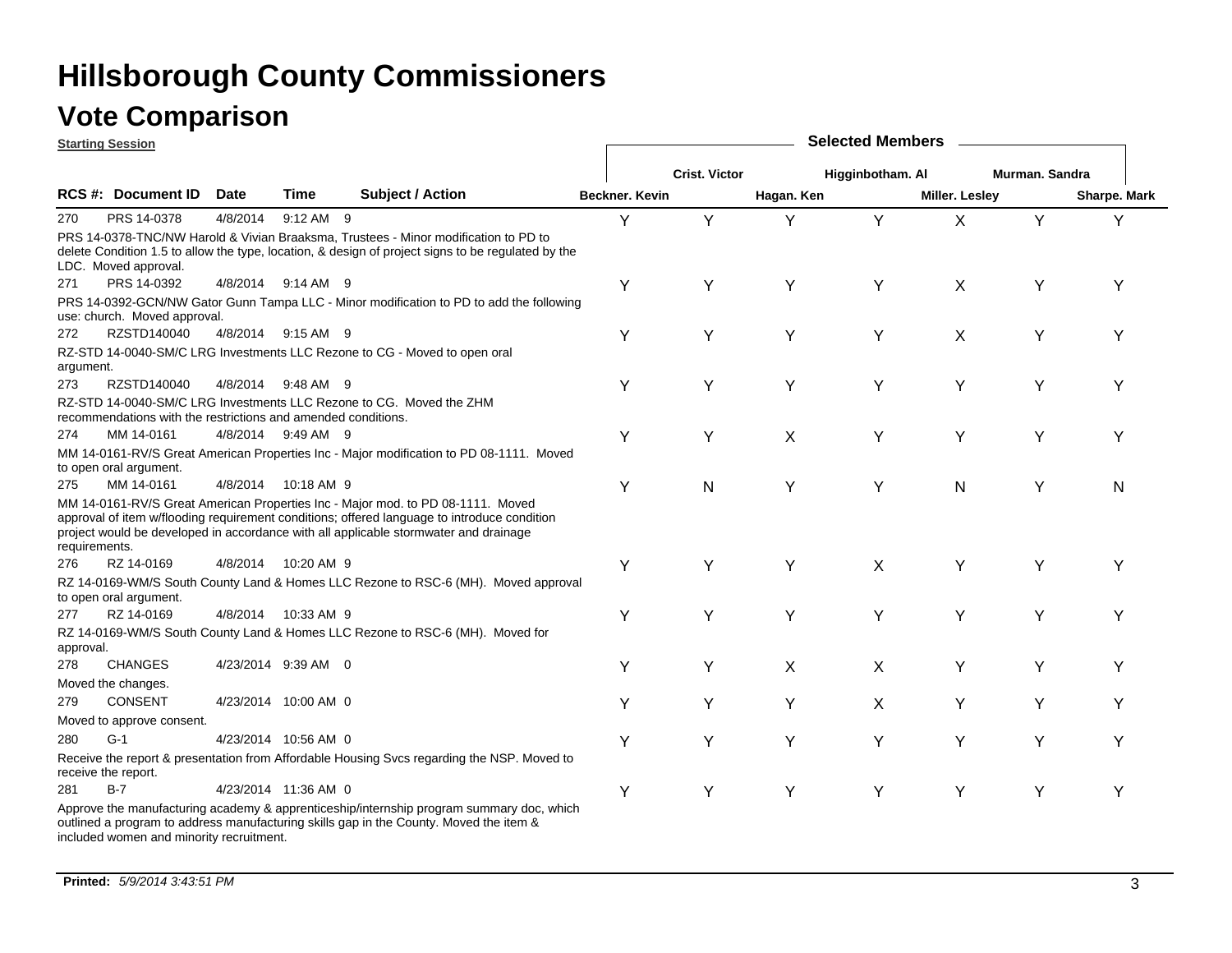# Hillsborough County Commissioners

## Vote Comparison

**Starting Session**

| RCS #: | Document ID | Date | Time | | Subject / Action | Beckner. Kevin | Crist. Victor | Hagan. Ken | Higginbotham. Al | Miller. Lesley | Murman. Sandra | Sharpe. Mark |
|---|---|---|---|---|---|---|---|---|---|---|---|---|
| 270 | PRS 14-0378 | 4/8/2014 | 9:12 AM | 9 | PRS 14-0378-TNC/NW Harold & Vivian Braaksma, Trustees - Minor modification to PD to delete Condition 1.5 to allow the type, location, & design of project signs to be regulated by the LDC. Moved approval. | Y | Y | Y | Y | X | Y | Y |
| 271 | PRS 14-0392 | 4/8/2014 | 9:14 AM | 9 | PRS 14-0392-GCN/NW Gator Gunn Tampa LLC - Minor modification to PD to add the following use: church. Moved approval. | Y | Y | Y | Y | X | Y | Y |
| 272 | RZSTD140040 | 4/8/2014 | 9:15 AM | 9 | RZ-STD 14-0040-SM/C LRG Investments LLC Rezone to CG - Moved to open oral argument. | Y | Y | Y | Y | X | Y | Y |
| 273 | RZSTD140040 | 4/8/2014 | 9:48 AM | 9 | RZ-STD 14-0040-SM/C LRG Investments LLC Rezone to CG. Moved the ZHM recommendations with the restrictions and amended conditions. | Y | Y | Y | Y | Y | Y | Y |
| 274 | MM 14-0161 | 4/8/2014 | 9:49 AM | 9 | MM 14-0161-RV/S Great American Properties Inc - Major modification to PD 08-1111. Moved to open oral argument. | Y | Y | X | Y | Y | Y | Y |
| 275 | MM 14-0161 | 4/8/2014 | 10:18 AM | 9 | MM 14-0161-RV/S Great American Properties Inc - Major mod. to PD 08-1111. Moved approval of item w/flooding requirement conditions; offered language to introduce condition project would be developed in accordance with all applicable stormwater and drainage requirements. | Y | N | Y | Y | N | Y | N |
| 276 | RZ 14-0169 | 4/8/2014 | 10:20 AM | 9 | RZ 14-0169-WM/S South County Land & Homes LLC Rezone to RSC-6 (MH). Moved approval to open oral argument. | Y | Y | Y | X | Y | Y | Y |
| 277 | RZ 14-0169 | 4/8/2014 | 10:33 AM | 9 | RZ 14-0169-WM/S South County Land & Homes LLC Rezone to RSC-6 (MH). Moved for approval. | Y | Y | Y | Y | Y | Y | Y |
| 278 | CHANGES | 4/23/2014 | 9:39 AM | 0 | Moved the changes. | Y | Y | X | X | Y | Y | Y |
| 279 | CONSENT | 4/23/2014 | 10:00 AM | 0 | Moved to approve consent. | Y | Y | Y | X | Y | Y | Y |
| 280 | G-1 | 4/23/2014 | 10:56 AM | 0 | Receive the report & presentation from Affordable Housing Svcs regarding the NSP. Moved to receive the report. | Y | Y | Y | Y | Y | Y | Y |
| 281 | B-7 | 4/23/2014 | 11:36 AM | 0 | Approve the manufacturing academy & apprenticeship/internship program summary doc, which outlined a program to address manufacturing skills gap in the County. Moved the item & included women and minority recruitment. | Y | Y | Y | Y | Y | Y | Y |

**Printed:** *5/9/2014 3:43:51 PM*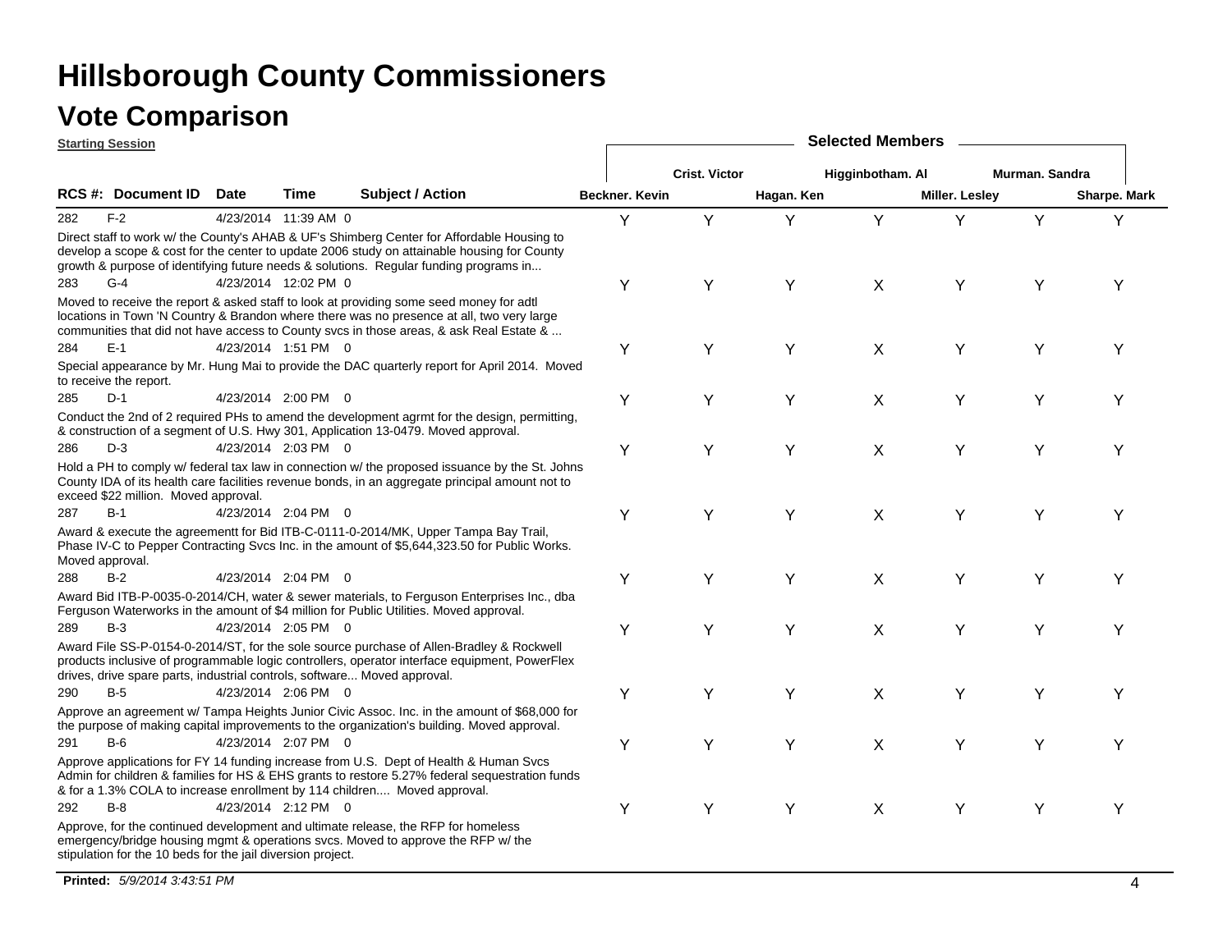# Hillsborough County Commissioners

## Vote Comparison

**Starting Session**

| RCS #: | Document ID | Date | Time | Subject / Action | Beckner. Kevin | Crist. Victor | Hagan. Ken | Higginbotham. Al | Miller. Lesley | Murman. Sandra | Sharpe. Mark |
|---|---|---|---|---|---|---|---|---|---|---|---|
| 282 | F-2 | 4/23/2014 | 11:39 AM | 0 Direct staff to work w/ the County's AHAB & UF's Shimberg Center for Affordable Housing to develop a scope & cost for the center to update 2006 study on attainable housing for County growth & purpose of identifying future needs & solutions. Regular funding programs in... | Y | Y | Y | Y | Y | Y | Y |
| 283 | G-4 | 4/23/2014 | 12:02 PM | 0 Moved to receive the report & asked staff to look at providing some seed money for adtl locations in Town 'N Country & Brandon where there was no presence at all, two very large communities that did not have access to County svcs in those areas, & ask Real Estate & ... | Y | Y | Y | X | Y | Y | Y |
| 284 | E-1 | 4/23/2014 | 1:51 PM | 0 Special appearance by Mr. Hung Mai to provide the DAC quarterly report for April 2014. Moved to receive the report. | Y | Y | Y | X | Y | Y | Y |
| 285 | D-1 | 4/23/2014 | 2:00 PM | 0 Conduct the 2nd of 2 required PHs to amend the development agrmt for the design, permitting, & construction of a segment of U.S. Hwy 301, Application 13-0479. Moved approval. | Y | Y | Y | X | Y | Y | Y |
| 286 | D-3 | 4/23/2014 | 2:03 PM | 0 Hold a PH to comply w/ federal tax law in connection w/ the proposed issuance by the St. Johns County IDA of its health care facilities revenue bonds, in an aggregate principal amount not to exceed $22 million. Moved approval. | Y | Y | Y | X | Y | Y | Y |
| 287 | B-1 | 4/23/2014 | 2:04 PM | 0 Award & execute the agreementt for Bid ITB-C-0111-0-2014/MK, Upper Tampa Bay Trail, Phase IV-C to Pepper Contracting Svcs Inc. in the amount of $5,644,323.50 for Public Works. Moved approval. | Y | Y | Y | X | Y | Y | Y |
| 288 | B-2 | 4/23/2014 | 2:04 PM | 0 Award Bid ITB-P-0035-0-2014/CH, water & sewer materials, to Ferguson Enterprises Inc., dba Ferguson Waterworks in the amount of $4 million for Public Utilities. Moved approval. | Y | Y | Y | X | Y | Y | Y |
| 289 | B-3 | 4/23/2014 | 2:05 PM | 0 Award File SS-P-0154-0-2014/ST, for the sole source purchase of Allen-Bradley & Rockwell products inclusive of programmable logic controllers, operator interface equipment, PowerFlex drives, drive spare parts, industrial controls, software... Moved approval. | Y | Y | Y | X | Y | Y | Y |
| 290 | B-5 | 4/23/2014 | 2:06 PM | 0 Approve an agreement w/ Tampa Heights Junior Civic Assoc. Inc. in the amount of $68,000 for the purpose of making capital improvements to the organization's building. Moved approval. | Y | Y | Y | X | Y | Y | Y |
| 291 | B-6 | 4/23/2014 | 2:07 PM | 0 Approve applications for FY 14 funding increase from U.S. Dept of Health & Human Svcs Admin for children & families for HS & EHS grants to restore 5.27% federal sequestration funds & for a 1.3% COLA to increase enrollment by 114 children.... Moved approval. | Y | Y | Y | X | Y | Y | Y |
| 292 | B-8 | 4/23/2014 | 2:12 PM | 0 Approve, for the continued development and ultimate release, the RFP for homeless emergency/bridge housing mgmt & operations svcs. Moved to approve the RFP w/ the stipulation for the 10 beds for the jail diversion project. | Y | Y | Y | X | Y | Y | Y |

**Printed:** *5/9/2014 3:43:51 PM*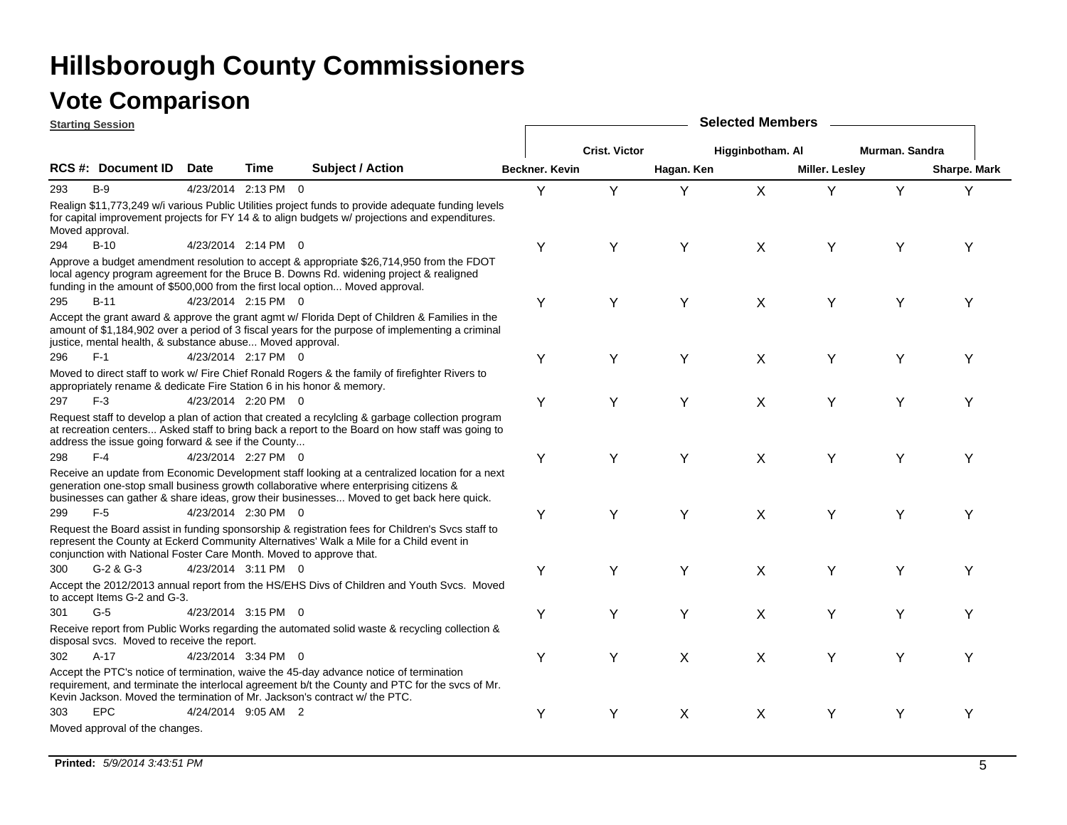# Hillsborough County Commissioners

## Vote Comparison

**Starting Session**

| RCS # | Document ID | Date | Time | | Subject / Action | Beckner. Kevin | Crist. Victor | Hagan. Ken | Higginbotham. Al | Miller. Lesley | Murman. Sandra | Sharpe. Mark |
|---|---|---|---|---|---|---|---|---|---|---|---|---|
| 293 | B-9 | 4/23/2014 | 2:13 PM | 0 | Realign $11,773,249 w/i various Public Utilities project funds to provide adequate funding levels for capital improvement projects for FY 14 & to align budgets w/ projections and expenditures. Moved approval. | Y | Y | Y | X | Y | Y | Y |
| 294 | B-10 | 4/23/2014 | 2:14 PM | 0 | Approve a budget amendment resolution to accept & appropriate $26,714,950 from the FDOT local agency program agreement for the Bruce B. Downs Rd. widening project & realigned funding in the amount of $500,000 from the first local option... Moved approval. | Y | Y | Y | X | Y | Y | Y |
| 295 | B-11 | 4/23/2014 | 2:15 PM | 0 | Accept the grant award & approve the grant agmt w/ Florida Dept of Children & Families in the amount of $1,184,902 over a period of 3 fiscal years for the purpose of implementing a criminal justice, mental health, & substance abuse... Moved approval. | Y | Y | Y | X | Y | Y | Y |
| 296 | F-1 | 4/23/2014 | 2:17 PM | 0 | Moved to direct staff to work w/ Fire Chief Ronald Rogers & the family of firefighter Rivers to appropriately rename & dedicate Fire Station 6 in his honor & memory. | Y | Y | Y | X | Y | Y | Y |
| 297 | F-3 | 4/23/2014 | 2:20 PM | 0 | Request staff to develop a plan of action that created a recylcling & garbage collection program at recreation centers... Asked staff to bring back a report to the Board on how staff was going to address the issue going forward & see if the County... | Y | Y | Y | X | Y | Y | Y |
| 298 | F-4 | 4/23/2014 | 2:27 PM | 0 | Receive an update from Economic Development staff looking at a centralized location for a next generation one-stop small business growth collaborative where enterprising citizens & businesses can gather & share ideas, grow their businesses... Moved to get back here quick. | Y | Y | Y | X | Y | Y | Y |
| 299 | F-5 | 4/23/2014 | 2:30 PM | 0 | Request the Board assist in funding sponsorship & registration fees for Children's Svcs staff to represent the County at Eckerd Community Alternatives' Walk a Mile for a Child event in conjunction with National Foster Care Month. Moved to approve that. | Y | Y | Y | X | Y | Y | Y |
| 300 | G-2 & G-3 | 4/23/2014 | 3:11 PM | 0 | Accept the 2012/2013 annual report from the HS/EHS Divs of Children and Youth Svcs. Moved to accept Items G-2 and G-3. | Y | Y | Y | X | Y | Y | Y |
| 301 | G-5 | 4/23/2014 | 3:15 PM | 0 | Receive report from Public Works regarding the automated solid waste & recycling collection & disposal svcs. Moved to receive the report. | Y | Y | Y | X | Y | Y | Y |
| 302 | A-17 | 4/23/2014 | 3:34 PM | 0 | Accept the PTC's notice of termination, waive the 45-day advance notice of termination requirement, and terminate the interlocal agreement b/t the County and PTC for the svcs of Mr. Kevin Jackson. Moved the termination of Mr. Jackson's contract w/ the PTC. | Y | Y | X | X | Y | Y | Y |
| 303 | EPC | 4/24/2014 | 9:05 AM | 2 | Moved approval of the changes. | Y | Y | X | X | Y | Y | Y |

**Printed:** *5/9/2014 3:43:51 PM*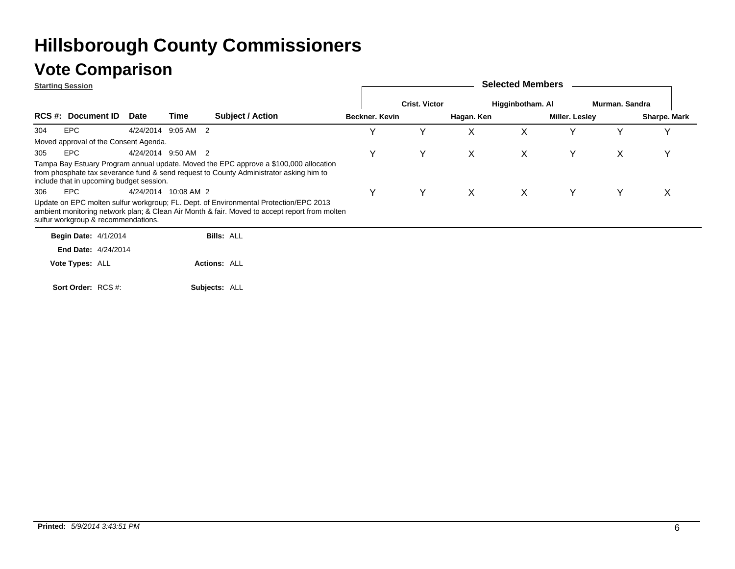# Hillsborough County Commissioners

## Vote Comparison

**Starting Session**

| RCS #: | Document ID | Date | Time | Subject / Action | Beckner. Kevin | Crist. Victor | Hagan. Ken | Higginbotham. Al | Miller. Lesley | Murman. Sandra | Sharpe. Mark |
|---|---|---|---|---|---|---|---|---|---|---|---|
| 304 | EPC | 4/24/2014 | 9:05 AM | 2 | Y | Y | X | X | Y | Y | Y |
| | Moved approval of the Consent Agenda. | | | | | | | | | | |
| 305 | EPC | 4/24/2014 | 9:50 AM | 2 | Y | Y | X | X | Y | X | Y |
| | Tampa Bay Estuary Program annual update. Moved the EPC approve a $100,000 allocation from phosphate tax severance fund & send request to County Administrator asking him to include that in upcoming budget session. | | | | | | | | | | |
| 306 | EPC | 4/24/2014 | 10:08 AM | 2 | Y | Y | X | X | Y | Y | X |
| | Update on EPC molten sulfur workgroup; FL. Dept. of Environmental Protection/EPC 2013 ambient monitoring network plan; & Clean Air Month & fair. Moved to accept report from molten sulfur workgroup & recommendations. | | | | | | | | | | |

**Begin Date:** 4/1/2014 **Bills:** ALL

**End Date:** 4/24/2014

**Vote Types:** ALL **Actions:** ALL

**Sort Order:** RCS #: **Subjects:** ALL

**Printed:** *5/9/2014 3:43:51 PM*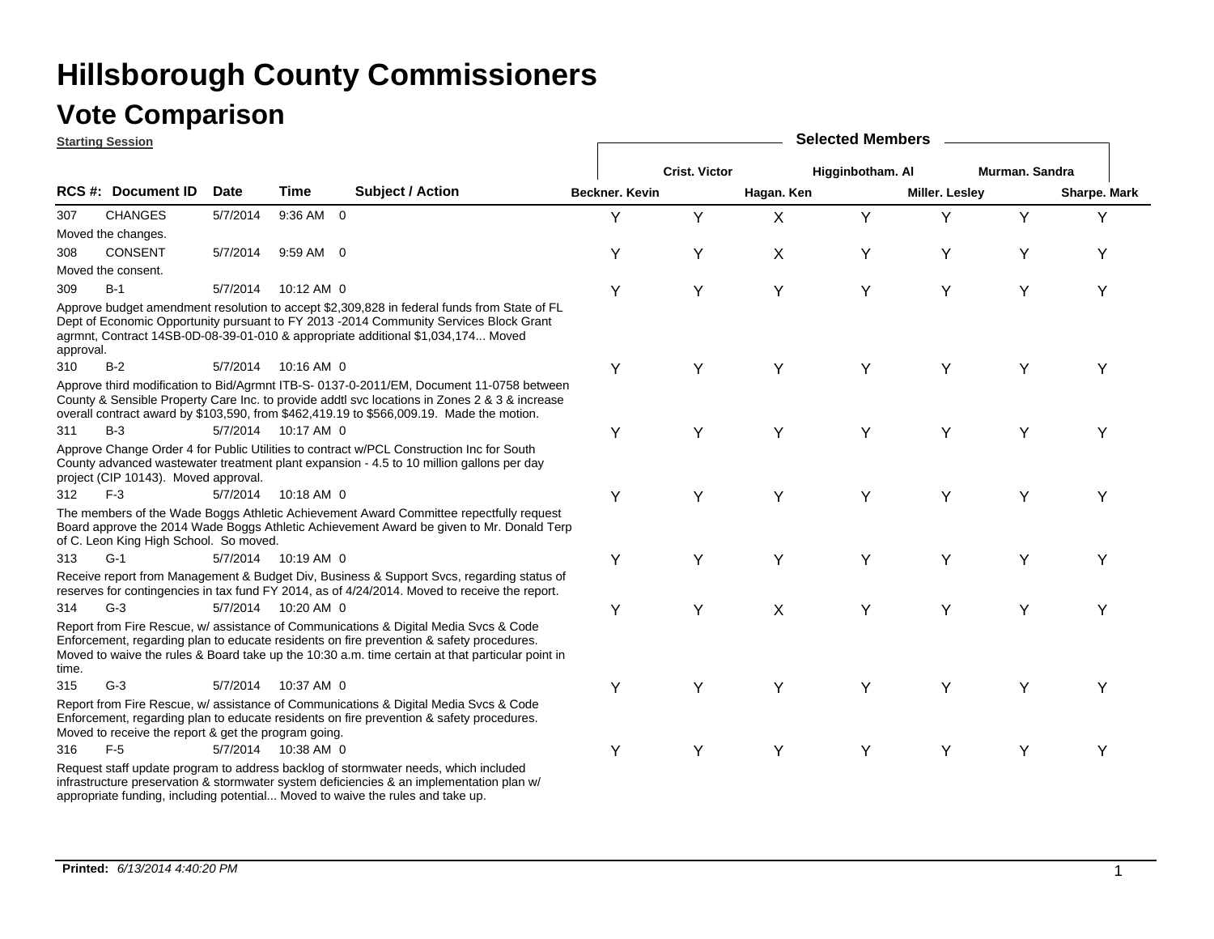# Hillsborough County Commissioners

## Vote Comparison

**Starting Session**

| RCS # | Document ID | Date | Time | Subject / Action | Beckner. Kevin | Crist. Victor | Hagan. Ken | Higginbotham. Al | Miller. Lesley | Murman. Sandra | Sharpe. Mark |
|---|---|---|---|---|---|---|---|---|---|---|---|
| 307 | CHANGES | 5/7/2014 | 9:36 AM | 0 | Y | Y | X | Y | Y | Y | Y |
| | Moved the changes. | | | | | | | | | | |
| 308 | CONSENT | 5/7/2014 | 9:59 AM | 0 | Y | Y | X | Y | Y | Y | Y |
| | Moved the consent. | | | | | | | | | | |
| 309 | B-1 | 5/7/2014 | 10:12 AM | 0 | Y | Y | Y | Y | Y | Y | Y |
| | Approve budget amendment resolution to accept $2,309,828 in federal funds from State of FL Dept of Economic Opportunity pursuant to FY 2013 -2014 Community Services Block Grant agrmnt, Contract 14SB-0D-08-39-01-010 & appropriate additional $1,034,174... Moved approval. | | | | | | | | | | |
| 310 | B-2 | 5/7/2014 | 10:16 AM | 0 | Y | Y | Y | Y | Y | Y | Y |
| | Approve third modification to Bid/Agrmnt ITB-S- 0137-0-2011/EM, Document 11-0758 between County & Sensible Property Care Inc. to provide addtl svc locations in Zones 2 & 3 & increase overall contract award by $103,590, from $462,419.19 to $566,009.19. Made the motion. | | | | | | | | | | |
| 311 | B-3 | 5/7/2014 | 10:17 AM | 0 | Y | Y | Y | Y | Y | Y | Y |
| | Approve Change Order 4 for Public Utilities to contract w/PCL Construction Inc for South County advanced wastewater treatment plant expansion - 4.5 to 10 million gallons per day project (CIP 10143). Moved approval. | | | | | | | | | | |
| 312 | F-3 | 5/7/2014 | 10:18 AM | 0 | Y | Y | Y | Y | Y | Y | Y |
| | The members of the Wade Boggs Athletic Achievement Award Committee repectfully request Board approve the 2014 Wade Boggs Athletic Achievement Award be given to Mr. Donald Terp of C. Leon King High School. So moved. | | | | | | | | | | |
| 313 | G-1 | 5/7/2014 | 10:19 AM | 0 | Y | Y | Y | Y | Y | Y | Y |
| | Receive report from Management & Budget Div, Business & Support Svcs, regarding status of reserves for contingencies in tax fund FY 2014, as of 4/24/2014. Moved to receive the report. | | | | | | | | | | |
| 314 | G-3 | 5/7/2014 | 10:20 AM | 0 | Y | Y | X | Y | Y | Y | Y |
| | Report from Fire Rescue, w/ assistance of Communications & Digital Media Svcs & Code Enforcement, regarding plan to educate residents on fire prevention & safety procedures. Moved to waive the rules & Board take up the 10:30 a.m. time certain at that particular point in time. | | | | | | | | | | |
| 315 | G-3 | 5/7/2014 | 10:37 AM | 0 | Y | Y | Y | Y | Y | Y | Y |
| | Report from Fire Rescue, w/ assistance of Communications & Digital Media Svcs & Code Enforcement, regarding plan to educate residents on fire prevention & safety procedures. Moved to receive the report & get the program going. | | | | | | | | | | |
| 316 | F-5 | 5/7/2014 | 10:38 AM | 0 | Y | Y | Y | Y | Y | Y | Y |
| | Request staff update program to address backlog of stormwater needs, which included infrastructure preservation & stormwater system deficiencies & an implementation plan w/ appropriate funding, including potential... Moved to waive the rules and take up. | | | | | | | | | | |

**Printed:** *6/13/2014 4:40:20 PM*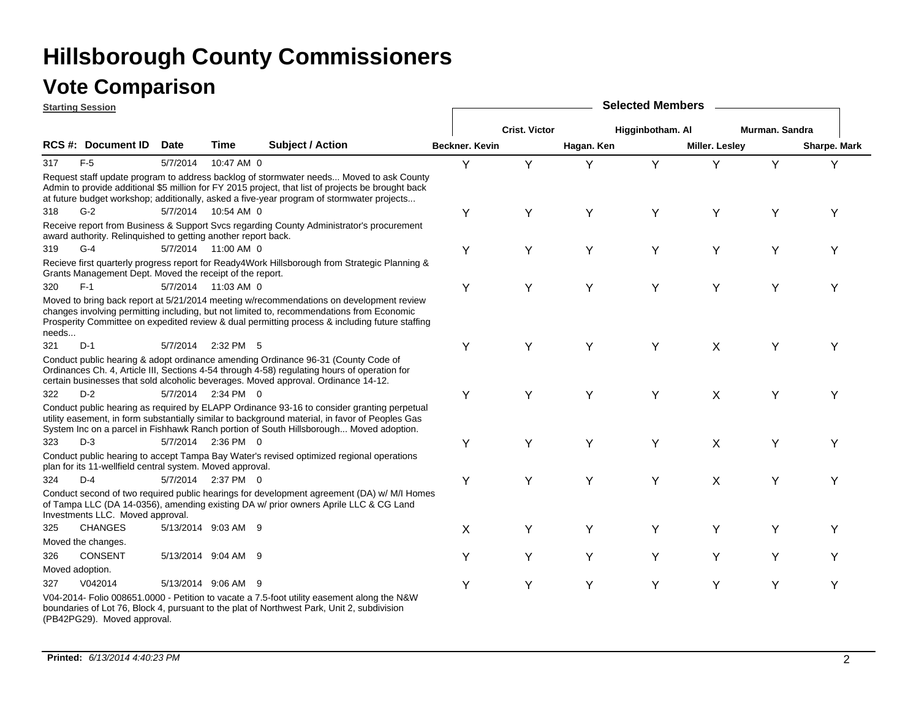# Hillsborough County Commissioners

## Vote Comparison

**Starting Session**

| RCS #: | Document ID | Date | Time | | Subject / Action | Beckner. Kevin | Crist. Victor | Hagan. Ken | Higginbotham. Al | Miller. Lesley | Murman. Sandra | Sharpe. Mark |
|---|---|---|---|---|---|---|---|---|---|---|---|---|
| 317 | F-5 | 5/7/2014 | 10:47 AM | 0 | Request staff update program to address backlog of stormwater needs... Moved to ask County Admin to provide additional $5 million for FY 2015 project, that list of projects be brought back at future budget workshop; additionally, asked a five-year program of stormwater projects... | Y | Y | Y | Y | Y | Y | Y |
| 318 | G-2 | 5/7/2014 | 10:54 AM | 0 | Receive report from Business & Support Svcs regarding County Administrator's procurement award authority. Relinquished to getting another report back. | Y | Y | Y | Y | Y | Y | Y |
| 319 | G-4 | 5/7/2014 | 11:00 AM | 0 | Recieve first quarterly progress report for Ready4Work Hillsborough from Strategic Planning & Grants Management Dept. Moved the receipt of the report. | Y | Y | Y | Y | Y | Y | Y |
| 320 | F-1 | 5/7/2014 | 11:03 AM | 0 | Moved to bring back report at 5/21/2014 meeting w/recommendations on development review changes involving permitting including, but not limited to, recommendations from Economic Prosperity Committee on expedited review & dual permitting process & including future staffing needs... | Y | Y | Y | Y | Y | Y | Y |
| 321 | D-1 | 5/7/2014 | 2:32 PM | 5 | Conduct public hearing & adopt ordinance amending Ordinance 96-31 (County Code of Ordinances Ch. 4, Article III, Sections 4-54 through 4-58) regulating hours of operation for certain businesses that sold alcoholic beverages. Moved approval. Ordinance 14-12. | Y | Y | Y | Y | X | Y | Y |
| 322 | D-2 | 5/7/2014 | 2:34 PM | 0 | Conduct public hearing as required by ELAPP Ordinance 93-16 to consider granting perpetual utility easement, in form substantially similar to background material, in favor of Peoples Gas System Inc on a parcel in Fishhawk Ranch portion of South Hillsborough... Moved adoption. | Y | Y | Y | Y | X | Y | Y |
| 323 | D-3 | 5/7/2014 | 2:36 PM | 0 | Conduct public hearing to accept Tampa Bay Water's revised optimized regional operations plan for its 11-wellfield central system. Moved approval. | Y | Y | Y | Y | X | Y | Y |
| 324 | D-4 | 5/7/2014 | 2:37 PM | 0 | Conduct second of two required public hearings for development agreement (DA) w/ M/I Homes of Tampa LLC (DA 14-0356), amending existing DA w/ prior owners Aprile LLC & CG Land Investments LLC. Moved approval. | Y | Y | Y | Y | X | Y | Y |
| 325 | CHANGES | 5/13/2014 | 9:03 AM | 9 | Moved the changes. | X | Y | Y | Y | Y | Y | Y |
| 326 | CONSENT | 5/13/2014 | 9:04 AM | 9 | Moved adoption. | Y | Y | Y | Y | Y | Y | Y |
| 327 | V042014 | 5/13/2014 | 9:06 AM | 9 | V04-2014- Folio 008651.0000 - Petition to vacate a 7.5-foot utility easement along the N&W boundaries of Lot 76, Block 4, pursuant to the plat of Northwest Park, Unit 2, subdivision (PB42PG29). Moved approval. | Y | Y | Y | Y | Y | Y | Y |

**Printed:** *6/13/2014 4:40:23 PM*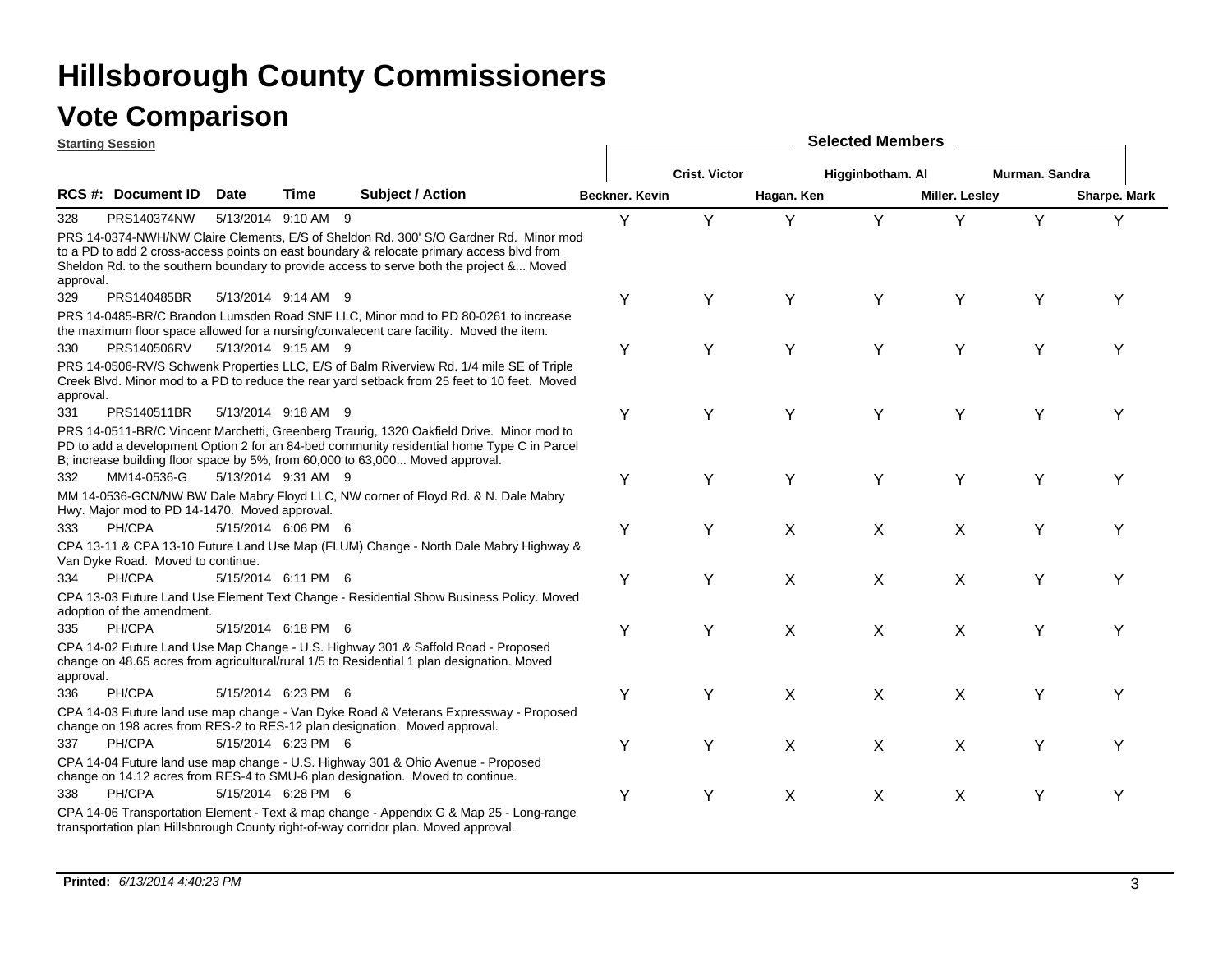# Hillsborough County Commissioners

## Vote Comparison

**Starting Session**

| RCS #: | Document ID | Date | Time | Subject / Action | Beckner. Kevin | Crist. Victor | Hagan. Ken | Higginbotham. Al | Miller. Lesley | Murman. Sandra | Sharpe. Mark |
|---|---|---|---|---|---|---|---|---|---|---|---|
| 328 | PRS140374NW | 5/13/2014 | 9:10 AM | 9 | Y | Y | Y | Y | Y | Y | Y |
| | | | | PRS 14-0374-NWH/NW Claire Clements, E/S of Sheldon Rd. 300' S/O Gardner Rd. Minor mod to a PD to add 2 cross-access points on east boundary & relocate primary access blvd from Sheldon Rd. to the southern boundary to provide access to serve both the project &... Moved approval. | | | | | | | |
| 329 | PRS140485BR | 5/13/2014 | 9:14 AM | 9 | Y | Y | Y | Y | Y | Y | Y |
| | | | | PRS 14-0485-BR/C Brandon Lumsden Road SNF LLC, Minor mod to PD 80-0261 to increase the maximum floor space allowed for a nursing/convalecent care facility. Moved the item. | | | | | | | |
| 330 | PRS140506RV | 5/13/2014 | 9:15 AM | 9 | Y | Y | Y | Y | Y | Y | Y |
| | | | | PRS 14-0506-RV/S Schwenk Properties LLC, E/S of Balm Riverview Rd. 1/4 mile SE of Triple Creek Blvd. Minor mod to a PD to reduce the rear yard setback from 25 feet to 10 feet. Moved approval. | | | | | | | |
| 331 | PRS140511BR | 5/13/2014 | 9:18 AM | 9 | Y | Y | Y | Y | Y | Y | Y |
| | | | | PRS 14-0511-BR/C Vincent Marchetti, Greenberg Traurig, 1320 Oakfield Drive. Minor mod to PD to add a development Option 2 for an 84-bed community residential home Type C in Parcel B; increase building floor space by 5%, from 60,000 to 63,000... Moved approval. | | | | | | | |
| 332 | MM14-0536-G | 5/13/2014 | 9:31 AM | 9 | Y | Y | Y | Y | Y | Y | Y |
| | | | | MM 14-0536-GCN/NW BW Dale Mabry Floyd LLC, NW corner of Floyd Rd. & N. Dale Mabry Hwy. Major mod to PD 14-1470. Moved approval. | | | | | | | |
| 333 | PH/CPA | 5/15/2014 | 6:06 PM | 6 | Y | Y | X | X | X | Y | Y |
| | | | | CPA 13-11 & CPA 13-10 Future Land Use Map (FLUM) Change - North Dale Mabry Highway & Van Dyke Road. Moved to continue. | | | | | | | |
| 334 | PH/CPA | 5/15/2014 | 6:11 PM | 6 | Y | Y | X | X | X | Y | Y |
| | | | | CPA 13-03 Future Land Use Element Text Change - Residential Show Business Policy. Moved adoption of the amendment. | | | | | | | |
| 335 | PH/CPA | 5/15/2014 | 6:18 PM | 6 | Y | Y | X | X | X | Y | Y |
| | | | | CPA 14-02 Future Land Use Map Change - U.S. Highway 301 & Saffold Road - Proposed change on 48.65 acres from agricultural/rural 1/5 to Residential 1 plan designation. Moved approval. | | | | | | | |
| 336 | PH/CPA | 5/15/2014 | 6:23 PM | 6 | Y | Y | X | X | X | Y | Y |
| | | | | CPA 14-03 Future land use map change - Van Dyke Road & Veterans Expressway - Proposed change on 198 acres from RES-2 to RES-12 plan designation. Moved approval. | | | | | | | |
| 337 | PH/CPA | 5/15/2014 | 6:23 PM | 6 | Y | Y | X | X | X | Y | Y |
| | | | | CPA 14-04 Future land use map change - U.S. Highway 301 & Ohio Avenue - Proposed change on 14.12 acres from RES-4 to SMU-6 plan designation. Moved to continue. | | | | | | | |
| 338 | PH/CPA | 5/15/2014 | 6:28 PM | 6 | Y | Y | X | X | X | Y | Y |
| | | | | CPA 14-06 Transportation Element - Text & map change - Appendix G & Map 25 - Long-range transportation plan Hillsborough County right-of-way corridor plan. Moved approval. | | | | | | | |

**Printed:** *6/13/2014 4:40:23 PM*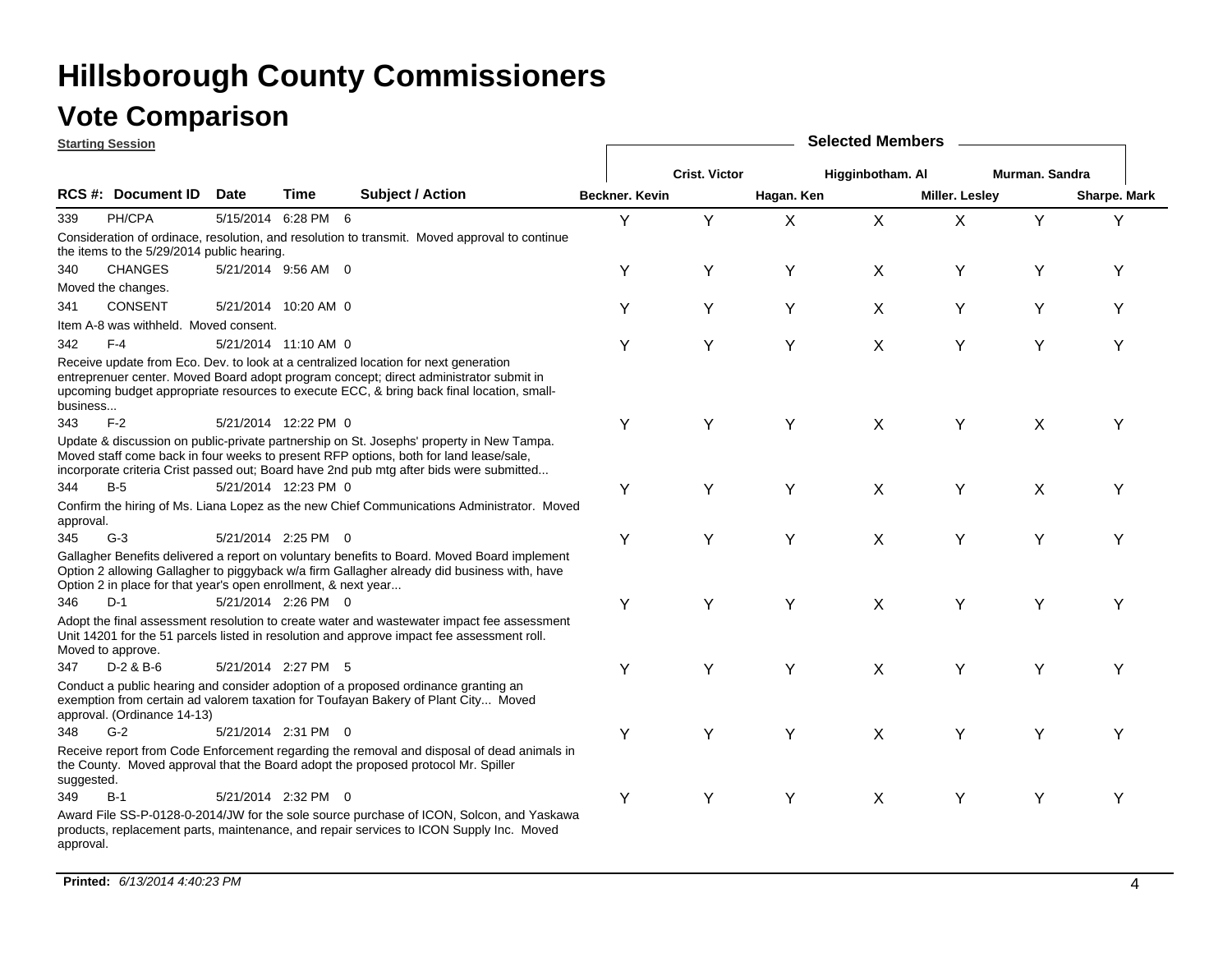# Hillsborough County Commissioners

## Vote Comparison

**Starting Session**

| RCS #: | Document ID | Date | Time | Subject / Action | Beckner. Kevin | Crist. Victor | Hagan. Ken | Higginbotham. Al | Miller. Lesley | Murman. Sandra | Sharpe. Mark |
|---|---|---|---|---|---|---|---|---|---|---|---|
| 339 | PH/CPA | 5/15/2014 | 6:28 PM | 6 | Y | Y | X | X | X | Y | Y |
| | Consideration of ordinace, resolution, and resolution to transmit. Moved approval to continue the items to the 5/29/2014 public hearing. | | | | | | | | | | |
| 340 | CHANGES | 5/21/2014 | 9:56 AM | 0 | Y | Y | Y | X | Y | Y | Y |
| | Moved the changes. | | | | | | | | | | |
| 341 | CONSENT | 5/21/2014 | 10:20 AM | 0 | Y | Y | Y | X | Y | Y | Y |
| | Item A-8 was withheld. Moved consent. | | | | | | | | | | |
| 342 | F-4 | 5/21/2014 | 11:10 AM | 0 | Y | Y | Y | X | Y | Y | Y |
| | Receive update from Eco. Dev. to look at a centralized location for next generation entreprenuer center. Moved Board adopt program concept; direct administrator submit in upcoming budget appropriate resources to execute ECC, & bring back final location, small-business... | | | | | | | | | | |
| 343 | F-2 | 5/21/2014 | 12:22 PM | 0 | Y | Y | Y | X | Y | X | Y |
| | Update & discussion on public-private partnership on St. Josephs' property in New Tampa. Moved staff come back in four weeks to present RFP options, both for land lease/sale, incorporate criteria Crist passed out; Board have 2nd pub mtg after bids were submitted... | | | | | | | | | | |
| 344 | B-5 | 5/21/2014 | 12:23 PM | 0 | Y | Y | Y | X | Y | X | Y |
| | Confirm the hiring of Ms. Liana Lopez as the new Chief Communications Administrator. Moved approval. | | | | | | | | | | |
| 345 | G-3 | 5/21/2014 | 2:25 PM | 0 | Y | Y | Y | X | Y | Y | Y |
| | Gallagher Benefits delivered a report on voluntary benefits to Board. Moved Board implement Option 2 allowing Gallagher to piggyback w/a firm Gallagher already did business with, have Option 2 in place for that year's open enrollment, & next year... | | | | | | | | | | |
| 346 | D-1 | 5/21/2014 | 2:26 PM | 0 | Y | Y | Y | X | Y | Y | Y |
| | Adopt the final assessment resolution to create water and wastewater impact fee assessment Unit 14201 for the 51 parcels listed in resolution and approve impact fee assessment roll. Moved to approve. | | | | | | | | | | |
| 347 | D-2 & B-6 | 5/21/2014 | 2:27 PM | 5 | Y | Y | Y | X | Y | Y | Y |
| | Conduct a public hearing and consider adoption of a proposed ordinance granting an exemption from certain ad valorem taxation for Toufayan Bakery of Plant City... Moved approval. (Ordinance 14-13) | | | | | | | | | | |
| 348 | G-2 | 5/21/2014 | 2:31 PM | 0 | Y | Y | Y | X | Y | Y | Y |
| | Receive report from Code Enforcement regarding the removal and disposal of dead animals in the County. Moved approval that the Board adopt the proposed protocol Mr. Spiller suggested. | | | | | | | | | | |
| 349 | B-1 | 5/21/2014 | 2:32 PM | 0 | Y | Y | Y | X | Y | Y | Y |
| | Award File SS-P-0128-0-2014/JW for the sole source purchase of ICON, Solcon, and Yaskawa products, replacement parts, maintenance, and repair services to ICON Supply Inc. Moved approval. | | | | | | | | | | |

**Printed:** *6/13/2014 4:40:23 PM*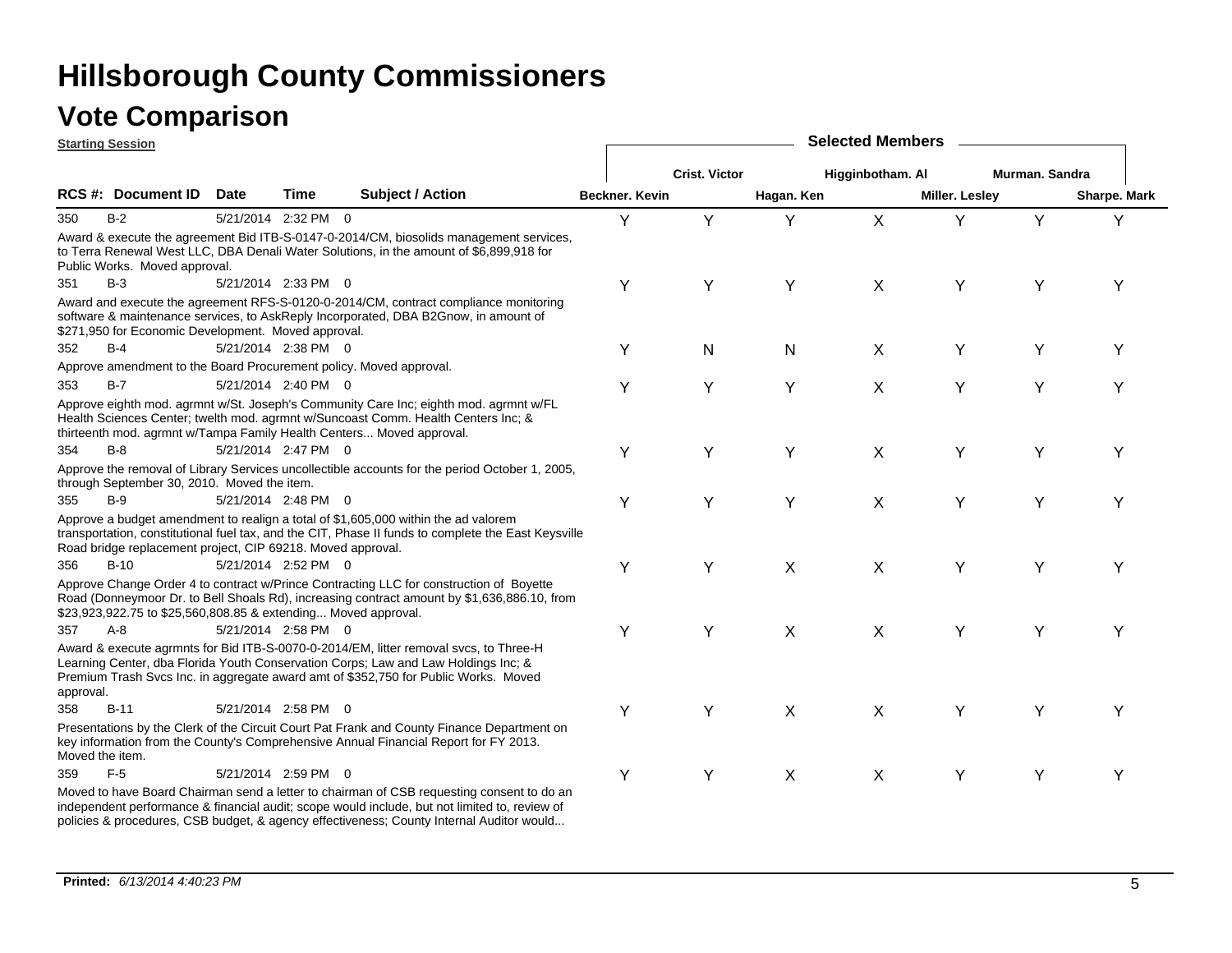# Hillsborough County Commissioners

## Vote Comparison

**Starting Session**

| RCS #: | Document ID | Date | Time | Subject / Action | Beckner. Kevin | Crist. Victor | Hagan. Ken | Higginbotham. Al | Miller. Lesley | Murman. Sandra | Sharpe. Mark |
|---|---|---|---|---|---|---|---|---|---|---|---|
| 350 | B-2 | 5/21/2014 | 2:32 PM | 0 | Y | Y | Y | X | Y | Y | Y |
| | | | | Award & execute the agreement Bid ITB-S-0147-0-2014/CM, biosolids management services, to Terra Renewal West LLC, DBA Denali Water Solutions, in the amount of $6,899,918 for Public Works. Moved approval. | | | | | | | |
| 351 | B-3 | 5/21/2014 | 2:33 PM | 0 | Y | Y | Y | X | Y | Y | Y |
| | | | | Award and execute the agreement RFS-S-0120-0-2014/CM, contract compliance monitoring software & maintenance services, to AskReply Incorporated, DBA B2Gnow, in amount of $271,950 for Economic Development. Moved approval. | | | | | | | |
| 352 | B-4 | 5/21/2014 | 2:38 PM | 0 | Y | N | N | X | Y | Y | Y |
| | | | | Approve amendment to the Board Procurement policy. Moved approval. | | | | | | | |
| 353 | B-7 | 5/21/2014 | 2:40 PM | 0 | Y | Y | Y | X | Y | Y | Y |
| | | | | Approve eighth mod. agrmnt w/St. Joseph's Community Care Inc; eighth mod. agrmnt w/FL Health Sciences Center; twelth mod. agrmnt w/Suncoast Comm. Health Centers Inc; & thirteenth mod. agrmnt w/Tampa Family Health Centers... Moved approval. | | | | | | | |
| 354 | B-8 | 5/21/2014 | 2:47 PM | 0 | Y | Y | Y | X | Y | Y | Y |
| | | | | Approve the removal of Library Services uncollectible accounts for the period October 1, 2005, through September 30, 2010. Moved the item. | | | | | | | |
| 355 | B-9 | 5/21/2014 | 2:48 PM | 0 | Y | Y | Y | X | Y | Y | Y |
| | | | | Approve a budget amendment to realign a total of $1,605,000 within the ad valorem transportation, constitutional fuel tax, and the CIT, Phase II funds to complete the East Keysville Road bridge replacement project, CIP 69218. Moved approval. | | | | | | | |
| 356 | B-10 | 5/21/2014 | 2:52 PM | 0 | Y | Y | X | X | Y | Y | Y |
| | | | | Approve Change Order 4 to contract w/Prince Contracting LLC for construction of Boyette Road (Donneymoor Dr. to Bell Shoals Rd), increasing contract amount by $1,636,886.10, from $23,923,922.75 to $25,560,808.85 & extending... Moved approval. | | | | | | | |
| 357 | A-8 | 5/21/2014 | 2:58 PM | 0 | Y | Y | X | X | Y | Y | Y |
| | | | | Award & execute agrmnts for Bid ITB-S-0070-0-2014/EM, litter removal svcs, to Three-H Learning Center, dba Florida Youth Conservation Corps; Law and Law Holdings Inc; & Premium Trash Svcs Inc. in aggregate award amt of $352,750 for Public Works. Moved approval. | | | | | | | |
| 358 | B-11 | 5/21/2014 | 2:58 PM | 0 | Y | Y | X | X | Y | Y | Y |
| | | | | Presentations by the Clerk of the Circuit Court Pat Frank and County Finance Department on key information from the County's Comprehensive Annual Financial Report for FY 2013. Moved the item. | | | | | | | |
| 359 | F-5 | 5/21/2014 | 2:59 PM | 0 | Y | Y | X | X | Y | Y | Y |
| | | | | Moved to have Board Chairman send a letter to chairman of CSB requesting consent to do an independent performance & financial audit; scope would include, but not limited to, review of policies & procedures, CSB budget, & agency effectiveness; County Internal Auditor would... | | | | | | | |

**Printed:** *6/13/2014 4:40:23 PM*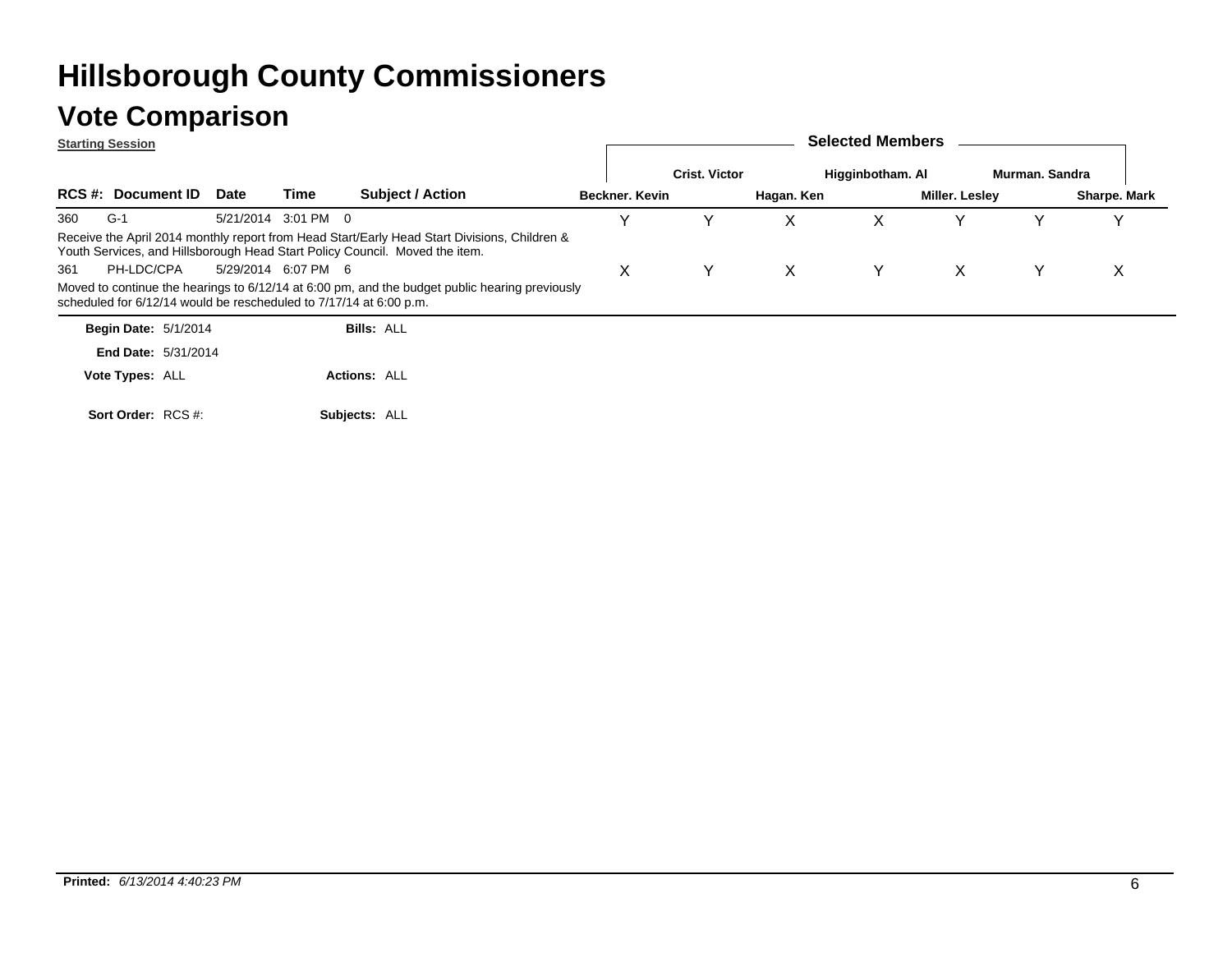# Hillsborough County Commissioners

## Vote Comparison

**Starting Session**

| RCS #: | Document ID | Date | Time | Subject / Action | Beckner. Kevin | Crist. Victor | Hagan. Ken | Higginbotham. Al | Miller. Lesley | Murman. Sandra | Sharpe. Mark |
|---|---|---|---|---|---|---|---|---|---|---|---|
| 360 | G-1 | 5/21/2014 | 3:01 PM | 0 | Y | Y | X | X | Y | Y | Y |
| | Receive the April 2014 monthly report from Head Start/Early Head Start Divisions, Children & Youth Services, and Hillsborough Head Start Policy Council. Moved the item. | | | | | | | | | | |
| 361 | PH-LDC/CPA | 5/29/2014 | 6:07 PM | 6 | X | Y | X | Y | X | Y | X |
| | Moved to continue the hearings to 6/12/14 at 6:00 pm, and the budget public hearing previously scheduled for 6/12/14 would be rescheduled to 7/17/14 at 6:00 p.m. | | | | | | | | | | |

**Begin Date:** 5/1/2014 **Bills:** ALL

**End Date:** 5/31/2014

**Vote Types:** ALL **Actions:** ALL

**Sort Order:** RCS #: **Subjects:** ALL

**Printed:** *6/13/2014 4:40:23 PM*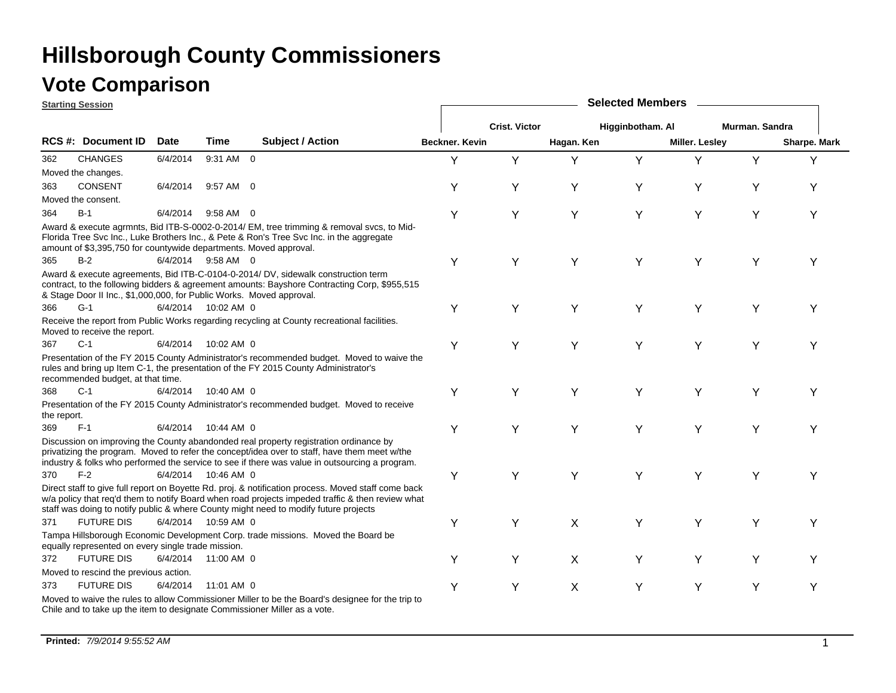# Hillsborough County Commissioners

## Vote Comparison

**Starting Session**

| RCS # | Document ID | Date | Time | Subject / Action | Beckner. Kevin | Crist. Victor | Hagan. Ken | Higginbotham. Al | Miller. Lesley | Murman. Sandra | Sharpe. Mark |
|---|---|---|---|---|---|---|---|---|---|---|---|
| 362 | CHANGES | 6/4/2014 | 9:31 AM | 0 | Y | Y | Y | Y | Y | Y | Y |
| | Moved the changes. | | | | | | | | | | |
| 363 | CONSENT | 6/4/2014 | 9:57 AM | 0 | Y | Y | Y | Y | Y | Y | Y |
| | Moved the consent. | | | | | | | | | | |
| 364 | B-1 | 6/4/2014 | 9:58 AM | 0 | Y | Y | Y | Y | Y | Y | Y |
| | Award & execute agrmnts, Bid ITB-S-0002-0-2014/ EM, tree trimming & removal svcs, to Mid-Florida Tree Svc Inc., Luke Brothers Inc., & Pete & Ron's Tree Svc Inc. in the aggregate amount of $3,395,750 for countywide departments. Moved approval. | | | | | | | | | | |
| 365 | B-2 | 6/4/2014 | 9:58 AM | 0 | Y | Y | Y | Y | Y | Y | Y |
| | Award & execute agreements, Bid ITB-C-0104-0-2014/ DV, sidewalk construction term contract, to the following bidders & agreement amounts: Bayshore Contracting Corp, $955,515 & Stage Door II Inc., $1,000,000, for Public Works. Moved approval. | | | | | | | | | | |
| 366 | G-1 | 6/4/2014 | 10:02 AM | 0 | Y | Y | Y | Y | Y | Y | Y |
| | Receive the report from Public Works regarding recycling at County recreational facilities. Moved to receive the report. | | | | | | | | | | |
| 367 | C-1 | 6/4/2014 | 10:02 AM | 0 | Y | Y | Y | Y | Y | Y | Y |
| | Presentation of the FY 2015 County Administrator's recommended budget. Moved to waive the rules and bring up Item C-1, the presentation of the FY 2015 County Administrator's recommended budget, at that time. | | | | | | | | | | |
| 368 | C-1 | 6/4/2014 | 10:40 AM | 0 | Y | Y | Y | Y | Y | Y | Y |
| | Presentation of the FY 2015 County Administrator's recommended budget. Moved to receive the report. | | | | | | | | | | |
| 369 | F-1 | 6/4/2014 | 10:44 AM | 0 | Y | Y | Y | Y | Y | Y | Y |
| | Discussion on improving the County abandonded real property registration ordinance by privatizing the program. Moved to refer the concept/idea over to staff, have them meet w/the industry & folks who performed the service to see if there was value in outsourcing a program. | | | | | | | | | | |
| 370 | F-2 | 6/4/2014 | 10:46 AM | 0 | Y | Y | Y | Y | Y | Y | Y |
| | Direct staff to give full report on Boyette Rd. proj. & notification process. Moved staff come back w/a policy that req'd them to notify Board when road projects impeded traffic & then review what staff was doing to notify public & where County might need to modify future projects | | | | | | | | | | |
| 371 | FUTURE DIS | 6/4/2014 | 10:59 AM | 0 | Y | Y | X | Y | Y | Y | Y |
| | Tampa Hillsborough Economic Development Corp. trade missions. Moved the Board be equally represented on every single trade mission. | | | | | | | | | | |
| 372 | FUTURE DIS | 6/4/2014 | 11:00 AM | 0 | Y | Y | X | Y | Y | Y | Y |
| | Moved to rescind the previous action. | | | | | | | | | | |
| 373 | FUTURE DIS | 6/4/2014 | 11:01 AM | 0 | Y | Y | X | Y | Y | Y | Y |
| | Moved to waive the rules to allow Commissioner Miller to be the Board's designee for the trip to Chile and to take up the item to designate Commissioner Miller as a vote. | | | | | | | | | | |

**Printed:** *7/9/2014 9:55:52 AM*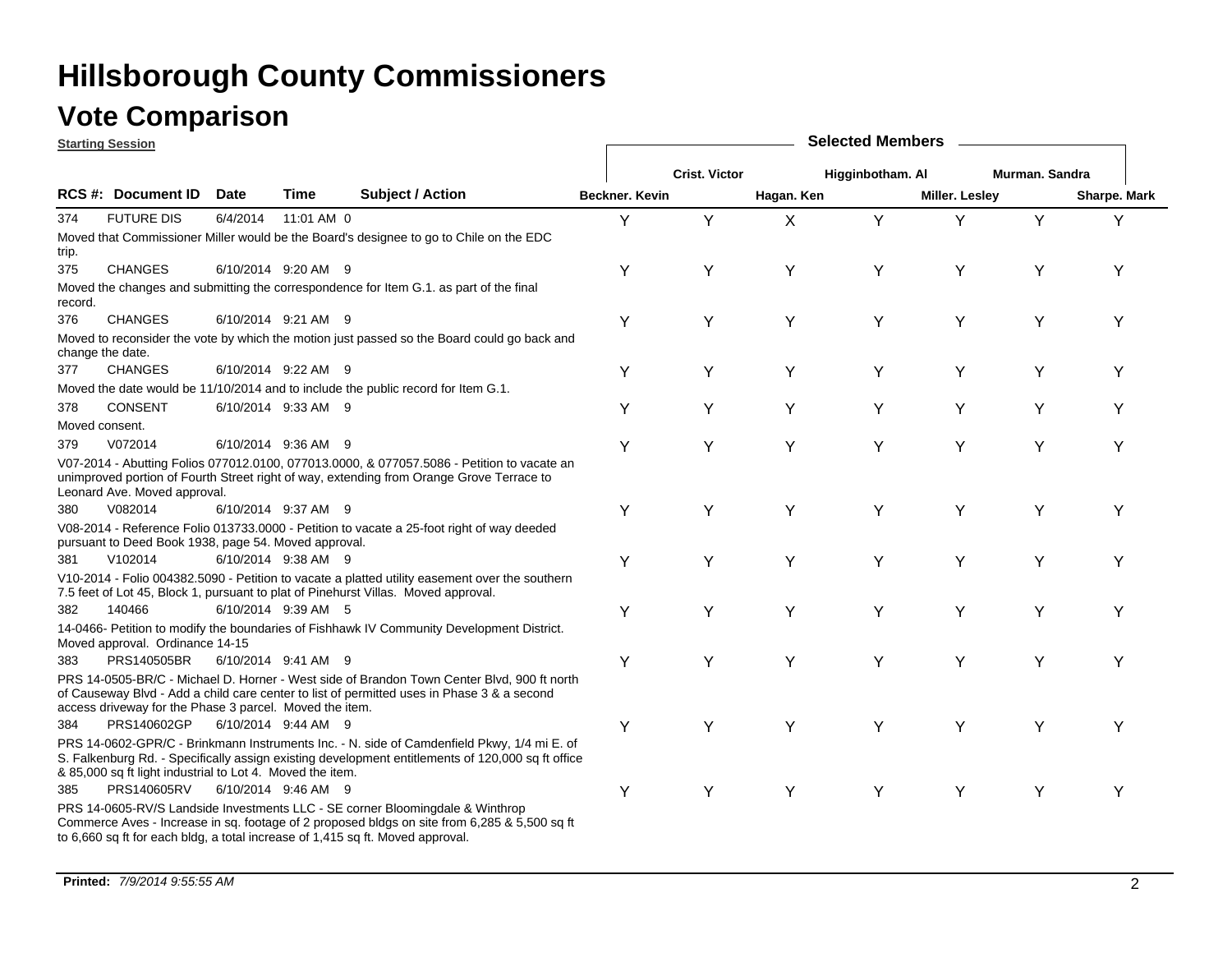# Hillsborough County Commissioners

## Vote Comparison

**Starting Session**

| RCS # | Document ID | Date | Time | Subject / Action | Beckner. Kevin | Crist. Victor | Hagan. Ken | Higginbotham. Al | Miller. Lesley | Murman. Sandra | Sharpe. Mark |
|---|---|---|---|---|---|---|---|---|---|---|---|
| 374 | FUTURE DIS | 6/4/2014 | 11:01 AM | 0 | Y | Y | X | Y | Y | Y | Y |
| | Moved that Commissioner Miller would be the Board's designee to go to Chile on the EDC trip. | | | | | | | | | | |
| 375 | CHANGES | 6/10/2014 | 9:20 AM | 9 | Y | Y | Y | Y | Y | Y | Y |
| | Moved the changes and submitting the correspondence for Item G.1. as part of the final record. | | | | | | | | | | |
| 376 | CHANGES | 6/10/2014 | 9:21 AM | 9 | Y | Y | Y | Y | Y | Y | Y |
| | Moved to reconsider the vote by which the motion just passed so the Board could go back and change the date. | | | | | | | | | | |
| 377 | CHANGES | 6/10/2014 | 9:22 AM | 9 | Y | Y | Y | Y | Y | Y | Y |
| | Moved the date would be 11/10/2014 and to include the public record for Item G.1. | | | | | | | | | | |
| 378 | CONSENT | 6/10/2014 | 9:33 AM | 9 | Y | Y | Y | Y | Y | Y | Y |
| | Moved consent. | | | | | | | | | | |
| 379 | V072014 | 6/10/2014 | 9:36 AM | 9 | Y | Y | Y | Y | Y | Y | Y |
| | V07-2014 - Abutting Folios 077012.0100, 077013.0000, & 077057.5086 - Petition to vacate an unimproved portion of Fourth Street right of way, extending from Orange Grove Terrace to Leonard Ave. Moved approval. | | | | | | | | | | |
| 380 | V082014 | 6/10/2014 | 9:37 AM | 9 | Y | Y | Y | Y | Y | Y | Y |
| | V08-2014 - Reference Folio 013733.0000 - Petition to vacate a 25-foot right of way deeded pursuant to Deed Book 1938, page 54. Moved approval. | | | | | | | | | | |
| 381 | V102014 | 6/10/2014 | 9:38 AM | 9 | Y | Y | Y | Y | Y | Y | Y |
| | V10-2014 - Folio 004382.5090 - Petition to vacate a platted utility easement over the southern 7.5 feet of Lot 45, Block 1, pursuant to plat of Pinehurst Villas. Moved approval. | | | | | | | | | | |
| 382 | 140466 | 6/10/2014 | 9:39 AM | 5 | Y | Y | Y | Y | Y | Y | Y |
| | 14-0466- Petition to modify the boundaries of Fishhawk IV Community Development District. Moved approval. Ordinance 14-15 | | | | | | | | | | |
| 383 | PRS140505BR | 6/10/2014 | 9:41 AM | 9 | Y | Y | Y | Y | Y | Y | Y |
| | PRS 14-0505-BR/C - Michael D. Horner - West side of Brandon Town Center Blvd, 900 ft north of Causeway Blvd - Add a child care center to list of permitted uses in Phase 3 & a second access driveway for the Phase 3 parcel. Moved the item. | | | | | | | | | | |
| 384 | PRS140602GP | 6/10/2014 | 9:44 AM | 9 | Y | Y | Y | Y | Y | Y | Y |
| | PRS 14-0602-GPR/C - Brinkmann Instruments Inc. - N. side of Camdenfield Pkwy, 1/4 mi E. of S. Falkenburg Rd. - Specifically assign existing development entitlements of 120,000 sq ft office & 85,000 sq ft light industrial to Lot 4. Moved the item. | | | | | | | | | | |
| 385 | PRS140605RV | 6/10/2014 | 9:46 AM | 9 | Y | Y | Y | Y | Y | Y | Y |
| | PRS 14-0605-RV/S Landside Investments LLC - SE corner Bloomingdale & Winthrop Commerce Aves - Increase in sq. footage of 2 proposed bldgs on site from 6,285 & 5,500 sq ft to 6,660 sq ft for each bldg, a total increase of 1,415 sq ft. Moved approval. | | | | | | | | | | |

**Printed:** *7/9/2014 9:55:55 AM*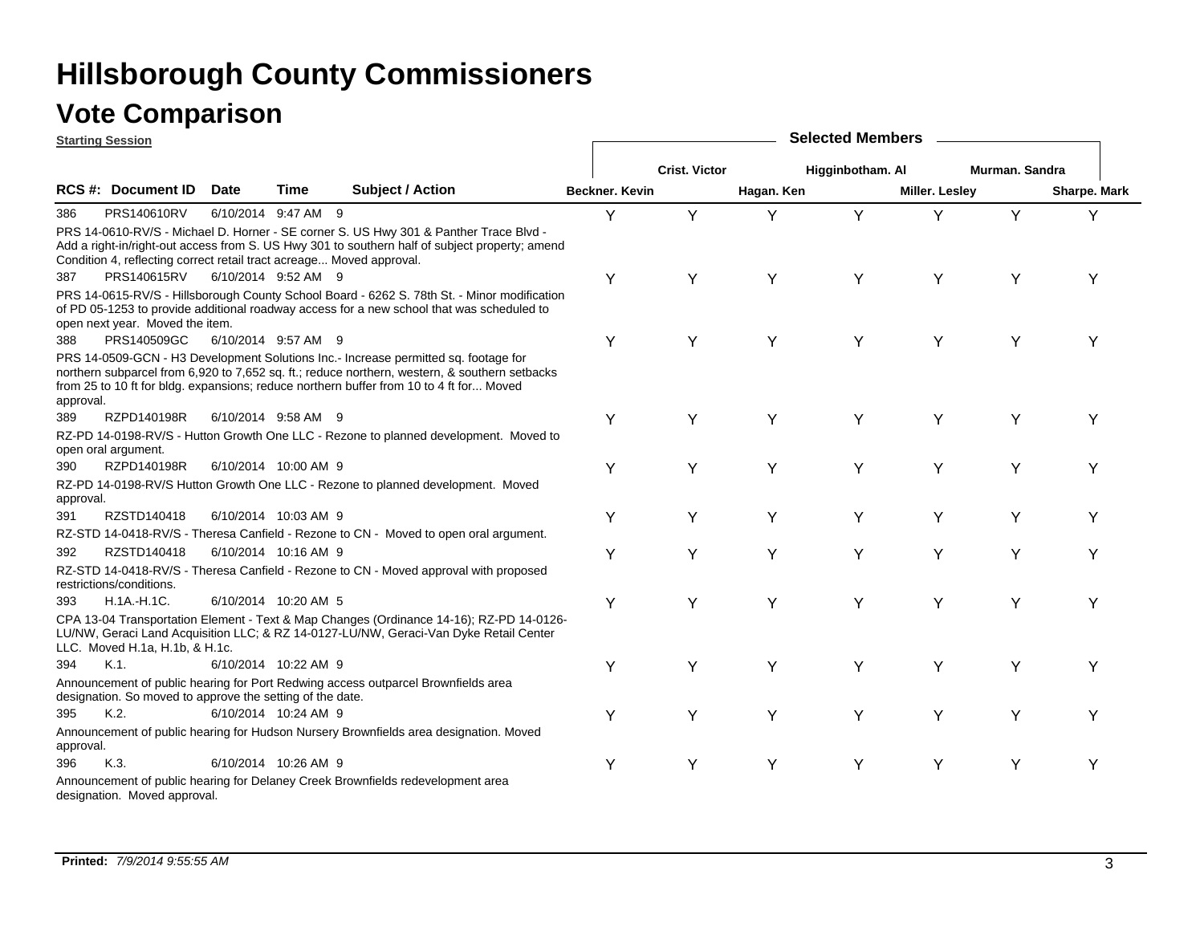# Hillsborough County Commissioners

## Vote Comparison

**Starting Session**

| RCS #: | Document ID | Date | Time | | Subject / Action | Beckner. Kevin | Crist. Victor | Hagan. Ken | Higginbotham. Al | Miller. Lesley | Murman. Sandra | Sharpe. Mark |
|---|---|---|---|---|---|---|---|---|---|---|---|---|
| 386 | PRS140610RV | 6/10/2014 | 9:47 AM | 9 | PRS 14-0610-RV/S - Michael D. Horner - SE corner S. US Hwy 301 & Panther Trace Blvd - Add a right-in/right-out access from S. US Hwy 301 to southern half of subject property; amend Condition 4, reflecting correct retail tract acreage... Moved approval. | Y | Y | Y | Y | Y | Y | Y |
| 387 | PRS140615RV | 6/10/2014 | 9:52 AM | 9 | PRS 14-0615-RV/S - Hillsborough County School Board - 6262 S. 78th St. - Minor modification of PD 05-1253 to provide additional roadway access for a new school that was scheduled to open next year. Moved the item. | Y | Y | Y | Y | Y | Y | Y |
| 388 | PRS140509GC | 6/10/2014 | 9:57 AM | 9 | PRS 14-0509-GCN - H3 Development Solutions Inc.- Increase permitted sq. footage for northern subparcel from 6,920 to 7,652 sq. ft.; reduce northern, western, & southern setbacks from 25 to 10 ft for bldg. expansions; reduce northern buffer from 10 to 4 ft for... Moved approval. | Y | Y | Y | Y | Y | Y | Y |
| 389 | RZPD140198R | 6/10/2014 | 9:58 AM | 9 | RZ-PD 14-0198-RV/S - Hutton Growth One LLC - Rezone to planned development. Moved to open oral argument. | Y | Y | Y | Y | Y | Y | Y |
| 390 | RZPD140198R | 6/10/2014 | 10:00 AM | 9 | RZ-PD 14-0198-RV/S Hutton Growth One LLC - Rezone to planned development. Moved approval. | Y | Y | Y | Y | Y | Y | Y |
| 391 | RZSTD140418 | 6/10/2014 | 10:03 AM | 9 | RZ-STD 14-0418-RV/S - Theresa Canfield - Rezone to CN - Moved to open oral argument. | Y | Y | Y | Y | Y | Y | Y |
| 392 | RZSTD140418 | 6/10/2014 | 10:16 AM | 9 | RZ-STD 14-0418-RV/S - Theresa Canfield - Rezone to CN - Moved approval with proposed restrictions/conditions. | Y | Y | Y | Y | Y | Y | Y |
| 393 | H.1A.-H.1C. | 6/10/2014 | 10:20 AM | 5 | CPA 13-04 Transportation Element - Text & Map Changes (Ordinance 14-16); RZ-PD 14-0126-LU/NW, Geraci Land Acquisition LLC; & RZ 14-0127-LU/NW, Geraci-Van Dyke Retail Center LLC. Moved H.1a, H.1b, & H.1c. | Y | Y | Y | Y | Y | Y | Y |
| 394 | K.1. | 6/10/2014 | 10:22 AM | 9 | Announcement of public hearing for Port Redwing access outparcel Brownfields area designation. So moved to approve the setting of the date. | Y | Y | Y | Y | Y | Y | Y |
| 395 | K.2. | 6/10/2014 | 10:24 AM | 9 | Announcement of public hearing for Hudson Nursery Brownfields area designation. Moved approval. | Y | Y | Y | Y | Y | Y | Y |
| 396 | K.3. | 6/10/2014 | 10:26 AM | 9 | Announcement of public hearing for Delaney Creek Brownfields redevelopment area designation. Moved approval. | Y | Y | Y | Y | Y | Y | Y |

**Printed:** *7/9/2014 9:55:55 AM*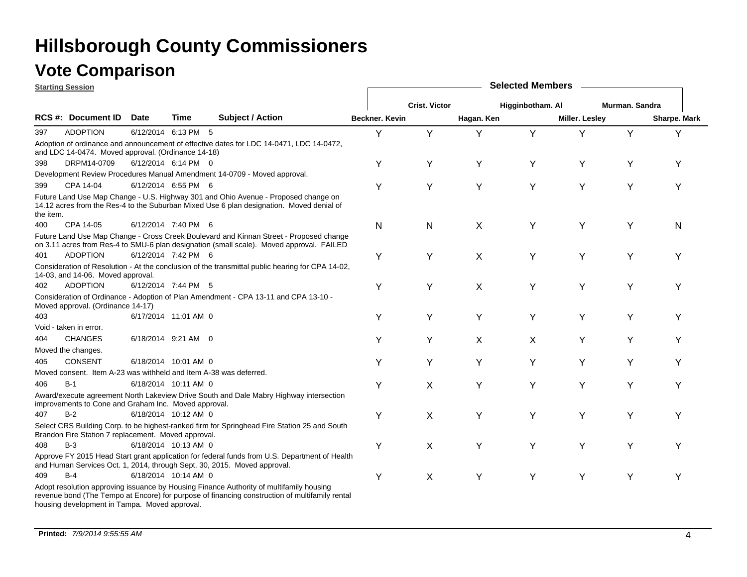# Hillsborough County Commissioners

## Vote Comparison

**Starting Session**

| RCS #: | Document ID | Date | Time | | Subject / Action | Beckner. Kevin | Crist. Victor | Hagan. Ken | Higginbotham. Al | Miller. Lesley | Murman. Sandra | Sharpe. Mark |
|---|---|---|---|---|---|---|---|---|---|---|---|---|
| 397 | ADOPTION | 6/12/2014 | 6:13 PM | 5 | Adoption of ordinance and announcement of effective dates for LDC 14-0471, LDC 14-0472, and LDC 14-0474. Moved approval. (Ordinance 14-18) | Y | Y | Y | Y | Y | Y | Y |
| 398 | DRPM14-0709 | 6/12/2014 | 6:14 PM | 0 | Development Review Procedures Manual Amendment 14-0709 - Moved approval. | Y | Y | Y | Y | Y | Y | Y |
| 399 | CPA 14-04 | 6/12/2014 | 6:55 PM | 6 | Future Land Use Map Change - U.S. Highway 301 and Ohio Avenue - Proposed change on 14.12 acres from the Res-4 to the Suburban Mixed Use 6 plan designation. Moved denial of the item. | Y | Y | Y | Y | Y | Y | Y |
| 400 | CPA 14-05 | 6/12/2014 | 7:40 PM | 6 | Future Land Use Map Change - Cross Creek Boulevard and Kinnan Street - Proposed change on 3.11 acres from Res-4 to SMU-6 plan designation (small scale). Moved approval. FAILED | N | N | X | Y | Y | Y | N |
| 401 | ADOPTION | 6/12/2014 | 7:42 PM | 6 | Consideration of Resolution - At the conclusion of the transmittal public hearing for CPA 14-02, 14-03, and 14-06. Moved approval. | Y | Y | X | Y | Y | Y | Y |
| 402 | ADOPTION | 6/12/2014 | 7:44 PM | 5 | Consideration of Ordinance - Adoption of Plan Amendment - CPA 13-11 and CPA 13-10 - Moved approval. (Ordinance 14-17) | Y | Y | X | Y | Y | Y | Y |
| 403 | | 6/17/2014 | 11:01 AM | 0 | Void - taken in error. | Y | Y | Y | Y | Y | Y | Y |
| 404 | CHANGES | 6/18/2014 | 9:21 AM | 0 | Moved the changes. | Y | Y | X | X | Y | Y | Y |
| 405 | CONSENT | 6/18/2014 | 10:01 AM | 0 | Moved consent. Item A-23 was withheld and Item A-38 was deferred. | Y | Y | Y | Y | Y | Y | Y |
| 406 | B-1 | 6/18/2014 | 10:11 AM | 0 | Award/execute agreement North Lakeview Drive South and Dale Mabry Highway intersection improvements to Cone and Graham Inc. Moved approval. | Y | X | Y | Y | Y | Y | Y |
| 407 | B-2 | 6/18/2014 | 10:12 AM | 0 | Select CRS Building Corp. to be highest-ranked firm for Springhead Fire Station 25 and South Brandon Fire Station 7 replacement. Moved approval. | Y | X | Y | Y | Y | Y | Y |
| 408 | B-3 | 6/18/2014 | 10:13 AM | 0 | Approve FY 2015 Head Start grant application for federal funds from U.S. Department of Health and Human Services Oct. 1, 2014, through Sept. 30, 2015. Moved approval. | Y | X | Y | Y | Y | Y | Y |
| 409 | B-4 | 6/18/2014 | 10:14 AM | 0 | Adopt resolution approving issuance by Housing Finance Authority of multifamily housing revenue bond (The Tempo at Encore) for purpose of financing construction of multifamily rental housing development in Tampa. Moved approval. | Y | X | Y | Y | Y | Y | Y |

**Printed:** *7/9/2014 9:55:55 AM*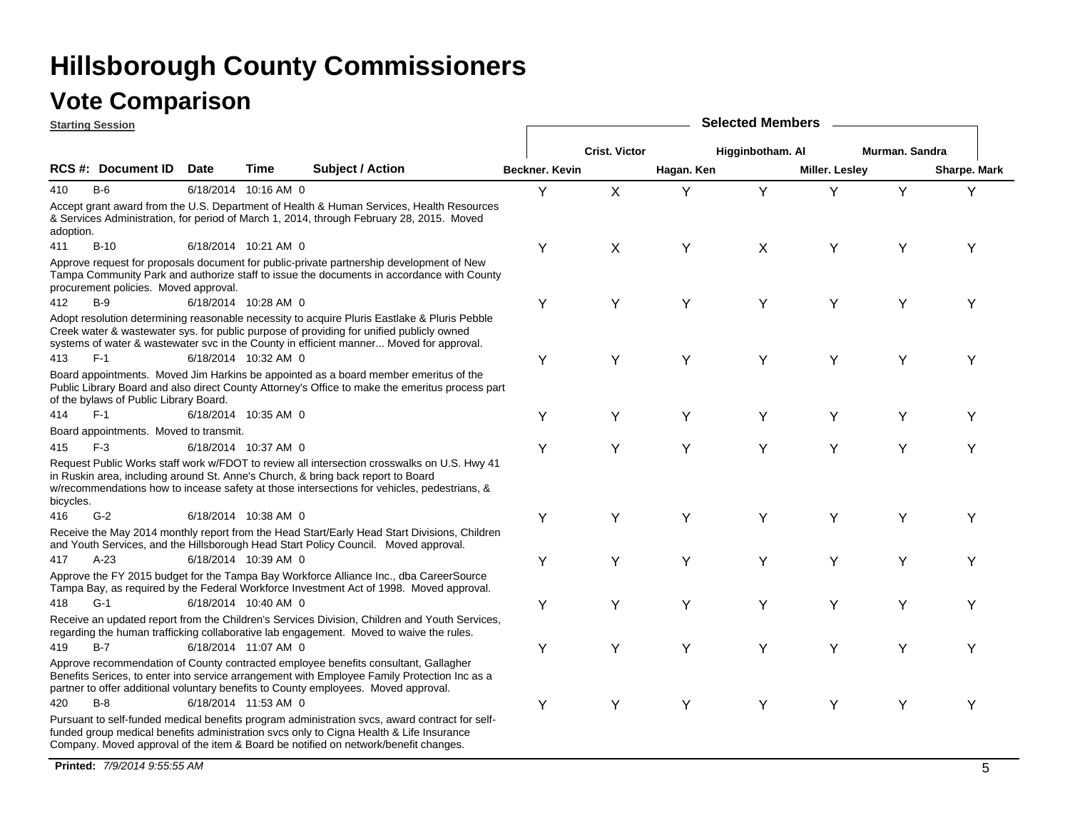# Hillsborough County Commissioners

## Vote Comparison

**Starting Session**

| RCS # | Document ID | Date | Time | | Subject / Action | Beckner, Kevin | Crist, Victor | Hagan, Ken | Higginbotham, Al | Miller, Lesley | Murman, Sandra | Sharpe, Mark |
|---|---|---|---|---|---|---|---|---|---|---|---|---|
| 410 | B-6 | 6/18/2014 | 10:16 AM | 0 | Accept grant award from the U.S. Department of Health & Human Services, Health Resources & Services Administration, for period of March 1, 2014, through February 28, 2015. Moved adoption. | Y | X | Y | Y | Y | Y | Y |
| 411 | B-10 | 6/18/2014 | 10:21 AM | 0 | Approve request for proposals document for public-private partnership development of New Tampa Community Park and authorize staff to issue the documents in accordance with County procurement policies. Moved approval. | Y | X | Y | X | Y | Y | Y |
| 412 | B-9 | 6/18/2014 | 10:28 AM | 0 | Adopt resolution determining reasonable necessity to acquire Pluris Eastlake & Pluris Pebble Creek water & wastewater sys. for public purpose of providing for unified publicly owned systems of water & wastewater svc in the County in efficient manner... Moved for approval. | Y | Y | Y | Y | Y | Y | Y |
| 413 | F-1 | 6/18/2014 | 10:32 AM | 0 | Board appointments. Moved Jim Harkins be appointed as a board member emeritus of the Public Library Board and also direct County Attorney's Office to make the emeritus process part of the bylaws of Public Library Board. | Y | Y | Y | Y | Y | Y | Y |
| 414 | F-1 | 6/18/2014 | 10:35 AM | 0 | Board appointments. Moved to transmit. | Y | Y | Y | Y | Y | Y | Y |
| 415 | F-3 | 6/18/2014 | 10:37 AM | 0 | Request Public Works staff work w/FDOT to review all intersection crosswalks on U.S. Hwy 41 in Ruskin area, including around St. Anne's Church, & bring back report to Board w/recommendations how to incease safety at those intersections for vehicles, pedestrians, & bicycles. | Y | Y | Y | Y | Y | Y | Y |
| 416 | G-2 | 6/18/2014 | 10:38 AM | 0 | Receive the May 2014 monthly report from the Head Start/Early Head Start Divisions, Children and Youth Services, and the Hillsborough Head Start Policy Council. Moved approval. | Y | Y | Y | Y | Y | Y | Y |
| 417 | A-23 | 6/18/2014 | 10:39 AM | 0 | Approve the FY 2015 budget for the Tampa Bay Workforce Alliance Inc., dba CareerSource Tampa Bay, as required by the Federal Workforce Investment Act of 1998. Moved approval. | Y | Y | Y | Y | Y | Y | Y |
| 418 | G-1 | 6/18/2014 | 10:40 AM | 0 | Receive an updated report from the Children's Services Division, Children and Youth Services, regarding the human trafficking collaborative lab engagement. Moved to waive the rules. | Y | Y | Y | Y | Y | Y | Y |
| 419 | B-7 | 6/18/2014 | 11:07 AM | 0 | Approve recommendation of County contracted employee benefits consultant, Gallagher Benefits Serices, to enter into service arrangement with Employee Family Protection Inc as a partner to offer additional voluntary benefits to County employees. Moved approval. | Y | Y | Y | Y | Y | Y | Y |
| 420 | B-8 | 6/18/2014 | 11:53 AM | 0 | Pursuant to self-funded medical benefits program administration svcs, award contract for self-funded group medical benefits administration svcs only to Cigna Health & Life Insurance Company. Moved approval of the item & Board be notified on network/benefit changes. | Y | Y | Y | Y | Y | Y | Y |

**Printed:** *7/9/2014 9:55:55 AM*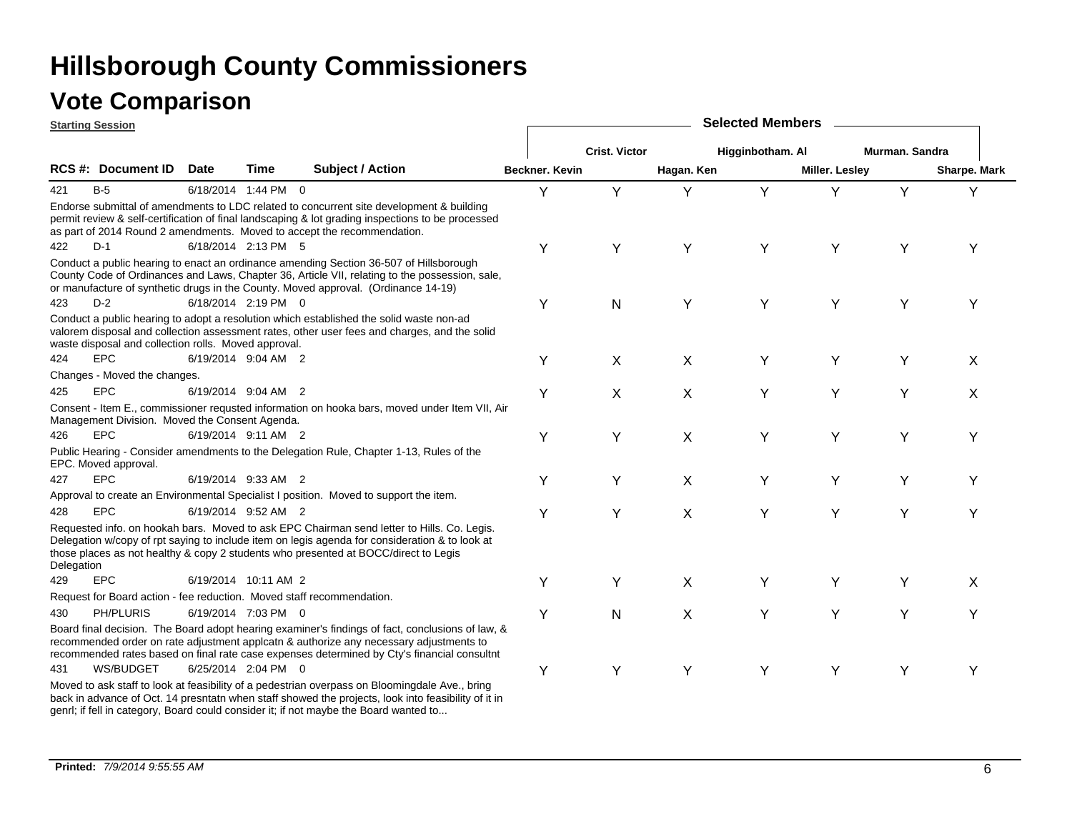# Hillsborough County Commissioners

## Vote Comparison

**Starting Session**

| RCS # | Document ID | Date | Time | | Subject / Action | Beckner. Kevin | Crist. Victor | Hagan. Ken | Higginbotham. Al | Miller. Lesley | Murman. Sandra | Sharpe. Mark |
|---|---|---|---|---|---|---|---|---|---|---|---|---|
| 421 | B-5 | 6/18/2014 | 1:44 PM | 0 | Endorse submittal of amendments to LDC related to concurrent site development & building permit review & self-certification of final landscaping & lot grading inspections to be processed as part of 2014 Round 2 amendments. Moved to accept the recommendation. | Y | Y | Y | Y | Y | Y | Y |
| 422 | D-1 | 6/18/2014 | 2:13 PM | 5 | Conduct a public hearing to enact an ordinance amending Section 36-507 of Hillsborough County Code of Ordinances and Laws, Chapter 36, Article VII, relating to the possession, sale, or manufacture of synthetic drugs in the County. Moved approval. (Ordinance 14-19) | Y | Y | Y | Y | Y | Y | Y |
| 423 | D-2 | 6/18/2014 | 2:19 PM | 0 | Conduct a public hearing to adopt a resolution which established the solid waste non-ad valorem disposal and collection assessment rates, other user fees and charges, and the solid waste disposal and collection rolls. Moved approval. | Y | N | Y | Y | Y | Y | Y |
| 424 | EPC | 6/19/2014 | 9:04 AM | 2 | Changes - Moved the changes. | Y | X | X | Y | Y | Y | X |
| 425 | EPC | 6/19/2014 | 9:04 AM | 2 | Consent - Item E., commissioner requsted information on hooka bars, moved under Item VII, Air Management Division. Moved the Consent Agenda. | Y | X | X | Y | Y | Y | X |
| 426 | EPC | 6/19/2014 | 9:11 AM | 2 | Public Hearing - Consider amendments to the Delegation Rule, Chapter 1-13, Rules of the EPC. Moved approval. | Y | Y | X | Y | Y | Y | Y |
| 427 | EPC | 6/19/2014 | 9:33 AM | 2 | Approval to create an Environmental Specialist I position. Moved to support the item. | Y | Y | X | Y | Y | Y | Y |
| 428 | EPC | 6/19/2014 | 9:52 AM | 2 | Requested info. on hookah bars. Moved to ask EPC Chairman send letter to Hills. Co. Legis. Delegation w/copy of rpt saying to include item on legis agenda for consideration & to look at those places as not healthy & copy 2 students who presented at BOCC/direct to Legis Delegation | Y | Y | X | Y | Y | Y | Y |
| 429 | EPC | 6/19/2014 | 10:11 AM | 2 | Request for Board action - fee reduction. Moved staff recommendation. | Y | Y | X | Y | Y | Y | X |
| 430 | PH/PLURIS | 6/19/2014 | 7:03 PM | 0 | Board final decision. The Board adopt hearing examiner's findings of fact, conclusions of law, & recommended order on rate adjustment applcatn & authorize any necessary adjustments to recommended rates based on final rate case expenses determined by Cty's financial consultnt | Y | N | X | Y | Y | Y | Y |
| 431 | WS/BUDGET | 6/25/2014 | 2:04 PM | 0 | Moved to ask staff to look at feasibility of a pedestrian overpass on Bloomingdale Ave., bring back in advance of Oct. 14 presntatn when staff showed the projects, look into feasibility of it in genrl; if fell in category, Board could consider it; if not maybe the Board wanted to... | Y | Y | Y | Y | Y | Y | Y |

**Printed:** *7/9/2014 9:55:55 AM*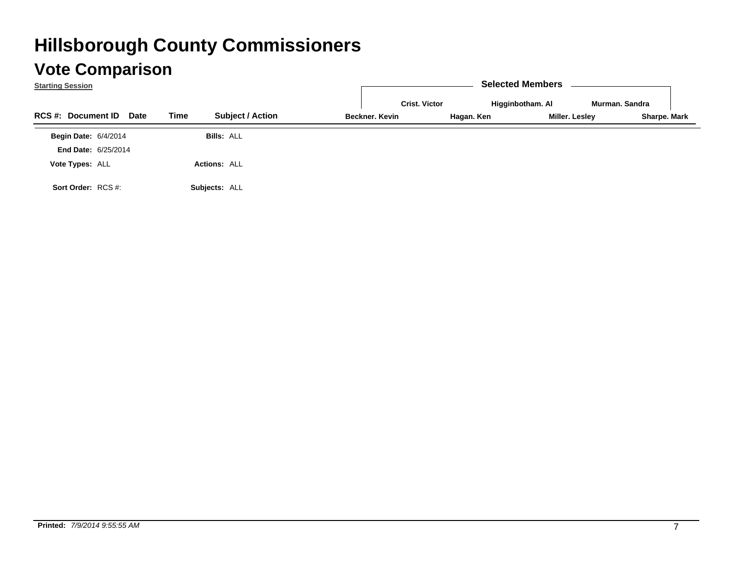# Hillsborough County Commissioners

## Vote Comparison

**Starting Session**

| RCS #: | Document ID | Date | Time | Subject / Action | Beckner. Kevin | Crist. Victor | Hagan. Ken | Higginbotham. Al | Miller. Lesley | Murman. Sandra | Sharpe. Mark |
|---|---|---|---|---|---|---|---|---|---|---|---|

Selected Members: Crist. Victor, Higginbotham. Al, Murman. Sandra, Beckner. Kevin, Hagan. Ken, Miller. Lesley, Sharpe. Mark

**Begin Date:** 6/4/2014

**End Date:** 6/25/2014

**Vote Types:** ALL

**Sort Order:** RCS #:

**Bills:** ALL

**Actions:** ALL

**Subjects:** ALL

**Printed:** *7/9/2014 9:55:55 AM*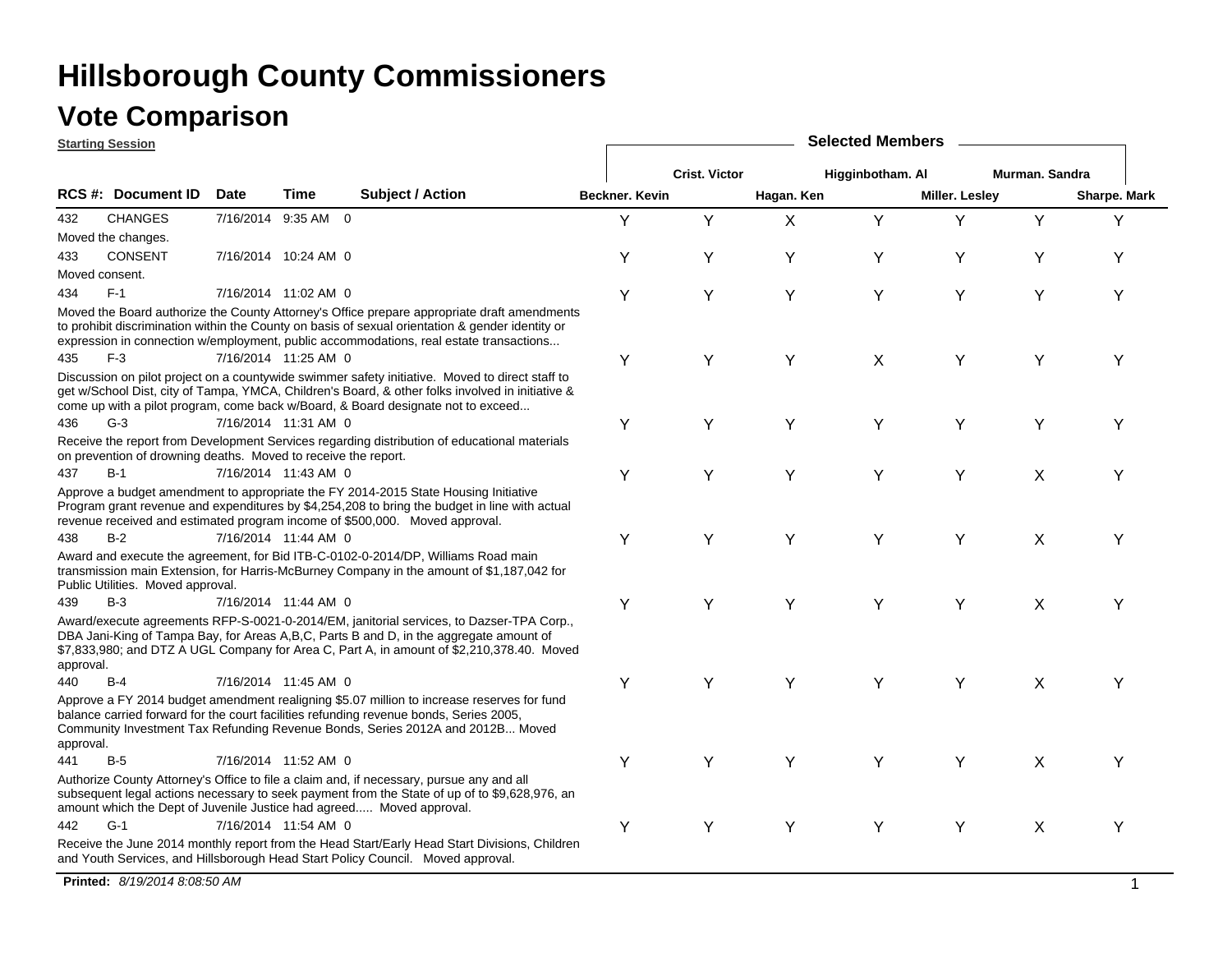# Hillsborough County Commissioners

## Vote Comparison

**Starting Session**

| RCS #: | Document ID | Date | Time | Subject / Action | Beckner. Kevin | Crist. Victor | Hagan. Ken | Higginbotham. Al | Miller. Lesley | Murman. Sandra | Sharpe. Mark |
|---|---|---|---|---|---|---|---|---|---|---|---|
| 432 | CHANGES | 7/16/2014 | 9:35 AM | 0 | Y | Y | X | Y | Y | Y | Y |
| Moved the changes. | | | | | | | | | | | |
| 433 | CONSENT | 7/16/2014 | 10:24 AM | 0 | Y | Y | Y | Y | Y | Y | Y |
| Moved consent. | | | | | | | | | | | |
| 434 | F-1 | 7/16/2014 | 11:02 AM | 0 | Y | Y | Y | Y | Y | Y | Y |
| Moved the Board authorize the County Attorney's Office prepare appropriate draft amendments to prohibit discrimination within the County on basis of sexual orientation & gender identity or expression in connection w/employment, public accommodations, real estate transactions... | | | | | | | | | | | |
| 435 | F-3 | 7/16/2014 | 11:25 AM | 0 | Y | Y | Y | X | Y | Y | Y |
| Discussion on pilot project on a countywide swimmer safety initiative. Moved to direct staff to get w/School Dist, city of Tampa, YMCA, Children's Board, & other folks involved in initiative & come up with a pilot program, come back w/Board, & Board designate not to exceed... | | | | | | | | | | | |
| 436 | G-3 | 7/16/2014 | 11:31 AM | 0 | Y | Y | Y | Y | Y | Y | Y |
| Receive the report from Development Services regarding distribution of educational materials on prevention of drowning deaths. Moved to receive the report. | | | | | | | | | | | |
| 437 | B-1 | 7/16/2014 | 11:43 AM | 0 | Y | Y | Y | Y | Y | X | Y |
| Approve a budget amendment to appropriate the FY 2014-2015 State Housing Initiative Program grant revenue and expenditures by $4,254,208 to bring the budget in line with actual revenue received and estimated program income of $500,000. Moved approval. | | | | | | | | | | | |
| 438 | B-2 | 7/16/2014 | 11:44 AM | 0 | Y | Y | Y | Y | Y | X | Y |
| Award and execute the agreement, for Bid ITB-C-0102-0-2014/DP, Williams Road main transmission main Extension, for Harris-McBurney Company in the amount of $1,187,042 for Public Utilities. Moved approval. | | | | | | | | | | | |
| 439 | B-3 | 7/16/2014 | 11:44 AM | 0 | Y | Y | Y | Y | Y | X | Y |
| Award/execute agreements RFP-S-0021-0-2014/EM, janitorial services, to Dazser-TPA Corp., DBA Jani-King of Tampa Bay, for Areas A,B,C, Parts B and D, in the aggregate amount of $7,833,980; and DTZ A UGL Company for Area C, Part A, in amount of $2,210,378.40. Moved approval. | | | | | | | | | | | |
| 440 | B-4 | 7/16/2014 | 11:45 AM | 0 | Y | Y | Y | Y | Y | X | Y |
| Approve a FY 2014 budget amendment realigning $5.07 million to increase reserves for fund balance carried forward for the court facilities refunding revenue bonds, Series 2005, Community Investment Tax Refunding Revenue Bonds, Series 2012A and 2012B... Moved approval. | | | | | | | | | | | |
| 441 | B-5 | 7/16/2014 | 11:52 AM | 0 | Y | Y | Y | Y | Y | X | Y |
| Authorize County Attorney's Office to file a claim and, if necessary, pursue any and all subsequent legal actions necessary to seek payment from the State of up of to $9,628,976, an amount which the Dept of Juvenile Justice had agreed..... Moved approval. | | | | | | | | | | | |
| 442 | G-1 | 7/16/2014 | 11:54 AM | 0 | Y | Y | Y | Y | Y | X | Y |
| Receive the June 2014 monthly report from the Head Start/Early Head Start Divisions, Children and Youth Services, and Hillsborough Head Start Policy Council. Moved approval. | | | | | | | | | | | |

**Printed:** *8/19/2014 8:08:50 AM*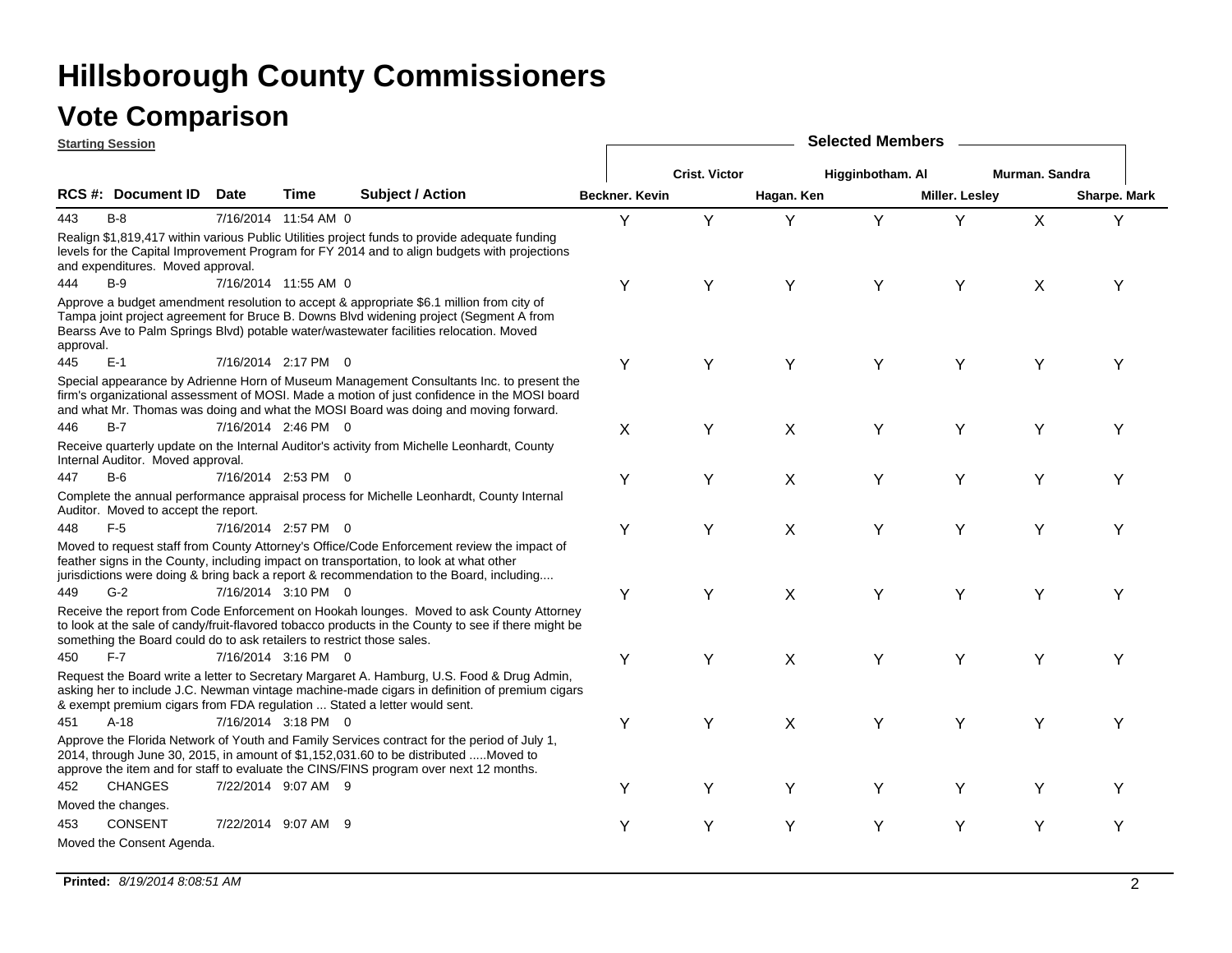# Hillsborough County Commissioners

## Vote Comparison

**Starting Session**

| RCS #: | Document ID | Date | Time | | Subject / Action | Beckner. Kevin | Crist. Victor | Hagan. Ken | Higginbotham. Al | Miller. Lesley | Murman. Sandra | Sharpe. Mark |
|---|---|---|---|---|---|---|---|---|---|---|---|---|
| 443 | B-8 | 7/16/2014 | 11:54 AM | 0 | Realign $1,819,417 within various Public Utilities project funds to provide adequate funding levels for the Capital Improvement Program for FY 2014 and to align budgets with projections and expenditures. Moved approval. | Y | Y | Y | Y | Y | X | Y |
| 444 | B-9 | 7/16/2014 | 11:55 AM | 0 | Approve a budget amendment resolution to accept & appropriate $6.1 million from city of Tampa joint project agreement for Bruce B. Downs Blvd widening project (Segment A from Bearss Ave to Palm Springs Blvd) potable water/wastewater facilities relocation. Moved approval. | Y | Y | Y | Y | Y | X | Y |
| 445 | E-1 | 7/16/2014 | 2:17 PM | 0 | Special appearance by Adrienne Horn of Museum Management Consultants Inc. to present the firm's organizational assessment of MOSI. Made a motion of just confidence in the MOSI board and what Mr. Thomas was doing and what the MOSI Board was doing and moving forward. | Y | Y | Y | Y | Y | Y | Y |
| 446 | B-7 | 7/16/2014 | 2:46 PM | 0 | Receive quarterly update on the Internal Auditor's activity from Michelle Leonhardt, County Internal Auditor. Moved approval. | X | Y | X | Y | Y | Y | Y |
| 447 | B-6 | 7/16/2014 | 2:53 PM | 0 | Complete the annual performance appraisal process for Michelle Leonhardt, County Internal Auditor. Moved to accept the report. | Y | Y | X | Y | Y | Y | Y |
| 448 | F-5 | 7/16/2014 | 2:57 PM | 0 | Moved to request staff from County Attorney's Office/Code Enforcement review the impact of feather signs in the County, including impact on transportation, to look at what other jurisdictions were doing & bring back a report & recommendation to the Board, including.... | Y | Y | X | Y | Y | Y | Y |
| 449 | G-2 | 7/16/2014 | 3:10 PM | 0 | Receive the report from Code Enforcement on Hookah lounges. Moved to ask County Attorney to look at the sale of candy/fruit-flavored tobacco products in the County to see if there might be something the Board could do to ask retailers to restrict those sales. | Y | Y | X | Y | Y | Y | Y |
| 450 | F-7 | 7/16/2014 | 3:16 PM | 0 | Request the Board write a letter to Secretary Margaret A. Hamburg, U.S. Food & Drug Admin, asking her to include J.C. Newman vintage machine-made cigars in definition of premium cigars & exempt premium cigars from FDA regulation ... Stated a letter would sent. | Y | Y | X | Y | Y | Y | Y |
| 451 | A-18 | 7/16/2014 | 3:18 PM | 0 | Approve the Florida Network of Youth and Family Services contract for the period of July 1, 2014, through June 30, 2015, in amount of $1,152,031.60 to be distributed .....Moved to approve the item and for staff to evaluate the CINS/FINS program over next 12 months. | Y | Y | X | Y | Y | Y | Y |
| 452 | CHANGES | 7/22/2014 | 9:07 AM | 9 | Moved the changes. | Y | Y | Y | Y | Y | Y | Y |
| 453 | CONSENT | 7/22/2014 | 9:07 AM | 9 | Moved the Consent Agenda. | Y | Y | Y | Y | Y | Y | Y |

**Printed:** *8/19/2014 8:08:51 AM*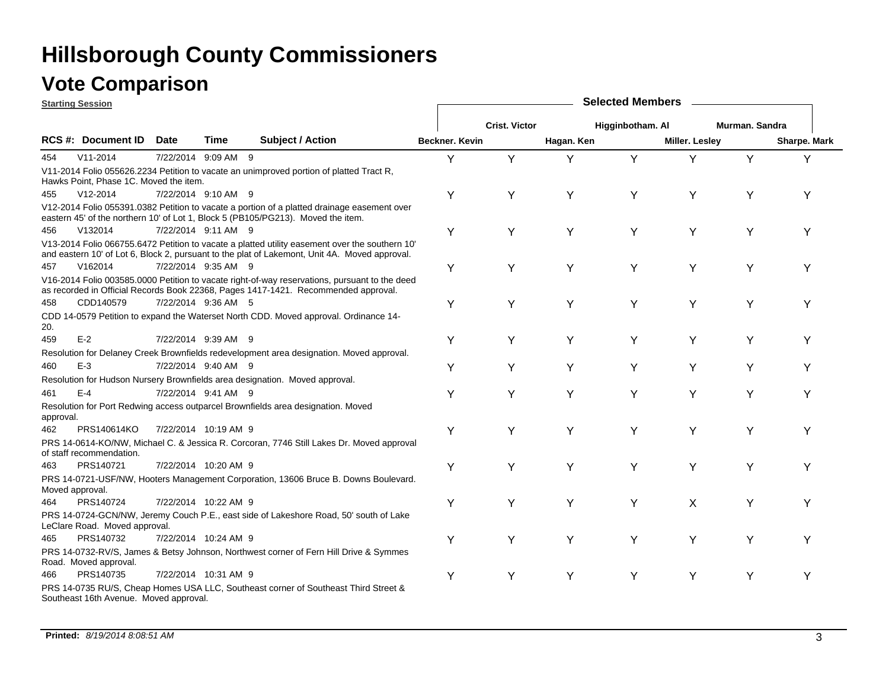# Hillsborough County Commissioners

## Vote Comparison

**Starting Session**

| RCS #: | Document ID | Date | Time | Subject / Action | Beckner. Kevin | Crist. Victor | Hagan. Ken | Higginbotham. Al | Miller. Lesley | Murman. Sandra | Sharpe. Mark |
|---|---|---|---|---|---|---|---|---|---|---|---|
| 454 | V11-2014 | 7/22/2014 | 9:09 AM | 9 | Y | Y | Y | Y | Y | Y | Y |
| | V11-2014 Folio 055626.2234 Petition to vacate an unimproved portion of platted Tract R, Hawks Point, Phase 1C. Moved the item. | | | | | | | | | | |
| 455 | V12-2014 | 7/22/2014 | 9:10 AM | 9 | Y | Y | Y | Y | Y | Y | Y |
| | V12-2014 Folio 055391.0382 Petition to vacate a portion of a platted drainage easement over eastern 45' of the northern 10' of Lot 1, Block 5 (PB105/PG213). Moved the item. | | | | | | | | | | |
| 456 | V132014 | 7/22/2014 | 9:11 AM | 9 | Y | Y | Y | Y | Y | Y | Y |
| | V13-2014 Folio 066755.6472 Petition to vacate a platted utility easement over the southern 10' and eastern 10' of Lot 6, Block 2, pursuant to the plat of Lakemont, Unit 4A. Moved approval. | | | | | | | | | | |
| 457 | V162014 | 7/22/2014 | 9:35 AM | 9 | Y | Y | Y | Y | Y | Y | Y |
| | V16-2014 Folio 003585.0000 Petition to vacate right-of-way reservations, pursuant to the deed as recorded in Official Records Book 22368, Pages 1417-1421. Recommended approval. | | | | | | | | | | |
| 458 | CDD140579 | 7/22/2014 | 9:36 AM | 5 | Y | Y | Y | Y | Y | Y | Y |
| | CDD 14-0579 Petition to expand the Waterset North CDD. Moved approval. Ordinance 14-20. | | | | | | | | | | |
| 459 | E-2 | 7/22/2014 | 9:39 AM | 9 | Y | Y | Y | Y | Y | Y | Y |
| | Resolution for Delaney Creek Brownfields redevelopment area designation. Moved approval. | | | | | | | | | | |
| 460 | E-3 | 7/22/2014 | 9:40 AM | 9 | Y | Y | Y | Y | Y | Y | Y |
| | Resolution for Hudson Nursery Brownfields area designation. Moved approval. | | | | | | | | | | |
| 461 | E-4 | 7/22/2014 | 9:41 AM | 9 | Y | Y | Y | Y | Y | Y | Y |
| | Resolution for Port Redwing access outparcel Brownfields area designation. Moved approval. | | | | | | | | | | |
| 462 | PRS140614KO | 7/22/2014 | 10:19 AM | 9 | Y | Y | Y | Y | Y | Y | Y |
| | PRS 14-0614-KO/NW, Michael C. & Jessica R. Corcoran, 7746 Still Lakes Dr. Moved approval of staff recommendation. | | | | | | | | | | |
| 463 | PRS140721 | 7/22/2014 | 10:20 AM | 9 | Y | Y | Y | Y | Y | Y | Y |
| | PRS 14-0721-USF/NW, Hooters Management Corporation, 13606 Bruce B. Downs Boulevard. Moved approval. | | | | | | | | | | |
| 464 | PRS140724 | 7/22/2014 | 10:22 AM | 9 | Y | Y | Y | Y | X | Y | Y |
| | PRS 14-0724-GCN/NW, Jeremy Couch P.E., east side of Lakeshore Road, 50' south of Lake LeClare Road. Moved approval. | | | | | | | | | | |
| 465 | PRS140732 | 7/22/2014 | 10:24 AM | 9 | Y | Y | Y | Y | Y | Y | Y |
| | PRS 14-0732-RV/S, James & Betsy Johnson, Northwest corner of Fern Hill Drive & Symmes Road. Moved approval. | | | | | | | | | | |
| 466 | PRS140735 | 7/22/2014 | 10:31 AM | 9 | Y | Y | Y | Y | Y | Y | Y |
| | PRS 14-0735 RU/S, Cheap Homes USA LLC, Southeast corner of Southeast Third Street & Southeast 16th Avenue. Moved approval. | | | | | | | | | | |

**Printed:** *8/19/2014 8:08:51 AM*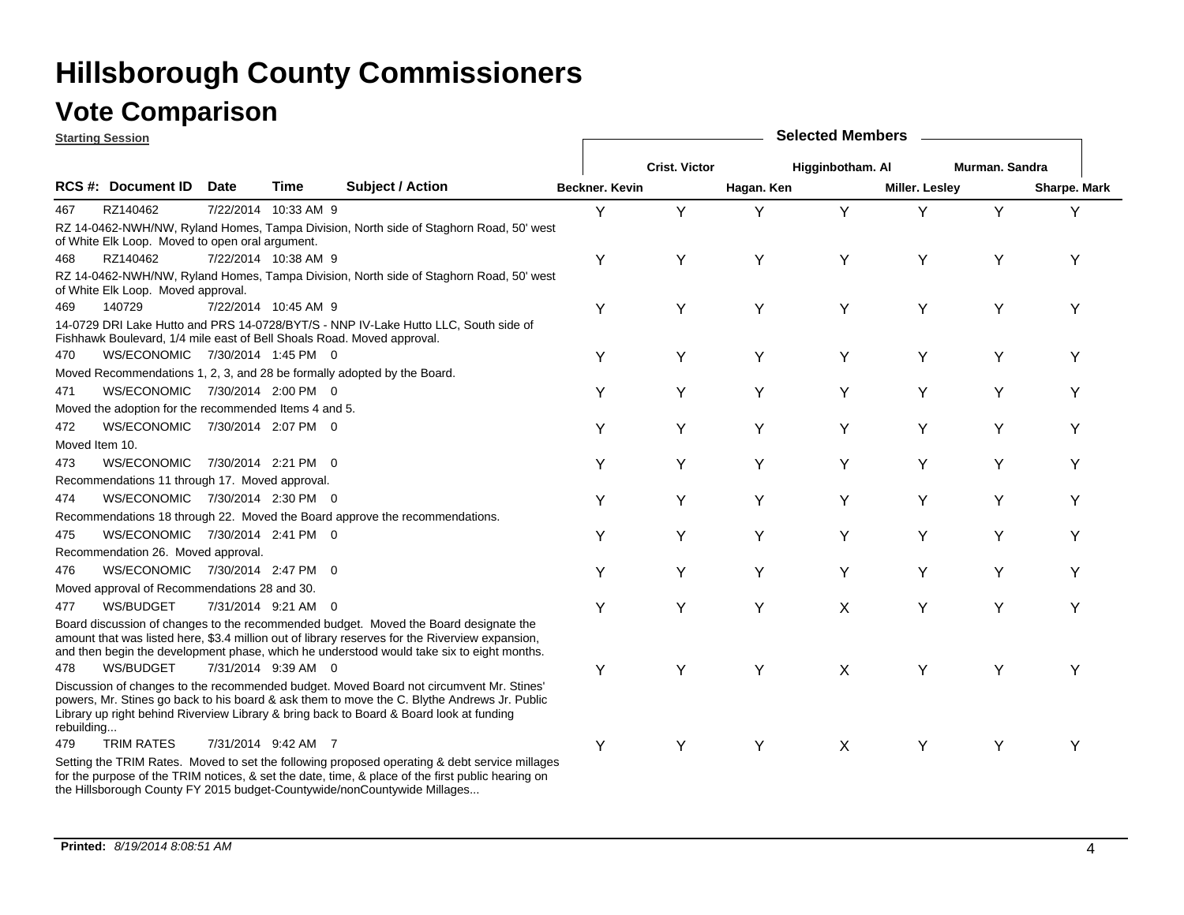# Hillsborough County Commissioners

## Vote Comparison

**Starting Session**

| RCS #: | Document ID | Date | Time | | Beckner. Kevin | Crist. Victor | Hagan. Ken | Higginbotham. Al | Miller. Lesley | Murman. Sandra | Sharpe. Mark |
|---|---|---|---|---|---|---|---|---|---|---|---|
| 467 | RZ140462 | 7/22/2014 | 10:33 AM | 9 | Y | Y | Y | Y | Y | Y | Y |
| | RZ 14-0462-NWH/NW, Ryland Homes, Tampa Division, North side of Staghorn Road, 50' west of White Elk Loop. Moved to open oral argument. | | | | | | | | | | |
| 468 | RZ140462 | 7/22/2014 | 10:38 AM | 9 | Y | Y | Y | Y | Y | Y | Y |
| | RZ 14-0462-NWH/NW, Ryland Homes, Tampa Division, North side of Staghorn Road, 50' west of White Elk Loop. Moved approval. | | | | | | | | | | |
| 469 | 140729 | 7/22/2014 | 10:45 AM | 9 | Y | Y | Y | Y | Y | Y | Y |
| | 14-0729 DRI Lake Hutto and PRS 14-0728/BYT/S - NNP IV-Lake Hutto LLC, South side of Fishhawk Boulevard, 1/4 mile east of Bell Shoals Road. Moved approval. | | | | | | | | | | |
| 470 | WS/ECONOMIC | 7/30/2014 | 1:45 PM | 0 | Y | Y | Y | Y | Y | Y | Y |
| | Moved Recommendations 1, 2, 3, and 28 be formally adopted by the Board. | | | | | | | | | | |
| 471 | WS/ECONOMIC | 7/30/2014 | 2:00 PM | 0 | Y | Y | Y | Y | Y | Y | Y |
| | Moved the adoption for the recommended Items 4 and 5. | | | | | | | | | | |
| 472 | WS/ECONOMIC | 7/30/2014 | 2:07 PM | 0 | Y | Y | Y | Y | Y | Y | Y |
| | Moved Item 10. | | | | | | | | | | |
| 473 | WS/ECONOMIC | 7/30/2014 | 2:21 PM | 0 | Y | Y | Y | Y | Y | Y | Y |
| | Recommendations 11 through 17. Moved approval. | | | | | | | | | | |
| 474 | WS/ECONOMIC | 7/30/2014 | 2:30 PM | 0 | Y | Y | Y | Y | Y | Y | Y |
| | Recommendations 18 through 22. Moved the Board approve the recommendations. | | | | | | | | | | |
| 475 | WS/ECONOMIC | 7/30/2014 | 2:41 PM | 0 | Y | Y | Y | Y | Y | Y | Y |
| | Recommendation 26. Moved approval. | | | | | | | | | | |
| 476 | WS/ECONOMIC | 7/30/2014 | 2:47 PM | 0 | Y | Y | Y | Y | Y | Y | Y |
| | Moved approval of Recommendations 28 and 30. | | | | | | | | | | |
| 477 | WS/BUDGET | 7/31/2014 | 9:21 AM | 0 | Y | Y | Y | X | Y | Y | Y |
| | Board discussion of changes to the recommended budget. Moved the Board designate the amount that was listed here, $3.4 million out of library reserves for the Riverview expansion, and then begin the development phase, which he understood would take six to eight months. | | | | | | | | | | |
| 478 | WS/BUDGET | 7/31/2014 | 9:39 AM | 0 | Y | Y | Y | X | Y | Y | Y |
| | Discussion of changes to the recommended budget. Moved Board not circumvent Mr. Stines' powers, Mr. Stines go back to his board & ask them to move the C. Blythe Andrews Jr. Public Library up right behind Riverview Library & bring back to Board & Board look at funding rebuilding... | | | | | | | | | | |
| 479 | TRIM RATES | 7/31/2014 | 9:42 AM | 7 | Y | Y | Y | X | Y | Y | Y |
| | Setting the TRIM Rates. Moved to set the following proposed operating & debt service millages for the purpose of the TRIM notices, & set the date, time, & place of the first public hearing on the Hillsborough County FY 2015 budget-Countywide/nonCountywide Millages... | | | | | | | | | | |

**Printed:** *8/19/2014 8:08:51 AM*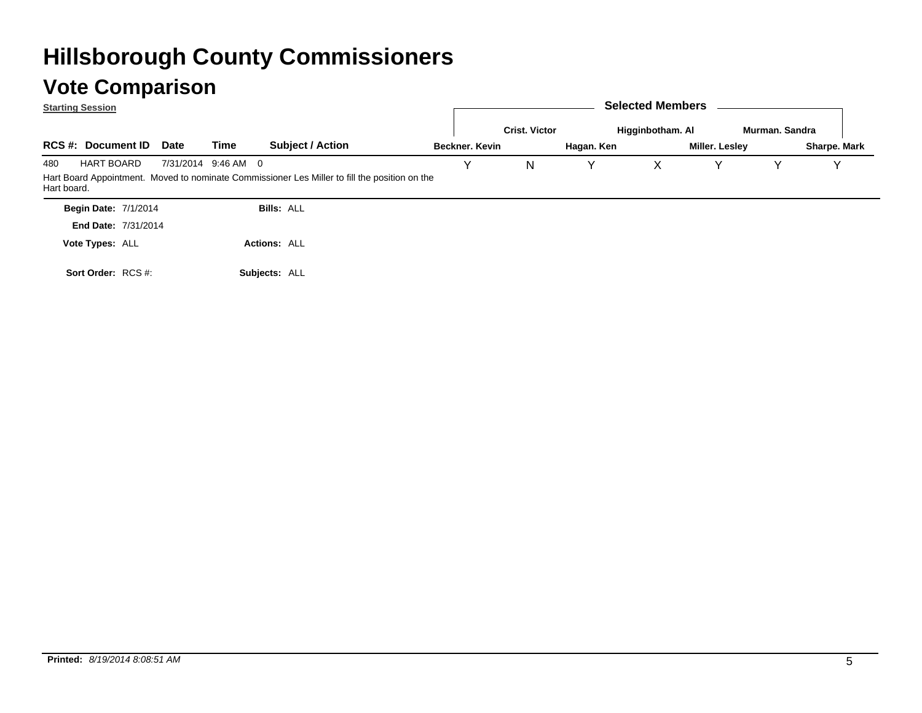# Hillsborough County Commissioners

## Vote Comparison

Starting Session

| RCS #: | Document ID | Date | Time | Subject / Action | Beckner. Kevin | Crist. Victor | Hagan. Ken | Higginbotham. Al | Miller. Lesley | Murman. Sandra | Sharpe. Mark |
|---|---|---|---|---|---|---|---|---|---|---|---|
| 480 | HART BOARD | 7/31/2014 | 9:46 AM | 0 | Y | N | Y | X | Y | Y | Y |

Hart Board Appointment. Moved to nominate Commissioner Les Miller to fill the position on the Hart board.

**Begin Date:** 7/1/2014 **Bills:** ALL

**End Date:** 7/31/2014

**Vote Types:** ALL **Actions:** ALL

**Sort Order:** RCS #: **Subjects:** ALL

**Printed:** *8/19/2014 8:08:51 AM*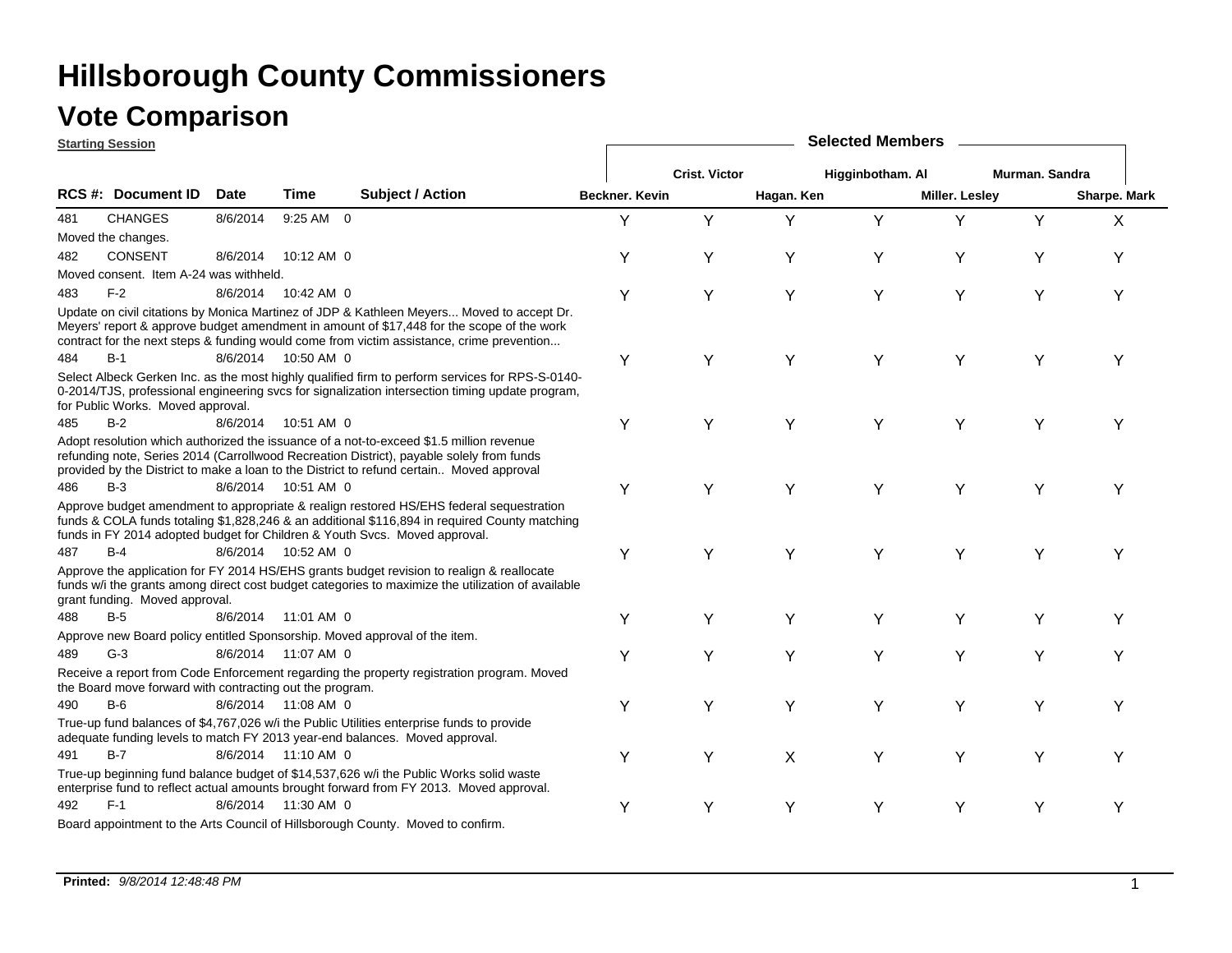# Hillsborough County Commissioners

## Vote Comparison

**Starting Session**

| RCS #: | Document ID | Date | Time | Subject / Action | Beckner. Kevin | Crist. Victor | Hagan. Ken | Higginbotham. Al | Miller. Lesley | Murman. Sandra | Sharpe. Mark |
|---|---|---|---|---|---|---|---|---|---|---|---|
| 481 | CHANGES | 8/6/2014 | 9:25 AM | 0 | Y | Y | Y | Y | Y | Y | X |
| | Moved the changes. | | | | | | | | | | |
| 482 | CONSENT | 8/6/2014 | 10:12 AM | 0 | Y | Y | Y | Y | Y | Y | Y |
| | Moved consent. Item A-24 was withheld. | | | | | | | | | | |
| 483 | F-2 | 8/6/2014 | 10:42 AM | 0 | Y | Y | Y | Y | Y | Y | Y |
| | Update on civil citations by Monica Martinez of JDP & Kathleen Meyers... Moved to accept Dr. Meyers' report & approve budget amendment in amount of $17,448 for the scope of the work contract for the next steps & funding would come from victim assistance, crime prevention... | | | | | | | | | | |
| 484 | B-1 | 8/6/2014 | 10:50 AM | 0 | Y | Y | Y | Y | Y | Y | Y |
| | Select Albeck Gerken Inc. as the most highly qualified firm to perform services for RPS-S-0140-0-2014/TJS, professional engineering svcs for signalization intersection timing update program, for Public Works. Moved approval. | | | | | | | | | | |
| 485 | B-2 | 8/6/2014 | 10:51 AM | 0 | Y | Y | Y | Y | Y | Y | Y |
| | Adopt resolution which authorized the issuance of a not-to-exceed $1.5 million revenue refunding note, Series 2014 (Carrollwood Recreation District), payable solely from funds provided by the District to make a loan to the District to refund certain.. Moved approval | | | | | | | | | | |
| 486 | B-3 | 8/6/2014 | 10:51 AM | 0 | Y | Y | Y | Y | Y | Y | Y |
| | Approve budget amendment to appropriate & realign restored HS/EHS federal sequestration funds & COLA funds totaling $1,828,246 & an additional $116,894 in required County matching funds in FY 2014 adopted budget for Children & Youth Svcs. Moved approval. | | | | | | | | | | |
| 487 | B-4 | 8/6/2014 | 10:52 AM | 0 | Y | Y | Y | Y | Y | Y | Y |
| | Approve the application for FY 2014 HS/EHS grants budget revision to realign & reallocate funds w/i the grants among direct cost budget categories to maximize the utilization of available grant funding. Moved approval. | | | | | | | | | | |
| 488 | B-5 | 8/6/2014 | 11:01 AM | 0 | Y | Y | Y | Y | Y | Y | Y |
| | Approve new Board policy entitled Sponsorship. Moved approval of the item. | | | | | | | | | | |
| 489 | G-3 | 8/6/2014 | 11:07 AM | 0 | Y | Y | Y | Y | Y | Y | Y |
| | Receive a report from Code Enforcement regarding the property registration program. Moved the Board move forward with contracting out the program. | | | | | | | | | | |
| 490 | B-6 | 8/6/2014 | 11:08 AM | 0 | Y | Y | Y | Y | Y | Y | Y |
| | True-up fund balances of $4,767,026 w/i the Public Utilities enterprise funds to provide adequate funding levels to match FY 2013 year-end balances. Moved approval. | | | | | | | | | | |
| 491 | B-7 | 8/6/2014 | 11:10 AM | 0 | Y | Y | X | Y | Y | Y | Y |
| | True-up beginning fund balance budget of $14,537,626 w/i the Public Works solid waste enterprise fund to reflect actual amounts brought forward from FY 2013. Moved approval. | | | | | | | | | | |
| 492 | F-1 | 8/6/2014 | 11:30 AM | 0 | Y | Y | Y | Y | Y | Y | Y |
| | Board appointment to the Arts Council of Hillsborough County. Moved to confirm. | | | | | | | | | | |

**Printed:** *9/8/2014 12:48:48 PM*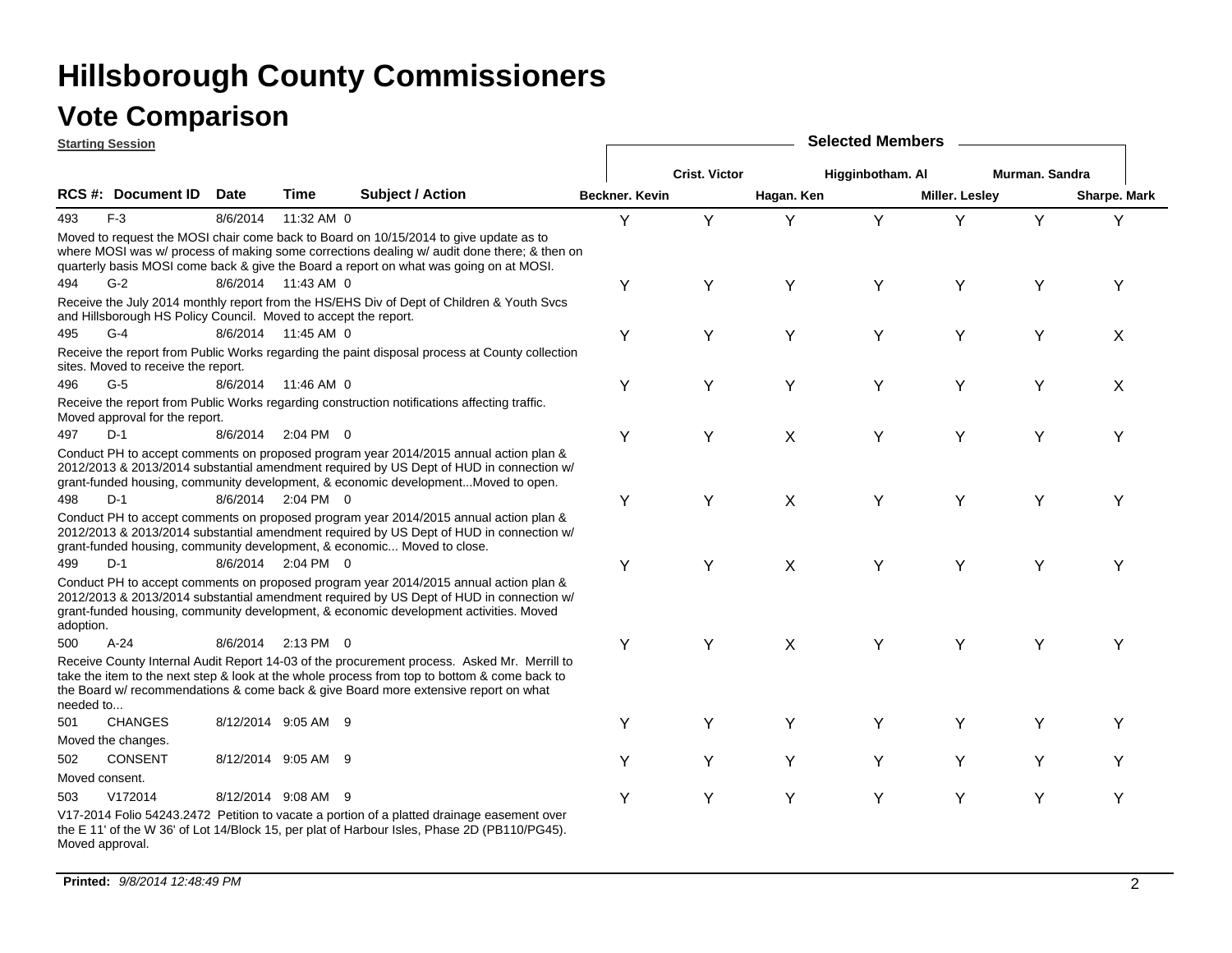# Hillsborough County Commissioners

## Vote Comparison

**Starting Session**

| RCS # | Document ID | Date | Time | | Subject / Action | Beckner. Kevin | Crist. Victor | Hagan. Ken | Higginbotham. Al | Miller. Lesley | Murman. Sandra | Sharpe. Mark |
|---|---|---|---|---|---|---|---|---|---|---|---|---|
| 493 | F-3 | 8/6/2014 | 11:32 AM | 0 | Moved to request the MOSI chair come back to Board on 10/15/2014 to give update as to where MOSI was w/ process of making some corrections dealing w/ audit done there; & then on quarterly basis MOSI come back & give the Board a report on what was going on at MOSI. | Y | Y | Y | Y | Y | Y | Y |
| 494 | G-2 | 8/6/2014 | 11:43 AM | 0 | Receive the July 2014 monthly report from the HS/EHS Div of Dept of Children & Youth Svcs and Hillsborough HS Policy Council. Moved to accept the report. | Y | Y | Y | Y | Y | Y | Y |
| 495 | G-4 | 8/6/2014 | 11:45 AM | 0 | Receive the report from Public Works regarding the paint disposal process at County collection sites. Moved to receive the report. | Y | Y | Y | Y | Y | Y | X |
| 496 | G-5 | 8/6/2014 | 11:46 AM | 0 | Receive the report from Public Works regarding construction notifications affecting traffic. Moved approval for the report. | Y | Y | Y | Y | Y | Y | X |
| 497 | D-1 | 8/6/2014 | 2:04 PM | 0 | Conduct PH to accept comments on proposed program year 2014/2015 annual action plan & 2012/2013 & 2013/2014 substantial amendment required by US Dept of HUD in connection w/ grant-funded housing, community development, & economic development...Moved to open. | Y | Y | X | Y | Y | Y | Y |
| 498 | D-1 | 8/6/2014 | 2:04 PM | 0 | Conduct PH to accept comments on proposed program year 2014/2015 annual action plan & 2012/2013 & 2013/2014 substantial amendment required by US Dept of HUD in connection w/ grant-funded housing, community development, & economic... Moved to close. | Y | Y | X | Y | Y | Y | Y |
| 499 | D-1 | 8/6/2014 | 2:04 PM | 0 | Conduct PH to accept comments on proposed program year 2014/2015 annual action plan & 2012/2013 & 2013/2014 substantial amendment required by US Dept of HUD in connection w/ grant-funded housing, community development, & economic development activities. Moved adoption. | Y | Y | X | Y | Y | Y | Y |
| 500 | A-24 | 8/6/2014 | 2:13 PM | 0 | Receive County Internal Audit Report 14-03 of the procurement process. Asked Mr. Merrill to take the item to the next step & look at the whole process from top to bottom & come back to the Board w/ recommendations & come back & give Board more extensive report on what needed to... | Y | Y | X | Y | Y | Y | Y |
| 501 | CHANGES | 8/12/2014 | 9:05 AM | 9 | Moved the changes. | Y | Y | Y | Y | Y | Y | Y |
| 502 | CONSENT | 8/12/2014 | 9:05 AM | 9 | Moved consent. | Y | Y | Y | Y | Y | Y | Y |
| 503 | V172014 | 8/12/2014 | 9:08 AM | 9 | V17-2014 Folio 54243.2472 Petition to vacate a portion of a platted drainage easement over the E 11' of the W 36' of Lot 14/Block 15, per plat of Harbour Isles, Phase 2D (PB110/PG45). Moved approval. | Y | Y | Y | Y | Y | Y | Y |

**Printed:** *9/8/2014 12:48:49 PM*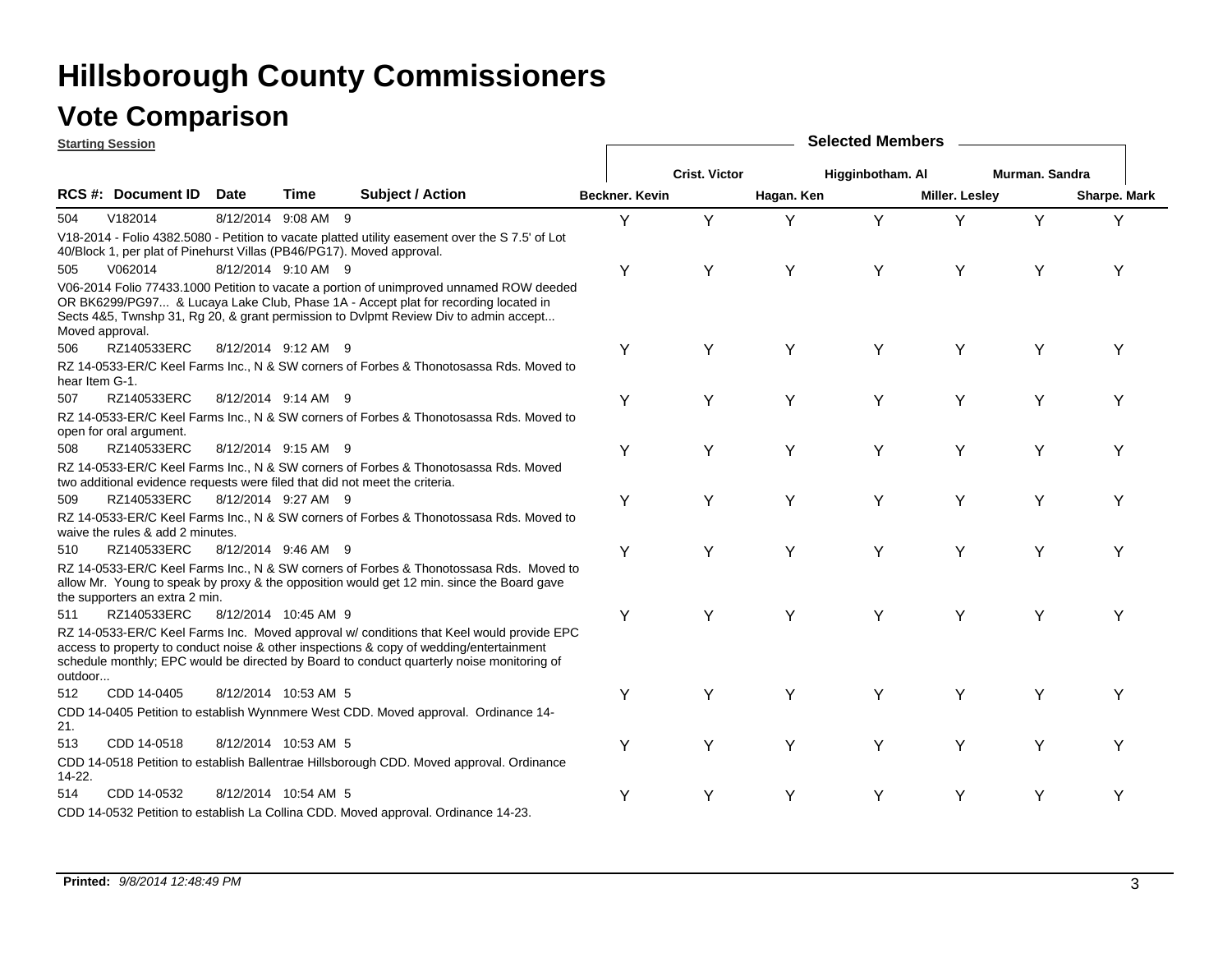# Hillsborough County Commissioners

## Vote Comparison

**Starting Session**

| RCS #: | Document ID | Date | Time | Subject / Action | Beckner. Kevin | Crist. Victor | Hagan. Ken | Higginbotham. Al | Miller. Lesley | Murman. Sandra | Sharpe. Mark |
|---|---|---|---|---|---|---|---|---|---|---|---|
| 504 | V182014 | 8/12/2014 | 9:08 AM | 9 | Y | Y | Y | Y | Y | Y | Y |
| | V18-2014 - Folio 4382.5080 - Petition to vacate platted utility easement over the S 7.5' of Lot 40/Block 1, per plat of Pinehurst Villas (PB46/PG17). Moved approval. | | | | | | | | | | |
| 505 | V062014 | 8/12/2014 | 9:10 AM | 9 | Y | Y | Y | Y | Y | Y | Y |
| | V06-2014 Folio 77433.1000 Petition to vacate a portion of unimproved unnamed ROW deeded OR BK6299/PG97... & Lucaya Lake Club, Phase 1A - Accept plat for recording located in Sects 4&5, Twnshp 31, Rg 20, & grant permission to Dvlpmt Review Div to admin accept... Moved approval. | | | | | | | | | | |
| 506 | RZ140533ERC | 8/12/2014 | 9:12 AM | 9 | Y | Y | Y | Y | Y | Y | Y |
| | RZ 14-0533-ER/C Keel Farms Inc., N & SW corners of Forbes & Thonotosassa Rds. Moved to hear Item G-1. | | | | | | | | | | |
| 507 | RZ140533ERC | 8/12/2014 | 9:14 AM | 9 | Y | Y | Y | Y | Y | Y | Y |
| | RZ 14-0533-ER/C Keel Farms Inc., N & SW corners of Forbes & Thonotosassa Rds. Moved to open for oral argument. | | | | | | | | | | |
| 508 | RZ140533ERC | 8/12/2014 | 9:15 AM | 9 | Y | Y | Y | Y | Y | Y | Y |
| | RZ 14-0533-ER/C Keel Farms Inc., N & SW corners of Forbes & Thonotosassa Rds. Moved two additional evidence requests were filed that did not meet the criteria. | | | | | | | | | | |
| 509 | RZ140533ERC | 8/12/2014 | 9:27 AM | 9 | Y | Y | Y | Y | Y | Y | Y |
| | RZ 14-0533-ER/C Keel Farms Inc., N & SW corners of Forbes & Thonotossasa Rds. Moved to waive the rules & add 2 minutes. | | | | | | | | | | |
| 510 | RZ140533ERC | 8/12/2014 | 9:46 AM | 9 | Y | Y | Y | Y | Y | Y | Y |
| | RZ 14-0533-ER/C Keel Farms Inc., N & SW corners of Forbes & Thonotossasa Rds. Moved to allow Mr. Young to speak by proxy & the opposition would get 12 min. since the Board gave the supporters an extra 2 min. | | | | | | | | | | |
| 511 | RZ140533ERC | 8/12/2014 | 10:45 AM | 9 | Y | Y | Y | Y | Y | Y | Y |
| | RZ 14-0533-ER/C Keel Farms Inc. Moved approval w/ conditions that Keel would provide EPC access to property to conduct noise & other inspections & copy of wedding/entertainment schedule monthly; EPC would be directed by Board to conduct quarterly noise monitoring of outdoor... | | | | | | | | | | |
| 512 | CDD 14-0405 | 8/12/2014 | 10:53 AM | 5 | Y | Y | Y | Y | Y | Y | Y |
| | CDD 14-0405 Petition to establish Wynnmere West CDD. Moved approval. Ordinance 14-21. | | | | | | | | | | |
| 513 | CDD 14-0518 | 8/12/2014 | 10:53 AM | 5 | Y | Y | Y | Y | Y | Y | Y |
| | CDD 14-0518 Petition to establish Ballentrae Hillsborough CDD. Moved approval. Ordinance 14-22. | | | | | | | | | | |
| 514 | CDD 14-0532 | 8/12/2014 | 10:54 AM | 5 | Y | Y | Y | Y | Y | Y | Y |
| | CDD 14-0532 Petition to establish La Collina CDD. Moved approval. Ordinance 14-23. | | | | | | | | | | |

**Printed:** *9/8/2014 12:48:49 PM*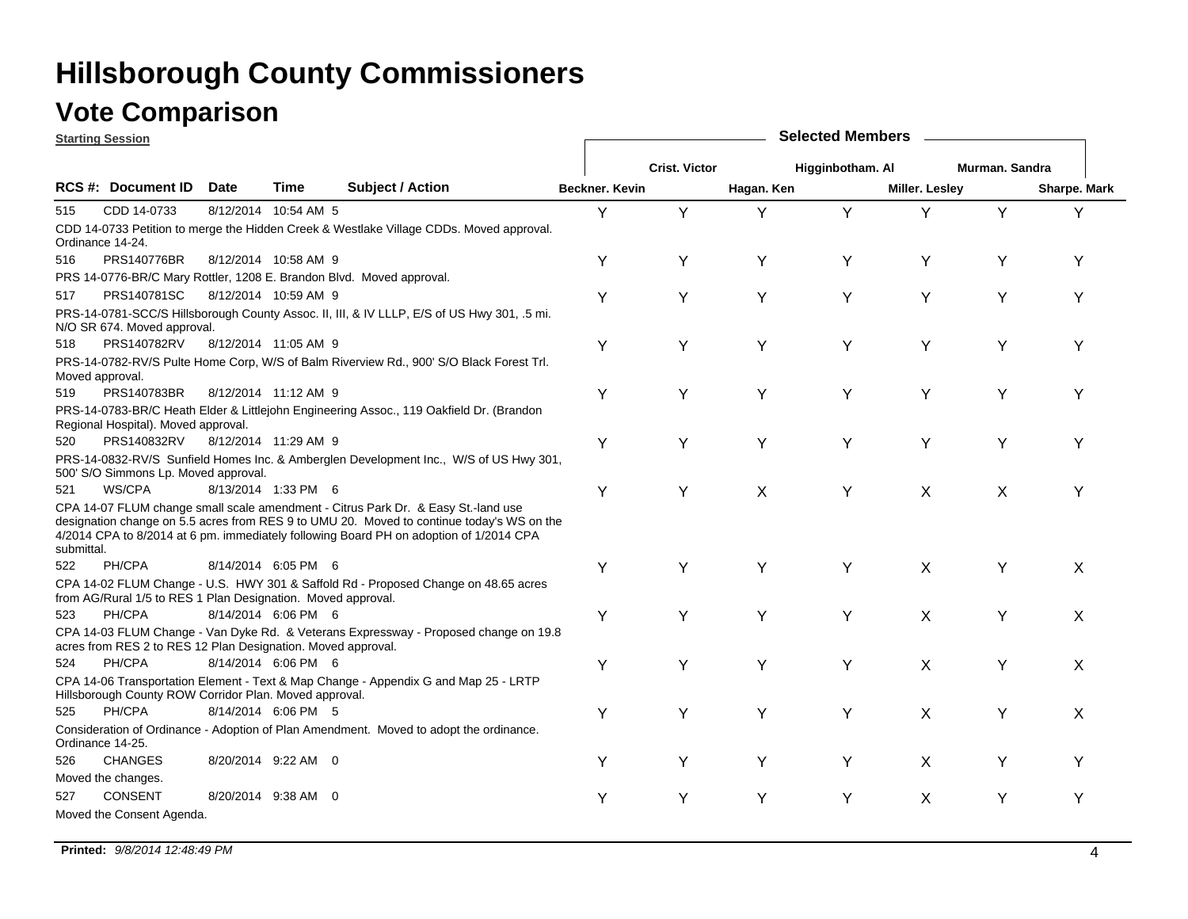# Hillsborough County Commissioners

## Vote Comparison

**Starting Session**

| RCS #: | Document ID | Date | Time | | Subject / Action | Beckner. Kevin | Crist. Victor | Hagan. Ken | Higginbotham. Al | Miller. Lesley | Murman. Sandra | Sharpe. Mark |
|---|---|---|---|---|---|---|---|---|---|---|---|---|
| 515 | CDD 14-0733 | 8/12/2014 | 10:54 AM | 5 | CDD 14-0733 Petition to merge the Hidden Creek & Westlake Village CDDs. Moved approval. Ordinance 14-24. | Y | Y | Y | Y | Y | Y | Y |
| 516 | PRS140776BR | 8/12/2014 | 10:58 AM | 9 | PRS 14-0776-BR/C Mary Rottler, 1208 E. Brandon Blvd. Moved approval. | Y | Y | Y | Y | Y | Y | Y |
| 517 | PRS140781SC | 8/12/2014 | 10:59 AM | 9 | PRS-14-0781-SCC/S Hillsborough County Assoc. II, III, & IV LLLP, E/S of US Hwy 301, .5 mi. N/O SR 674. Moved approval. | Y | Y | Y | Y | Y | Y | Y |
| 518 | PRS140782RV | 8/12/2014 | 11:05 AM | 9 | PRS-14-0782-RV/S Pulte Home Corp, W/S of Balm Riverview Rd., 900' S/O Black Forest Trl. Moved approval. | Y | Y | Y | Y | Y | Y | Y |
| 519 | PRS140783BR | 8/12/2014 | 11:12 AM | 9 | PRS-14-0783-BR/C Heath Elder & Littlejohn Engineering Assoc., 119 Oakfield Dr. (Brandon Regional Hospital). Moved approval. | Y | Y | Y | Y | Y | Y | Y |
| 520 | PRS140832RV | 8/12/2014 | 11:29 AM | 9 | PRS-14-0832-RV/S Sunfield Homes Inc. & Amberglen Development Inc., W/S of US Hwy 301, 500' S/O Simmons Lp. Moved approval. | Y | Y | Y | Y | Y | Y | Y |
| 521 | WS/CPA | 8/13/2014 | 1:33 PM | 6 | CPA 14-07 FLUM change small scale amendment - Citrus Park Dr. & Easy St.-land use designation change on 5.5 acres from RES 9 to UMU 20. Moved to continue today's WS on the 4/2014 CPA to 8/2014 at 6 pm. immediately following Board PH on adoption of 1/2014 CPA submittal. | Y | Y | X | Y | X | X | Y |
| 522 | PH/CPA | 8/14/2014 | 6:05 PM | 6 | CPA 14-02 FLUM Change - U.S. HWY 301 & Saffold Rd - Proposed Change on 48.65 acres from AG/Rural 1/5 to RES 1 Plan Designation. Moved approval. | Y | Y | Y | Y | X | Y | X |
| 523 | PH/CPA | 8/14/2014 | 6:06 PM | 6 | CPA 14-03 FLUM Change - Van Dyke Rd. & Veterans Expressway - Proposed change on 19.8 acres from RES 2 to RES 12 Plan Designation. Moved approval. | Y | Y | Y | Y | X | Y | X |
| 524 | PH/CPA | 8/14/2014 | 6:06 PM | 6 | CPA 14-06 Transportation Element - Text & Map Change - Appendix G and Map 25 - LRTP Hillsborough County ROW Corridor Plan. Moved approval. | Y | Y | Y | Y | X | Y | X |
| 525 | PH/CPA | 8/14/2014 | 6:06 PM | 5 | Consideration of Ordinance - Adoption of Plan Amendment. Moved to adopt the ordinance. Ordinance 14-25. | Y | Y | Y | Y | X | Y | X |
| 526 | CHANGES | 8/20/2014 | 9:22 AM | 0 | Moved the changes. | Y | Y | Y | Y | X | Y | Y |
| 527 | CONSENT | 8/20/2014 | 9:38 AM | 0 | Moved the Consent Agenda. | Y | Y | Y | Y | X | Y | Y |

**Printed:** *9/8/2014 12:48:49 PM*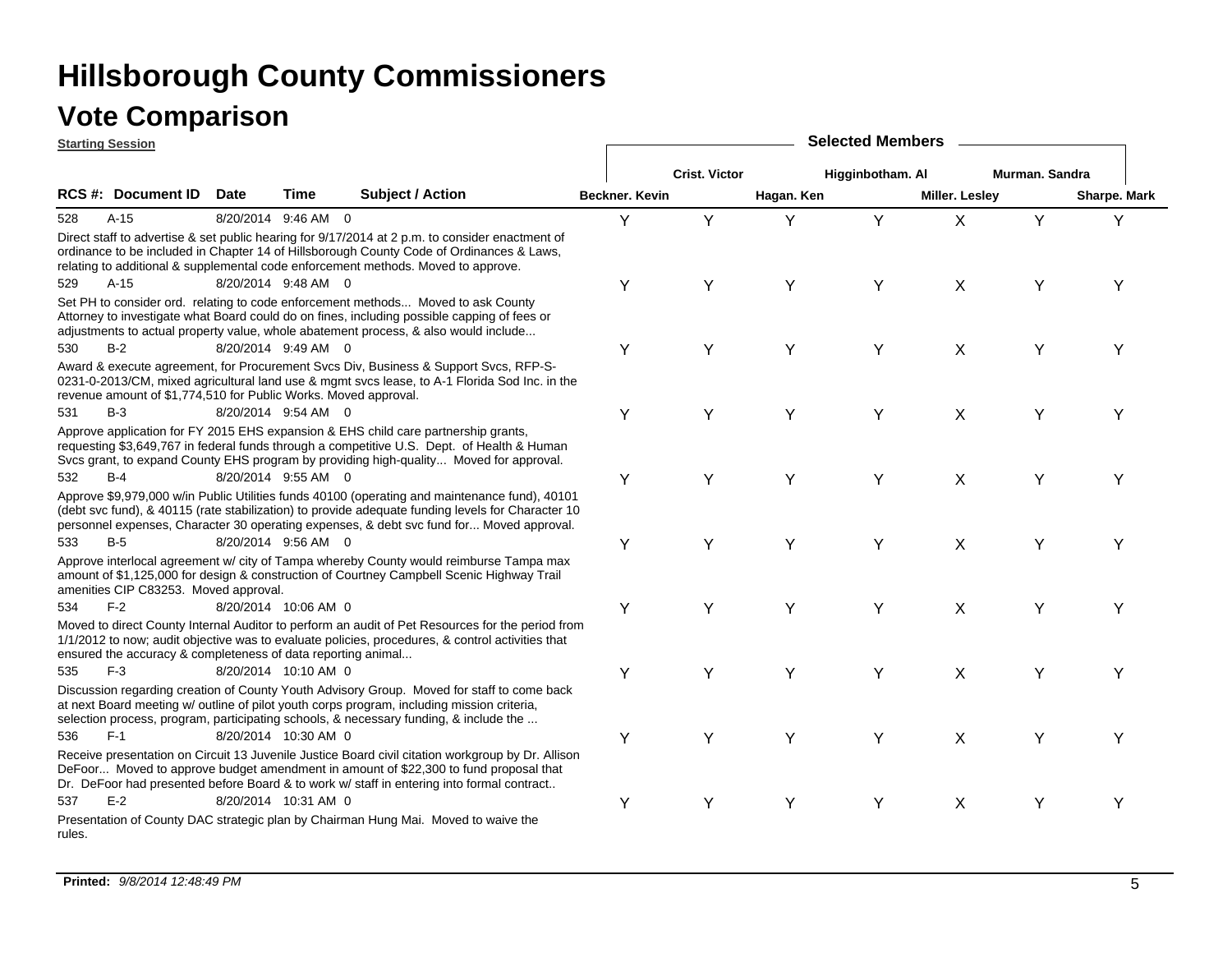# Hillsborough County Commissioners

## Vote Comparison

**Starting Session**

| RCS #: | Document ID | Date | Time | | Subject / Action | Beckner. Kevin | Crist. Victor | Hagan. Ken | Higginbotham. Al | Miller. Lesley | Murman. Sandra | Sharpe. Mark |
|---|---|---|---|---|---|---|---|---|---|---|---|---|
| 528 | A-15 | 8/20/2014 | 9:46 AM | 0 | Direct staff to advertise & set public hearing for 9/17/2014 at 2 p.m. to consider enactment of ordinance to be included in Chapter 14 of Hillsborough County Code of Ordinances & Laws, relating to additional & supplemental code enforcement methods. Moved to approve. | Y | Y | Y | Y | X | Y | Y |
| 529 | A-15 | 8/20/2014 | 9:48 AM | 0 | Set PH to consider ord. relating to code enforcement methods... Moved to ask County Attorney to investigate what Board could do on fines, including possible capping of fees or adjustments to actual property value, whole abatement process, & also would include... | Y | Y | Y | Y | X | Y | Y |
| 530 | B-2 | 8/20/2014 | 9:49 AM | 0 | Award & execute agreement, for Procurement Svcs Div, Business & Support Svcs, RFP-S-0231-0-2013/CM, mixed agricultural land use & mgmt svcs lease, to A-1 Florida Sod Inc. in the revenue amount of $1,774,510 for Public Works. Moved approval. | Y | Y | Y | Y | X | Y | Y |
| 531 | B-3 | 8/20/2014 | 9:54 AM | 0 | Approve application for FY 2015 EHS expansion & EHS child care partnership grants, requesting $3,649,767 in federal funds through a competitive U.S. Dept. of Health & Human Svcs grant, to expand County EHS program by providing high-quality... Moved for approval. | Y | Y | Y | Y | X | Y | Y |
| 532 | B-4 | 8/20/2014 | 9:55 AM | 0 | Approve $9,979,000 w/in Public Utilities funds 40100 (operating and maintenance fund), 40101 (debt svc fund), & 40115 (rate stabilization) to provide adequate funding levels for Character 10 personnel expenses, Character 30 operating expenses, & debt svc fund for... Moved approval. | Y | Y | Y | Y | X | Y | Y |
| 533 | B-5 | 8/20/2014 | 9:56 AM | 0 | Approve interlocal agreement w/ city of Tampa whereby County would reimburse Tampa max amount of $1,125,000 for design & construction of Courtney Campbell Scenic Highway Trail amenities CIP C83253. Moved approval. | Y | Y | Y | Y | X | Y | Y |
| 534 | F-2 | 8/20/2014 | 10:06 AM | 0 | Moved to direct County Internal Auditor to perform an audit of Pet Resources for the period from 1/1/2012 to now; audit objective was to evaluate policies, procedures, & control activities that ensured the accuracy & completeness of data reporting animal... | Y | Y | Y | Y | X | Y | Y |
| 535 | F-3 | 8/20/2014 | 10:10 AM | 0 | Discussion regarding creation of County Youth Advisory Group. Moved for staff to come back at next Board meeting w/ outline of pilot youth corps program, including mission criteria, selection process, program, participating schools, & necessary funding, & include the ... | Y | Y | Y | Y | X | Y | Y |
| 536 | F-1 | 8/20/2014 | 10:30 AM | 0 | Receive presentation on Circuit 13 Juvenile Justice Board civil citation workgroup by Dr. Allison DeFoor... Moved to approve budget amendment in amount of $22,300 to fund proposal that Dr. DeFoor had presented before Board & to work w/ staff in entering into formal contract.. | Y | Y | Y | Y | X | Y | Y |
| 537 | E-2 | 8/20/2014 | 10:31 AM | 0 | Presentation of County DAC strategic plan by Chairman Hung Mai. Moved to waive the rules. | Y | Y | Y | Y | X | Y | Y |

**Printed:** *9/8/2014 12:48:49 PM*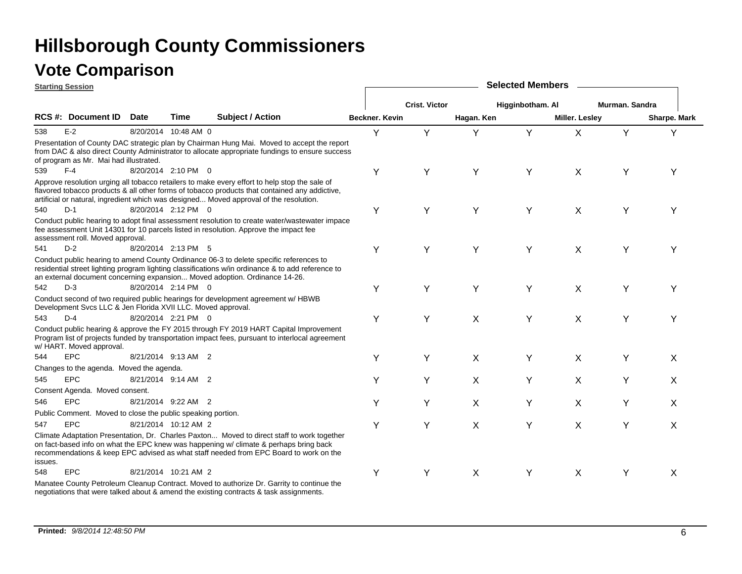# Hillsborough County Commissioners

## Vote Comparison

**Starting Session**

| RCS # | Document ID | Date | Time | | Subject / Action | Beckner. Kevin | Crist. Victor | Hagan. Ken | Higginbotham. Al | Miller. Lesley | Murman. Sandra | Sharpe. Mark |
|---|---|---|---|---|---|---|---|---|---|---|---|---|
| 538 | E-2 | 8/20/2014 | 10:48 AM | 0 | Presentation of County DAC strategic plan by Chairman Hung Mai. Moved to accept the report from DAC & also direct County Administrator to allocate appropriate fundings to ensure success of program as Mr. Mai had illustrated. | Y | Y | Y | Y | X | Y | Y |
| 539 | F-4 | 8/20/2014 | 2:10 PM | 0 | Approve resolution urging all tobacco retailers to make every effort to help stop the sale of flavored tobacco products & all other forms of tobacco products that contained any addictive, artificial or natural, ingredient which was designed... Moved approval of the resolution. | Y | Y | Y | Y | X | Y | Y |
| 540 | D-1 | 8/20/2014 | 2:12 PM | 0 | Conduct public hearing to adopt final assessment resolution to create water/wastewater impace fee assessment Unit 14301 for 10 parcels listed in resolution. Approve the impact fee assessment roll. Moved approval. | Y | Y | Y | Y | X | Y | Y |
| 541 | D-2 | 8/20/2014 | 2:13 PM | 5 | Conduct public hearing to amend County Ordinance 06-3 to delete specific references to residential street lighting program lighting classifications w/in ordinance & to add reference to an external document concerning expansion... Moved adoption. Ordinance 14-26. | Y | Y | Y | Y | X | Y | Y |
| 542 | D-3 | 8/20/2014 | 2:14 PM | 0 | Conduct second of two required public hearings for development agreement w/ HBWB Development Svcs LLC & Jen Florida XVII LLC. Moved approval. | Y | Y | Y | Y | X | Y | Y |
| 543 | D-4 | 8/20/2014 | 2:21 PM | 0 | Conduct public hearing & approve the FY 2015 through FY 2019 HART Capital Improvement Program list of projects funded by transportation impact fees, pursuant to interlocal agreement w/ HART. Moved approval. | Y | Y | X | Y | X | Y | Y |
| 544 | EPC | 8/21/2014 | 9:13 AM | 2 | Changes to the agenda. Moved the agenda. | Y | Y | X | Y | X | Y | X |
| 545 | EPC | 8/21/2014 | 9:14 AM | 2 | Consent Agenda. Moved consent. | Y | Y | X | Y | X | Y | X |
| 546 | EPC | 8/21/2014 | 9:22 AM | 2 | Public Comment. Moved to close the public speaking portion. | Y | Y | X | Y | X | Y | X |
| 547 | EPC | 8/21/2014 | 10:12 AM | 2 | Climate Adaptation Presentation, Dr. Charles Paxton... Moved to direct staff to work together on fact-based info on what the EPC knew was happening w/ climate & perhaps bring back recommendations & keep EPC advised as what staff needed from EPC Board to work on the issues. | Y | Y | X | Y | X | Y | X |
| 548 | EPC | 8/21/2014 | 10:21 AM | 2 | Manatee County Petroleum Cleanup Contract. Moved to authorize Dr. Garrity to continue the negotiations that were talked about & amend the existing contracts & task assignments. | Y | Y | X | Y | X | Y | X |

**Printed:** *9/8/2014 12:48:50 PM*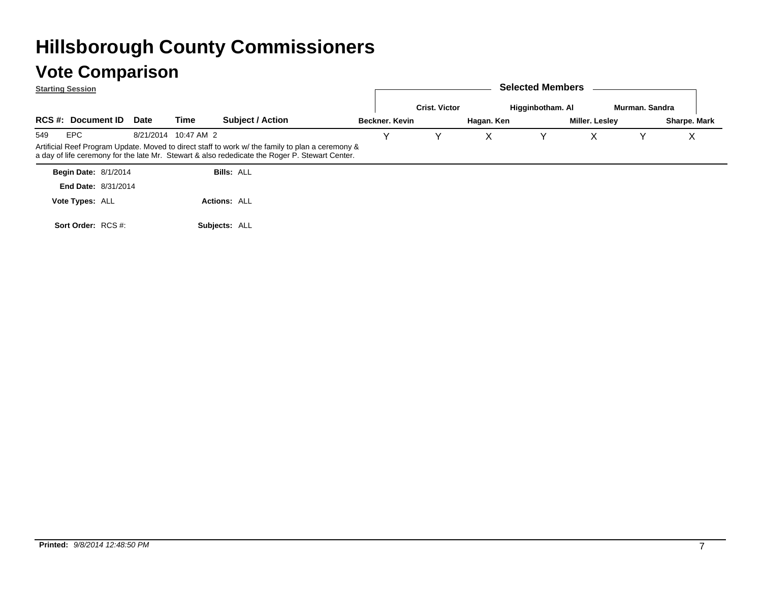# Hillsborough County Commissioners

## Vote Comparison

**Starting Session**

| RCS #: | Document ID | Date | Time | Subject / Action | Beckner. Kevin | Crist. Victor | Hagan. Ken | Higginbotham. Al | Miller. Lesley | Murman. Sandra | Sharpe. Mark |
|---|---|---|---|---|---|---|---|---|---|---|---|
| 549 | EPC | 8/21/2014 | 10:47 AM | 2 | Y | Y | X | Y | X | Y | X |

Artificial Reef Program Update. Moved to direct staff to work w/ the family to plan a ceremony & a day of life ceremony for the late Mr. Stewart & also rededicate the Roger P. Stewart Center.

**Begin Date:** 8/1/2014 **Bills:** ALL

**End Date:** 8/31/2014

**Vote Types:** ALL **Actions:** ALL

**Sort Order:** RCS #: **Subjects:** ALL

**Printed:** *9/8/2014 12:48:50 PM*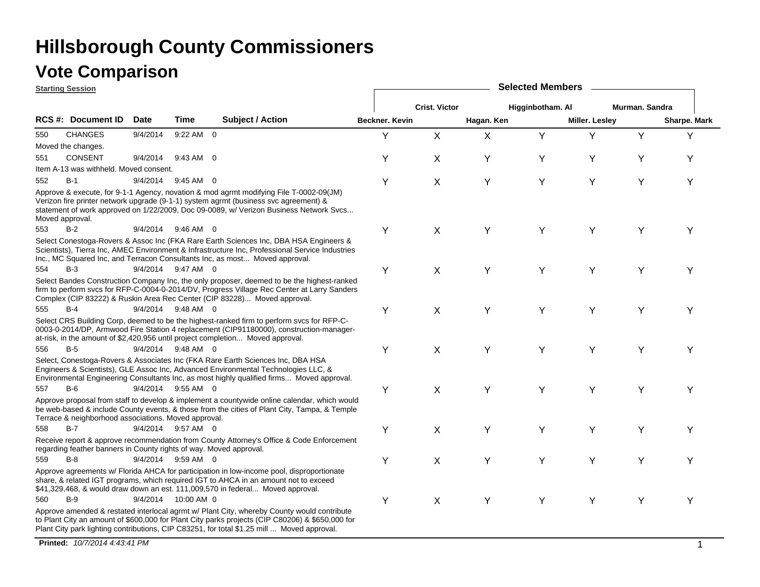# Hillsborough County Commissioners

## Vote Comparison

**Starting Session**

| RCS # | Document ID | Date | Time | Subject / Action | Beckner. Kevin | Crist. Victor | Hagan. Ken | Higginbotham. Al | Miller. Lesley | Murman. Sandra | Sharpe. Mark |
|---|---|---|---|---|---|---|---|---|---|---|---|
| 550 | CHANGES | 9/4/2014 | 9:22 AM | 0 | Y | X | X | Y | Y | Y | Y |
| | Moved the changes. | | | | | | | | | | |
| 551 | CONSENT | 9/4/2014 | 9:43 AM | 0 | Y | X | Y | Y | Y | Y | Y |
| | Item A-13 was withheld. Moved consent. | | | | | | | | | | |
| 552 | B-1 | 9/4/2014 | 9:45 AM | 0 | Y | X | Y | Y | Y | Y | Y |
| | Approve & execute, for 9-1-1 Agency, novation & mod agrmt modifying File T-0002-09(JM) Verizon fire printer network upgrade (9-1-1) system agrmt (business svc agreement) & statement of work approved on 1/22/2009, Doc 09-0089, w/ Verizon Business Network Svcs... Moved approval. | | | | | | | | | | |
| 553 | B-2 | 9/4/2014 | 9:46 AM | 0 | Y | X | Y | Y | Y | Y | Y |
| | Select Conestoga-Rovers & Assoc Inc (FKA Rare Earth Sciences Inc, DBA HSA Engineers & Scientists), Tierra Inc, AMEC Environment & Infrastructure Inc, Professional Service Industries Inc., MC Squared Inc, and Terracon Consultants Inc, as most... Moved approval. | | | | | | | | | | |
| 554 | B-3 | 9/4/2014 | 9:47 AM | 0 | Y | X | Y | Y | Y | Y | Y |
| | Select Bandes Construction Company Inc, the only proposer, deemed to be the highest-ranked firm to perform svcs for RFP-C-0004-0-2014/DV, Progress Village Rec Center at Larry Sanders Complex (CIP 83222) & Ruskin Area Rec Center (CIP 83228)... Moved approval. | | | | | | | | | | |
| 555 | B-4 | 9/4/2014 | 9:48 AM | 0 | Y | X | Y | Y | Y | Y | Y |
| | Select CRS Building Corp, deemed to be the highest-ranked firm to perform svcs for RFP-C-0003-0-2014/DP, Armwood Fire Station 4 replacement (CIP91180000), construction-manager-at-risk, in the amount of $2,420,956 until project completion... Moved approval. | | | | | | | | | | |
| 556 | B-5 | 9/4/2014 | 9:48 AM | 0 | Y | X | Y | Y | Y | Y | Y |
| | Select, Conestoga-Rovers & Associates Inc (FKA Rare Earth Sciences Inc, DBA HSA Engineers & Scientists), GLE Assoc Inc, Advanced Environmental Technologies LLC, & Environmental Engineering Consultants Inc, as most highly qualified firms... Moved approval. | | | | | | | | | | |
| 557 | B-6 | 9/4/2014 | 9:55 AM | 0 | Y | X | Y | Y | Y | Y | Y |
| | Approve proposal from staff to develop & implement a countywide online calendar, which would be web-based & include County events, & those from the cities of Plant City, Tampa, & Temple Terrace & neighborhood associations. Moved approval. | | | | | | | | | | |
| 558 | B-7 | 9/4/2014 | 9:57 AM | 0 | Y | X | Y | Y | Y | Y | Y |
| | Receive report & approve recommendation from County Attorney's Office & Code Enforcement regarding feather banners in County rights of way. Moved approval. | | | | | | | | | | |
| 559 | B-8 | 9/4/2014 | 9:59 AM | 0 | Y | X | Y | Y | Y | Y | Y |
| | Approve agreements w/ Florida AHCA for participation in low-income pool, disproportionate share, & related IGT programs, which required IGT to AHCA in an amount not to exceed $41,329,468, & would draw down an est. 111,009,570 in federal... Moved approval. | | | | | | | | | | |
| 560 | B-9 | 9/4/2014 | 10:00 AM | 0 | Y | X | Y | Y | Y | Y | Y |
| | Approve amended & restated interlocal agrmt w/ Plant City, whereby County would contribute to Plant City an amount of $600,000 for Plant City parks projects (CIP C80206) & $650,000 for Plant City park lighting contributions, CIP C83251, for total $1.25 mill ... Moved approval. | | | | | | | | | | |

**Printed:** *10/7/2014 4:43:41 PM*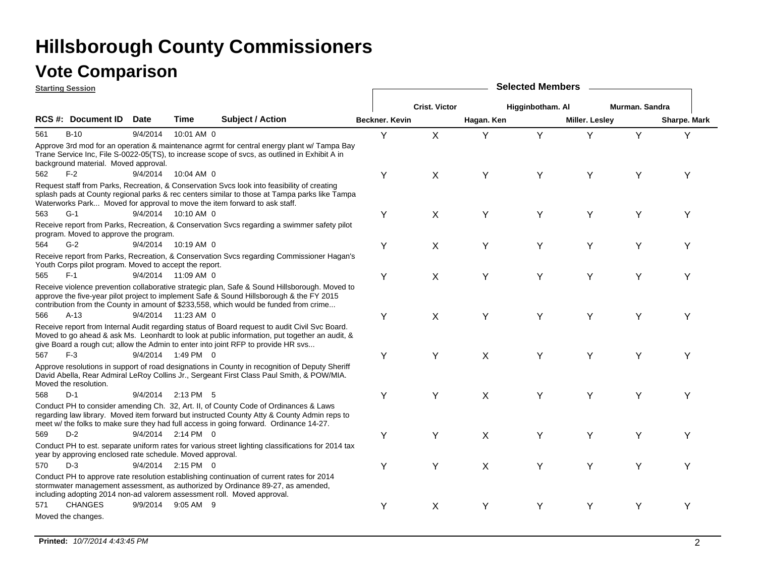# Hillsborough County Commissioners

## Vote Comparison

**Starting Session**

| RCS #: | Document ID | Date | Time | | Subject / Action | Beckner. Kevin | Crist. Victor | Hagan. Ken | Higginbotham. Al | Miller. Lesley | Murman. Sandra | Sharpe. Mark |
|---|---|---|---|---|---|---|---|---|---|---|---|---|
| 561 | B-10 | 9/4/2014 | 10:01 AM | 0 | Approve 3rd mod for an operation & maintenance agrmt for central energy plant w/ Tampa Bay Trane Service Inc, File S-0022-05(TS), to increase scope of svcs, as outlined in Exhibit A in background material. Moved approval. | Y | X | Y | Y | Y | Y | Y |
| 562 | F-2 | 9/4/2014 | 10:04 AM | 0 | Request staff from Parks, Recreation, & Conservation Svcs look into feasibility of creating splash pads at County regional parks & rec centers similar to those at Tampa parks like Tampa Waterworks Park... Moved for approval to move the item forward to ask staff. | Y | X | Y | Y | Y | Y | Y |
| 563 | G-1 | 9/4/2014 | 10:10 AM | 0 | Receive report from Parks, Recreation, & Conservation Svcs regarding a swimmer safety pilot program. Moved to approve the program. | Y | X | Y | Y | Y | Y | Y |
| 564 | G-2 | 9/4/2014 | 10:19 AM | 0 | Receive report from Parks, Recreation, & Conservation Svcs regarding Commissioner Hagan's Youth Corps pilot program. Moved to accept the report. | Y | X | Y | Y | Y | Y | Y |
| 565 | F-1 | 9/4/2014 | 11:09 AM | 0 | Receive violence prevention collaborative strategic plan, Safe & Sound Hillsborough. Moved to approve the five-year pilot project to implement Safe & Sound Hillsborough & the FY 2015 contribution from the County in amount of $233,558, which would be funded from crime... | Y | X | Y | Y | Y | Y | Y |
| 566 | A-13 | 9/4/2014 | 11:23 AM | 0 | Receive report from Internal Audit regarding status of Board request to audit Civil Svc Board. Moved to go ahead & ask Ms. Leonhardt to look at public information, put together an audit, & give Board a rough cut; allow the Admin to enter into joint RFP to provide HR svs... | Y | X | Y | Y | Y | Y | Y |
| 567 | F-3 | 9/4/2014 | 1:49 PM | 0 | Approve resolutions in support of road designations in County in recognition of Deputy Sheriff David Abella, Rear Admiral LeRoy Collins Jr., Sergeant First Class Paul Smith, & POW/MIA. Moved the resolution. | Y | Y | X | Y | Y | Y | Y |
| 568 | D-1 | 9/4/2014 | 2:13 PM | 5 | Conduct PH to consider amending Ch. 32, Art. II, of County Code of Ordinances & Laws regarding law library. Moved item forward but instructed County Atty & County Admin reps to meet w/ the folks to make sure they had full access in going forward. Ordinance 14-27. | Y | Y | X | Y | Y | Y | Y |
| 569 | D-2 | 9/4/2014 | 2:14 PM | 0 | Conduct PH to est. separate uniform rates for various street lighting classifications for 2014 tax year by approving enclosed rate schedule. Moved approval. | Y | Y | X | Y | Y | Y | Y |
| 570 | D-3 | 9/4/2014 | 2:15 PM | 0 | Conduct PH to approve rate resolution establishing continuation of current rates for 2014 stormwater management assessment, as authorized by Ordinance 89-27, as amended, including adopting 2014 non-ad valorem assessment roll. Moved approval. | Y | Y | X | Y | Y | Y | Y |
| 571 | CHANGES | 9/9/2014 | 9:05 AM | 9 | Moved the changes. | Y | X | Y | Y | Y | Y | Y |

**Printed:** *10/7/2014 4:43:45 PM*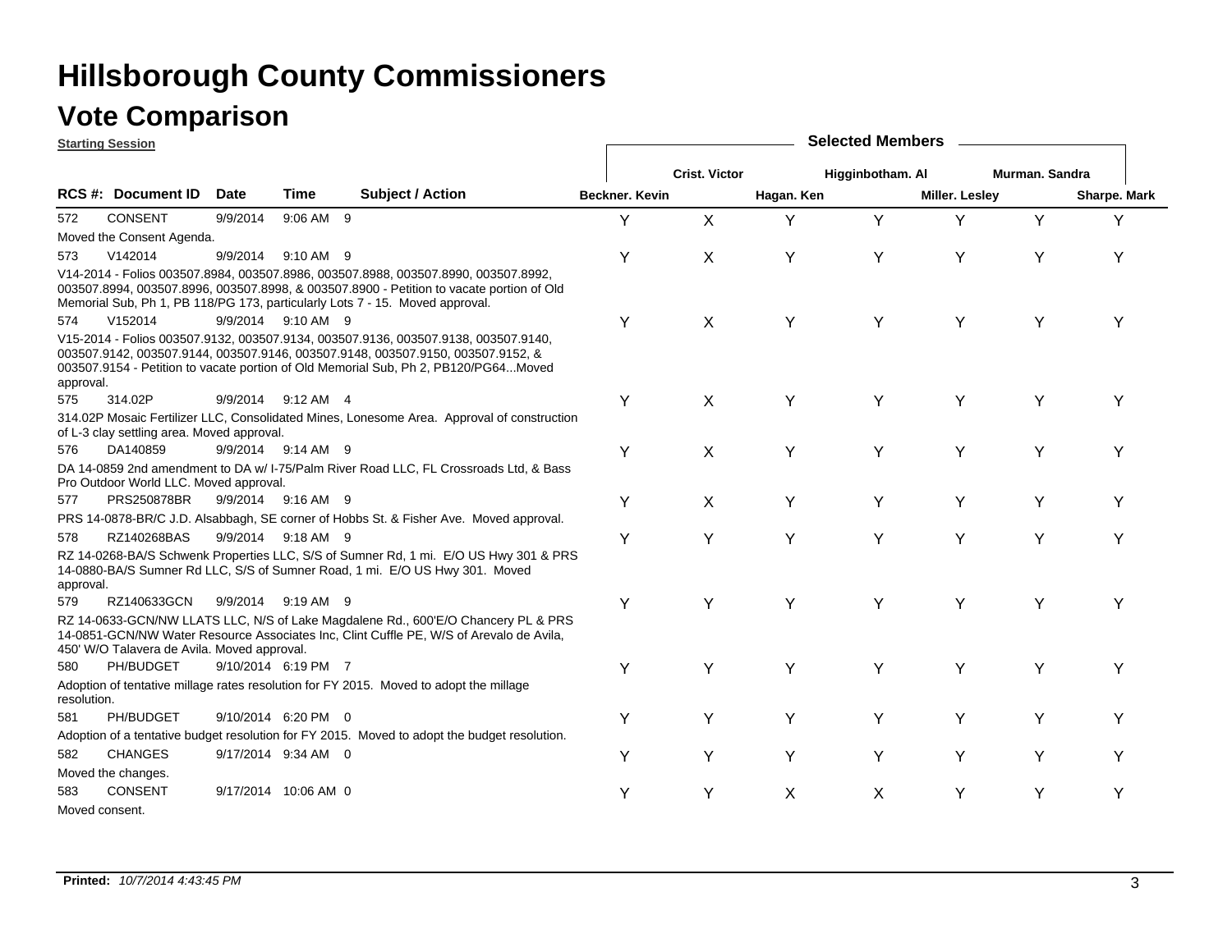# Hillsborough County Commissioners

## Vote Comparison

**Starting Session**

| RCS #: | Document ID | Date | Time | | Subject / Action | Beckner. Kevin | Crist. Victor | Hagan. Ken | Higginbotham. Al | Miller. Lesley | Murman. Sandra | Sharpe. Mark |
|---|---|---|---|---|---|---|---|---|---|---|---|---|
| 572 | CONSENT | 9/9/2014 | 9:06 AM | 9 | Moved the Consent Agenda. | Y | X | Y | Y | Y | Y | Y |
| 573 | V142014 | 9/9/2014 | 9:10 AM | 9 | V14-2014 - Folios 003507.8984, 003507.8986, 003507.8988, 003507.8990, 003507.8992, 003507.8994, 003507.8996, 003507.8998, & 003507.8900 - Petition to vacate portion of Old Memorial Sub, Ph 1, PB 118/PG 173, particularly Lots 7 - 15. Moved approval. | Y | X | Y | Y | Y | Y | Y |
| 574 | V152014 | 9/9/2014 | 9:10 AM | 9 | V15-2014 - Folios 003507.9132, 003507.9134, 003507.9136, 003507.9138, 003507.9140, 003507.9142, 003507.9144, 003507.9146, 003507.9148, 003507.9150, 003507.9152, & 003507.9154 - Petition to vacate portion of Old Memorial Sub, Ph 2, PB120/PG64...Moved approval. | Y | X | Y | Y | Y | Y | Y |
| 575 | 314.02P | 9/9/2014 | 9:12 AM | 4 | 314.02P Mosaic Fertilizer LLC, Consolidated Mines, Lonesome Area. Approval of construction of L-3 clay settling area. Moved approval. | Y | X | Y | Y | Y | Y | Y |
| 576 | DA140859 | 9/9/2014 | 9:14 AM | 9 | DA 14-0859 2nd amendment to DA w/ I-75/Palm River Road LLC, FL Crossroads Ltd, & Bass Pro Outdoor World LLC. Moved approval. | Y | X | Y | Y | Y | Y | Y |
| 577 | PRS250878BR | 9/9/2014 | 9:16 AM | 9 | PRS 14-0878-BR/C J.D. Alsabbagh, SE corner of Hobbs St. & Fisher Ave. Moved approval. | Y | X | Y | Y | Y | Y | Y |
| 578 | RZ140268BAS | 9/9/2014 | 9:18 AM | 9 | RZ 14-0268-BA/S Schwenk Properties LLC, S/S of Sumner Rd, 1 mi. E/O US Hwy 301 & PRS 14-0880-BA/S Sumner Rd LLC, S/S of Sumner Road, 1 mi. E/O US Hwy 301. Moved approval. | Y | Y | Y | Y | Y | Y | Y |
| 579 | RZ140633GCN | 9/9/2014 | 9:19 AM | 9 | RZ 14-0633-GCN/NW LLATS LLC, N/S of Lake Magdalene Rd., 600'E/O Chancery PL & PRS 14-0851-GCN/NW Water Resource Associates Inc, Clint Cuffle PE, W/S of Arevalo de Avila, 450' W/O Talavera de Avila. Moved approval. | Y | Y | Y | Y | Y | Y | Y |
| 580 | PH/BUDGET | 9/10/2014 | 6:19 PM | 7 | Adoption of tentative millage rates resolution for FY 2015. Moved to adopt the millage resolution. | Y | Y | Y | Y | Y | Y | Y |
| 581 | PH/BUDGET | 9/10/2014 | 6:20 PM | 0 | Adoption of a tentative budget resolution for FY 2015. Moved to adopt the budget resolution. | Y | Y | Y | Y | Y | Y | Y |
| 582 | CHANGES | 9/17/2014 | 9:34 AM | 0 | Moved the changes. | Y | Y | Y | Y | Y | Y | Y |
| 583 | CONSENT | 9/17/2014 | 10:06 AM | 0 | Moved consent. | Y | Y | X | X | Y | Y | Y |

**Printed:** *10/7/2014 4:43:45 PM*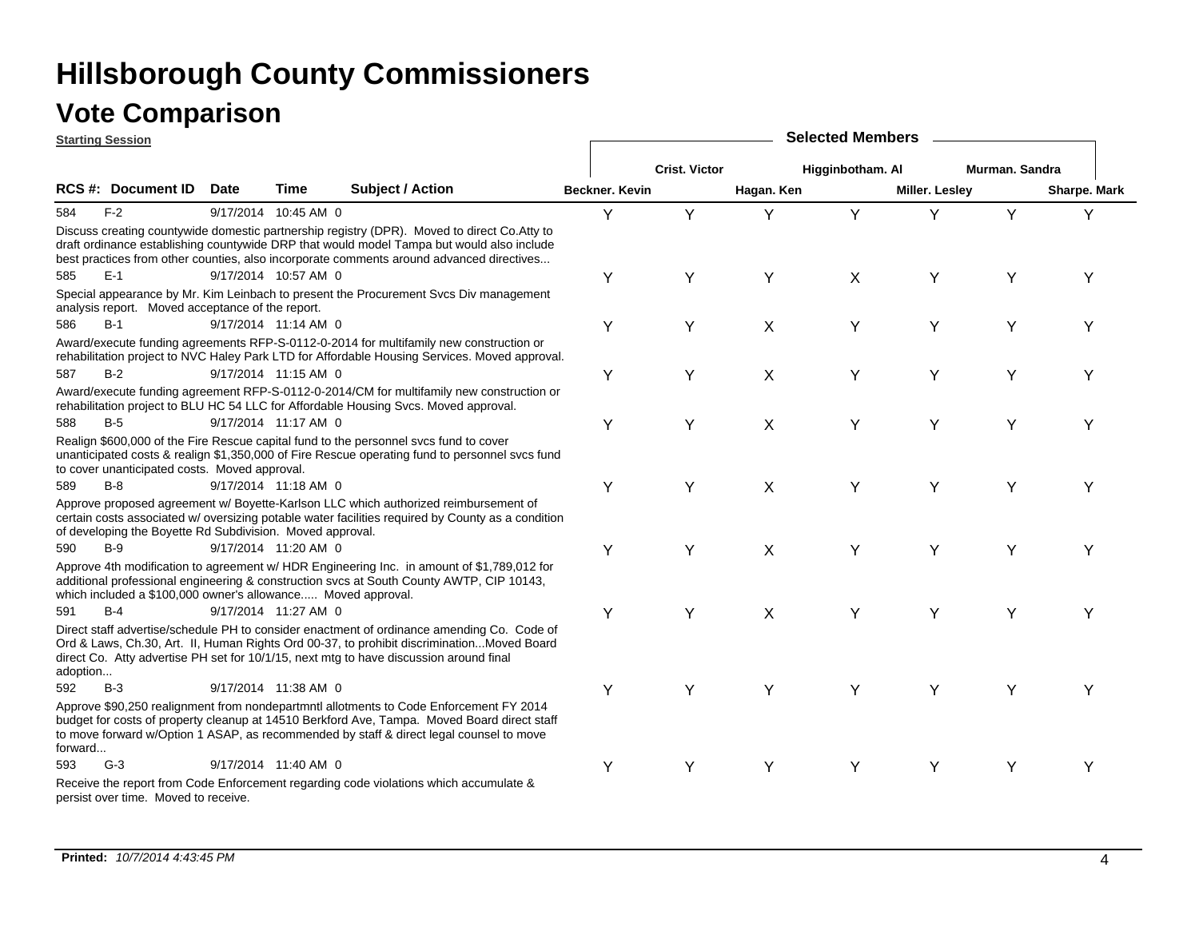# Hillsborough County Commissioners

## Vote Comparison

**Starting Session**

**Selected Members**

| RCS #: | Document ID | Date | Time | Subject / Action | Beckner. Kevin | Crist. Victor | Hagan. Ken | Higginbotham. Al | Miller. Lesley | Murman. Sandra | Sharpe. Mark |
|---|---|---|---|---|---|---|---|---|---|---|---|
| 584 | F-2 | 9/17/2014 | 10:45 AM | 0 | Y | Y | Y | Y | Y | Y | Y |
| | Discuss creating countywide domestic partnership registry (DPR). Moved to direct Co.Atty to draft ordinance establishing countywide DRP that would model Tampa but would also include best practices from other counties, also incorporate comments around advanced directives... | | | | | | | | | | |
| 585 | E-1 | 9/17/2014 | 10:57 AM | 0 | Y | Y | Y | X | Y | Y | Y |
| | Special appearance by Mr. Kim Leinbach to present the Procurement Svcs Div management analysis report. Moved acceptance of the report. | | | | | | | | | | |
| 586 | B-1 | 9/17/2014 | 11:14 AM | 0 | Y | Y | X | Y | Y | Y | Y |
| | Award/execute funding agreements RFP-S-0112-0-2014 for multifamily new construction or rehabilitation project to NVC Haley Park LTD for Affordable Housing Services. Moved approval. | | | | | | | | | | |
| 587 | B-2 | 9/17/2014 | 11:15 AM | 0 | Y | Y | X | Y | Y | Y | Y |
| | Award/execute funding agreement RFP-S-0112-0-2014/CM for multifamily new construction or rehabilitation project to BLU HC 54 LLC for Affordable Housing Svcs. Moved approval. | | | | | | | | | | |
| 588 | B-5 | 9/17/2014 | 11:17 AM | 0 | Y | Y | X | Y | Y | Y | Y |
| | Realign $600,000 of the Fire Rescue capital fund to the personnel svcs fund to cover unanticipated costs & realign $1,350,000 of Fire Rescue operating fund to personnel svcs fund to cover unanticipated costs. Moved approval. | | | | | | | | | | |
| 589 | B-8 | 9/17/2014 | 11:18 AM | 0 | Y | Y | X | Y | Y | Y | Y |
| | Approve proposed agreement w/ Boyette-Karlson LLC which authorized reimbursement of certain costs associated w/ oversizing potable water facilities required by County as a condition of developing the Boyette Rd Subdivision. Moved approval. | | | | | | | | | | |
| 590 | B-9 | 9/17/2014 | 11:20 AM | 0 | Y | Y | X | Y | Y | Y | Y |
| | Approve 4th modification to agreement w/ HDR Engineering Inc. in amount of $1,789,012 for additional professional engineering & construction svcs at South County AWTP, CIP 10143, which included a $100,000 owner's allowance..... Moved approval. | | | | | | | | | | |
| 591 | B-4 | 9/17/2014 | 11:27 AM | 0 | Y | Y | X | Y | Y | Y | Y |
| | Direct staff advertise/schedule PH to consider enactment of ordinance amending Co. Code of Ord & Laws, Ch.30, Art. II, Human Rights Ord 00-37, to prohibit discrimination...Moved Board direct Co. Atty advertise PH set for 10/1/15, next mtg to have discussion around final adoption... | | | | | | | | | | |
| 592 | B-3 | 9/17/2014 | 11:38 AM | 0 | Y | Y | Y | Y | Y | Y | Y |
| | Approve $90,250 realignment from nondepartmntl allotments to Code Enforcement FY 2014 budget for costs of property cleanup at 14510 Berkford Ave, Tampa. Moved Board direct staff to move forward w/Option 1 ASAP, as recommended by staff & direct legal counsel to move forward... | | | | | | | | | | |
| 593 | G-3 | 9/17/2014 | 11:40 AM | 0 | Y | Y | Y | Y | Y | Y | Y |
| | Receive the report from Code Enforcement regarding code violations which accumulate & persist over time. Moved to receive. | | | | | | | | | | |

**Printed:** *10/7/2014 4:43:45 PM*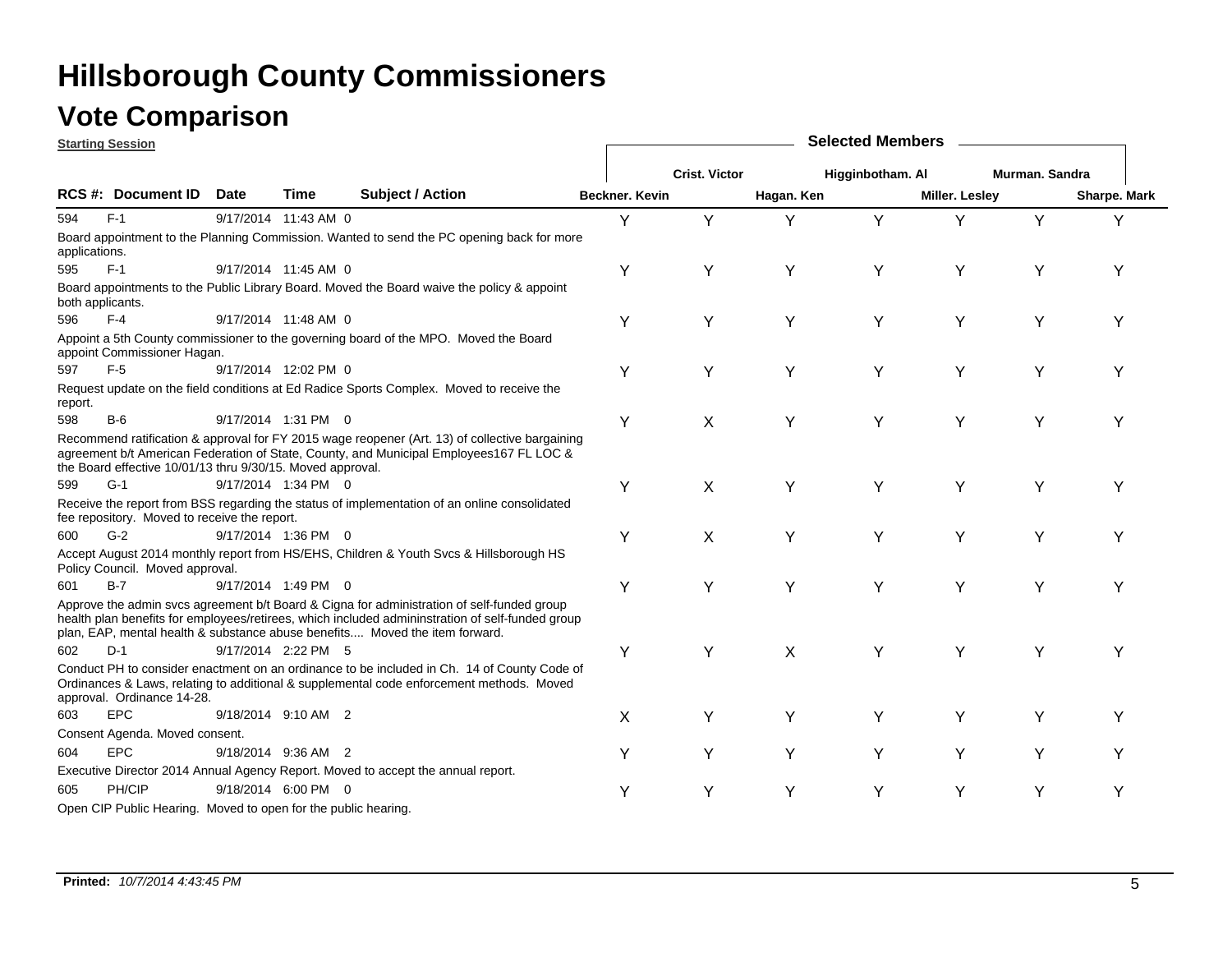# Hillsborough County Commissioners

## Vote Comparison

**Starting Session**

| RCS #: | Document ID | Date | Time | | Subject / Action | Beckner. Kevin | Crist. Victor | Hagan. Ken | Higginbotham. Al | Miller. Lesley | Murman. Sandra | Sharpe. Mark |
|---|---|---|---|---|---|---|---|---|---|---|---|---|
| 594 | F-1 | 9/17/2014 | 11:43 AM | 0 | Board appointment to the Planning Commission. Wanted to send the PC opening back for more applications. | Y | Y | Y | Y | Y | Y | Y |
| 595 | F-1 | 9/17/2014 | 11:45 AM | 0 | Board appointments to the Public Library Board. Moved the Board waive the policy & appoint both applicants. | Y | Y | Y | Y | Y | Y | Y |
| 596 | F-4 | 9/17/2014 | 11:48 AM | 0 | Appoint a 5th County commissioner to the governing board of the MPO. Moved the Board appoint Commissioner Hagan. | Y | Y | Y | Y | Y | Y | Y |
| 597 | F-5 | 9/17/2014 | 12:02 PM | 0 | Request update on the field conditions at Ed Radice Sports Complex. Moved to receive the report. | Y | Y | Y | Y | Y | Y | Y |
| 598 | B-6 | 9/17/2014 | 1:31 PM | 0 | Recommend ratification & approval for FY 2015 wage reopener (Art. 13) of collective bargaining agreement b/t American Federation of State, County, and Municipal Employees167 FL LOC & the Board effective 10/01/13 thru 9/30/15. Moved approval. | Y | X | Y | Y | Y | Y | Y |
| 599 | G-1 | 9/17/2014 | 1:34 PM | 0 | Receive the report from BSS regarding the status of implementation of an online consolidated fee repository. Moved to receive the report. | Y | X | Y | Y | Y | Y | Y |
| 600 | G-2 | 9/17/2014 | 1:36 PM | 0 | Accept August 2014 monthly report from HS/EHS, Children & Youth Svcs & Hillsborough HS Policy Council. Moved approval. | Y | X | Y | Y | Y | Y | Y |
| 601 | B-7 | 9/17/2014 | 1:49 PM | 0 | Approve the admin svcs agreement b/t Board & Cigna for administration of self-funded group health plan benefits for employees/retirees, which included admininstration of self-funded group plan, EAP, mental health & substance abuse benefits.... Moved the item forward. | Y | Y | Y | Y | Y | Y | Y |
| 602 | D-1 | 9/17/2014 | 2:22 PM | 5 | Conduct PH to consider enactment on an ordinance to be included in Ch. 14 of County Code of Ordinances & Laws, relating to additional & supplemental code enforcement methods. Moved approval. Ordinance 14-28. | Y | Y | X | Y | Y | Y | Y |
| 603 | EPC | 9/18/2014 | 9:10 AM | 2 | Consent Agenda. Moved consent. | X | Y | Y | Y | Y | Y | Y |
| 604 | EPC | 9/18/2014 | 9:36 AM | 2 | Executive Director 2014 Annual Agency Report. Moved to accept the annual report. | Y | Y | Y | Y | Y | Y | Y |
| 605 | PH/CIP | 9/18/2014 | 6:00 PM | 0 | Open CIP Public Hearing. Moved to open for the public hearing. | Y | Y | Y | Y | Y | Y | Y |

**Printed:** *10/7/2014 4:43:45 PM*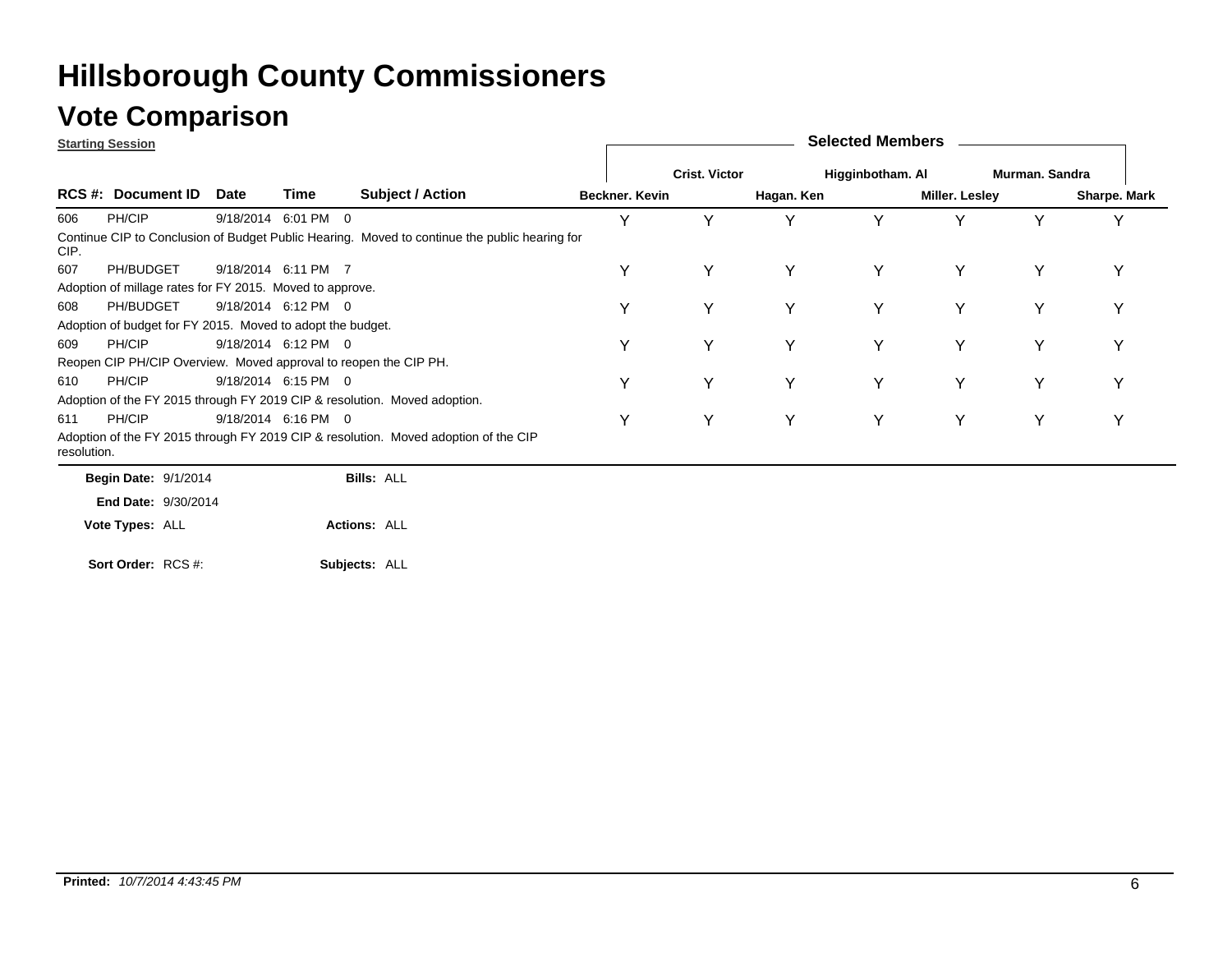# Hillsborough County Commissioners

## Vote Comparison

**Starting Session**

**Selected Members**

| RCS #: | Document ID | Date | Time | | Subject / Action | Beckner. Kevin | Crist. Victor | Hagan. Ken | Higginbotham. Al | Miller. Lesley | Murman. Sandra | Sharpe. Mark |
|---|---|---|---|---|---|---|---|---|---|---|---|---|
| 606 | PH/CIP | 9/18/2014 | 6:01 PM | 0 | Continue CIP to Conclusion of Budget Public Hearing. Moved to continue the public hearing for CIP. | Y | Y | Y | Y | Y | Y | Y |
| 607 | PH/BUDGET | 9/18/2014 | 6:11 PM | 7 | Adoption of millage rates for FY 2015. Moved to approve. | Y | Y | Y | Y | Y | Y | Y |
| 608 | PH/BUDGET | 9/18/2014 | 6:12 PM | 0 | Adoption of budget for FY 2015. Moved to adopt the budget. | Y | Y | Y | Y | Y | Y | Y |
| 609 | PH/CIP | 9/18/2014 | 6:12 PM | 0 | Reopen CIP PH/CIP Overview. Moved approval to reopen the CIP PH. | Y | Y | Y | Y | Y | Y | Y |
| 610 | PH/CIP | 9/18/2014 | 6:15 PM | 0 | Adoption of the FY 2015 through FY 2019 CIP & resolution. Moved adoption. | Y | Y | Y | Y | Y | Y | Y |
| 611 | PH/CIP | 9/18/2014 | 6:16 PM | 0 | Adoption of the FY 2015 through FY 2019 CIP & resolution. Moved adoption of the CIP resolution. | Y | Y | Y | Y | Y | Y | Y |

**Begin Date:** 9/1/2014 **Bills:** ALL

**End Date:** 9/30/2014

**Vote Types:** ALL **Actions:** ALL

**Sort Order:** RCS #: **Subjects:** ALL

**Printed:** *10/7/2014 4:43:45 PM*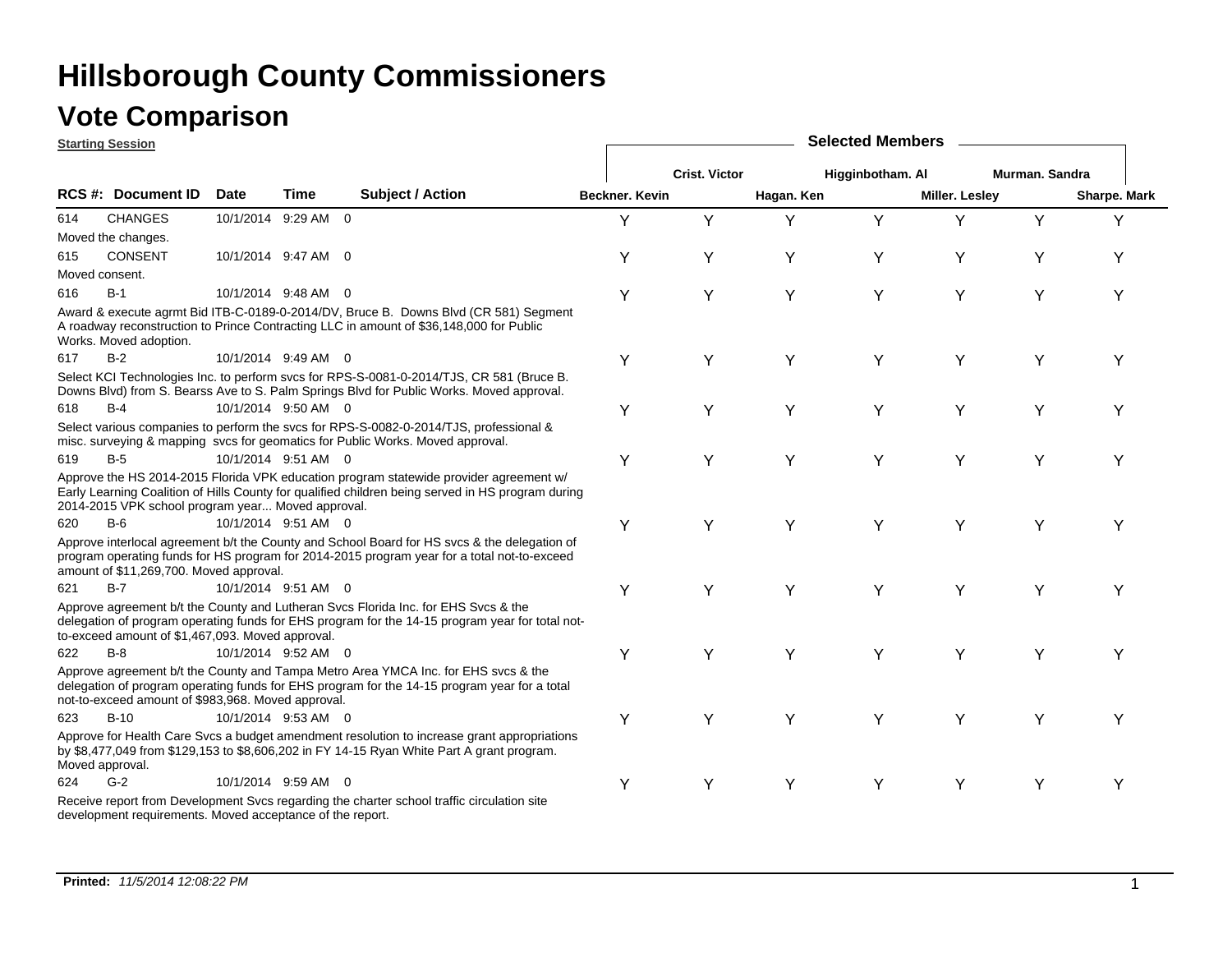# Hillsborough County Commissioners

## Vote Comparison

**Starting Session**

| RCS #: | Document ID | Date | Time | Subject / Action | Beckner. Kevin | Crist. Victor | Hagan. Ken | Higginbotham. Al | Miller. Lesley | Murman. Sandra | Sharpe. Mark |
|---|---|---|---|---|---|---|---|---|---|---|---|
| 614 | CHANGES | 10/1/2014 | 9:29 AM | 0 | Y | Y | Y | Y | Y | Y | Y |
| Moved the changes. | | | | | | | | | | | |
| 615 | CONSENT | 10/1/2014 | 9:47 AM | 0 | Y | Y | Y | Y | Y | Y | Y |
| Moved consent. | | | | | | | | | | | |
| 616 | B-1 | 10/1/2014 | 9:48 AM | 0 | Y | Y | Y | Y | Y | Y | Y |
| Award & execute agrmt Bid ITB-C-0189-0-2014/DV, Bruce B. Downs Blvd (CR 581) Segment A roadway reconstruction to Prince Contracting LLC in amount of $36,148,000 for Public Works. Moved adoption. | | | | | | | | | | | |
| 617 | B-2 | 10/1/2014 | 9:49 AM | 0 | Y | Y | Y | Y | Y | Y | Y |
| Select KCI Technologies Inc. to perform svcs for RPS-S-0081-0-2014/TJS, CR 581 (Bruce B. Downs Blvd) from S. Bearss Ave to S. Palm Springs Blvd for Public Works. Moved approval. | | | | | | | | | | | |
| 618 | B-4 | 10/1/2014 | 9:50 AM | 0 | Y | Y | Y | Y | Y | Y | Y |
| Select various companies to perform the svcs for RPS-S-0082-0-2014/TJS, professional & misc. surveying & mapping svcs for geomatics for Public Works. Moved approval. | | | | | | | | | | | |
| 619 | B-5 | 10/1/2014 | 9:51 AM | 0 | Y | Y | Y | Y | Y | Y | Y |
| Approve the HS 2014-2015 Florida VPK education program statewide provider agreement w/ Early Learning Coalition of Hills County for qualified children being served in HS program during 2014-2015 VPK school program year... Moved approval. | | | | | | | | | | | |
| 620 | B-6 | 10/1/2014 | 9:51 AM | 0 | Y | Y | Y | Y | Y | Y | Y |
| Approve interlocal agreement b/t the County and School Board for HS svcs & the delegation of program operating funds for HS program for 2014-2015 program year for a total not-to-exceed amount of $11,269,700. Moved approval. | | | | | | | | | | | |
| 621 | B-7 | 10/1/2014 | 9:51 AM | 0 | Y | Y | Y | Y | Y | Y | Y |
| Approve agreement b/t the County and Lutheran Svcs Florida Inc. for EHS Svcs & the delegation of program operating funds for EHS program for the 14-15 program year for total not-to-exceed amount of $1,467,093. Moved approval. | | | | | | | | | | | |
| 622 | B-8 | 10/1/2014 | 9:52 AM | 0 | Y | Y | Y | Y | Y | Y | Y |
| Approve agreement b/t the County and Tampa Metro Area YMCA Inc. for EHS svcs & the delegation of program operating funds for EHS program for the 14-15 program year for a total not-to-exceed amount of $983,968. Moved approval. | | | | | | | | | | | |
| 623 | B-10 | 10/1/2014 | 9:53 AM | 0 | Y | Y | Y | Y | Y | Y | Y |
| Approve for Health Care Svcs a budget amendment resolution to increase grant appropriations by $8,477,049 from $129,153 to $8,606,202 in FY 14-15 Ryan White Part A grant program. Moved approval. | | | | | | | | | | | |
| 624 | G-2 | 10/1/2014 | 9:59 AM | 0 | Y | Y | Y | Y | Y | Y | Y |
| Receive report from Development Svcs regarding the charter school traffic circulation site development requirements. Moved acceptance of the report. | | | | | | | | | | | |

**Printed:** *11/5/2014 12:08:22 PM*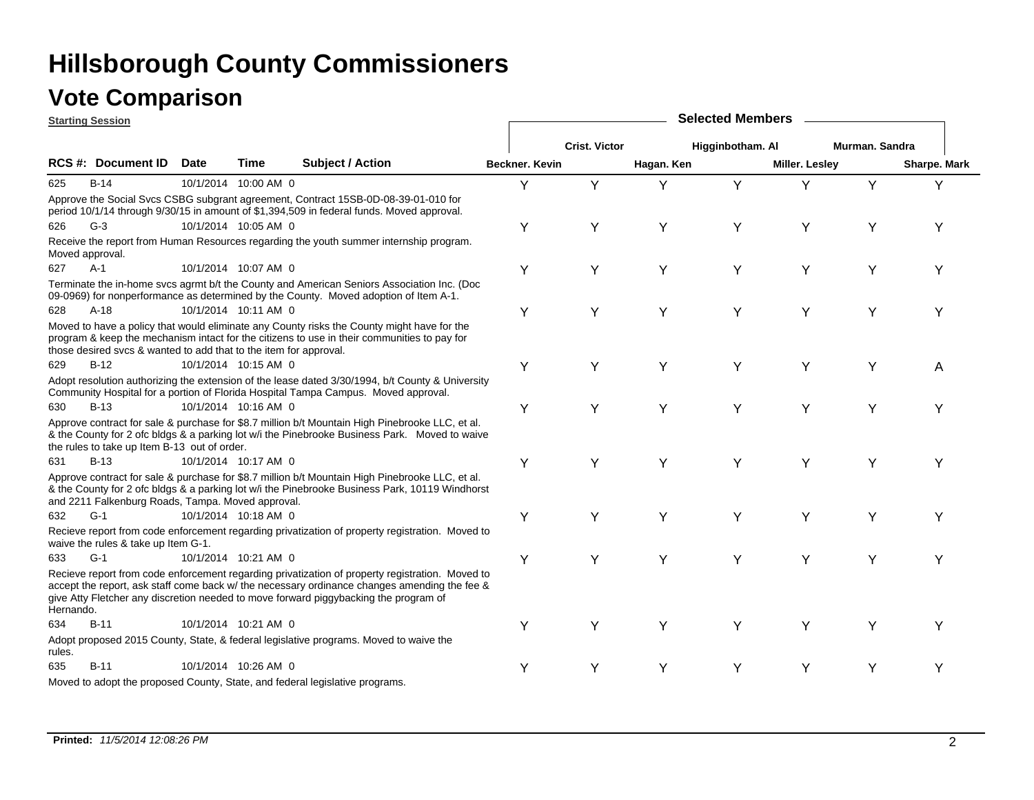# Hillsborough County Commissioners

## Vote Comparison

**Starting Session**

| RCS #: | Document ID | Date | Time | Subject / Action | Beckner. Kevin | Crist. Victor | Hagan. Ken | Higginbotham. Al | Miller. Lesley | Murman. Sandra | Sharpe. Mark |
|---|---|---|---|---|---|---|---|---|---|---|---|
| 625 | B-14 | 10/1/2014 | 10:00 AM | 0 Approve the Social Svcs CSBG subgrant agreement, Contract 15SB-0D-08-39-01-010 for period 10/1/14 through 9/30/15 in amount of $1,394,509 in federal funds. Moved approval. | Y | Y | Y | Y | Y | Y | Y |
| 626 | G-3 | 10/1/2014 | 10:05 AM | 0 Receive the report from Human Resources regarding the youth summer internship program. Moved approval. | Y | Y | Y | Y | Y | Y | Y |
| 627 | A-1 | 10/1/2014 | 10:07 AM | 0 Terminate the in-home svcs agrmt b/t the County and American Seniors Association Inc. (Doc 09-0969) for nonperformance as determined by the County. Moved adoption of Item A-1. | Y | Y | Y | Y | Y | Y | Y |
| 628 | A-18 | 10/1/2014 | 10:11 AM | 0 Moved to have a policy that would eliminate any County risks the County might have for the program & keep the mechanism intact for the citizens to use in their communities to pay for those desired svcs & wanted to add that to the item for approval. | Y | Y | Y | Y | Y | Y | Y |
| 629 | B-12 | 10/1/2014 | 10:15 AM | 0 Adopt resolution authorizing the extension of the lease dated 3/30/1994, b/t County & University Community Hospital for a portion of Florida Hospital Tampa Campus. Moved approval. | Y | Y | Y | Y | Y | Y | A |
| 630 | B-13 | 10/1/2014 | 10:16 AM | 0 Approve contract for sale & purchase for $8.7 million b/t Mountain High Pinebrooke LLC, et al. & the County for 2 ofc bldgs & a parking lot w/i the Pinebrooke Business Park. Moved to waive the rules to take up Item B-13 out of order. | Y | Y | Y | Y | Y | Y | Y |
| 631 | B-13 | 10/1/2014 | 10:17 AM | 0 Approve contract for sale & purchase for $8.7 million b/t Mountain High Pinebrooke LLC, et al. & the County for 2 ofc bldgs & a parking lot w/i the Pinebrooke Business Park, 10119 Windhorst and 2211 Falkenburg Roads, Tampa. Moved approval. | Y | Y | Y | Y | Y | Y | Y |
| 632 | G-1 | 10/1/2014 | 10:18 AM | 0 Recieve report from code enforcement regarding privatization of property registration. Moved to waive the rules & take up Item G-1. | Y | Y | Y | Y | Y | Y | Y |
| 633 | G-1 | 10/1/2014 | 10:21 AM | 0 Recieve report from code enforcement regarding privatization of property registration. Moved to accept the report, ask staff come back w/ the necessary ordinance changes amending the fee & give Atty Fletcher any discretion needed to move forward piggybacking the program of Hernando. | Y | Y | Y | Y | Y | Y | Y |
| 634 | B-11 | 10/1/2014 | 10:21 AM | 0 Adopt proposed 2015 County, State, & federal legislative programs. Moved to waive the rules. | Y | Y | Y | Y | Y | Y | Y |
| 635 | B-11 | 10/1/2014 | 10:26 AM | 0 Moved to adopt the proposed County, State, and federal legislative programs. | Y | Y | Y | Y | Y | Y | Y |

**Printed:** *11/5/2014 12:08:26 PM*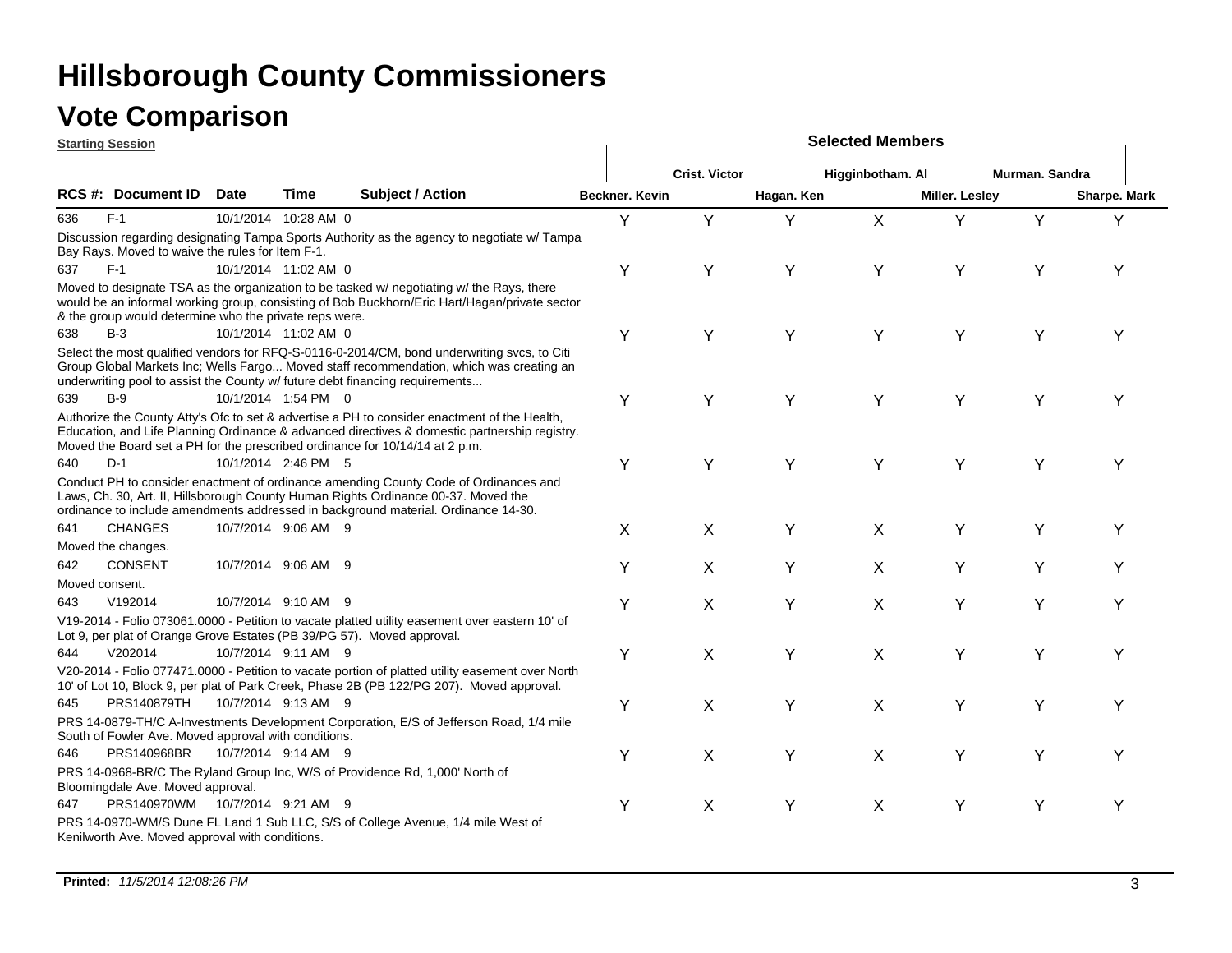# Hillsborough County Commissioners

## Vote Comparison

**Starting Session**

| RCS # | Document ID | Date | Time | | Subject / Action | Beckner. Kevin | Crist. Victor | Hagan. Ken | Higginbotham. Al | Miller. Lesley | Murman. Sandra | Sharpe. Mark |
|---|---|---|---|---|---|---|---|---|---|---|---|---|
| 636 | F-1 | 10/1/2014 | 10:28 AM | 0 | Discussion regarding designating Tampa Sports Authority as the agency to negotiate w/ Tampa Bay Rays. Moved to waive the rules for Item F-1. | Y | Y | Y | X | Y | Y | Y |
| 637 | F-1 | 10/1/2014 | 11:02 AM | 0 | Moved to designate TSA as the organization to be tasked w/ negotiating w/ the Rays, there would be an informal working group, consisting of Bob Buckhorn/Eric Hart/Hagan/private sector & the group would determine who the private reps were. | Y | Y | Y | Y | Y | Y | Y |
| 638 | B-3 | 10/1/2014 | 11:02 AM | 0 | Select the most qualified vendors for RFQ-S-0116-0-2014/CM, bond underwriting svcs, to Citi Group Global Markets Inc; Wells Fargo... Moved staff recommendation, which was creating an underwriting pool to assist the County w/ future debt financing requirements... | Y | Y | Y | Y | Y | Y | Y |
| 639 | B-9 | 10/1/2014 | 1:54 PM | 0 | Authorize the County Atty's Ofc to set & advertise a PH to consider enactment of the Health, Education, and Life Planning Ordinance & advanced directives & domestic partnership registry. Moved the Board set a PH for the prescribed ordinance for 10/14/14 at 2 p.m. | Y | Y | Y | Y | Y | Y | Y |
| 640 | D-1 | 10/1/2014 | 2:46 PM | 5 | Conduct PH to consider enactment of ordinance amending County Code of Ordinances and Laws, Ch. 30, Art. II, Hillsborough County Human Rights Ordinance 00-37. Moved the ordinance to include amendments addressed in background material. Ordinance 14-30. | Y | Y | Y | Y | Y | Y | Y |
| 641 | CHANGES | 10/7/2014 | 9:06 AM | 9 | Moved the changes. | X | X | Y | X | Y | Y | Y |
| 642 | CONSENT | 10/7/2014 | 9:06 AM | 9 | Moved consent. | Y | X | Y | X | Y | Y | Y |
| 643 | V192014 | 10/7/2014 | 9:10 AM | 9 | V19-2014 - Folio 073061.0000 - Petition to vacate platted utility easement over eastern 10' of Lot 9, per plat of Orange Grove Estates (PB 39/PG 57). Moved approval. | Y | X | Y | X | Y | Y | Y |
| 644 | V202014 | 10/7/2014 | 9:11 AM | 9 | V20-2014 - Folio 077471.0000 - Petition to vacate portion of platted utility easement over North 10' of Lot 10, Block 9, per plat of Park Creek, Phase 2B (PB 122/PG 207). Moved approval. | Y | X | Y | X | Y | Y | Y |
| 645 | PRS140879TH | 10/7/2014 | 9:13 AM | 9 | PRS 14-0879-TH/C A-Investments Development Corporation, E/S of Jefferson Road, 1/4 mile South of Fowler Ave. Moved approval with conditions. | Y | X | Y | X | Y | Y | Y |
| 646 | PRS140968BR | 10/7/2014 | 9:14 AM | 9 | PRS 14-0968-BR/C The Ryland Group Inc, W/S of Providence Rd, 1,000' North of Bloomingdale Ave. Moved approval. | Y | X | Y | X | Y | Y | Y |
| 647 | PRS140970WM | 10/7/2014 | 9:21 AM | 9 | PRS 14-0970-WM/S Dune FL Land 1 Sub LLC, S/S of College Avenue, 1/4 mile West of Kenilworth Ave. Moved approval with conditions. | Y | X | Y | X | Y | Y | Y |

**Printed:** *11/5/2014 12:08:26 PM*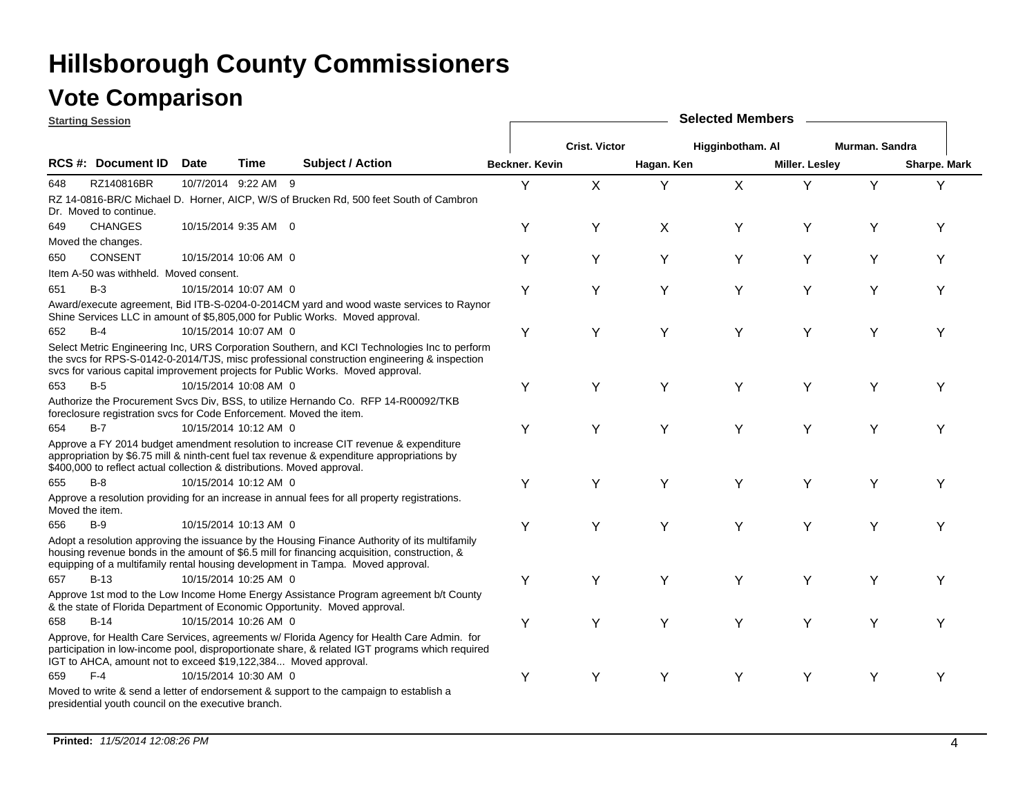# Hillsborough County Commissioners

## Vote Comparison

**Starting Session**

| RCS #: | Document ID | Date | Time | Subject / Action | Beckner. Kevin | Crist. Victor | Hagan. Ken | Higginbotham. Al | Miller. Lesley | Murman. Sandra | Sharpe. Mark |
|---|---|---|---|---|---|---|---|---|---|---|---|
| 648 | RZ140816BR | 10/7/2014 | 9:22 AM | 9 | Y | X | Y | X | Y | Y | Y |
| | RZ 14-0816-BR/C Michael D. Horner, AICP, W/S of Brucken Rd, 500 feet South of Cambron Dr. Moved to continue. | | | | | | | | | | |
| 649 | CHANGES | 10/15/2014 | 9:35 AM | 0 | Y | Y | X | Y | Y | Y | Y |
| | Moved the changes. | | | | | | | | | | |
| 650 | CONSENT | 10/15/2014 | 10:06 AM | 0 | Y | Y | Y | Y | Y | Y | Y |
| | Item A-50 was withheld. Moved consent. | | | | | | | | | | |
| 651 | B-3 | 10/15/2014 | 10:07 AM | 0 | Y | Y | Y | Y | Y | Y | Y |
| | Award/execute agreement, Bid ITB-S-0204-0-2014CM yard and wood waste services to Raynor Shine Services LLC in amount of $5,805,000 for Public Works. Moved approval. | | | | | | | | | | |
| 652 | B-4 | 10/15/2014 | 10:07 AM | 0 | Y | Y | Y | Y | Y | Y | Y |
| | Select Metric Engineering Inc, URS Corporation Southern, and KCI Technologies Inc to perform the svcs for RPS-S-0142-0-2014/TJS, misc professional construction engineering & inspection svcs for various capital improvement projects for Public Works. Moved approval. | | | | | | | | | | |
| 653 | B-5 | 10/15/2014 | 10:08 AM | 0 | Y | Y | Y | Y | Y | Y | Y |
| | Authorize the Procurement Svcs Div, BSS, to utilize Hernando Co. RFP 14-R00092/TKB foreclosure registration svcs for Code Enforcement. Moved the item. | | | | | | | | | | |
| 654 | B-7 | 10/15/2014 | 10:12 AM | 0 | Y | Y | Y | Y | Y | Y | Y |
| | Approve a FY 2014 budget amendment resolution to increase CIT revenue & expenditure appropriation by $6.75 mill & ninth-cent fuel tax revenue & expenditure appropriations by $400,000 to reflect actual collection & distributions. Moved approval. | | | | | | | | | | |
| 655 | B-8 | 10/15/2014 | 10:12 AM | 0 | Y | Y | Y | Y | Y | Y | Y |
| | Approve a resolution providing for an increase in annual fees for all property registrations. Moved the item. | | | | | | | | | | |
| 656 | B-9 | 10/15/2014 | 10:13 AM | 0 | Y | Y | Y | Y | Y | Y | Y |
| | Adopt a resolution approving the issuance by the Housing Finance Authority of its multifamily housing revenue bonds in the amount of $6.5 mill for financing acquisition, construction, & equipping of a multifamily rental housing development in Tampa. Moved approval. | | | | | | | | | | |
| 657 | B-13 | 10/15/2014 | 10:25 AM | 0 | Y | Y | Y | Y | Y | Y | Y |
| | Approve 1st mod to the Low Income Home Energy Assistance Program agreement b/t County & the state of Florida Department of Economic Opportunity. Moved approval. | | | | | | | | | | |
| 658 | B-14 | 10/15/2014 | 10:26 AM | 0 | Y | Y | Y | Y | Y | Y | Y |
| | Approve, for Health Care Services, agreements w/ Florida Agency for Health Care Admin. for participation in low-income pool, disproportionate share, & related IGT programs which required IGT to AHCA, amount not to exceed $19,122,384... Moved approval. | | | | | | | | | | |
| 659 | F-4 | 10/15/2014 | 10:30 AM | 0 | Y | Y | Y | Y | Y | Y | Y |
| | Moved to write & send a letter of endorsement & support to the campaign to establish a presidential youth council on the executive branch. | | | | | | | | | | |

**Printed:** *11/5/2014 12:08:26 PM*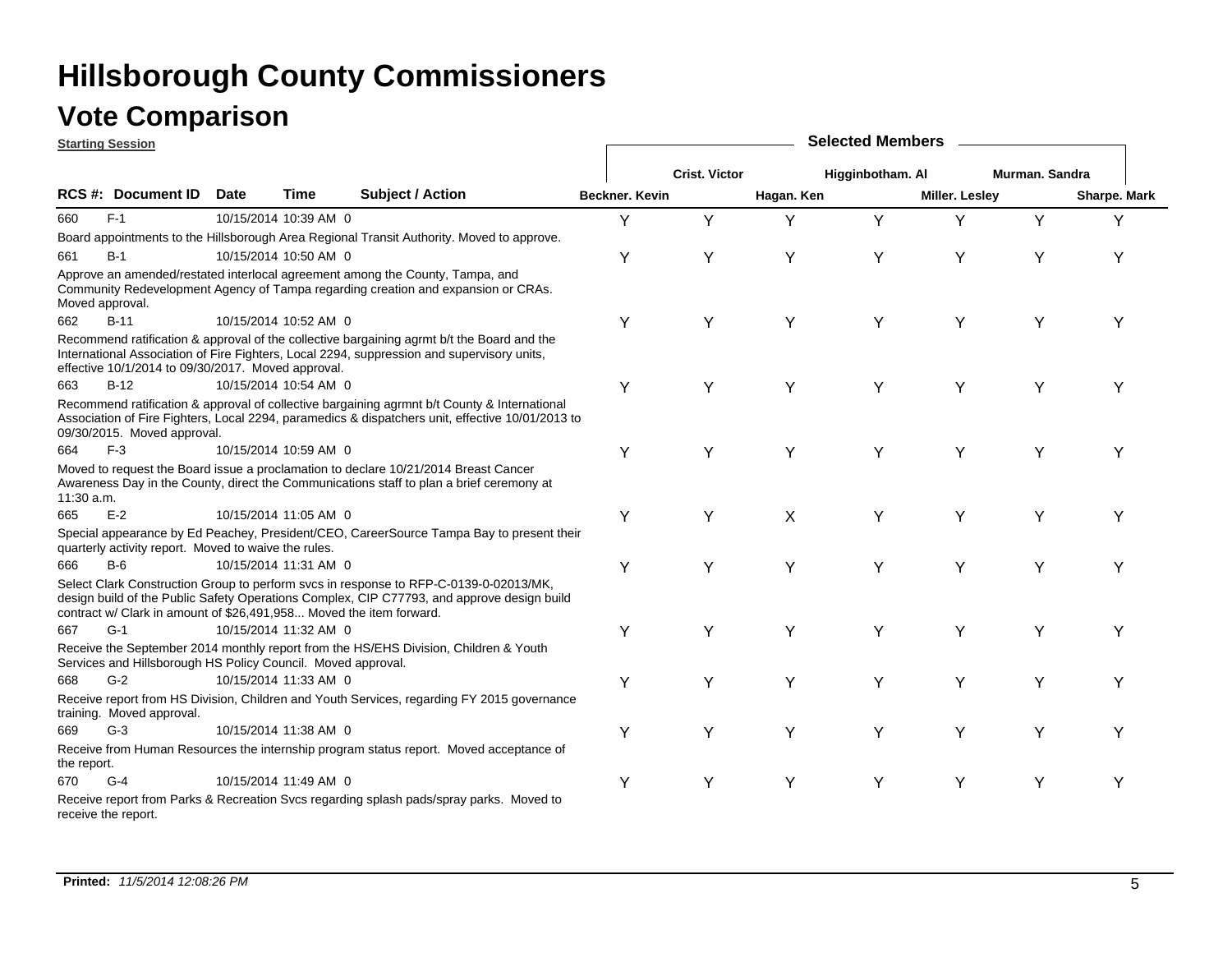# Hillsborough County Commissioners

## Vote Comparison

**Starting Session**

| RCS #: | Document ID | Date | Time | | Subject / Action | Beckner. Kevin | Crist. Victor | Hagan. Ken | Higginbotham. Al | Miller. Lesley | Murman. Sandra | Sharpe. Mark |
|---|---|---|---|---|---|---|---|---|---|---|---|---|
| 660 | F-1 | 10/15/2014 | 10:39 AM | 0 | Board appointments to the Hillsborough Area Regional Transit Authority. Moved to approve. | Y | Y | Y | Y | Y | Y | Y |
| 661 | B-1 | 10/15/2014 | 10:50 AM | 0 | Approve an amended/restated interlocal agreement among the County, Tampa, and Community Redevelopment Agency of Tampa regarding creation and expansion or CRAs. Moved approval. | Y | Y | Y | Y | Y | Y | Y |
| 662 | B-11 | 10/15/2014 | 10:52 AM | 0 | Recommend ratification & approval of the collective bargaining agrmt b/t the Board and the International Association of Fire Fighters, Local 2294, suppression and supervisory units, effective 10/1/2014 to 09/30/2017. Moved approval. | Y | Y | Y | Y | Y | Y | Y |
| 663 | B-12 | 10/15/2014 | 10:54 AM | 0 | Recommend ratification & approval of collective bargaining agrmnt b/t County & International Association of Fire Fighters, Local 2294, paramedics & dispatchers unit, effective 10/01/2013 to 09/30/2015. Moved approval. | Y | Y | Y | Y | Y | Y | Y |
| 664 | F-3 | 10/15/2014 | 10:59 AM | 0 | Moved to request the Board issue a proclamation to declare 10/21/2014 Breast Cancer Awareness Day in the County, direct the Communications staff to plan a brief ceremony at 11:30 a.m. | Y | Y | Y | Y | Y | Y | Y |
| 665 | E-2 | 10/15/2014 | 11:05 AM | 0 | Special appearance by Ed Peachey, President/CEO, CareerSource Tampa Bay to present their quarterly activity report. Moved to waive the rules. | Y | Y | X | Y | Y | Y | Y |
| 666 | B-6 | 10/15/2014 | 11:31 AM | 0 | Select Clark Construction Group to perform svcs in response to RFP-C-0139-0-02013/MK, design build of the Public Safety Operations Complex, CIP C77793, and approve design build contract w/ Clark in amount of $26,491,958... Moved the item forward. | Y | Y | Y | Y | Y | Y | Y |
| 667 | G-1 | 10/15/2014 | 11:32 AM | 0 | Receive the September 2014 monthly report from the HS/EHS Division, Children & Youth Services and Hillsborough HS Policy Council. Moved approval. | Y | Y | Y | Y | Y | Y | Y |
| 668 | G-2 | 10/15/2014 | 11:33 AM | 0 | Receive report from HS Division, Children and Youth Services, regarding FY 2015 governance training. Moved approval. | Y | Y | Y | Y | Y | Y | Y |
| 669 | G-3 | 10/15/2014 | 11:38 AM | 0 | Receive from Human Resources the internship program status report. Moved acceptance of the report. | Y | Y | Y | Y | Y | Y | Y |
| 670 | G-4 | 10/15/2014 | 11:49 AM | 0 | Receive report from Parks & Recreation Svcs regarding splash pads/spray parks. Moved to receive the report. | Y | Y | Y | Y | Y | Y | Y |

**Printed:** *11/5/2014 12:08:26 PM*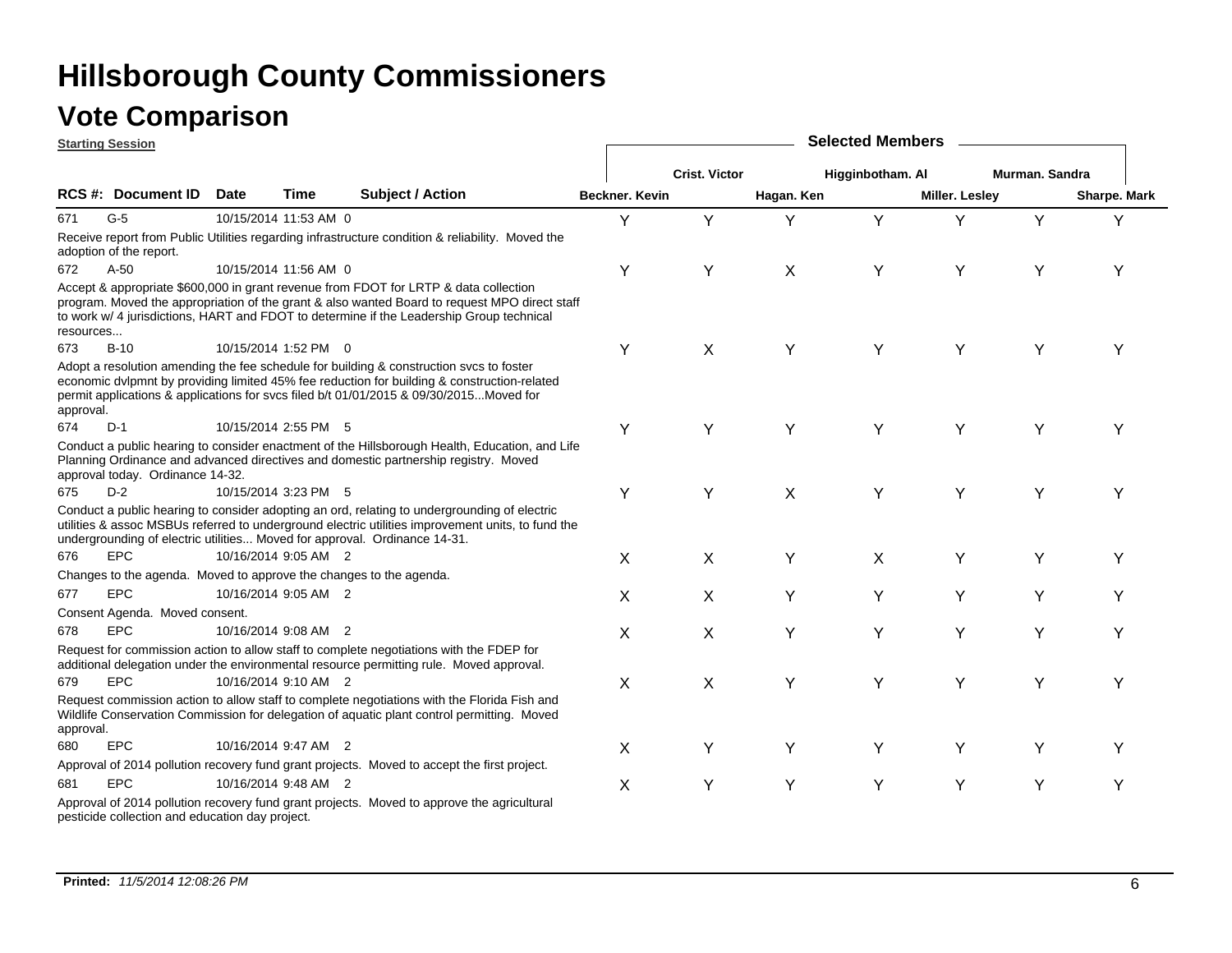# Hillsborough County Commissioners

## Vote Comparison

**Starting Session**

| RCS #: | Document ID | Date | Time | Subject / Action | Beckner. Kevin | Crist. Victor | Hagan. Ken | Higginbotham. Al | Miller. Lesley | Murman. Sandra | Sharpe. Mark |
|---|---|---|---|---|---|---|---|---|---|---|---|
| 671 | G-5 | 10/15/2014 | 11:53 AM | 0 | Y | Y | Y | Y | Y | Y | Y |
| | Receive report from Public Utilities regarding infrastructure condition & reliability. Moved the adoption of the report. | | | | | | | | | | |
| 672 | A-50 | 10/15/2014 | 11:56 AM | 0 | Y | Y | X | Y | Y | Y | Y |
| | Accept & appropriate $600,000 in grant revenue from FDOT for LRTP & data collection program. Moved the appropriation of the grant & also wanted Board to request MPO direct staff to work w/ 4 jurisdictions, HART and FDOT to determine if the Leadership Group technical resources... | | | | | | | | | | |
| 673 | B-10 | 10/15/2014 | 1:52 PM | 0 | Y | X | Y | Y | Y | Y | Y |
| | Adopt a resolution amending the fee schedule for building & construction svcs to foster economic dvlpmnt by providing limited 45% fee reduction for building & construction-related permit applications & applications for svcs filed b/t 01/01/2015 & 09/30/2015...Moved for approval. | | | | | | | | | | |
| 674 | D-1 | 10/15/2014 | 2:55 PM | 5 | Y | Y | Y | Y | Y | Y | Y |
| | Conduct a public hearing to consider enactment of the Hillsborough Health, Education, and Life Planning Ordinance and advanced directives and domestic partnership registry. Moved approval today. Ordinance 14-32. | | | | | | | | | | |
| 675 | D-2 | 10/15/2014 | 3:23 PM | 5 | Y | Y | X | Y | Y | Y | Y |
| | Conduct a public hearing to consider adopting an ord, relating to undergrounding of electric utilities & assoc MSBUs referred to underground electric utilities improvement units, to fund the undergrounding of electric utilities... Moved for approval. Ordinance 14-31. | | | | | | | | | | |
| 676 | EPC | 10/16/2014 | 9:05 AM | 2 | X | X | Y | X | Y | Y | Y |
| | Changes to the agenda. Moved to approve the changes to the agenda. | | | | | | | | | | |
| 677 | EPC | 10/16/2014 | 9:05 AM | 2 | X | X | Y | Y | Y | Y | Y |
| | Consent Agenda. Moved consent. | | | | | | | | | | |
| 678 | EPC | 10/16/2014 | 9:08 AM | 2 | X | X | Y | Y | Y | Y | Y |
| | Request for commission action to allow staff to complete negotiations with the FDEP for additional delegation under the environmental resource permitting rule. Moved approval. | | | | | | | | | | |
| 679 | EPC | 10/16/2014 | 9:10 AM | 2 | X | X | Y | Y | Y | Y | Y |
| | Request commission action to allow staff to complete negotiations with the Florida Fish and Wildlife Conservation Commission for delegation of aquatic plant control permitting. Moved approval. | | | | | | | | | | |
| 680 | EPC | 10/16/2014 | 9:47 AM | 2 | X | Y | Y | Y | Y | Y | Y |
| | Approval of 2014 pollution recovery fund grant projects. Moved to accept the first project. | | | | | | | | | | |
| 681 | EPC | 10/16/2014 | 9:48 AM | 2 | X | Y | Y | Y | Y | Y | Y |
| | Approval of 2014 pollution recovery fund grant projects. Moved to approve the agricultural pesticide collection and education day project. | | | | | | | | | | |

**Printed:** *11/5/2014 12:08:26 PM*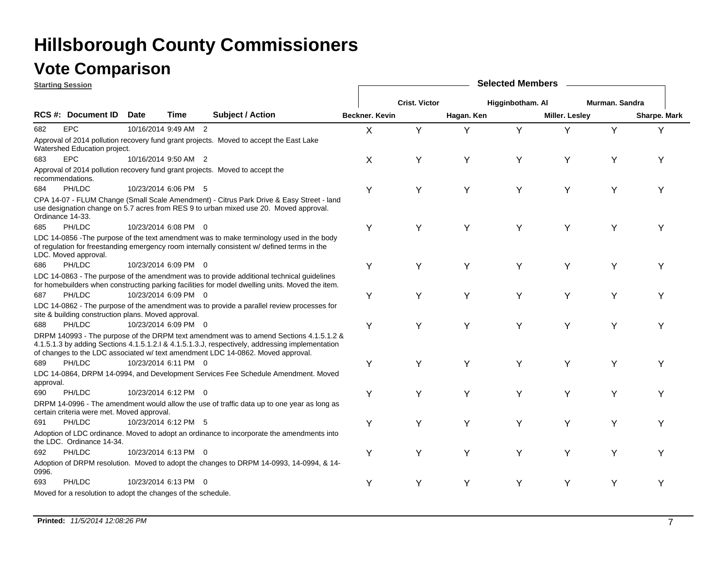# Hillsborough County Commissioners

## Vote Comparison

**Starting Session**

| RCS #: | Document ID | Date | Time | | Subject / Action | Beckner. Kevin | Crist. Victor | Hagan. Ken | Higginbotham. Al | Miller. Lesley | Murman. Sandra | Sharpe. Mark |
|---|---|---|---|---|---|---|---|---|---|---|---|---|
| 682 | EPC | 10/16/2014 | 9:49 AM | 2 | Approval of 2014 pollution recovery fund grant projects. Moved to accept the East Lake Watershed Education project. | X | Y | Y | Y | Y | Y | Y |
| 683 | EPC | 10/16/2014 | 9:50 AM | 2 | Approval of 2014 pollution recovery fund grant projects. Moved to accept the recommendations. | X | Y | Y | Y | Y | Y | Y |
| 684 | PH/LDC | 10/23/2014 | 6:06 PM | 5 | CPA 14-07 - FLUM Change (Small Scale Amendment) - Citrus Park Drive & Easy Street - land use designation change on 5.7 acres from RES 9 to urban mixed use 20. Moved approval. Ordinance 14-33. | Y | Y | Y | Y | Y | Y | Y |
| 685 | PH/LDC | 10/23/2014 | 6:08 PM | 0 | LDC 14-0856 -The purpose of the text amendment was to make terminology used in the body of regulation for freestanding emergency room internally consistent w/ defined terms in the LDC. Moved approval. | Y | Y | Y | Y | Y | Y | Y |
| 686 | PH/LDC | 10/23/2014 | 6:09 PM | 0 | LDC 14-0863 - The purpose of the amendment was to provide additional technical guidelines for homebuilders when constructing parking facilities for model dwelling units. Moved the item. | Y | Y | Y | Y | Y | Y | Y |
| 687 | PH/LDC | 10/23/2014 | 6:09 PM | 0 | LDC 14-0862 - The purpose of the amendment was to provide a parallel review processes for site & building construction plans. Moved approval. | Y | Y | Y | Y | Y | Y | Y |
| 688 | PH/LDC | 10/23/2014 | 6:09 PM | 0 | DRPM 140993 - The purpose of the DRPM text amendment was to amend Sections 4.1.5.1.2 & 4.1.5.1.3 by adding Sections 4.1.5.1.2.I & 4.1.5.1.3.J, respectively, addressing implementation of changes to the LDC associated w/ text amendment LDC 14-0862. Moved approval. | Y | Y | Y | Y | Y | Y | Y |
| 689 | PH/LDC | 10/23/2014 | 6:11 PM | 0 | LDC 14-0864, DRPM 14-0994, and Development Services Fee Schedule Amendment. Moved approval. | Y | Y | Y | Y | Y | Y | Y |
| 690 | PH/LDC | 10/23/2014 | 6:12 PM | 0 | DRPM 14-0996 - The amendment would allow the use of traffic data up to one year as long as certain criteria were met. Moved approval. | Y | Y | Y | Y | Y | Y | Y |
| 691 | PH/LDC | 10/23/2014 | 6:12 PM | 5 | Adoption of LDC ordinance. Moved to adopt an ordinance to incorporate the amendments into the LDC. Ordinance 14-34. | Y | Y | Y | Y | Y | Y | Y |
| 692 | PH/LDC | 10/23/2014 | 6:13 PM | 0 | Adoption of DRPM resolution. Moved to adopt the changes to DRPM 14-0993, 14-0994, & 14-0996. | Y | Y | Y | Y | Y | Y | Y |
| 693 | PH/LDC | 10/23/2014 | 6:13 PM | 0 | Moved for a resolution to adopt the changes of the schedule. | Y | Y | Y | Y | Y | Y | Y |

**Printed:** *11/5/2014 12:08:26 PM*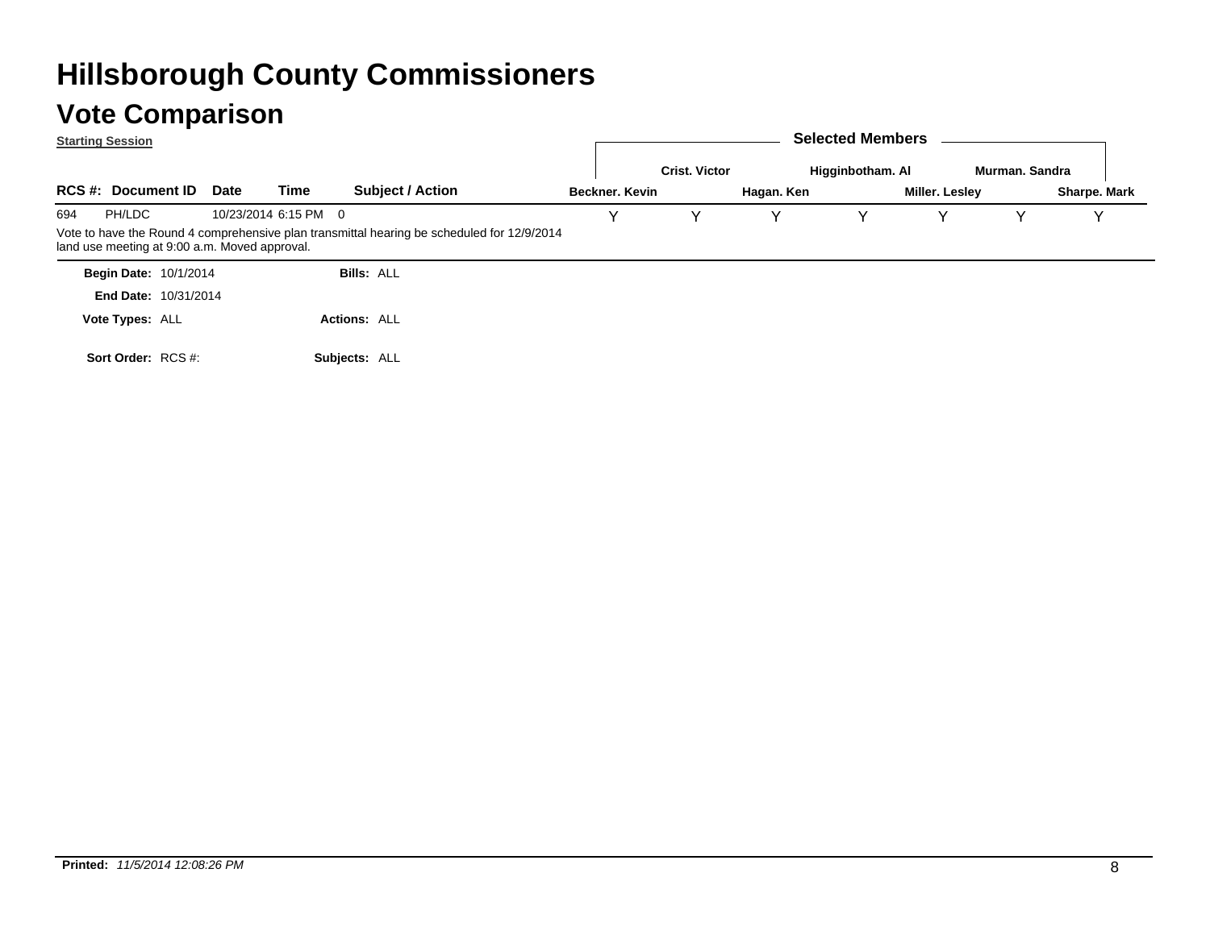# Hillsborough County Commissioners

## Vote Comparison

**Starting Session**

| RCS #: | Document ID | Date | Time | Subject / Action | Beckner. Kevin | Crist. Victor | Hagan. Ken | Higginbotham. Al | Miller. Lesley | Murman. Sandra | Sharpe. Mark |
|---|---|---|---|---|---|---|---|---|---|---|---|
| 694 | PH/LDC | 10/23/2014 | 6:15 PM | 0 | Y | Y | Y | Y | Y | Y | Y |

Vote to have the Round 4 comprehensive plan transmittal hearing be scheduled for 12/9/2014 land use meeting at 9:00 a.m. Moved approval.

**Begin Date:** 10/1/2014 **Bills:** ALL

**End Date:** 10/31/2014

**Vote Types:** ALL **Actions:** ALL

**Sort Order:** RCS #: **Subjects:** ALL

**Printed:** *11/5/2014 12:08:26 PM*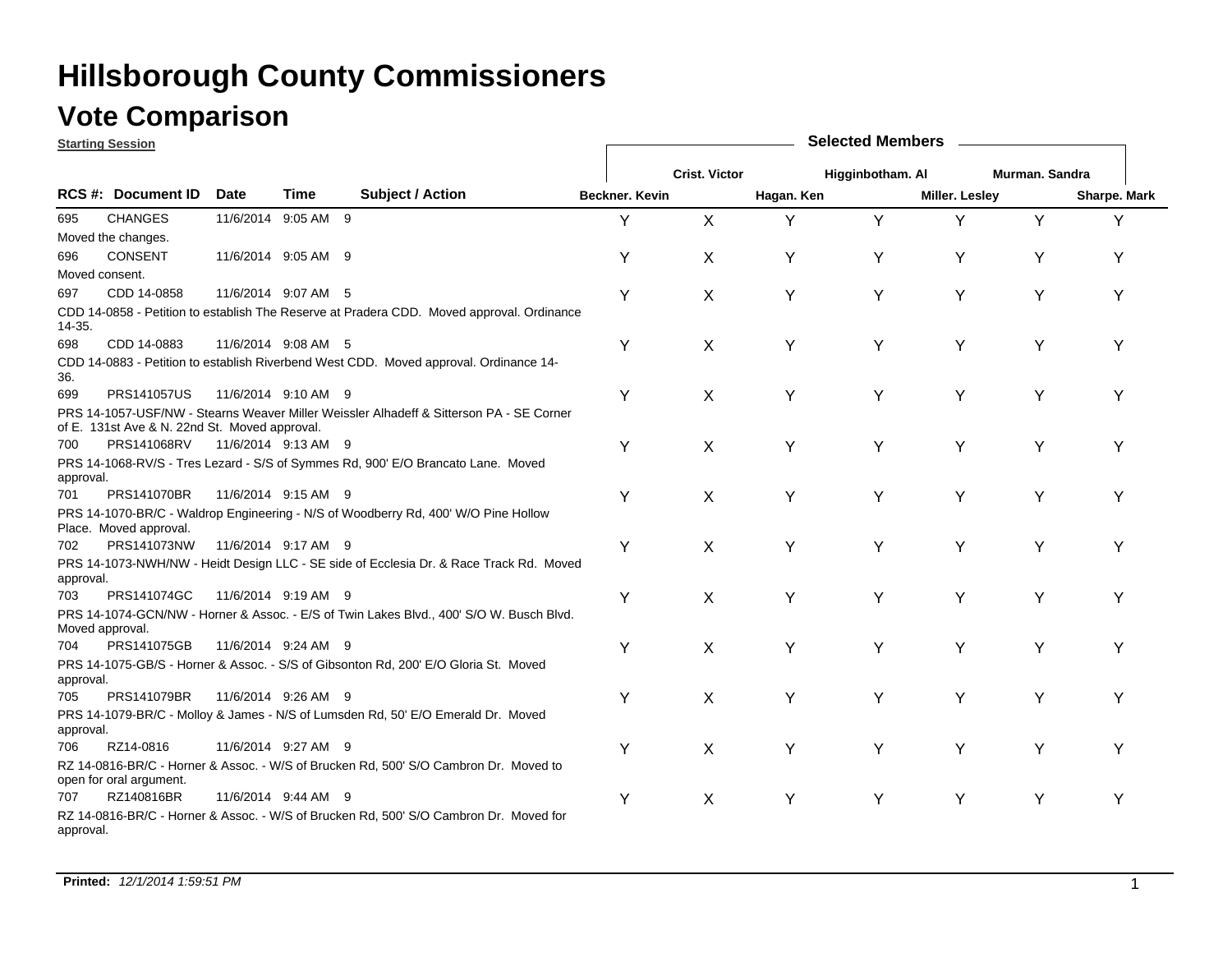# Hillsborough County Commissioners

## Vote Comparison

**Starting Session**

| RCS #: | Document ID | Date | Time | Subject / Action | Beckner. Kevin | Crist. Victor | Hagan. Ken | Higginbotham. Al | Miller. Lesley | Murman. Sandra | Sharpe. Mark |
|---|---|---|---|---|---|---|---|---|---|---|---|
| 695 | CHANGES | 11/6/2014 | 9:05 AM | 9 | Y | X | Y | Y | Y | Y | Y |
| | Moved the changes. | | | | | | | | | | |
| 696 | CONSENT | 11/6/2014 | 9:05 AM | 9 | Y | X | Y | Y | Y | Y | Y |
| | Moved consent. | | | | | | | | | | |
| 697 | CDD 14-0858 | 11/6/2014 | 9:07 AM | 5 | Y | X | Y | Y | Y | Y | Y |
| | CDD 14-0858 - Petition to establish The Reserve at Pradera CDD. Moved approval. Ordinance 14-35. | | | | | | | | | | |
| 698 | CDD 14-0883 | 11/6/2014 | 9:08 AM | 5 | Y | X | Y | Y | Y | Y | Y |
| | CDD 14-0883 - Petition to establish Riverbend West CDD. Moved approval. Ordinance 14-36. | | | | | | | | | | |
| 699 | PRS141057US | 11/6/2014 | 9:10 AM | 9 | Y | X | Y | Y | Y | Y | Y |
| | PRS 14-1057-USF/NW - Stearns Weaver Miller Weissler Alhadeff & Sitterson PA - SE Corner of E. 131st Ave & N. 22nd St. Moved approval. | | | | | | | | | | |
| 700 | PRS141068RV | 11/6/2014 | 9:13 AM | 9 | Y | X | Y | Y | Y | Y | Y |
| | PRS 14-1068-RV/S - Tres Lezard - S/S of Symmes Rd, 900' E/O Brancato Lane. Moved approval. | | | | | | | | | | |
| 701 | PRS141070BR | 11/6/2014 | 9:15 AM | 9 | Y | X | Y | Y | Y | Y | Y |
| | PRS 14-1070-BR/C - Waldrop Engineering - N/S of Woodberry Rd, 400' W/O Pine Hollow Place. Moved approval. | | | | | | | | | | |
| 702 | PRS141073NW | 11/6/2014 | 9:17 AM | 9 | Y | X | Y | Y | Y | Y | Y |
| | PRS 14-1073-NWH/NW - Heidt Design LLC - SE side of Ecclesia Dr. & Race Track Rd. Moved approval. | | | | | | | | | | |
| 703 | PRS141074GC | 11/6/2014 | 9:19 AM | 9 | Y | X | Y | Y | Y | Y | Y |
| | PRS 14-1074-GCN/NW - Horner & Assoc. - E/S of Twin Lakes Blvd., 400' S/O W. Busch Blvd. Moved approval. | | | | | | | | | | |
| 704 | PRS141075GB | 11/6/2014 | 9:24 AM | 9 | Y | X | Y | Y | Y | Y | Y |
| | PRS 14-1075-GB/S - Horner & Assoc. - S/S of Gibsonton Rd, 200' E/O Gloria St. Moved approval. | | | | | | | | | | |
| 705 | PRS141079BR | 11/6/2014 | 9:26 AM | 9 | Y | X | Y | Y | Y | Y | Y |
| | PRS 14-1079-BR/C - Molloy & James - N/S of Lumsden Rd, 50' E/O Emerald Dr. Moved approval. | | | | | | | | | | |
| 706 | RZ14-0816 | 11/6/2014 | 9:27 AM | 9 | Y | X | Y | Y | Y | Y | Y |
| | RZ 14-0816-BR/C - Horner & Assoc. - W/S of Brucken Rd, 500' S/O Cambron Dr. Moved to open for oral argument. | | | | | | | | | | |
| 707 | RZ140816BR | 11/6/2014 | 9:44 AM | 9 | Y | X | Y | Y | Y | Y | Y |
| | RZ 14-0816-BR/C - Horner & Assoc. - W/S of Brucken Rd, 500' S/O Cambron Dr. Moved for approval. | | | | | | | | | | |

**Printed:** *12/1/2014 1:59:51 PM*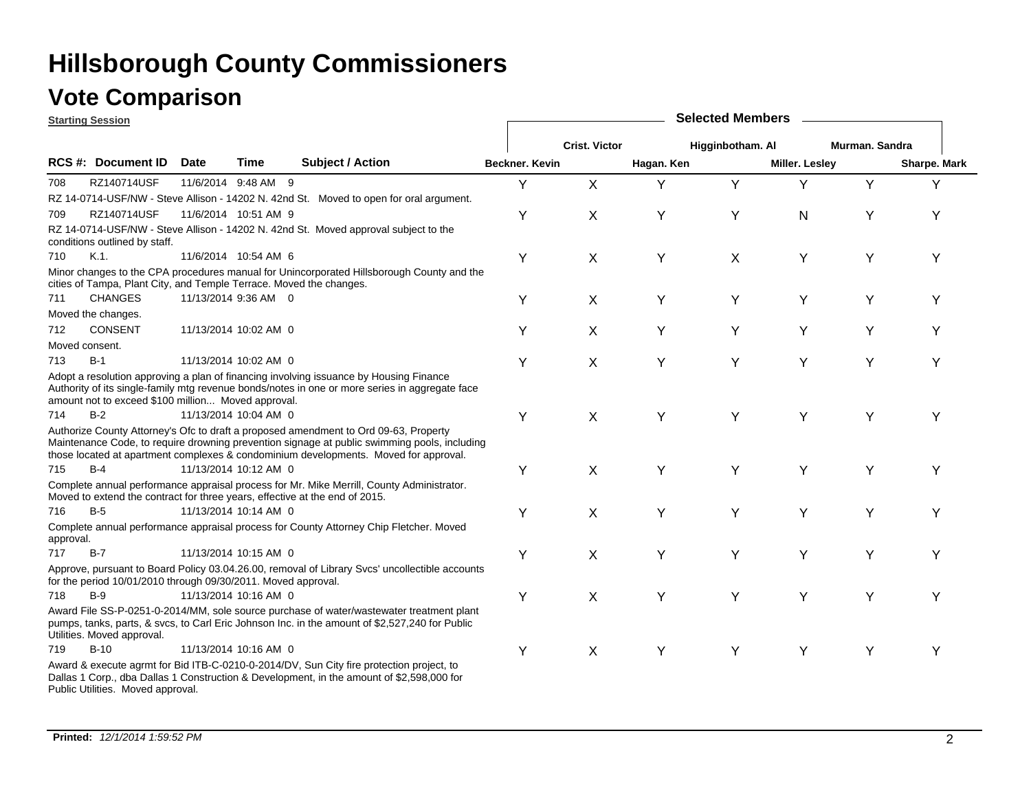# Hillsborough County Commissioners

## Vote Comparison

**Starting Session**

| RCS # | Document ID | Date | Time | | Subject / Action | Beckner. Kevin | Crist. Victor | Hagan. Ken | Higginbotham. Al | Miller. Lesley | Murman. Sandra | Sharpe. Mark |
|---|---|---|---|---|---|---|---|---|---|---|---|---|
| 708 | RZ140714USF | 11/6/2014 | 9:48 AM | 9 | RZ 14-0714-USF/NW - Steve Allison - 14202 N. 42nd St. Moved to open for oral argument. | Y | X | Y | Y | Y | Y | Y |
| 709 | RZ140714USF | 11/6/2014 | 10:51 AM | 9 | RZ 14-0714-USF/NW - Steve Allison - 14202 N. 42nd St. Moved approval subject to the conditions outlined by staff. | Y | X | Y | Y | N | Y | Y |
| 710 | K.1. | 11/6/2014 | 10:54 AM | 6 | Minor changes to the CPA procedures manual for Unincorporated Hillsborough County and the cities of Tampa, Plant City, and Temple Terrace. Moved the changes. | Y | X | Y | X | Y | Y | Y |
| 711 | CHANGES | 11/13/2014 | 9:36 AM | 0 | Moved the changes. | Y | X | Y | Y | Y | Y | Y |
| 712 | CONSENT | 11/13/2014 | 10:02 AM | 0 | Moved consent. | Y | X | Y | Y | Y | Y | Y |
| 713 | B-1 | 11/13/2014 | 10:02 AM | 0 | Adopt a resolution approving a plan of financing involving issuance by Housing Finance Authority of its single-family mtg revenue bonds/notes in one or more series in aggregate face amount not to exceed $100 million... Moved approval. | Y | X | Y | Y | Y | Y | Y |
| 714 | B-2 | 11/13/2014 | 10:04 AM | 0 | Authorize County Attorney's Ofc to draft a proposed amendment to Ord 09-63, Property Maintenance Code, to require drowning prevention signage at public swimming pools, including those located at apartment complexes & condominium developments. Moved for approval. | Y | X | Y | Y | Y | Y | Y |
| 715 | B-4 | 11/13/2014 | 10:12 AM | 0 | Complete annual performance appraisal process for Mr. Mike Merrill, County Administrator. Moved to extend the contract for three years, effective at the end of 2015. | Y | X | Y | Y | Y | Y | Y |
| 716 | B-5 | 11/13/2014 | 10:14 AM | 0 | Complete annual performance appraisal process for County Attorney Chip Fletcher. Moved approval. | Y | X | Y | Y | Y | Y | Y |
| 717 | B-7 | 11/13/2014 | 10:15 AM | 0 | Approve, pursuant to Board Policy 03.04.26.00, removal of Library Svcs' uncollectible accounts for the period 10/01/2010 through 09/30/2011. Moved approval. | Y | X | Y | Y | Y | Y | Y |
| 718 | B-9 | 11/13/2014 | 10:16 AM | 0 | Award File SS-P-0251-0-2014/MM, sole source purchase of water/wastewater treatment plant pumps, tanks, parts, & svcs, to Carl Eric Johnson Inc. in the amount of $2,527,240 for Public Utilities. Moved approval. | Y | X | Y | Y | Y | Y | Y |
| 719 | B-10 | 11/13/2014 | 10:16 AM | 0 | Award & execute agrmt for Bid ITB-C-0210-0-2014/DV, Sun City fire protection project, to Dallas 1 Corp., dba Dallas 1 Construction & Development, in the amount of $2,598,000 for Public Utilities. Moved approval. | Y | X | Y | Y | Y | Y | Y |

**Printed:** *12/1/2014 1:59:52 PM*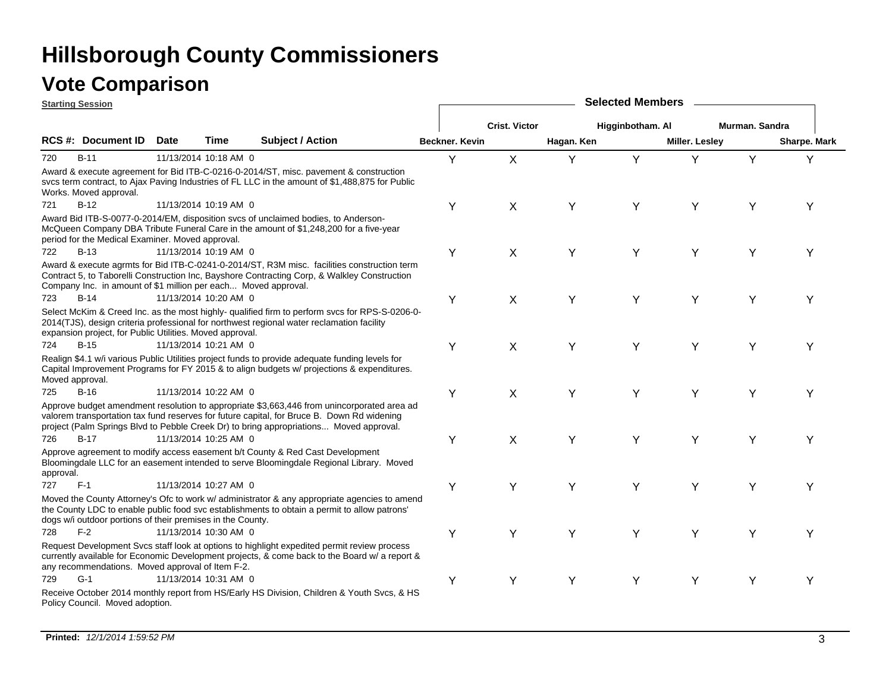# Hillsborough County Commissioners

## Vote Comparison

**Starting Session**

| RCS # | Document ID | Date | Time | Subject / Action | Beckner. Kevin | Crist. Victor | Hagan. Ken | Higginbotham. Al | Miller. Lesley | Murman. Sandra | Sharpe. Mark |
|---|---|---|---|---|---|---|---|---|---|---|---|
| 720 | B-11 | 11/13/2014 | 10:18 AM 0 | Award & execute agreement for Bid ITB-C-0216-0-2014/ST, misc. pavement & construction svcs term contract, to Ajax Paving Industries of FL LLC in the amount of $1,488,875 for Public Works. Moved approval. | Y | X | Y | Y | Y | Y | Y |
| 721 | B-12 | 11/13/2014 | 10:19 AM 0 | Award Bid ITB-S-0077-0-2014/EM, disposition svcs of unclaimed bodies, to Anderson-McQueen Company DBA Tribute Funeral Care in the amount of $1,248,200 for a five-year period for the Medical Examiner. Moved approval. | Y | X | Y | Y | Y | Y | Y |
| 722 | B-13 | 11/13/2014 | 10:19 AM 0 | Award & execute agrmts for Bid ITB-C-0241-0-2014/ST, R3M misc. facilities construction term Contract 5, to Taborelli Construction Inc, Bayshore Contracting Corp, & Walkley Construction Company Inc. in amount of $1 million per each... Moved approval. | Y | X | Y | Y | Y | Y | Y |
| 723 | B-14 | 11/13/2014 | 10:20 AM 0 | Select McKim & Creed Inc. as the most highly- qualified firm to perform svcs for RPS-S-0206-0-2014(TJS), design criteria professional for northwest regional water reclamation facility expansion project, for Public Utilities. Moved approval. | Y | X | Y | Y | Y | Y | Y |
| 724 | B-15 | 11/13/2014 | 10:21 AM 0 | Realign $4.1 w/i various Public Utilities project funds to provide adequate funding levels for Capital Improvement Programs for FY 2015 & to align budgets w/ projections & expenditures. Moved approval. | Y | X | Y | Y | Y | Y | Y |
| 725 | B-16 | 11/13/2014 | 10:22 AM 0 | Approve budget amendment resolution to appropriate $3,663,446 from unincorporated area ad valorem transportation tax fund reserves for future capital, for Bruce B. Down Rd widening project (Palm Springs Blvd to Pebble Creek Dr) to bring appropriations... Moved approval. | Y | X | Y | Y | Y | Y | Y |
| 726 | B-17 | 11/13/2014 | 10:25 AM 0 | Approve agreement to modify access easement b/t County & Red Cast Development Bloomingdale LLC for an easement intended to serve Bloomingdale Regional Library. Moved approval. | Y | X | Y | Y | Y | Y | Y |
| 727 | F-1 | 11/13/2014 | 10:27 AM 0 | Moved the County Attorney's Ofc to work w/ administrator & any appropriate agencies to amend the County LDC to enable public food svc establishments to obtain a permit to allow patrons' dogs w/i outdoor portions of their premises in the County. | Y | Y | Y | Y | Y | Y | Y |
| 728 | F-2 | 11/13/2014 | 10:30 AM 0 | Request Development Svcs staff look at options to highlight expedited permit review process currently available for Economic Development projects, & come back to the Board w/ a report & any recommendations. Moved approval of Item F-2. | Y | Y | Y | Y | Y | Y | Y |
| 729 | G-1 | 11/13/2014 | 10:31 AM 0 | Receive October 2014 monthly report from HS/Early HS Division, Children & Youth Svcs, & HS Policy Council. Moved adoption. | Y | Y | Y | Y | Y | Y | Y |

**Printed:** *12/1/2014 1:59:52 PM*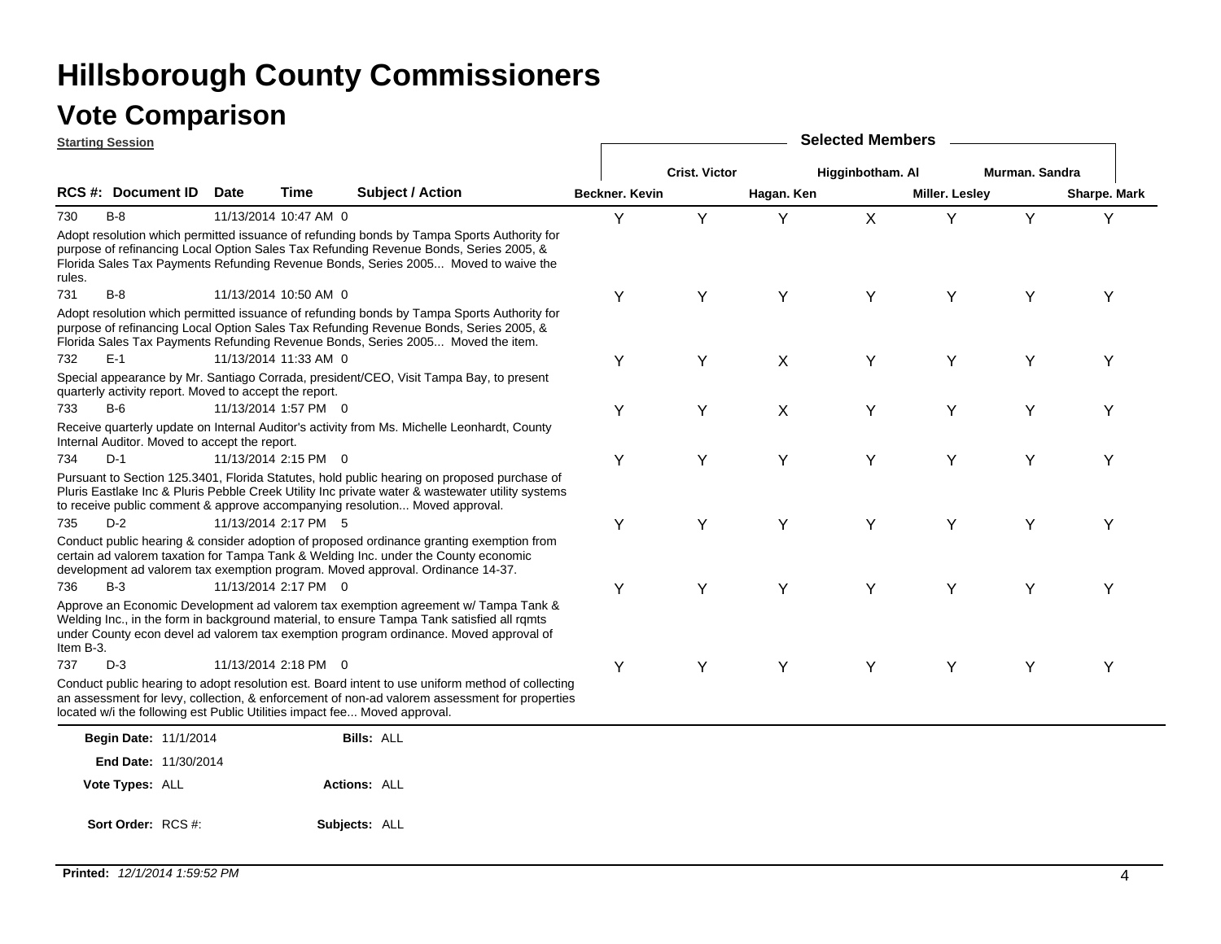# Hillsborough County Commissioners

## Vote Comparison

**Starting Session**

| RCS #: | Document ID | Date | Time | | Subject / Action | Beckner. Kevin | Crist. Victor | Hagan. Ken | Higginbotham. Al | Miller. Lesley | Murman. Sandra | Sharpe. Mark |
|---|---|---|---|---|---|---|---|---|---|---|---|---|
| 730 | B-8 | 11/13/2014 | 10:47 AM | 0 | Adopt resolution which permitted issuance of refunding bonds by Tampa Sports Authority for purpose of refinancing Local Option Sales Tax Refunding Revenue Bonds, Series 2005, & Florida Sales Tax Payments Refunding Revenue Bonds, Series 2005... Moved to waive the rules. | Y | Y | Y | X | Y | Y | Y |
| 731 | B-8 | 11/13/2014 | 10:50 AM | 0 | Adopt resolution which permitted issuance of refunding bonds by Tampa Sports Authority for purpose of refinancing Local Option Sales Tax Refunding Revenue Bonds, Series 2005, & Florida Sales Tax Payments Refunding Revenue Bonds, Series 2005... Moved the item. | Y | Y | Y | Y | Y | Y | Y |
| 732 | E-1 | 11/13/2014 | 11:33 AM | 0 | Special appearance by Mr. Santiago Corrada, president/CEO, Visit Tampa Bay, to present quarterly activity report. Moved to accept the report. | Y | Y | X | Y | Y | Y | Y |
| 733 | B-6 | 11/13/2014 | 1:57 PM | 0 | Receive quarterly update on Internal Auditor's activity from Ms. Michelle Leonhardt, County Internal Auditor. Moved to accept the report. | Y | Y | X | Y | Y | Y | Y |
| 734 | D-1 | 11/13/2014 | 2:15 PM | 0 | Pursuant to Section 125.3401, Florida Statutes, hold public hearing on proposed purchase of Pluris Eastlake Inc & Pluris Pebble Creek Utility Inc private water & wastewater utility systems to receive public comment & approve accompanying resolution... Moved approval. | Y | Y | Y | Y | Y | Y | Y |
| 735 | D-2 | 11/13/2014 | 2:17 PM | 5 | Conduct public hearing & consider adoption of proposed ordinance granting exemption from certain ad valorem taxation for Tampa Tank & Welding Inc. under the County economic development ad valorem tax exemption program. Moved approval. Ordinance 14-37. | Y | Y | Y | Y | Y | Y | Y |
| 736 | B-3 | 11/13/2014 | 2:17 PM | 0 | Approve an Economic Development ad valorem tax exemption agreement w/ Tampa Tank & Welding Inc., in the form in background material, to ensure Tampa Tank satisfied all rqmts under County econ devel ad valorem tax exemption program ordinance. Moved approval of Item B-3. | Y | Y | Y | Y | Y | Y | Y |
| 737 | D-3 | 11/13/2014 | 2:18 PM | 0 | Conduct public hearing to adopt resolution est. Board intent to use uniform method of collecting an assessment for levy, collection, & enforcement of non-ad valorem assessment for properties located w/i the following est Public Utilities impact fee... Moved approval. | Y | Y | Y | Y | Y | Y | Y |

**Begin Date:** 11/1/2014 **Bills:** ALL

**End Date:** 11/30/2014

**Vote Types:** ALL **Actions:** ALL

**Sort Order:** RCS #: **Subjects:** ALL

**Printed:** *12/1/2014 1:59:52 PM*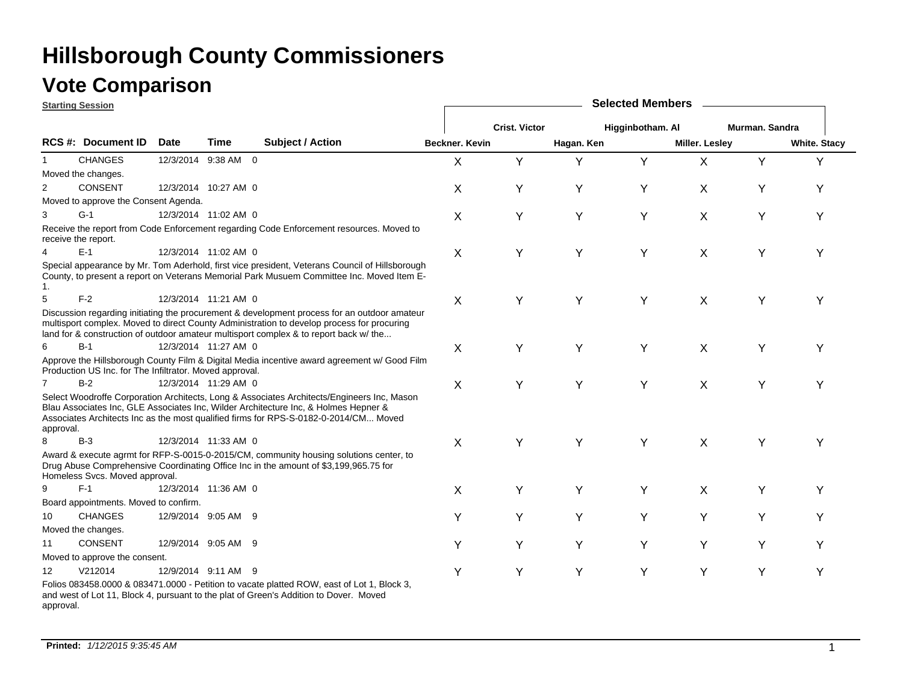# Hillsborough County Commissioners

## Vote Comparison

**Starting Session**

| RCS #: | Document ID | Date | Time | Subject / Action | Beckner. Kevin | Crist. Victor | Hagan. Ken | Higginbotham. Al | Miller. Lesley | Murman. Sandra | White. Stacy |
|---|---|---|---|---|---|---|---|---|---|---|---|
| 1 | CHANGES | 12/3/2014 | 9:38 AM | 0 | X | Y | Y | Y | X | Y | Y |
| | Moved the changes. | | | | | | | | | | |
| 2 | CONSENT | 12/3/2014 | 10:27 AM | 0 | X | Y | Y | Y | X | Y | Y |
| | Moved to approve the Consent Agenda. | | | | | | | | | | |
| 3 | G-1 | 12/3/2014 | 11:02 AM | 0 | X | Y | Y | Y | X | Y | Y |
| | Receive the report from Code Enforcement regarding Code Enforcement resources. Moved to receive the report. | | | | | | | | | | |
| 4 | E-1 | 12/3/2014 | 11:02 AM | 0 | X | Y | Y | Y | X | Y | Y |
| | Special appearance by Mr. Tom Aderhold, first vice president, Veterans Council of Hillsborough County, to present a report on Veterans Memorial Park Musuem Committee Inc. Moved Item E-1. | | | | | | | | | | |
| 5 | F-2 | 12/3/2014 | 11:21 AM | 0 | X | Y | Y | Y | X | Y | Y |
| | Discussion regarding initiating the procurement & development process for an outdoor amateur multisport complex. Moved to direct County Administration to develop process for procuring land for & construction of outdoor amateur multisport complex & to report back w/ the... | | | | | | | | | | |
| 6 | B-1 | 12/3/2014 | 11:27 AM | 0 | X | Y | Y | Y | X | Y | Y |
| | Approve the Hillsborough County Film & Digital Media incentive award agreement w/ Good Film Production US Inc. for The Infiltrator. Moved approval. | | | | | | | | | | |
| 7 | B-2 | 12/3/2014 | 11:29 AM | 0 | X | Y | Y | Y | X | Y | Y |
| | Select Woodroffe Corporation Architects, Long & Associates Architects/Engineers Inc, Mason Blau Associates Inc, GLE Associates Inc, Wilder Architecture Inc, & Holmes Hepner & Associates Architects Inc as the most qualified firms for RPS-S-0182-0-2014/CM... Moved approval. | | | | | | | | | | |
| 8 | B-3 | 12/3/2014 | 11:33 AM | 0 | X | Y | Y | Y | X | Y | Y |
| | Award & execute agrmt for RFP-S-0015-0-2015/CM, community housing solutions center, to Drug Abuse Comprehensive Coordinating Office Inc in the amount of $3,199,965.75 for Homeless Svcs. Moved approval. | | | | | | | | | | |
| 9 | F-1 | 12/3/2014 | 11:36 AM | 0 | X | Y | Y | Y | X | Y | Y |
| | Board appointments. Moved to confirm. | | | | | | | | | | |
| 10 | CHANGES | 12/9/2014 | 9:05 AM | 9 | Y | Y | Y | Y | Y | Y | Y |
| | Moved the changes. | | | | | | | | | | |
| 11 | CONSENT | 12/9/2014 | 9:05 AM | 9 | Y | Y | Y | Y | Y | Y | Y |
| | Moved to approve the consent. | | | | | | | | | | |
| 12 | V212014 | 12/9/2014 | 9:11 AM | 9 | Y | Y | Y | Y | Y | Y | Y |
| | Folios 083458.0000 & 083471.0000 - Petition to vacate platted ROW, east of Lot 1, Block 3, and west of Lot 11, Block 4, pursuant to the plat of Green's Addition to Dover. Moved approval. | | | | | | | | | | |

**Printed:** *1/12/2015 9:35:45 AM*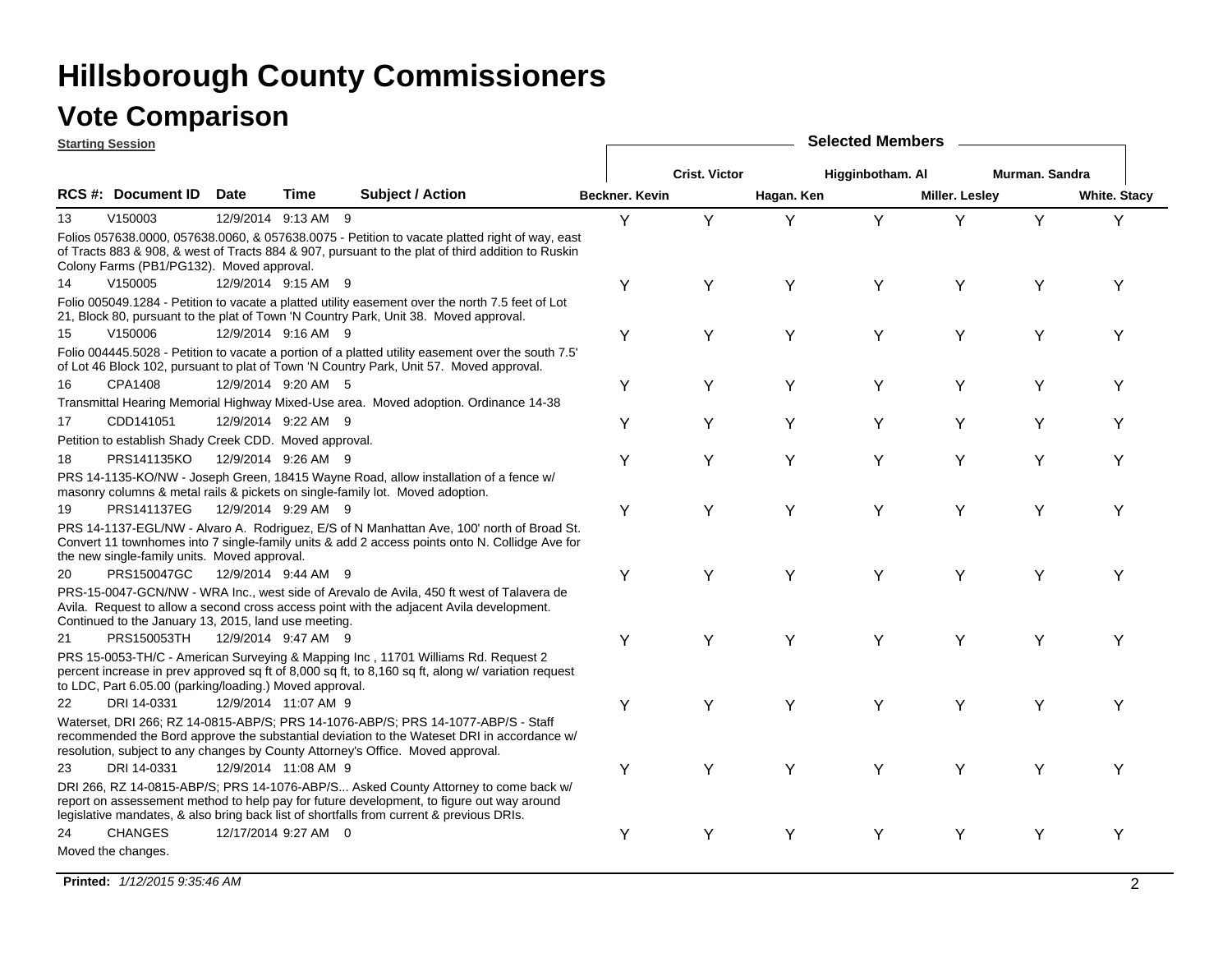# Hillsborough County Commissioners

## Vote Comparison

**Starting Session**

| RCS #: | Document ID | Date | Time | Subject / Action | Beckner. Kevin | Crist. Victor | Hagan. Ken | Higginbotham. Al | Miller. Lesley | Murman. Sandra | White. Stacy |
|---|---|---|---|---|---|---|---|---|---|---|---|
| 13 | V150003 | 12/9/2014 | 9:13 AM | 9 | Y | Y | Y | Y | Y | Y | Y |
| | Folios 057638.0000, 057638.0060, & 057638.0075 - Petition to vacate platted right of way, east of Tracts 883 & 908, & west of Tracts 884 & 907, pursuant to the plat of third addition to Ruskin Colony Farms (PB1/PG132). Moved approval. | | | | | | | | | | |
| 14 | V150005 | 12/9/2014 | 9:15 AM | 9 | Y | Y | Y | Y | Y | Y | Y |
| | Folio 005049.1284 - Petition to vacate a platted utility easement over the north 7.5 feet of Lot 21, Block 80, pursuant to the plat of Town 'N Country Park, Unit 38. Moved approval. | | | | | | | | | | |
| 15 | V150006 | 12/9/2014 | 9:16 AM | 9 | Y | Y | Y | Y | Y | Y | Y |
| | Folio 004445.5028 - Petition to vacate a portion of a platted utility easement over the south 7.5' of Lot 46 Block 102, pursuant to plat of Town 'N Country Park, Unit 57. Moved approval. | | | | | | | | | | |
| 16 | CPA1408 | 12/9/2014 | 9:20 AM | 5 | Y | Y | Y | Y | Y | Y | Y |
| | Transmittal Hearing Memorial Highway Mixed-Use area. Moved adoption. Ordinance 14-38 | | | | | | | | | | |
| 17 | CDD141051 | 12/9/2014 | 9:22 AM | 9 | Y | Y | Y | Y | Y | Y | Y |
| | Petition to establish Shady Creek CDD. Moved approval. | | | | | | | | | | |
| 18 | PRS141135KO | 12/9/2014 | 9:26 AM | 9 | Y | Y | Y | Y | Y | Y | Y |
| | PRS 14-1135-KO/NW - Joseph Green, 18415 Wayne Road, allow installation of a fence w/ masonry columns & metal rails & pickets on single-family lot. Moved adoption. | | | | | | | | | | |
| 19 | PRS141137EG | 12/9/2014 | 9:29 AM | 9 | Y | Y | Y | Y | Y | Y | Y |
| | PRS 14-1137-EGL/NW - Alvaro A. Rodriguez, E/S of N Manhattan Ave, 100' north of Broad St. Convert 11 townhomes into 7 single-family units & add 2 access points onto N. Collidge Ave for the new single-family units. Moved approval. | | | | | | | | | | |
| 20 | PRS150047GC | 12/9/2014 | 9:44 AM | 9 | Y | Y | Y | Y | Y | Y | Y |
| | PRS-15-0047-GCN/NW - WRA Inc., west side of Arevalo de Avila, 450 ft west of Talavera de Avila. Request to allow a second cross access point with the adjacent Avila development. Continued to the January 13, 2015, land use meeting. | | | | | | | | | | |
| 21 | PRS150053TH | 12/9/2014 | 9:47 AM | 9 | Y | Y | Y | Y | Y | Y | Y |
| | PRS 15-0053-TH/C - American Surveying & Mapping Inc , 11701 Williams Rd. Request 2 percent increase in prev approved sq ft of 8,000 sq ft, to 8,160 sq ft, along w/ variation request to LDC, Part 6.05.00 (parking/loading.) Moved approval. | | | | | | | | | | |
| 22 | DRI 14-0331 | 12/9/2014 | 11:07 AM | 9 | Y | Y | Y | Y | Y | Y | Y |
| | Waterset, DRI 266; RZ 14-0815-ABP/S; PRS 14-1076-ABP/S; PRS 14-1077-ABP/S - Staff recommended the Bord approve the substantial deviation to the Wateset DRI in accordance w/ resolution, subject to any changes by County Attorney's Office. Moved approval. | | | | | | | | | | |
| 23 | DRI 14-0331 | 12/9/2014 | 11:08 AM | 9 | Y | Y | Y | Y | Y | Y | Y |
| | DRI 266, RZ 14-0815-ABP/S; PRS 14-1076-ABP/S... Asked County Attorney to come back w/ report on assessement method to help pay for future development, to figure out way around legislative mandates, & also bring back list of shortfalls from current & previous DRIs. | | | | | | | | | | |
| 24 | CHANGES | 12/17/2014 | 9:27 AM | 0 | Y | Y | Y | Y | Y | Y | Y |
| | Moved the changes. | | | | | | | | | | |

**Printed:** *1/12/2015 9:35:46 AM*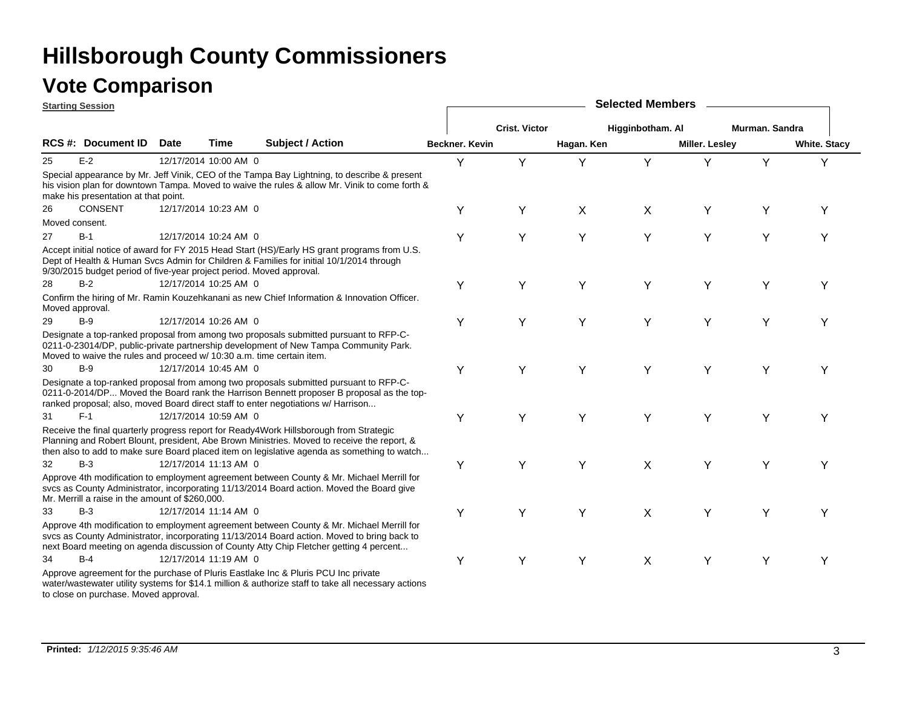# Hillsborough County Commissioners

## Vote Comparison

**Starting Session**

| RCS # | Document ID | Date | Time | Subject / Action | Beckner. Kevin | Crist. Victor | Hagan. Ken | Higginbotham. Al | Miller. Lesley | Murman. Sandra | White. Stacy |
|---|---|---|---|---|---|---|---|---|---|---|---|
| 25 | E-2 | 12/17/2014 | 10:00 AM | 0 | Y | Y | Y | Y | Y | Y | Y |
| | Special appearance by Mr. Jeff Vinik, CEO of the Tampa Bay Lightning, to describe & present his vision plan for downtown Tampa. Moved to waive the rules & allow Mr. Vinik to come forth & make his presentation at that point. | | | | | | | | | | |
| 26 | CONSENT | 12/17/2014 | 10:23 AM | 0 | Y | Y | X | X | Y | Y | Y |
| | Moved consent. | | | | | | | | | | |
| 27 | B-1 | 12/17/2014 | 10:24 AM | 0 | Y | Y | Y | Y | Y | Y | Y |
| | Accept initial notice of award for FY 2015 Head Start (HS)/Early HS grant programs from U.S. Dept of Health & Human Svcs Admin for Children & Families for initial 10/1/2014 through 9/30/2015 budget period of five-year project period. Moved approval. | | | | | | | | | | |
| 28 | B-2 | 12/17/2014 | 10:25 AM | 0 | Y | Y | Y | Y | Y | Y | Y |
| | Confirm the hiring of Mr. Ramin Kouzehkanani as new Chief Information & Innovation Officer. Moved approval. | | | | | | | | | | |
| 29 | B-9 | 12/17/2014 | 10:26 AM | 0 | Y | Y | Y | Y | Y | Y | Y |
| | Designate a top-ranked proposal from among two proposals submitted pursuant to RFP-C-0211-0-23014/DP, public-private partnership development of New Tampa Community Park. Moved to waive the rules and proceed w/ 10:30 a.m. time certain item. | | | | | | | | | | |
| 30 | B-9 | 12/17/2014 | 10:45 AM | 0 | Y | Y | Y | Y | Y | Y | Y |
| | Designate a top-ranked proposal from among two proposals submitted pursuant to RFP-C-0211-0-2014/DP... Moved the Board rank the Harrison Bennett proposer B proposal as the top-ranked proposal; also, moved Board direct staff to enter negotiations w/ Harrison... | | | | | | | | | | |
| 31 | F-1 | 12/17/2014 | 10:59 AM | 0 | Y | Y | Y | Y | Y | Y | Y |
| | Receive the final quarterly progress report for Ready4Work Hillsborough from Strategic Planning and Robert Blount, president, Abe Brown Ministries. Moved to receive the report, & then also to add to make sure Board placed item on legislative agenda as something to watch... | | | | | | | | | | |
| 32 | B-3 | 12/17/2014 | 11:13 AM | 0 | Y | Y | Y | X | Y | Y | Y |
| | Approve 4th modification to employment agreement between County & Mr. Michael Merrill for svcs as County Administrator, incorporating 11/13/2014 Board action. Moved the Board give Mr. Merrill a raise in the amount of $260,000. | | | | | | | | | | |
| 33 | B-3 | 12/17/2014 | 11:14 AM | 0 | Y | Y | Y | X | Y | Y | Y |
| | Approve 4th modification to employment agreement between County & Mr. Michael Merrill for svcs as County Administrator, incorporating 11/13/2014 Board action. Moved to bring back to next Board meeting on agenda discussion of County Atty Chip Fletcher getting 4 percent... | | | | | | | | | | |
| 34 | B-4 | 12/17/2014 | 11:19 AM | 0 | Y | Y | Y | X | Y | Y | Y |
| | Approve agreement for the purchase of Pluris Eastlake Inc & Pluris PCU Inc private water/wastewater utility systems for $14.1 million & authorize staff to take all necessary actions to close on purchase. Moved approval. | | | | | | | | | | |

**Printed:** *1/12/2015 9:35:46 AM*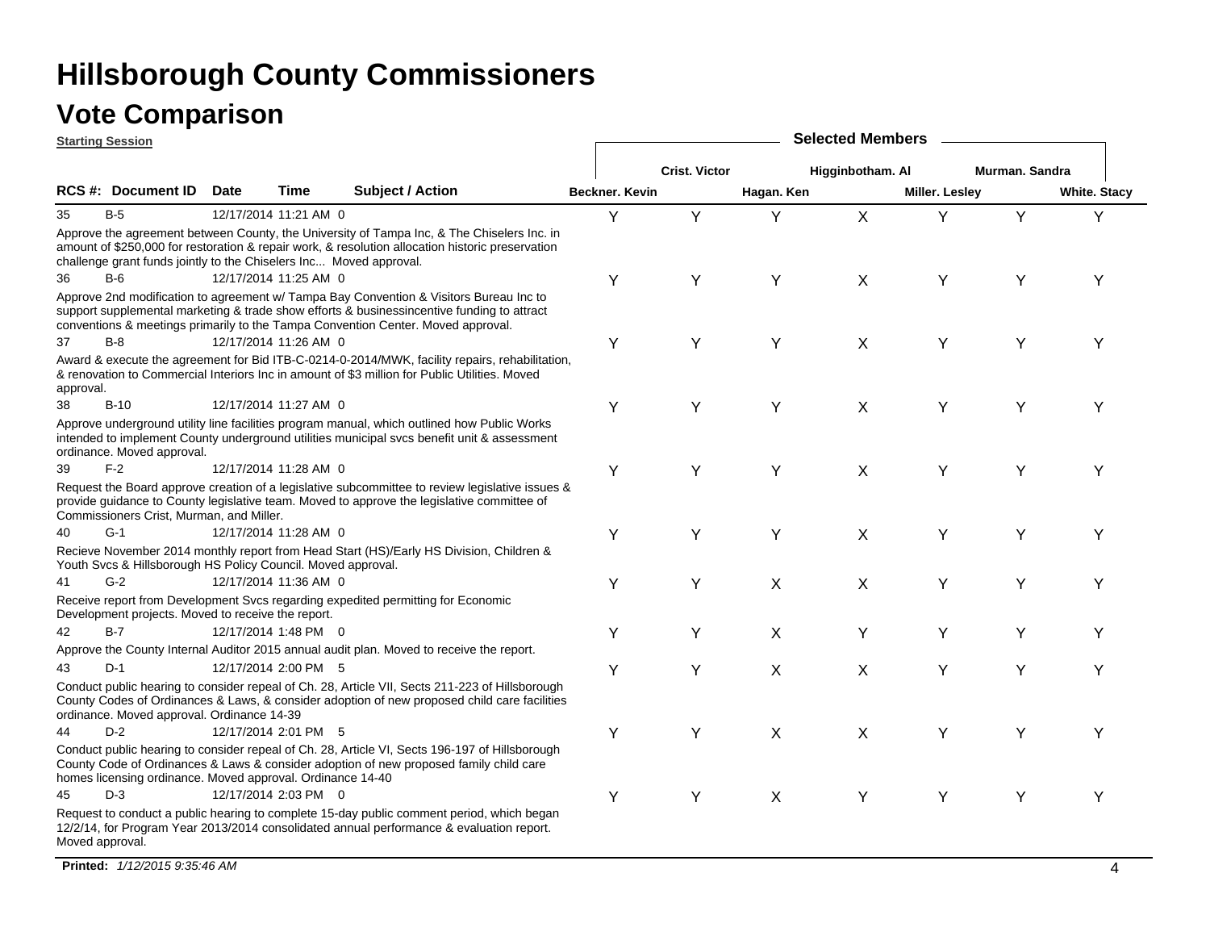# Hillsborough County Commissioners

## Vote Comparison

**Starting Session**

**Selected Members**

| RCS #: | Document ID | Date | Time | | Subject / Action | Beckner. Kevin | Crist. Victor | Hagan. Ken | Higginbotham. Al | Miller. Lesley | Murman. Sandra | White. Stacy |
|---|---|---|---|---|---|---|---|---|---|---|---|---|
| 35 | B-5 | 12/17/2014 | 11:21 AM | 0 | Approve the agreement between County, the University of Tampa Inc, & The Chiselers Inc. in amount of $250,000 for restoration & repair work, & resolution allocation historic preservation challenge grant funds jointly to the Chiselers Inc... Moved approval. | Y | Y | Y | X | Y | Y | Y |
| 36 | B-6 | 12/17/2014 | 11:25 AM | 0 | Approve 2nd modification to agreement w/ Tampa Bay Convention & Visitors Bureau Inc to support supplemental marketing & trade show efforts & businessincentive funding to attract conventions & meetings primarily to the Tampa Convention Center. Moved approval. | Y | Y | Y | X | Y | Y | Y |
| 37 | B-8 | 12/17/2014 | 11:26 AM | 0 | Award & execute the agreement for Bid ITB-C-0214-0-2014/MWK, facility repairs, rehabilitation, & renovation to Commercial Interiors Inc in amount of $3 million for Public Utilities. Moved approval. | Y | Y | Y | X | Y | Y | Y |
| 38 | B-10 | 12/17/2014 | 11:27 AM | 0 | Approve underground utility line facilities program manual, which outlined how Public Works intended to implement County underground utilities municipal svcs benefit unit & assessment ordinance. Moved approval. | Y | Y | Y | X | Y | Y | Y |
| 39 | F-2 | 12/17/2014 | 11:28 AM | 0 | Request the Board approve creation of a legislative subcommittee to review legislative issues & provide guidance to County legislative team. Moved to approve the legislative committee of Commissioners Crist, Murman, and Miller. | Y | Y | Y | X | Y | Y | Y |
| 40 | G-1 | 12/17/2014 | 11:28 AM | 0 | Recieve November 2014 monthly report from Head Start (HS)/Early HS Division, Children & Youth Svcs & Hillsborough HS Policy Council. Moved approval. | Y | Y | Y | X | Y | Y | Y |
| 41 | G-2 | 12/17/2014 | 11:36 AM | 0 | Receive report from Development Svcs regarding expedited permitting for Economic Development projects. Moved to receive the report. | Y | Y | X | X | Y | Y | Y |
| 42 | B-7 | 12/17/2014 | 1:48 PM | 0 | Approve the County Internal Auditor 2015 annual audit plan. Moved to receive the report. | Y | Y | X | Y | Y | Y | Y |
| 43 | D-1 | 12/17/2014 | 2:00 PM | 5 | Conduct public hearing to consider repeal of Ch. 28, Article VII, Sects 211-223 of Hillsborough County Codes of Ordinances & Laws, & consider adoption of new proposed child care facilities ordinance. Moved approval. Ordinance 14-39 | Y | Y | X | X | Y | Y | Y |
| 44 | D-2 | 12/17/2014 | 2:01 PM | 5 | Conduct public hearing to consider repeal of Ch. 28, Article VI, Sects 196-197 of Hillsborough County Code of Ordinances & Laws & consider adoption of new proposed family child care homes licensing ordinance. Moved approval. Ordinance 14-40 | Y | Y | X | X | Y | Y | Y |
| 45 | D-3 | 12/17/2014 | 2:03 PM | 0 | Request to conduct a public hearing to complete 15-day public comment period, which began 12/2/14, for Program Year 2013/2014 consolidated annual performance & evaluation report. Moved approval. | Y | Y | X | Y | Y | Y | Y |

**Printed:** *1/12/2015 9:35:46 AM*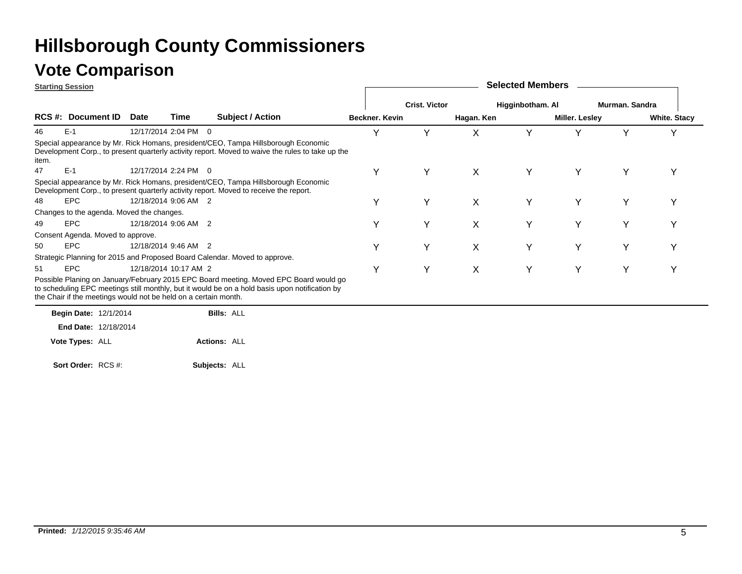# Hillsborough County Commissioners

## Vote Comparison

**Starting Session**

| RCS #: | Document ID | Date | Time | | Subject / Action | Beckner. Kevin | Crist. Victor | Hagan. Ken | Higginbotham. Al | Miller. Lesley | Murman. Sandra | White. Stacy |
|---|---|---|---|---|---|---|---|---|---|---|---|---|
| 46 | E-1 | 12/17/2014 | 2:04 PM | 0 | Special appearance by Mr. Rick Homans, president/CEO, Tampa Hillsborough Economic Development Corp., to present quarterly activity report. Moved to waive the rules to take up the item. | Y | Y | X | Y | Y | Y | Y |
| 47 | E-1 | 12/17/2014 | 2:24 PM | 0 | Special appearance by Mr. Rick Homans, president/CEO, Tampa Hillsborough Economic Development Corp., to present quarterly activity report. Moved to receive the report. | Y | Y | X | Y | Y | Y | Y |
| 48 | EPC | 12/18/2014 | 9:06 AM | 2 | Changes to the agenda. Moved the changes. | Y | Y | X | Y | Y | Y | Y |
| 49 | EPC | 12/18/2014 | 9:06 AM | 2 | Consent Agenda. Moved to approve. | Y | Y | X | Y | Y | Y | Y |
| 50 | EPC | 12/18/2014 | 9:46 AM | 2 | Strategic Planning for 2015 and Proposed Board Calendar. Moved to approve. | Y | Y | X | Y | Y | Y | Y |
| 51 | EPC | 12/18/2014 | 10:17 AM | 2 | Possible Planing on January/February 2015 EPC Board meeting. Moved EPC Board would go to scheduling EPC meetings still monthly, but it would be on a hold basis upon notification by the Chair if the meetings would not be held on a certain month. | Y | Y | X | Y | Y | Y | Y |

**Begin Date:** 12/1/2014 **Bills:** ALL

**End Date:** 12/18/2014

**Vote Types:** ALL **Actions:** ALL

**Sort Order:** RCS #: **Subjects:** ALL

**Printed:** *1/12/2015 9:35:46 AM*